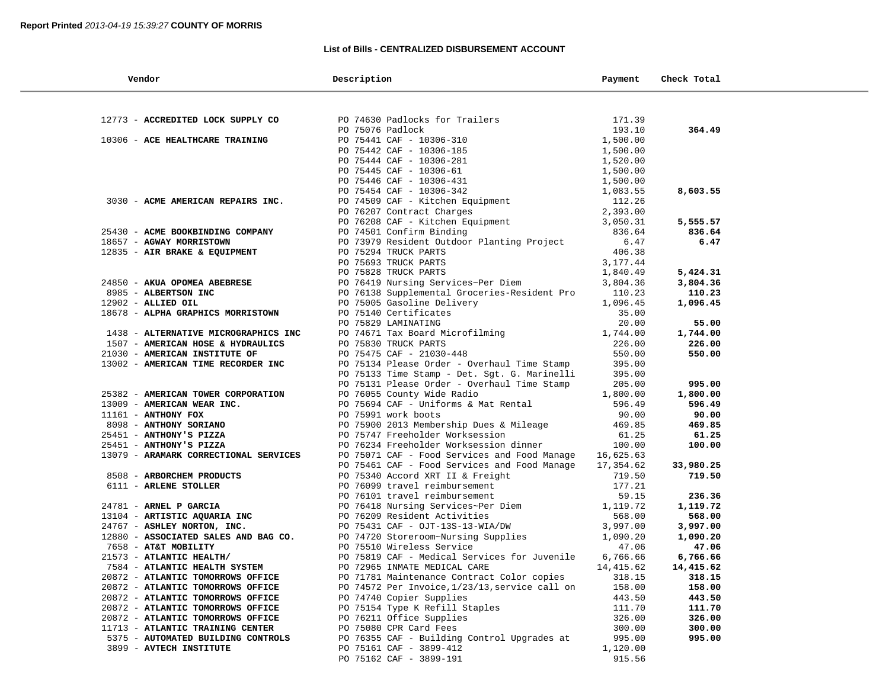**Report Printed** *2013-04-19 15:39:27* **COUNTY OF MORRIS**

**List of Bills - CENTRALIZED DISBURSEMENT ACCOUNT**

| Vendor | Description | Payment | Check Total |
|---|---|---|---|
| 12773 - **ACCREDITED LOCK SUPPLY CO** | PO 74630 Padlocks for Trailers | 171.39 | |
| | PO 75076 Padlock | 193.10 | **364.49** |
| 10306 - **ACE HEALTHCARE TRAINING** | PO 75441 CAF - 10306-310 | 1,500.00 | |
| | PO 75442 CAF - 10306-185 | 1,500.00 | |
| | PO 75444 CAF - 10306-281 | 1,520.00 | |
| | PO 75445 CAF - 10306-61 | 1,500.00 | |
| | PO 75446 CAF - 10306-431 | 1,500.00 | |
| | PO 75454 CAF - 10306-342 | 1,083.55 | **8,603.55** |
| 3030 - **ACME AMERICAN REPAIRS INC.** | PO 74509 CAF - Kitchen Equipment | 112.26 | |
| | PO 76207 Contract Charges | 2,393.00 | |
| | PO 76208 CAF - Kitchen Equipment | 3,050.31 | **5,555.57** |
| 25430 - **ACME BOOKBINDING COMPANY** | PO 74501 Confirm Binding | 836.64 | **836.64** |
| 18657 - **AGWAY MORRISTOWN** | PO 73979 Resident Outdoor Planting Project | 6.47 | **6.47** |
| 12835 - **AIR BRAKE & EQUIPMENT** | PO 75294 TRUCK PARTS | 406.38 | |
| | PO 75693 TRUCK PARTS | 3,177.44 | |
| | PO 75828 TRUCK PARTS | 1,840.49 | **5,424.31** |
| 24850 - **AKUA OPOMEA ABEBRESE** | PO 76419 Nursing Services~Per Diem | 3,804.36 | **3,804.36** |
| 8985 - **ALBERTSON INC** | PO 76138 Supplemental Groceries-Resident Pro | 110.23 | **110.23** |
| 12902 - **ALLIED OIL** | PO 75005 Gasoline Delivery | 1,096.45 | **1,096.45** |
| 18678 - **ALPHA GRAPHICS MORRISTOWN** | PO 75140 Certificates | 35.00 | |
| | PO 75829 LAMINATING | 20.00 | **55.00** |
| 1438 - **ALTERNATIVE MICROGRAPHICS INC** | PO 74671 Tax Board Microfilming | 1,744.00 | **1,744.00** |
| 1507 - **AMERICAN HOSE & HYDRAULICS** | PO 75830 TRUCK PARTS | 226.00 | **226.00** |
| 21030 - **AMERICAN INSTITUTE OF** | PO 75475 CAF - 21030-448 | 550.00 | **550.00** |
| 13002 - **AMERICAN TIME RECORDER INC** | PO 75134 Please Order - Overhaul Time Stamp | 395.00 | |
| | PO 75133 Time Stamp - Det. Sgt. G. Marinelli | 395.00 | |
| | PO 75131 Please Order - Overhaul Time Stamp | 205.00 | **995.00** |
| 25382 - **AMERICAN TOWER CORPORATION** | PO 76055 County Wide Radio | 1,800.00 | **1,800.00** |
| 13009 - **AMERICAN WEAR INC.** | PO 75694 CAF - Uniforms & Mat Rental | 596.49 | **596.49** |
| 11161 - **ANTHONY FOX** | PO 75991 work boots | 90.00 | **90.00** |
| 8098 - **ANTHONY SORIANO** | PO 75900 2013 Membership Dues & Mileage | 469.85 | **469.85** |
| 25451 - **ANTHONY'S PIZZA** | PO 75747 Freeholder Worksession | 61.25 | **61.25** |
| 25451 - **ANTHONY'S PIZZA** | PO 76234 Freeholder Worksession dinner | 100.00 | **100.00** |
| 13079 - **ARAMARK CORRECTIONAL SERVICES** | PO 75071 CAF - Food Services and Food Manage | 16,625.63 | |
| | PO 75461 CAF - Food Services and Food Manage | 17,354.62 | **33,980.25** |
| 8508 - **ARBORCHEM PRODUCTS** | PO 75340 Accord XRT II & Freight | 719.50 | **719.50** |
| 6111 - **ARLENE STOLLER** | PO 76099 travel reimbursement | 177.21 | |
| | PO 76101 travel reimbursement | 59.15 | **236.36** |
| 24781 - **ARNEL P GARCIA** | PO 76418 Nursing Services~Per Diem | 1,119.72 | **1,119.72** |
| 13104 - **ARTISTIC AQUARIA INC** | PO 76209 Resident Activities | 568.00 | **568.00** |
| 24767 - **ASHLEY NORTON, INC.** | PO 75431 CAF - OJT-13S-13-WIA/DW | 3,997.00 | **3,997.00** |
| 12880 - **ASSOCIATED SALES AND BAG CO.** | PO 74720 Storeroom~Nursing Supplies | 1,090.20 | **1,090.20** |
| 7658 - **AT&T MOBILITY** | PO 75510 Wireless Service | 47.06 | **47.06** |
| 21573 - **ATLANTIC HEALTH/** | PO 75819 CAF - Medical Services for Juvenile | 6,766.66 | **6,766.66** |
| 7584 - **ATLANTIC HEALTH SYSTEM** | PO 72965 INMATE MEDICAL CARE | 14,415.62 | **14,415.62** |
| 20872 - **ATLANTIC TOMORROWS OFFICE** | PO 71781 Maintenance Contract Color copies | 318.15 | **318.15** |
| 20872 - **ATLANTIC TOMORROWS OFFICE** | PO 74572 Per Invoice,1/23/13,service call on | 158.00 | **158.00** |
| 20872 - **ATLANTIC TOMORROWS OFFICE** | PO 74740 Copier Supplies | 443.50 | **443.50** |
| 20872 - **ATLANTIC TOMORROWS OFFICE** | PO 75154 Type K Refill Staples | 111.70 | **111.70** |
| 20872 - **ATLANTIC TOMORROWS OFFICE** | PO 76211 Office Supplies | 326.00 | **326.00** |
| 11713 - **ATLANTIC TRAINING CENTER** | PO 75080 CPR Card Fees | 300.00 | **300.00** |
| 5375 - **AUTOMATED BUILDING CONTROLS** | PO 76355 CAF - Building Control Upgrades at | 995.00 | **995.00** |
| 3899 - **AVTECH INSTITUTE** | PO 75161 CAF - 3899-412 | 1,120.00 | |
| | PO 75162 CAF - 3899-191 | 915.56 | |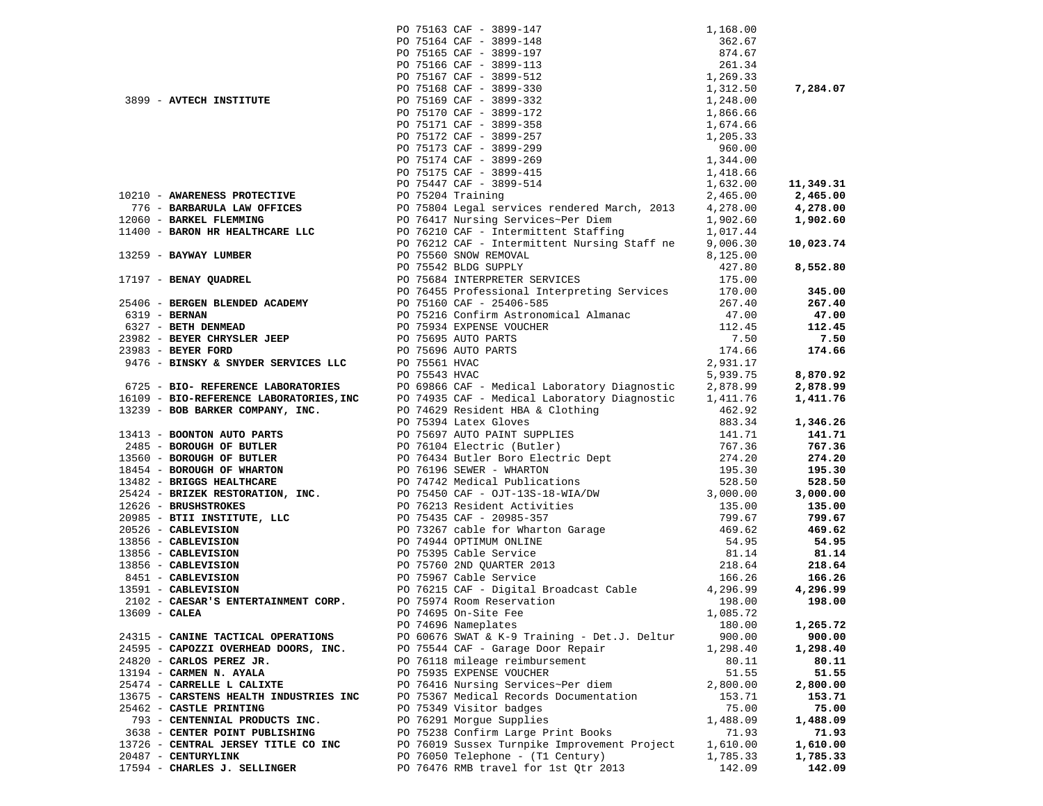| Vendor | PO / Description | Amount | Total |
|---|---|---|---|
| | PO 75163 CAF - 3899-147 | 1,168.00 | |
| | PO 75164 CAF - 3899-148 | 362.67 | |
| | PO 75165 CAF - 3899-197 | 874.67 | |
| | PO 75166 CAF - 3899-113 | 261.34 | |
| | PO 75167 CAF - 3899-512 | 1,269.33 | |
| | PO 75168 CAF - 3899-330 | 1,312.50 | **7,284.07** |
| 3899 - **AVTECH INSTITUTE** | PO 75169 CAF - 3899-332 | 1,248.00 | |
| | PO 75170 CAF - 3899-172 | 1,866.66 | |
| | PO 75171 CAF - 3899-358 | 1,674.66 | |
| | PO 75172 CAF - 3899-257 | 1,205.33 | |
| | PO 75173 CAF - 3899-299 | 960.00 | |
| | PO 75174 CAF - 3899-269 | 1,344.00 | |
| | PO 75175 CAF - 3899-415 | 1,418.66 | |
| | PO 75447 CAF - 3899-514 | 1,632.00 | **11,349.31** |
| 10210 - **AWARENESS PROTECTIVE** | PO 75204 Training | 2,465.00 | **2,465.00** |
| 776 - **BARBARULA LAW OFFICES** | PO 75804 Legal services rendered March, 2013 | 4,278.00 | **4,278.00** |
| 12060 - **BARKEL FLEMMING** | PO 76417 Nursing Services~Per Diem | 1,902.60 | **1,902.60** |
| 11400 - **BARON HR HEALTHCARE LLC** | PO 76210 CAF - Intermittent Staffing | 1,017.44 | |
| | PO 76212 CAF - Intermittent Nursing Staff ne | 9,006.30 | **10,023.74** |
| 13259 - **BAYWAY LUMBER** | PO 75560 SNOW REMOVAL | 8,125.00 | |
| | PO 75542 BLDG SUPPLY | 427.80 | **8,552.80** |
| 17197 - **BENAY QUADREL** | PO 75684 INTERPRETER SERVICES | 175.00 | |
| | PO 76455 Professional Interpreting Services | 170.00 | **345.00** |
| 25406 - **BERGEN BLENDED ACADEMY** | PO 75160 CAF - 25406-585 | 267.40 | **267.40** |
| 6319 - **BERNAN** | PO 75216 Confirm Astronomical Almanac | 47.00 | **47.00** |
| 6327 - **BETH DENMEAD** | PO 75934 EXPENSE VOUCHER | 112.45 | **112.45** |
| 23982 - **BEYER CHRYSLER JEEP** | PO 75695 AUTO PARTS | 7.50 | **7.50** |
| 23983 - **BEYER FORD** | PO 75696 AUTO PARTS | 174.66 | **174.66** |
| 9476 - **BINSKY & SNYDER SERVICES LLC** | PO 75561 HVAC | 2,931.17 | |
| | PO 75543 HVAC | 5,939.75 | **8,870.92** |
| 6725 - **BIO- REFERENCE LABORATORIES** | PO 69866 CAF - Medical Laboratory Diagnostic | 2,878.99 | **2,878.99** |
| 16109 - **BIO-REFERENCE LABORATORIES,INC** | PO 74935 CAF - Medical Laboratory Diagnostic | 1,411.76 | **1,411.76** |
| 13239 - **BOB BARKER COMPANY, INC.** | PO 74629 Resident HBA & Clothing | 462.92 | |
| | PO 75394 Latex Gloves | 883.34 | **1,346.26** |
| 13413 - **BOONTON AUTO PARTS** | PO 75697 AUTO PAINT SUPPLIES | 141.71 | **141.71** |
| 2485 - **BOROUGH OF BUTLER** | PO 76104 Electric (Butler) | 767.36 | **767.36** |
| 13560 - **BOROUGH OF BUTLER** | PO 76434 Butler Boro Electric Dept | 274.20 | **274.20** |
| 18454 - **BOROUGH OF WHARTON** | PO 76196 SEWER - WHARTON | 195.30 | **195.30** |
| 13482 - **BRIGGS HEALTHCARE** | PO 74742 Medical Publications | 528.50 | **528.50** |
| 25424 - **BRIZEK RESTORATION, INC.** | PO 75450 CAF - OJT-13S-18-WIA/DW | 3,000.00 | **3,000.00** |
| 12626 - **BRUSHSTROKES** | PO 76213 Resident Activities | 135.00 | **135.00** |
| 20985 - **BTII INSTITUTE, LLC** | PO 75435 CAF - 20985-357 | 799.67 | **799.67** |
| 20526 - **CABLEVISION** | PO 73267 cable for Wharton Garage | 469.62 | **469.62** |
| 13856 - **CABLEVISION** | PO 74944 OPTIMUM ONLINE | 54.95 | **54.95** |
| 13856 - **CABLEVISION** | PO 75395 Cable Service | 81.14 | **81.14** |
| 13856 - **CABLEVISION** | PO 75760 2ND QUARTER 2013 | 218.64 | **218.64** |
| 8451 - **CABLEVISION** | PO 75967 Cable Service | 166.26 | **166.26** |
| 13591 - **CABLEVISION** | PO 76215 CAF - Digital Broadcast Cable | 4,296.99 | **4,296.99** |
| 2102 - **CAESAR'S ENTERTAINMENT CORP.** | PO 75974 Room Reservation | 198.00 | **198.00** |
| 13609 - **CALEA** | PO 74695 On-Site Fee | 1,085.72 | |
| | PO 74696 Nameplates | 180.00 | **1,265.72** |
| 24315 - **CANINE TACTICAL OPERATIONS** | PO 60676 SWAT & K-9 Training - Det.J. Deltur | 900.00 | **900.00** |
| 24595 - **CAPOZZI OVERHEAD DOORS, INC.** | PO 75544 CAF - Garage Door Repair | 1,298.40 | **1,298.40** |
| 24820 - **CARLOS PEREZ JR.** | PO 76118 mileage reimbursement | 80.11 | **80.11** |
| 13194 - **CARMEN N. AYALA** | PO 75935 EXPENSE VOUCHER | 51.55 | **51.55** |
| 25474 - **CARRELLE L CALIXTE** | PO 76416 Nursing Services~Per diem | 2,800.00 | **2,800.00** |
| 13675 - **CARSTENS HEALTH INDUSTRIES INC** | PO 75367 Medical Records Documentation | 153.71 | **153.71** |
| 25462 - **CASTLE PRINTING** | PO 75349 Visitor badges | 75.00 | **75.00** |
| 793 - **CENTENNIAL PRODUCTS INC.** | PO 76291 Morgue Supplies | 1,488.09 | **1,488.09** |
| 3638 - **CENTER POINT PUBLISHING** | PO 75238 Confirm Large Print Books | 71.93 | **71.93** |
| 13726 - **CENTRAL JERSEY TITLE CO INC** | PO 76019 Sussex Turnpike Improvement Project | 1,610.00 | **1,610.00** |
| 20487 - **CENTURYLINK** | PO 76050 Telephone - (T1 Century) | 1,785.33 | **1,785.33** |
| 17594 - **CHARLES J. SELLINGER** | PO 76476 RMB travel for 1st Qtr 2013 | 142.09 | **142.09** |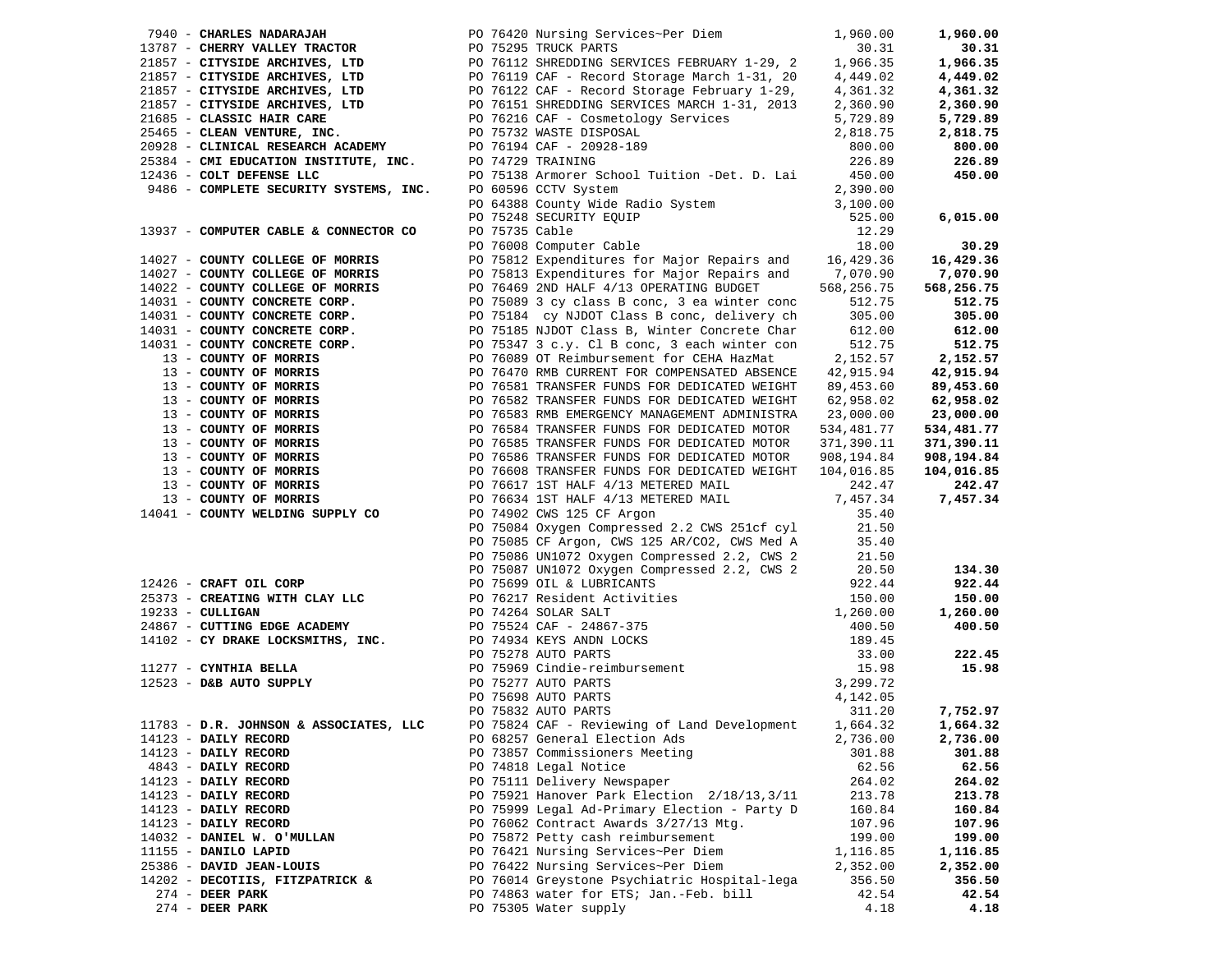| Vendor | PO / Description | Amount | Total |
|---|---|---|---|
| 7940 - **CHARLES NADARAJAH** | PO 76420 Nursing Services~Per Diem | 1,960.00 | **1,960.00** |
| 13787 - **CHERRY VALLEY TRACTOR** | PO 75295 TRUCK PARTS | 30.31 | **30.31** |
| 21857 - **CITYSIDE ARCHIVES, LTD** | PO 76112 SHREDDING SERVICES FEBRUARY 1-29, 2 | 1,966.35 | **1,966.35** |
| 21857 - **CITYSIDE ARCHIVES, LTD** | PO 76119 CAF - Record Storage March 1-31, 20 | 4,449.02 | **4,449.02** |
| 21857 - **CITYSIDE ARCHIVES, LTD** | PO 76122 CAF - Record Storage February 1-29, | 4,361.32 | **4,361.32** |
| 21857 - **CITYSIDE ARCHIVES, LTD** | PO 76151 SHREDDING SERVICES MARCH 1-31, 2013 | 2,360.90 | **2,360.90** |
| 21685 - **CLASSIC HAIR CARE** | PO 76216 CAF - Cosmetology Services | 5,729.89 | **5,729.89** |
| 25465 - **CLEAN VENTURE, INC.** | PO 75732 WASTE DISPOSAL | 2,818.75 | **2,818.75** |
| 20928 - **CLINICAL RESEARCH ACADEMY** | PO 76194 CAF - 20928-189 | 800.00 | **800.00** |
| 25384 - **CMI EDUCATION INSTITUTE, INC.** | PO 74729 TRAINING | 226.89 | **226.89** |
| 12436 - **COLT DEFENSE LLC** | PO 75138 Armorer School Tuition -Det. D. Lai | 450.00 | **450.00** |
| 9486 - **COMPLETE SECURITY SYSTEMS, INC.** | PO 60596 CCTV System | 2,390.00 | |
| | PO 64388 County Wide Radio System | 3,100.00 | |
| | PO 75248 SECURITY EQUIP | 525.00 | **6,015.00** |
| 13937 - **COMPUTER CABLE & CONNECTOR CO** | PO 75735 Cable | 12.29 | |
| | PO 76008 Computer Cable | 18.00 | **30.29** |
| 14027 - **COUNTY COLLEGE OF MORRIS** | PO 75812 Expenditures for Major Repairs and | 16,429.36 | **16,429.36** |
| 14027 - **COUNTY COLLEGE OF MORRIS** | PO 75813 Expenditures for Major Repairs and | 7,070.90 | **7,070.90** |
| 14022 - **COUNTY COLLEGE OF MORRIS** | PO 76469 2ND HALF 4/13 OPERATING BUDGET | 568,256.75 | **568,256.75** |
| 14031 - **COUNTY CONCRETE CORP.** | PO 75089 3 cy class B conc, 3 ea winter conc | 512.75 | **512.75** |
| 14031 - **COUNTY CONCRETE CORP.** | PO 75184 cy NJDOT Class B conc, delivery ch | 305.00 | **305.00** |
| 14031 - **COUNTY CONCRETE CORP.** | PO 75185 NJDOT Class B, Winter Concrete Char | 612.00 | **612.00** |
| 14031 - **COUNTY CONCRETE CORP.** | PO 75347 3 c.y. Cl B conc, 3 each winter con | 512.75 | **512.75** |
| 13 - **COUNTY OF MORRIS** | PO 76089 OT Reimbursement for CEHA HazMat | 2,152.57 | **2,152.57** |
| 13 - **COUNTY OF MORRIS** | PO 76470 RMB CURRENT FOR COMPENSATED ABSENCE | 42,915.94 | **42,915.94** |
| 13 - **COUNTY OF MORRIS** | PO 76581 TRANSFER FUNDS FOR DEDICATED WEIGHT | 89,453.60 | **89,453.60** |
| 13 - **COUNTY OF MORRIS** | PO 76582 TRANSFER FUNDS FOR DEDICATED WEIGHT | 62,958.02 | **62,958.02** |
| 13 - **COUNTY OF MORRIS** | PO 76583 RMB EMERGENCY MANAGEMENT ADMINISTRA | 23,000.00 | **23,000.00** |
| 13 - **COUNTY OF MORRIS** | PO 76584 TRANSFER FUNDS FOR DEDICATED MOTOR | 534,481.77 | **534,481.77** |
| 13 - **COUNTY OF MORRIS** | PO 76585 TRANSFER FUNDS FOR DEDICATED MOTOR | 371,390.11 | **371,390.11** |
| 13 - **COUNTY OF MORRIS** | PO 76586 TRANSFER FUNDS FOR DEDICATED MOTOR | 908,194.84 | **908,194.84** |
| 13 - **COUNTY OF MORRIS** | PO 76608 TRANSFER FUNDS FOR DEDICATED WEIGHT | 104,016.85 | **104,016.85** |
| 13 - **COUNTY OF MORRIS** | PO 76617 1ST HALF 4/13 METERED MAIL | 242.47 | **242.47** |
| 13 - **COUNTY OF MORRIS** | PO 76634 1ST HALF 4/13 METERED MAIL | 7,457.34 | **7,457.34** |
| 14041 - **COUNTY WELDING SUPPLY CO** | PO 74902 CWS 125 CF Argon | 35.40 | |
| | PO 75084 Oxygen Compressed 2.2 CWS 251cf cyl | 21.50 | |
| | PO 75085 CF Argon, CWS 125 AR/CO2, CWS Med A | 35.40 | |
| | PO 75086 UN1072 Oxygen Compressed 2.2, CWS 2 | 21.50 | |
| | PO 75087 UN1072 Oxygen Compressed 2.2, CWS 2 | 20.50 | **134.30** |
| 12426 - **CRAFT OIL CORP** | PO 75699 OIL & LUBRICANTS | 922.44 | **922.44** |
| 25373 - **CREATING WITH CLAY LLC** | PO 76217 Resident Activities | 150.00 | **150.00** |
| 19233 - **CULLIGAN** | PO 74264 SOLAR SALT | 1,260.00 | **1,260.00** |
| 24867 - **CUTTING EDGE ACADEMY** | PO 75524 CAF - 24867-375 | 400.50 | **400.50** |
| 14102 - **CY DRAKE LOCKSMITHS, INC.** | PO 74934 KEYS ANDN LOCKS | 189.45 | |
| | PO 75278 AUTO PARTS | 33.00 | **222.45** |
| 11277 - **CYNTHIA BELLA** | PO 75969 Cindie-reimbursement | 15.98 | **15.98** |
| 12523 - **D&B AUTO SUPPLY** | PO 75277 AUTO PARTS | 3,299.72 | |
| | PO 75698 AUTO PARTS | 4,142.05 | |
| | PO 75832 AUTO PARTS | 311.20 | **7,752.97** |
| 11783 - **D.R. JOHNSON & ASSOCIATES, LLC** | PO 75824 CAF - Reviewing of Land Development | 1,664.32 | **1,664.32** |
| 14123 - **DAILY RECORD** | PO 68257 General Election Ads | 2,736.00 | **2,736.00** |
| 14123 - **DAILY RECORD** | PO 73857 Commissioners Meeting | 301.88 | **301.88** |
| 4843 - **DAILY RECORD** | PO 74818 Legal Notice | 62.56 | **62.56** |
| 14123 - **DAILY RECORD** | PO 75111 Delivery Newspaper | 264.02 | **264.02** |
| 14123 - **DAILY RECORD** | PO 75921 Hanover Park Election 2/18/13,3/11 | 213.78 | **213.78** |
| 14123 - **DAILY RECORD** | PO 75999 Legal Ad-Primary Election - Party D | 160.84 | **160.84** |
| 14123 - **DAILY RECORD** | PO 76062 Contract Awards 3/27/13 Mtg. | 107.96 | **107.96** |
| 14032 - **DANIEL W. O'MULLAN** | PO 75872 Petty cash reimbursement | 199.00 | **199.00** |
| 11155 - **DANILO LAPID** | PO 76421 Nursing Services~Per Diem | 1,116.85 | **1,116.85** |
| 25386 - **DAVID JEAN-LOUIS** | PO 76422 Nursing Services~Per Diem | 2,352.00 | **2,352.00** |
| 14202 - **DECOTIIS, FITZPATRICK &** | PO 76014 Greystone Psychiatric Hospital-lega | 356.50 | **356.50** |
| 274 - **DEER PARK** | PO 74863 water for ETS; Jan.-Feb. bill | 42.54 | **42.54** |
| 274 - **DEER PARK** | PO 75305 Water supply | 4.18 | **4.18** |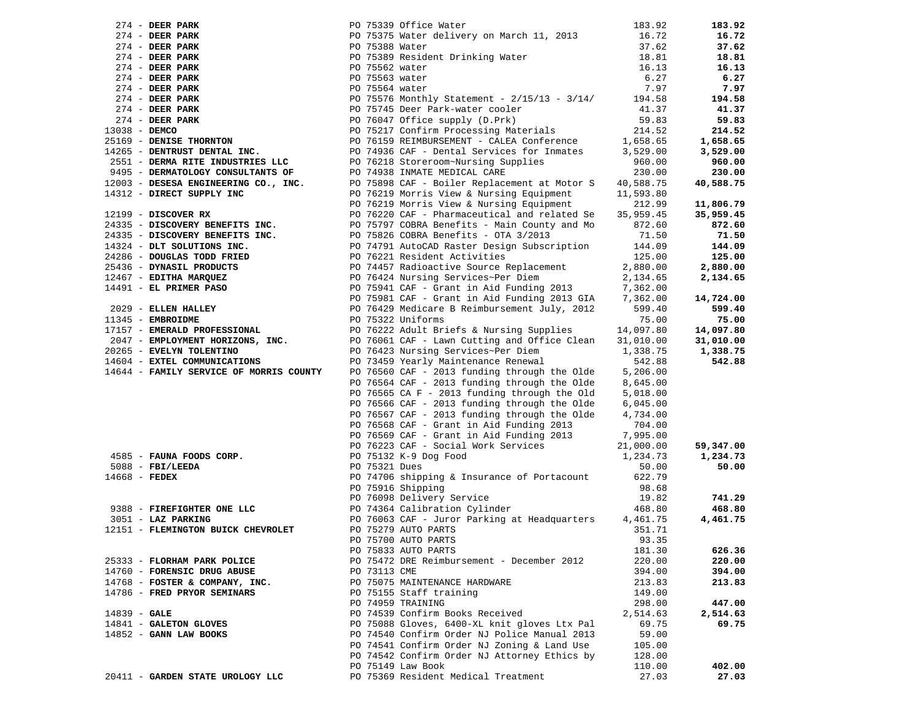| Vendor | PO / Description | Amount | Total |
|---|---|---|---|
| 274 - **DEER PARK** | PO 75339 Office Water | 183.92 | **183.92** |
| 274 - **DEER PARK** | PO 75375 Water delivery on March 11, 2013 | 16.72 | **16.72** |
| 274 - **DEER PARK** | PO 75388 Water | 37.62 | **37.62** |
| 274 - **DEER PARK** | PO 75389 Resident Drinking Water | 18.81 | **18.81** |
| 274 - **DEER PARK** | PO 75562 water | 16.13 | **16.13** |
| 274 - **DEER PARK** | PO 75563 water | 6.27 | **6.27** |
| 274 - **DEER PARK** | PO 75564 water | 7.97 | **7.97** |
| 274 - **DEER PARK** | PO 75576 Monthly Statement - 2/15/13 - 3/14/ | 194.58 | **194.58** |
| 274 - **DEER PARK** | PO 75745 Deer Park-water cooler | 41.37 | **41.37** |
| 274 - **DEER PARK** | PO 76047 Office supply (D.Prk) | 59.83 | **59.83** |
| 13038 - **DEMCO** | PO 75217 Confirm Processing Materials | 214.52 | **214.52** |
| 25169 - **DENISE THORNTON** | PO 76159 REIMBURSEMENT - CALEA Conference | 1,658.65 | **1,658.65** |
| 14265 - **DENTRUST DENTAL INC.** | PO 74936 CAF - Dental Services for Inmates | 3,529.00 | **3,529.00** |
| 2551 - **DERMA RITE INDUSTRIES LLC** | PO 76218 Storeroom~Nursing Supplies | 960.00 | **960.00** |
| 9495 - **DERMATOLOGY CONSULTANTS OF** | PO 74938 INMATE MEDICAL CARE | 230.00 | **230.00** |
| 12003 - **DESESA ENGINEERING CO., INC.** | PO 75898 CAF - Boiler Replacement at Motor S | 40,588.75 | **40,588.75** |
| 14312 - **DIRECT SUPPLY INC** | PO 76219 Morris View & Nursing Equipment | 11,593.80 | |
| | PO 76219 Morris View & Nursing Equipment | 212.99 | **11,806.79** |
| 12199 - **DISCOVER RX** | PO 76220 CAF - Pharmaceutical and related Se | 35,959.45 | **35,959.45** |
| 24335 - **DISCOVERY BENEFITS INC.** | PO 75797 COBRA Benefits - Main County and Mo | 872.60 | **872.60** |
| 24335 - **DISCOVERY BENEFITS INC.** | PO 75826 COBRA Benefits - OTA 3/2013 | 71.50 | **71.50** |
| 14324 - **DLT SOLUTIONS INC.** | PO 74791 AutoCAD Raster Design Subscription | 144.09 | **144.09** |
| 24286 - **DOUGLAS TODD FRIED** | PO 76221 Resident Activities | 125.00 | **125.00** |
| 25436 - **DYNASIL PRODUCTS** | PO 74457 Radioactive Source Replacement | 2,880.00 | **2,880.00** |
| 12467 - **EDITHA MARQUEZ** | PO 76424 Nursing Services~Per Diem | 2,134.65 | **2,134.65** |
| 14491 - **EL PRIMER PASO** | PO 75941 CAF - Grant in Aid Funding 2013 | 7,362.00 | |
| | PO 75981 CAF - Grant in Aid Funding 2013 GIA | 7,362.00 | **14,724.00** |
| 2029 - **ELLEN HALLEY** | PO 76429 Medicare B Reimbursement July, 2012 | 599.40 | **599.40** |
| 11345 - **EMBROIDME** | PO 75322 Uniforms | 75.00 | **75.00** |
| 17157 - **EMERALD PROFESSIONAL** | PO 76222 Adult Briefs & Nursing Supplies | 14,097.80 | **14,097.80** |
| 2047 - **EMPLOYMENT HORIZONS, INC.** | PO 76061 CAF - Lawn Cutting and Office Clean | 31,010.00 | **31,010.00** |
| 20265 - **EVELYN TOLENTINO** | PO 76423 Nursing Services~Per Diem | 1,338.75 | **1,338.75** |
| 14604 - **EXTEL COMMUNICATIONS** | PO 73459 Yearly Maintenance Renewal | 542.88 | **542.88** |
| 14644 - **FAMILY SERVICE OF MORRIS COUNTY** | PO 76560 CAF - 2013 funding through the Olde | 5,206.00 | |
| | PO 76564 CAF - 2013 funding through the Olde | 8,645.00 | |
| | PO 76565 CA F - 2013 funding through the Old | 5,018.00 | |
| | PO 76566 CAF - 2013 funding through the Olde | 6,045.00 | |
| | PO 76567 CAF - 2013 funding through the Olde | 4,734.00 | |
| | PO 76568 CAF - Grant in Aid Funding 2013 | 704.00 | |
| | PO 76569 CAF - Grant in Aid Funding 2013 | 7,995.00 | |
| | PO 76223 CAF - Social Work Services | 21,000.00 | **59,347.00** |
| 4585 - **FAUNA FOODS CORP.** | PO 75132 K-9 Dog Food | 1,234.73 | **1,234.73** |
| 5088 - **FBI/LEEDA** | PO 75321 Dues | 50.00 | **50.00** |
| 14668 - **FEDEX** | PO 74706 shipping & Insurance of Portacount | 622.79 | |
| | PO 75916 Shipping | 98.68 | |
| | PO 76098 Delivery Service | 19.82 | **741.29** |
| 9388 - **FIREFIGHTER ONE LLC** | PO 74364 Calibration Cylinder | 468.80 | **468.80** |
| 3051 - **LAZ PARKING** | PO 76063 CAF - Juror Parking at Headquarters | 4,461.75 | **4,461.75** |
| 12151 - **FLEMINGTON BUICK CHEVROLET** | PO 75279 AUTO PARTS | 351.71 | |
| | PO 75700 AUTO PARTS | 93.35 | |
| | PO 75833 AUTO PARTS | 181.30 | **626.36** |
| 25333 - **FLORHAM PARK POLICE** | PO 75472 DRE Reimbursement - December 2012 | 220.00 | **220.00** |
| 14760 - **FORENSIC DRUG ABUSE** | PO 73113 CME | 394.00 | **394.00** |
| 14768 - **FOSTER & COMPANY, INC.** | PO 75075 MAINTENANCE HARDWARE | 213.83 | **213.83** |
| 14786 - **FRED PRYOR SEMINARS** | PO 75155 Staff training | 149.00 | |
| | PO 74959 TRAINING | 298.00 | **447.00** |
| 14839 - **GALE** | PO 74539 Confirm Books Received | 2,514.63 | **2,514.63** |
| 14841 - **GALETON GLOVES** | PO 75088 Gloves, 6400-XL knit gloves Ltx Pal | 69.75 | **69.75** |
| 14852 - **GANN LAW BOOKS** | PO 74540 Confirm Order NJ Police Manual 2013 | 59.00 | |
| | PO 74541 Confirm Order NJ Zoning & Land Use | 105.00 | |
| | PO 74542 Confirm Order NJ Attorney Ethics by | 128.00 | |
| | PO 75149 Law Book | 110.00 | **402.00** |
| 20411 - **GARDEN STATE UROLOGY LLC** | PO 75369 Resident Medical Treatment | 27.03 | **27.03** |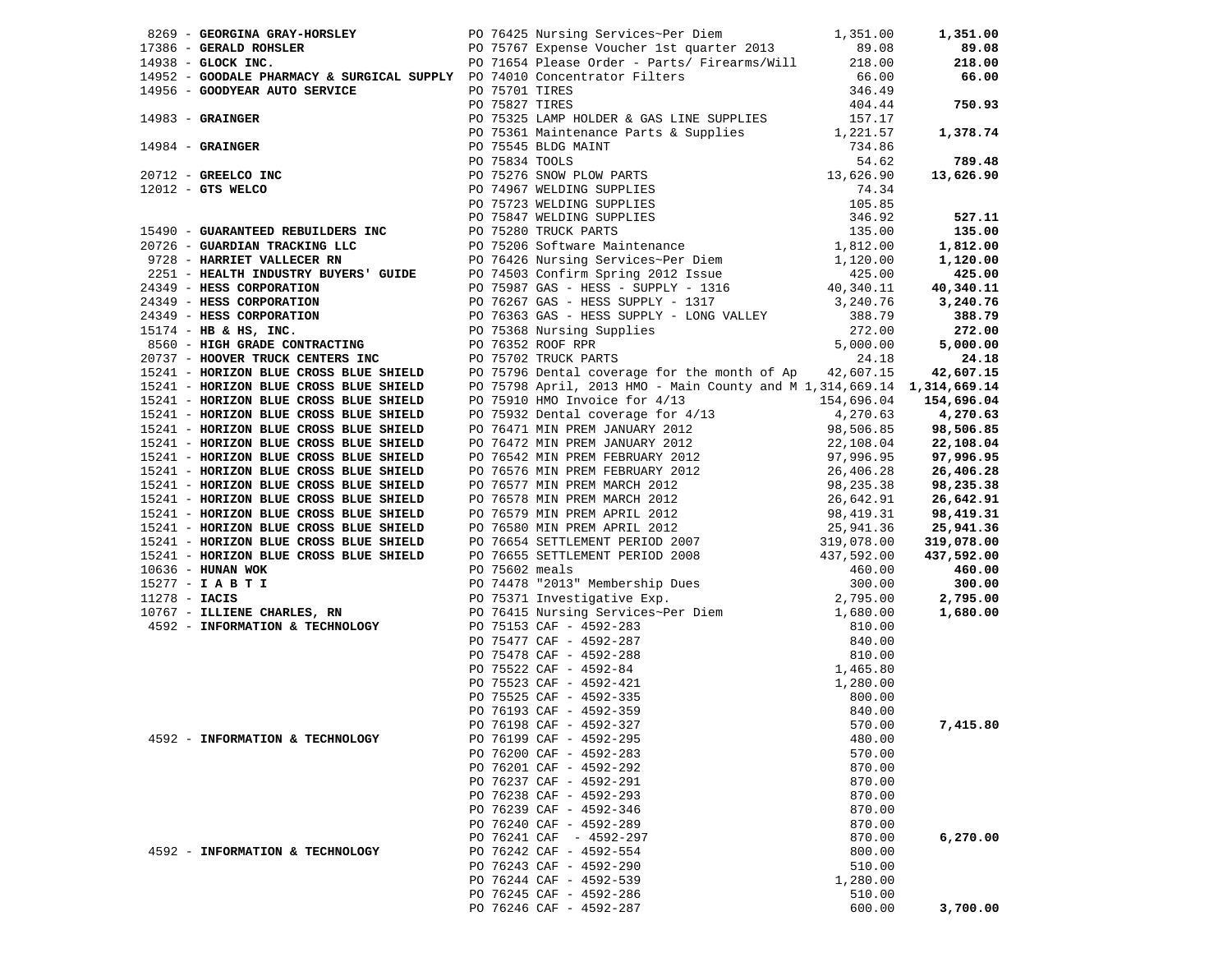| Vendor | Description | Amount | Total |
|---|---|---|---|
| 8269 - **GEORGINA GRAY-HORSLEY** | PO 76425 Nursing Services~Per Diem | 1,351.00 | **1,351.00** |
| 17386 - **GERALD ROHSLER** | PO 75767 Expense Voucher 1st quarter 2013 | 89.08 | **89.08** |
| 14938 - **GLOCK INC.** | PO 71654 Please Order - Parts/ Firearms/Will | 218.00 | **218.00** |
| 14952 - **GOODALE PHARMACY & SURGICAL SUPPLY** | PO 74010 Concentrator Filters | 66.00 | **66.00** |
| 14956 - **GOODYEAR AUTO SERVICE** | PO 75701 TIRES | 346.49 | |
| | PO 75827 TIRES | 404.44 | **750.93** |
| 14983 - **GRAINGER** | PO 75325 LAMP HOLDER & GAS LINE SUPPLIES | 157.17 | |
| | PO 75361 Maintenance Parts & Supplies | 1,221.57 | **1,378.74** |
| 14984 - **GRAINGER** | PO 75545 BLDG MAINT | 734.86 | |
| | PO 75834 TOOLS | 54.62 | **789.48** |
| 20712 - **GREELCO INC** | PO 75276 SNOW PLOW PARTS | 13,626.90 | **13,626.90** |
| 12012 - **GTS WELCO** | PO 74967 WELDING SUPPLIES | 74.34 | |
| | PO 75723 WELDING SUPPLIES | 105.85 | |
| | PO 75847 WELDING SUPPLIES | 346.92 | **527.11** |
| 15490 - **GUARANTEED REBUILDERS INC** | PO 75280 TRUCK PARTS | 135.00 | **135.00** |
| 20726 - **GUARDIAN TRACKING LLC** | PO 75206 Software Maintenance | 1,812.00 | **1,812.00** |
| 9728 - **HARRIET VALLECER RN** | PO 76426 Nursing Services~Per Diem | 1,120.00 | **1,120.00** |
| 2251 - **HEALTH INDUSTRY BUYERS' GUIDE** | PO 74503 Confirm Spring 2012 Issue | 425.00 | **425.00** |
| 24349 - **HESS CORPORATION** | PO 75987 GAS - HESS - SUPPLY - 1316 | 40,340.11 | **40,340.11** |
| 24349 - **HESS CORPORATION** | PO 76267 GAS - HESS SUPPLY - 1317 | 3,240.76 | **3,240.76** |
| 24349 - **HESS CORPORATION** | PO 76363 GAS - HESS SUPPLY - LONG VALLEY | 388.79 | **388.79** |
| 15174 - **HB & HS, INC.** | PO 75368 Nursing Supplies | 272.00 | **272.00** |
| 8560 - **HIGH GRADE CONTRACTING** | PO 76352 ROOF RPR | 5,000.00 | **5,000.00** |
| 20737 - **HOOVER TRUCK CENTERS INC** | PO 75702 TRUCK PARTS | 24.18 | **24.18** |
| 15241 - **HORIZON BLUE CROSS BLUE SHIELD** | PO 75796 Dental coverage for the month of Ap | 42,607.15 | **42,607.15** |
| 15241 - **HORIZON BLUE CROSS BLUE SHIELD** | PO 75798 April, 2013 HMO - Main County and M | 1,314,669.14 | **1,314,669.14** |
| 15241 - **HORIZON BLUE CROSS BLUE SHIELD** | PO 75910 HMO Invoice for 4/13 | 154,696.04 | **154,696.04** |
| 15241 - **HORIZON BLUE CROSS BLUE SHIELD** | PO 75932 Dental coverage for 4/13 | 4,270.63 | **4,270.63** |
| 15241 - **HORIZON BLUE CROSS BLUE SHIELD** | PO 76471 MIN PREM JANUARY 2012 | 98,506.85 | **98,506.85** |
| 15241 - **HORIZON BLUE CROSS BLUE SHIELD** | PO 76472 MIN PREM JANUARY 2012 | 22,108.04 | **22,108.04** |
| 15241 - **HORIZON BLUE CROSS BLUE SHIELD** | PO 76542 MIN PREM FEBRUARY 2012 | 97,996.95 | **97,996.95** |
| 15241 - **HORIZON BLUE CROSS BLUE SHIELD** | PO 76576 MIN PREM FEBRUARY 2012 | 26,406.28 | **26,406.28** |
| 15241 - **HORIZON BLUE CROSS BLUE SHIELD** | PO 76577 MIN PREM MARCH 2012 | 98,235.38 | **98,235.38** |
| 15241 - **HORIZON BLUE CROSS BLUE SHIELD** | PO 76578 MIN PREM MARCH 2012 | 26,642.91 | **26,642.91** |
| 15241 - **HORIZON BLUE CROSS BLUE SHIELD** | PO 76579 MIN PREM APRIL 2012 | 98,419.31 | **98,419.31** |
| 15241 - **HORIZON BLUE CROSS BLUE SHIELD** | PO 76580 MIN PREM APRIL 2012 | 25,941.36 | **25,941.36** |
| 15241 - **HORIZON BLUE CROSS BLUE SHIELD** | PO 76654 SETTLEMENT PERIOD 2007 | 319,078.00 | **319,078.00** |
| 15241 - **HORIZON BLUE CROSS BLUE SHIELD** | PO 76655 SETTLEMENT PERIOD 2008 | 437,592.00 | **437,592.00** |
| 10636 - **HUNAN WOK** | PO 75602 meals | 460.00 | **460.00** |
| 15277 - **I A B T I** | PO 74478 "2013" Membership Dues | 300.00 | **300.00** |
| 11278 - **IACIS** | PO 75371 Investigative Exp. | 2,795.00 | **2,795.00** |
| 10767 - **ILLIENE CHARLES, RN** | PO 76415 Nursing Services~Per Diem | 1,680.00 | **1,680.00** |
| 4592 - **INFORMATION & TECHNOLOGY** | PO 75153 CAF - 4592-283 | 810.00 | |
| | PO 75477 CAF - 4592-287 | 840.00 | |
| | PO 75478 CAF - 4592-288 | 810.00 | |
| | PO 75522 CAF - 4592-84 | 1,465.80 | |
| | PO 75523 CAF - 4592-421 | 1,280.00 | |
| | PO 75525 CAF - 4592-335 | 800.00 | |
| | PO 76193 CAF - 4592-359 | 840.00 | |
| | PO 76198 CAF - 4592-327 | 570.00 | **7,415.80** |
| 4592 - **INFORMATION & TECHNOLOGY** | PO 76199 CAF - 4592-295 | 480.00 | |
| | PO 76200 CAF - 4592-283 | 570.00 | |
| | PO 76201 CAF - 4592-292 | 870.00 | |
| | PO 76237 CAF - 4592-291 | 870.00 | |
| | PO 76238 CAF - 4592-293 | 870.00 | |
| | PO 76239 CAF - 4592-346 | 870.00 | |
| | PO 76240 CAF - 4592-289 | 870.00 | |
| | PO 76241 CAF - 4592-297 | 870.00 | **6,270.00** |
| 4592 - **INFORMATION & TECHNOLOGY** | PO 76242 CAF - 4592-554 | 800.00 | |
| | PO 76243 CAF - 4592-290 | 510.00 | |
| | PO 76244 CAF - 4592-539 | 1,280.00 | |
| | PO 76245 CAF - 4592-286 | 510.00 | |
| | PO 76246 CAF - 4592-287 | 600.00 | **3,700.00** |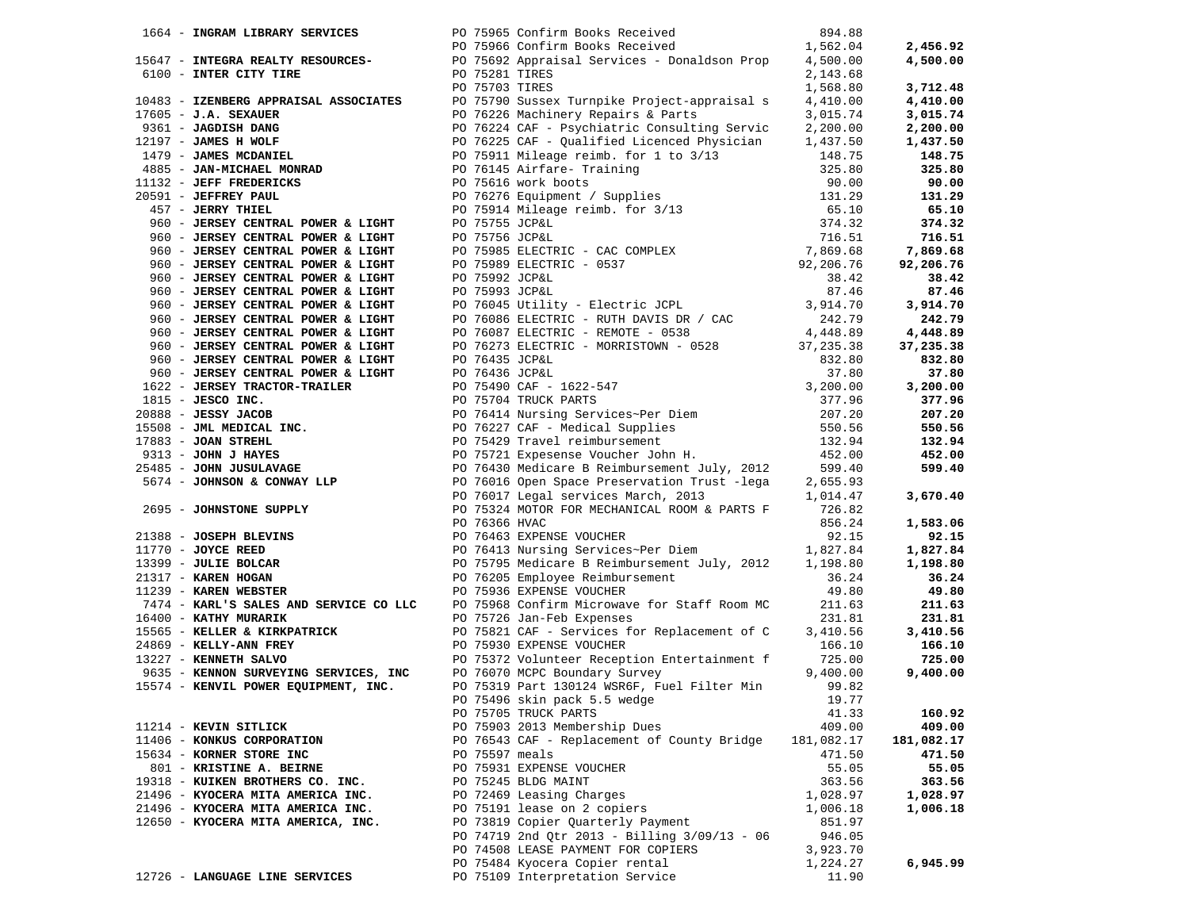| Vendor | Description | Amount | Total |
|---|---|---|---|
| 1664 - **INGRAM LIBRARY SERVICES** | PO 75965 Confirm Books Received | 894.88 | |
| | PO 75966 Confirm Books Received | 1,562.04 | **2,456.92** |
| 15647 - **INTEGRA REALTY RESOURCES-** | PO 75692 Appraisal Services - Donaldson Prop | 4,500.00 | **4,500.00** |
| 6100 - **INTER CITY TIRE** | PO 75281 TIRES | 2,143.68 | |
| | PO 75703 TIRES | 1,568.80 | **3,712.48** |
| 10483 - **IZENBERG APPRAISAL ASSOCIATES** | PO 75790 Sussex Turnpike Project-appraisal s | 4,410.00 | **4,410.00** |
| 17605 - **J.A. SEXAUER** | PO 76226 Machinery Repairs & Parts | 3,015.74 | **3,015.74** |
| 9361 - **JAGDISH DANG** | PO 76224 CAF - Psychiatric Consulting Servic | 2,200.00 | **2,200.00** |
| 12197 - **JAMES H WOLF** | PO 76225 CAF - Qualified Licenced Physician | 1,437.50 | **1,437.50** |
| 1479 - **JAMES MCDANIEL** | PO 75911 Mileage reimb. for 1 to 3/13 | 148.75 | **148.75** |
| 4885 - **JAN-MICHAEL MONRAD** | PO 76145 Airfare- Training | 325.80 | **325.80** |
| 11132 - **JEFF FREDERICKS** | PO 75616 work boots | 90.00 | **90.00** |
| 20591 - **JEFFREY PAUL** | PO 76276 Equipment / Supplies | 131.29 | **131.29** |
| 457 - **JERRY THIEL** | PO 75914 Mileage reimb. for 3/13 | 65.10 | **65.10** |
| 960 - **JERSEY CENTRAL POWER & LIGHT** | PO 75755 JCP&L | 374.32 | **374.32** |
| 960 - **JERSEY CENTRAL POWER & LIGHT** | PO 75756 JCP&L | 716.51 | **716.51** |
| 960 - **JERSEY CENTRAL POWER & LIGHT** | PO 75985 ELECTRIC - CAC COMPLEX | 7,869.68 | **7,869.68** |
| 960 - **JERSEY CENTRAL POWER & LIGHT** | PO 75989 ELECTRIC - 0537 | 92,206.76 | **92,206.76** |
| 960 - **JERSEY CENTRAL POWER & LIGHT** | PO 75992 JCP&L | 38.42 | **38.42** |
| 960 - **JERSEY CENTRAL POWER & LIGHT** | PO 75993 JCP&L | 87.46 | **87.46** |
| 960 - **JERSEY CENTRAL POWER & LIGHT** | PO 76045 Utility - Electric JCPL | 3,914.70 | **3,914.70** |
| 960 - **JERSEY CENTRAL POWER & LIGHT** | PO 76086 ELECTRIC - RUTH DAVIS DR / CAC | 242.79 | **242.79** |
| 960 - **JERSEY CENTRAL POWER & LIGHT** | PO 76087 ELECTRIC - REMOTE - 0538 | 4,448.89 | **4,448.89** |
| 960 - **JERSEY CENTRAL POWER & LIGHT** | PO 76273 ELECTRIC - MORRISTOWN - 0528 | 37,235.38 | **37,235.38** |
| 960 - **JERSEY CENTRAL POWER & LIGHT** | PO 76435 JCP&L | 832.80 | **832.80** |
| 960 - **JERSEY CENTRAL POWER & LIGHT** | PO 76436 JCP&L | 37.80 | **37.80** |
| 1622 - **JERSEY TRACTOR-TRAILER** | PO 75490 CAF - 1622-547 | 3,200.00 | **3,200.00** |
| 1815 - **JESCO INC.** | PO 75704 TRUCK PARTS | 377.96 | **377.96** |
| 20888 - **JESSY JACOB** | PO 76414 Nursing Services~Per Diem | 207.20 | **207.20** |
| 15508 - **JML MEDICAL INC.** | PO 76227 CAF - Medical Supplies | 550.56 | **550.56** |
| 17883 - **JOAN STREHL** | PO 75429 Travel reimbursement | 132.94 | **132.94** |
| 9313 - **JOHN J HAYES** | PO 75721 Expesense Voucher John H. | 452.00 | **452.00** |
| 25485 - **JOHN JUSULAVAGE** | PO 76430 Medicare B Reimbursement July, 2012 | 599.40 | **599.40** |
| 5674 - **JOHNSON & CONWAY LLP** | PO 76016 Open Space Preservation Trust -lega | 2,655.93 | |
| | PO 76017 Legal services March, 2013 | 1,014.47 | **3,670.40** |
| 2695 - **JOHNSTONE SUPPLY** | PO 75324 MOTOR FOR MECHANICAL ROOM & PARTS F | 726.82 | |
| | PO 76366 HVAC | 856.24 | **1,583.06** |
| 21388 - **JOSEPH BLEVINS** | PO 76463 EXPENSE VOUCHER | 92.15 | **92.15** |
| 11770 - **JOYCE REED** | PO 76413 Nursing Services~Per Diem | 1,827.84 | **1,827.84** |
| 13399 - **JULIE BOLCAR** | PO 75795 Medicare B Reimbursement July, 2012 | 1,198.80 | **1,198.80** |
| 21317 - **KAREN HOGAN** | PO 76205 Employee Reimbursement | 36.24 | **36.24** |
| 11239 - **KAREN WEBSTER** | PO 75936 EXPENSE VOUCHER | 49.80 | **49.80** |
| 7474 - **KARL'S SALES AND SERVICE CO LLC** | PO 75968 Confirm Microwave for Staff Room MC | 211.63 | **211.63** |
| 16400 - **KATHY MURARIK** | PO 75726 Jan-Feb Expenses | 231.81 | **231.81** |
| 15565 - **KELLER & KIRKPATRICK** | PO 75821 CAF - Services for Replacement of C | 3,410.56 | **3,410.56** |
| 24869 - **KELLY-ANN FREY** | PO 75930 EXPENSE VOUCHER | 166.10 | **166.10** |
| 13227 - **KENNETH SALVO** | PO 75372 Volunteer Reception Entertainment f | 725.00 | **725.00** |
| 9635 - **KENNON SURVEYING SERVICES, INC** | PO 76070 MCPC Boundary Survey | 9,400.00 | **9,400.00** |
| 15574 - **KENVIL POWER EQUIPMENT, INC.** | PO 75319 Part 130124 WSR6F, Fuel Filter Min | 99.82 | |
| | PO 75496 skin pack 5.5 wedge | 19.77 | |
| | PO 75705 TRUCK PARTS | 41.33 | **160.92** |
| 11214 - **KEVIN SITLICK** | PO 75903 2013 Membership Dues | 409.00 | **409.00** |
| 11406 - **KONKUS CORPORATION** | PO 76543 CAF - Replacement of County Bridge | 181,082.17 | **181,082.17** |
| 15634 - **KORNER STORE INC** | PO 75597 meals | 471.50 | **471.50** |
| 801 - **KRISTINE A. BEIRNE** | PO 75931 EXPENSE VOUCHER | 55.05 | **55.05** |
| 19318 - **KUIKEN BROTHERS CO. INC.** | PO 75245 BLDG MAINT | 363.56 | **363.56** |
| 21496 - **KYOCERA MITA AMERICA INC.** | PO 72469 Leasing Charges | 1,028.97 | **1,028.97** |
| 21496 - **KYOCERA MITA AMERICA INC.** | PO 75191 lease on 2 copiers | 1,006.18 | **1,006.18** |
| 12650 - **KYOCERA MITA AMERICA, INC.** | PO 73819 Copier Quarterly Payment | 851.97 | |
| | PO 74719 2nd Qtr 2013 - Billing 3/09/13 - 06 | 946.05 | |
| | PO 74508 LEASE PAYMENT FOR COPIERS | 3,923.70 | |
| | PO 75484 Kyocera Copier rental | 1,224.27 | **6,945.99** |
| 12726 - **LANGUAGE LINE SERVICES** | PO 75109 Interpretation Service | 11.90 | |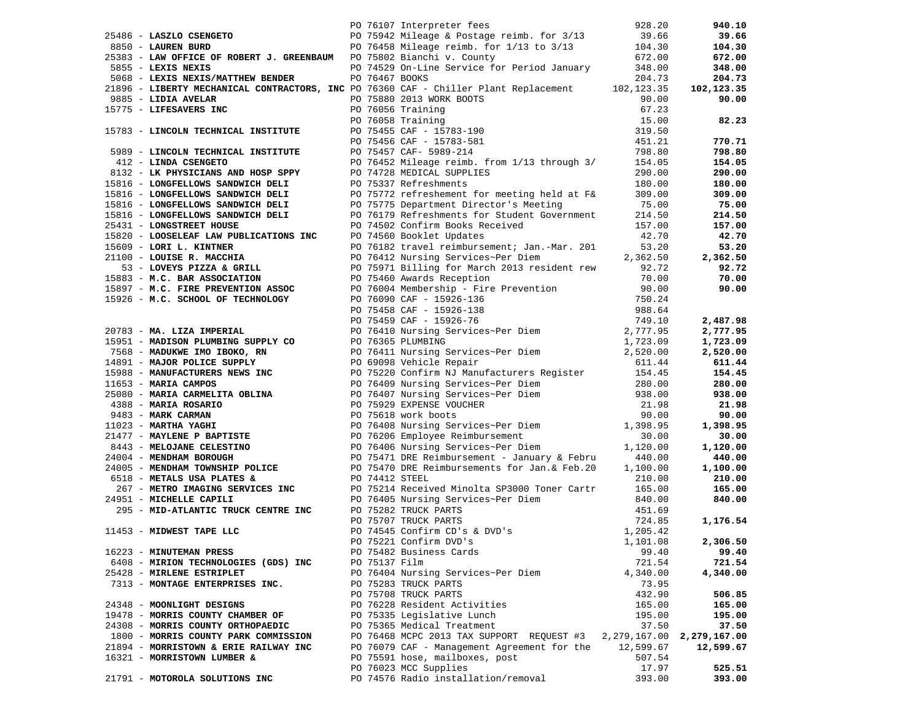| Vendor | PO | Description | Amount | Total |
|---|---|---|---|---|
| | PO 76107 | Interpreter fees | 928.20 | **940.10** |
| 25486 - **LASZLO CSENGETO** | PO 75942 | Mileage & Postage reimb. for 3/13 | 39.66 | **39.66** |
| 8850 - **LAUREN BURD** | PO 76458 | Mileage reimb. for 1/13 to 3/13 | 104.30 | **104.30** |
| 25383 - **LAW OFFICE OF ROBERT J. GREENBAUM** | PO 75802 | Bianchi v. County | 672.00 | **672.00** |
| 5855 - **LEXIS NEXIS** | PO 74529 | On-Line Service for Period January | 348.00 | **348.00** |
| 5068 - **LEXIS NEXIS/MATTHEW BENDER** | PO 76467 | BOOKS | 204.73 | **204.73** |
| 21896 - **LIBERTY MECHANICAL CONTRACTORS, INC** | PO 76360 | CAF - Chiller Plant Replacement | 102,123.35 | **102,123.35** |
| 9885 - **LIDIA AVELAR** | PO 75880 | 2013 WORK BOOTS | 90.00 | **90.00** |
| 15775 - **LIFESAVERS INC** | PO 76056 | Training | 67.23 | |
| | PO 76058 | Training | 15.00 | **82.23** |
| 15783 - **LINCOLN TECHNICAL INSTITUTE** | PO 75455 | CAF - 15783-190 | 319.50 | |
| | PO 75456 | CAF - 15783-581 | 451.21 | **770.71** |
| 5989 - **LINCOLN TECHNICAL INSTITUTE** | PO 75457 | CAF- 5989-214 | 798.80 | **798.80** |
| 412 - **LINDA CSENGETO** | PO 76452 | Mileage reimb. from 1/13 through 3/ | 154.05 | **154.05** |
| 8132 - **LK PHYSICIANS AND HOSP SPPY** | PO 74728 | MEDICAL SUPPLIES | 290.00 | **290.00** |
| 15816 - **LONGFELLOWS SANDWICH DELI** | PO 75337 | Refreshments | 180.00 | **180.00** |
| 15816 - **LONGFELLOWS SANDWICH DELI** | PO 75772 | refreshement for meeting held at F& | 309.00 | **309.00** |
| 15816 - **LONGFELLOWS SANDWICH DELI** | PO 75775 | Department Director's Meeting | 75.00 | **75.00** |
| 15816 - **LONGFELLOWS SANDWICH DELI** | PO 76179 | Refreshments for Student Government | 214.50 | **214.50** |
| 25431 - **LONGSTREET HOUSE** | PO 74502 | Confirm Books Received | 157.00 | **157.00** |
| 15820 - **LOOSELEAF LAW PUBLICATIONS INC** | PO 74560 | Booklet Updates | 42.70 | **42.70** |
| 15609 - **LORI L. KINTNER** | PO 76182 | travel reimbursement; Jan.-Mar. 201 | 53.20 | **53.20** |
| 21100 - **LOUISE R. MACCHIA** | PO 76412 | Nursing Services~Per Diem | 2,362.50 | **2,362.50** |
| 53 - **LOVEYS PIZZA & GRILL** | PO 75971 | Billing for March 2013 resident rew | 92.72 | **92.72** |
| 15883 - **M.C. BAR ASSOCIATION** | PO 75460 | Awards Reception | 70.00 | **70.00** |
| 15897 - **M.C. FIRE PREVENTION ASSOC** | PO 76004 | Membership - Fire Prevention | 90.00 | **90.00** |
| 15926 - **M.C. SCHOOL OF TECHNOLOGY** | PO 76090 | CAF - 15926-136 | 750.24 | |
| | PO 75458 | CAF - 15926-138 | 988.64 | |
| | PO 75459 | CAF - 15926-76 | 749.10 | **2,487.98** |
| 20783 - **MA. LIZA IMPERIAL** | PO 76410 | Nursing Services~Per Diem | 2,777.95 | **2,777.95** |
| 15951 - **MADISON PLUMBING SUPPLY CO** | PO 76365 | PLUMBING | 1,723.09 | **1,723.09** |
| 7568 - **MADUKWE IMO IBOKO, RN** | PO 76411 | Nursing Services~Per Diem | 2,520.00 | **2,520.00** |
| 14891 - **MAJOR POLICE SUPPLY** | PO 69098 | Vehicle Repair | 611.44 | **611.44** |
| 15988 - **MANUFACTURERS NEWS INC** | PO 75220 | Confirm NJ Manufacturers Register | 154.45 | **154.45** |
| 11653 - **MARIA CAMPOS** | PO 76409 | Nursing Services~Per Diem | 280.00 | **280.00** |
| 25080 - **MARIA CARMELITA OBLINA** | PO 76407 | Nursing Services~Per Diem | 938.00 | **938.00** |
| 4388 - **MARIA ROSARIO** | PO 75929 | EXPENSE VOUCHER | 21.98 | **21.98** |
| 9483 - **MARK CARMAN** | PO 75618 | work boots | 90.00 | **90.00** |
| 11023 - **MARTHA YAGHI** | PO 76408 | Nursing Services~Per Diem | 1,398.95 | **1,398.95** |
| 21477 - **MAYLENE P BAPTISTE** | PO 76206 | Employee Reimbursement | 30.00 | **30.00** |
| 8443 - **MELOJANE CELESTINO** | PO 76406 | Nursing Services~Per Diem | 1,120.00 | **1,120.00** |
| 24004 - **MENDHAM BOROUGH** | PO 75471 | DRE Reimbursement - January & Febru | 440.00 | **440.00** |
| 24005 - **MENDHAM TOWNSHIP POLICE** | PO 75470 | DRE Reimbursements for Jan.& Feb.20 | 1,100.00 | **1,100.00** |
| 6518 - **METALS USA PLATES &** | PO 74412 | STEEL | 210.00 | **210.00** |
| 267 - **METRO IMAGING SERVICES INC** | PO 75214 | Received Minolta SP3000 Toner Cartr | 165.00 | **165.00** |
| 24951 - **MICHELLE CAPILI** | PO 76405 | Nursing Services~Per Diem | 840.00 | **840.00** |
| 295 - **MID-ATLANTIC TRUCK CENTRE INC** | PO 75282 | TRUCK PARTS | 451.69 | |
| | PO 75707 | TRUCK PARTS | 724.85 | **1,176.54** |
| 11453 - **MIDWEST TAPE LLC** | PO 74545 | Confirm CD's & DVD's | 1,205.42 | |
| | PO 75221 | Confirm DVD's | 1,101.08 | **2,306.50** |
| 16223 - **MINUTEMAN PRESS** | PO 75482 | Business Cards | 99.40 | **99.40** |
| 6408 - **MIRION TECHNOLOGIES (GDS) INC** | PO 75137 | Film | 721.54 | **721.54** |
| 25428 - **MIRLENE ESTRIPLET** | PO 76404 | Nursing Services~Per Diem | 4,340.00 | **4,340.00** |
| 7313 - **MONTAGE ENTERPRISES INC.** | PO 75283 | TRUCK PARTS | 73.95 | |
| | PO 75708 | TRUCK PARTS | 432.90 | **506.85** |
| 24348 - **MOONLIGHT DESIGNS** | PO 76228 | Resident Activities | 165.00 | **165.00** |
| 19478 - **MORRIS COUNTY CHAMBER OF** | PO 75335 | Legislative Lunch | 195.00 | **195.00** |
| 24308 - **MORRIS COUNTY ORTHOPAEDIC** | PO 75365 | Medical Treatment | 37.50 | **37.50** |
| 1800 - **MORRIS COUNTY PARK COMMISSION** | PO 76468 | MCPC 2013 TAX SUPPORT REQUEST #3 | 2,279,167.00 | **2,279,167.00** |
| 21894 - **MORRISTOWN & ERIE RAILWAY INC** | PO 76079 | CAF - Management Agreement for the | 12,599.67 | **12,599.67** |
| 16321 - **MORRISTOWN LUMBER &** | PO 75591 | hose, mailboxes, post | 507.54 | |
| | PO 76023 | MCC Supplies | 17.97 | **525.51** |
| 21791 - **MOTOROLA SOLUTIONS INC** | PO 74576 | Radio installation/removal | 393.00 | **393.00** |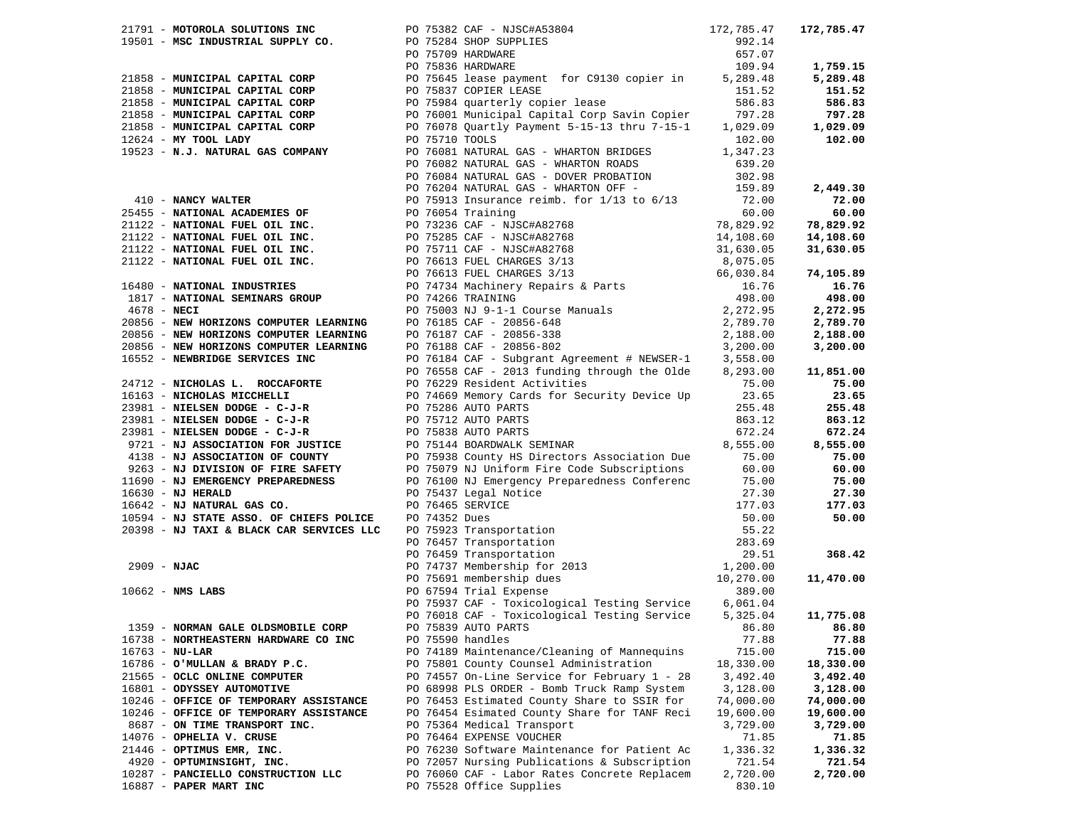| Vendor | PO / Description | Amount | Total |
|---|---|---|---|
| 21791 - **MOTOROLA SOLUTIONS INC** | PO 75382 CAF - NJSC#A53804 | 172,785.47 | **172,785.47** |
| 19501 - **MSC INDUSTRIAL SUPPLY CO.** | PO 75284 SHOP SUPPLIES | 992.14 | |
| | PO 75709 HARDWARE | 657.07 | |
| | PO 75836 HARDWARE | 109.94 | **1,759.15** |
| 21858 - **MUNICIPAL CAPITAL CORP** | PO 75645 lease payment for C9130 copier in | 5,289.48 | **5,289.48** |
| 21858 - **MUNICIPAL CAPITAL CORP** | PO 75837 COPIER LEASE | 151.52 | **151.52** |
| 21858 - **MUNICIPAL CAPITAL CORP** | PO 75984 quarterly copier lease | 586.83 | **586.83** |
| 21858 - **MUNICIPAL CAPITAL CORP** | PO 76001 Municipal Capital Corp Savin Copier | 797.28 | **797.28** |
| 21858 - **MUNICIPAL CAPITAL CORP** | PO 76078 Quartly Payment 5-15-13 thru 7-15-1 | 1,029.09 | **1,029.09** |
| 12624 - **MY TOOL LADY** | PO 75710 TOOLS | 102.00 | **102.00** |
| 19523 - **N.J. NATURAL GAS COMPANY** | PO 76081 NATURAL GAS - WHARTON BRIDGES | 1,347.23 | |
| | PO 76082 NATURAL GAS - WHARTON ROADS | 639.20 | |
| | PO 76084 NATURAL GAS - DOVER PROBATION | 302.98 | |
| | PO 76204 NATURAL GAS - WHARTON OFF - | 159.89 | **2,449.30** |
| 410 - **NANCY WALTER** | PO 75913 Insurance reimb. for 1/13 to 6/13 | 72.00 | **72.00** |
| 25455 - **NATIONAL ACADEMIES OF** | PO 76054 Training | 60.00 | **60.00** |
| 21122 - **NATIONAL FUEL OIL INC.** | PO 73236 CAF - NJSC#A82768 | 78,829.92 | **78,829.92** |
| 21122 - **NATIONAL FUEL OIL INC.** | PO 75285 CAF - NJSC#A82768 | 14,108.60 | **14,108.60** |
| 21122 - **NATIONAL FUEL OIL INC.** | PO 75711 CAF - NJSC#A82768 | 31,630.05 | **31,630.05** |
| 21122 - **NATIONAL FUEL OIL INC.** | PO 76613 FUEL CHARGES 3/13 | 8,075.05 | |
| | PO 76613 FUEL CHARGES 3/13 | 66,030.84 | **74,105.89** |
| 16480 - **NATIONAL INDUSTRIES** | PO 74734 Machinery Repairs & Parts | 16.76 | **16.76** |
| 1817 - **NATIONAL SEMINARS GROUP** | PO 74266 TRAINING | 498.00 | **498.00** |
| 4678 - **NECI** | PO 75003 NJ 9-1-1 Course Manuals | 2,272.95 | **2,272.95** |
| 20856 - **NEW HORIZONS COMPUTER LEARNING** | PO 76185 CAF - 20856-648 | 2,789.70 | **2,789.70** |
| 20856 - **NEW HORIZONS COMPUTER LEARNING** | PO 76187 CAF - 20856-338 | 2,188.00 | **2,188.00** |
| 20856 - **NEW HORIZONS COMPUTER LEARNING** | PO 76188 CAF - 20856-802 | 3,200.00 | **3,200.00** |
| 16552 - **NEWBRIDGE SERVICES INC** | PO 76184 CAF - Subgrant Agreement # NEWSER-1 | 3,558.00 | |
| | PO 76558 CAF - 2013 funding through the Olde | 8,293.00 | **11,851.00** |
| 24712 - **NICHOLAS L. ROCCAFORTE** | PO 76229 Resident Activities | 75.00 | **75.00** |
| 16163 - **NICHOLAS MICCHELLI** | PO 74669 Memory Cards for Security Device Up | 23.65 | **23.65** |
| 23981 - **NIELSEN DODGE - C-J-R** | PO 75286 AUTO PARTS | 255.48 | **255.48** |
| 23981 - **NIELSEN DODGE - C-J-R** | PO 75712 AUTO PARTS | 863.12 | **863.12** |
| 23981 - **NIELSEN DODGE - C-J-R** | PO 75838 AUTO PARTS | 672.24 | **672.24** |
| 9721 - **NJ ASSOCIATION FOR JUSTICE** | PO 75144 BOARDWALK SEMINAR | 8,555.00 | **8,555.00** |
| 4138 - **NJ ASSOCIATION OF COUNTY** | PO 75938 County HS Directors Association Due | 75.00 | **75.00** |
| 9263 - **NJ DIVISION OF FIRE SAFETY** | PO 75079 NJ Uniform Fire Code Subscriptions | 60.00 | **60.00** |
| 11690 - **NJ EMERGENCY PREPAREDNESS** | PO 76100 NJ Emergency Preparedness Conferenc | 75.00 | **75.00** |
| 16630 - **NJ HERALD** | PO 75437 Legal Notice | 27.30 | **27.30** |
| 16642 - **NJ NATURAL GAS CO.** | PO 76465 SERVICE | 177.03 | **177.03** |
| 10594 - **NJ STATE ASSO. OF CHIEFS POLICE** | PO 74352 Dues | 50.00 | **50.00** |
| 20398 - **NJ TAXI & BLACK CAR SERVICES LLC** | PO 75923 Transportation | 55.22 | |
| | PO 76457 Transportation | 283.69 | |
| | PO 76459 Transportation | 29.51 | **368.42** |
| 2909 - **NJAC** | PO 74737 Membership for 2013 | 1,200.00 | |
| | PO 75691 membership dues | 10,270.00 | **11,470.00** |
| 10662 - **NMS LABS** | PO 67594 Trial Expense | 389.00 | |
| | PO 75937 CAF - Toxicological Testing Service | 6,061.04 | |
| | PO 76018 CAF - Toxicological Testing Service | 5,325.04 | **11,775.08** |
| 1359 - **NORMAN GALE OLDSMOBILE CORP** | PO 75839 AUTO PARTS | 86.80 | **86.80** |
| 16738 - **NORTHEASTERN HARDWARE CO INC** | PO 75590 handles | 77.88 | **77.88** |
| 16763 - **NU-LAR** | PO 74189 Maintenance/Cleaning of Mannequins | 715.00 | **715.00** |
| 16786 - **O'MULLAN & BRADY P.C.** | PO 75801 County Counsel Administration | 18,330.00 | **18,330.00** |
| 21565 - **OCLC ONLINE COMPUTER** | PO 74557 On-Line Service for February 1 - 28 | 3,492.40 | **3,492.40** |
| 16801 - **ODYSSEY AUTOMOTIVE** | PO 68998 PLS ORDER - Bomb Truck Ramp System | 3,128.00 | **3,128.00** |
| 10246 - **OFFICE OF TEMPORARY ASSISTANCE** | PO 76453 Estimated County Share to SSIR for | 74,000.00 | **74,000.00** |
| 10246 - **OFFICE OF TEMPORARY ASSISTANCE** | PO 76454 Esimated County Share for TANF Reci | 19,600.00 | **19,600.00** |
| 8687 - **ON TIME TRANSPORT INC.** | PO 75364 Medical Transport | 3,729.00 | **3,729.00** |
| 14076 - **OPHELIA V. CRUSE** | PO 76464 EXPENSE VOUCHER | 71.85 | **71.85** |
| 21446 - **OPTIMUS EMR, INC.** | PO 76230 Software Maintenance for Patient Ac | 1,336.32 | **1,336.32** |
| 4920 - **OPTUMINSIGHT, INC.** | PO 72057 Nursing Publications & Subscription | 721.54 | **721.54** |
| 10287 - **PANCIELLO CONSTRUCTION LLC** | PO 76060 CAF - Labor Rates Concrete Replacem | 2,720.00 | **2,720.00** |
| 16887 - **PAPER MART INC** | PO 75528 Office Supplies | 830.10 | |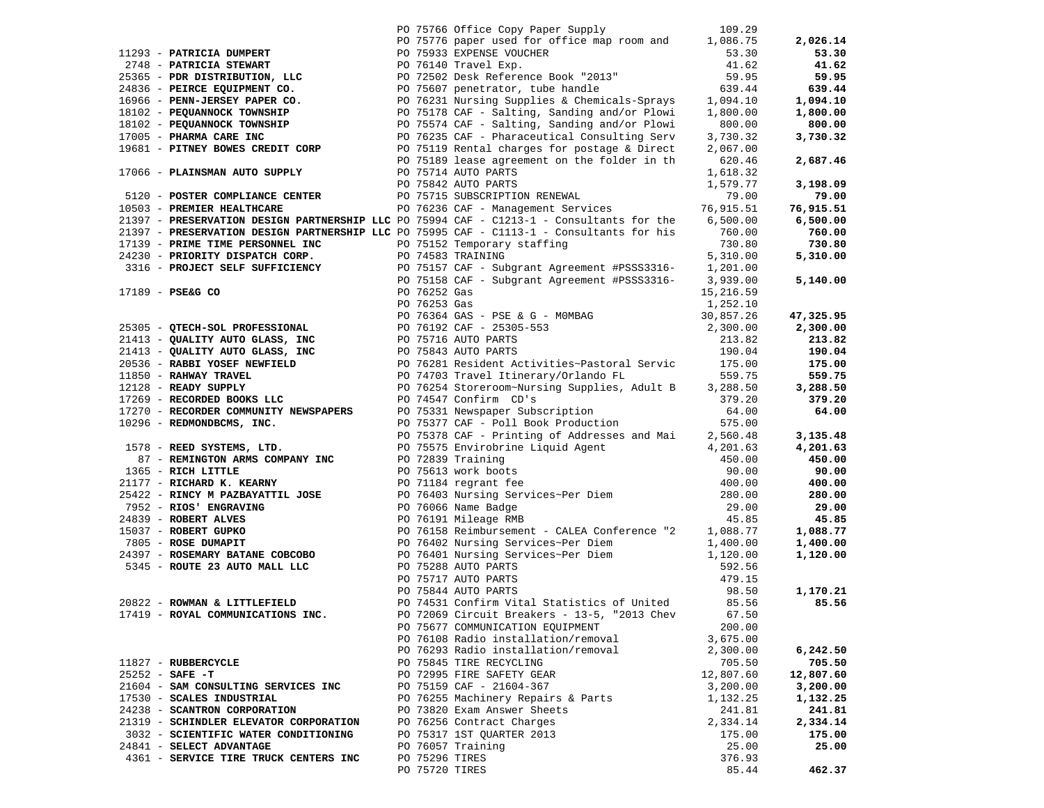| Vendor | PO / Description | Amount | Total |
|---|---|---|---|
| | PO 75766 Office Copy Paper Supply | 109.29 | |
| | PO 75776 paper used for office map room and | 1,086.75 | **2,026.14** |
| 11293 - **PATRICIA DUMPERT** | PO 75933 EXPENSE VOUCHER | 53.30 | **53.30** |
| 2748 - **PATRICIA STEWART** | PO 76140 Travel Exp. | 41.62 | **41.62** |
| 25365 - **PDR DISTRIBUTION, LLC** | PO 72502 Desk Reference Book "2013" | 59.95 | **59.95** |
| 24836 - **PEIRCE EQUIPMENT CO.** | PO 75607 penetrator, tube handle | 639.44 | **639.44** |
| 16966 - **PENN-JERSEY PAPER CO.** | PO 76231 Nursing Supplies & Chemicals-Sprays | 1,094.10 | **1,094.10** |
| 18102 - **PEQUANNOCK TOWNSHIP** | PO 75178 CAF - Salting, Sanding and/or Plowi | 1,800.00 | **1,800.00** |
| 18102 - **PEQUANNOCK TOWNSHIP** | PO 75574 CAF - Salting, Sanding and/or Plowi | 800.00 | **800.00** |
| 17005 - **PHARMA CARE INC** | PO 76235 CAF - Pharaceutical Consulting Serv | 3,730.32 | **3,730.32** |
| 19681 - **PITNEY BOWES CREDIT CORP** | PO 75119 Rental charges for postage & Direct | 2,067.00 | |
| | PO 75189 lease agreement on the folder in th | 620.46 | **2,687.46** |
| 17066 - **PLAINSMAN AUTO SUPPLY** | PO 75714 AUTO PARTS | 1,618.32 | |
| | PO 75842 AUTO PARTS | 1,579.77 | **3,198.09** |
| 5120 - **POSTER COMPLIANCE CENTER** | PO 75715 SUBSCRIPTION RENEWAL | 79.00 | **79.00** |
| 10503 - **PREMIER HEALTHCARE** | PO 76236 CAF - Management Services | 76,915.51 | **76,915.51** |
| 21397 - **PRESERVATION DESIGN PARTNERSHIP LLC** | PO 75994 CAF - C1213-1 - Consultants for the | 6,500.00 | **6,500.00** |
| 21397 - **PRESERVATION DESIGN PARTNERSHIP LLC** | PO 75995 CAF - C1113-1 - Consultants for his | 760.00 | **760.00** |
| 17139 - **PRIME TIME PERSONNEL INC** | PO 75152 Temporary staffing | 730.80 | **730.80** |
| 24230 - **PRIORITY DISPATCH CORP.** | PO 74583 TRAINING | 5,310.00 | **5,310.00** |
| 3316 - **PROJECT SELF SUFFICIENCY** | PO 75157 CAF - Subgrant Agreement #PSSS3316- | 1,201.00 | |
| | PO 75158 CAF - Subgrant Agreement #PSSS3316- | 3,939.00 | **5,140.00** |
| 17189 - **PSE&G CO** | PO 76252 Gas | 15,216.59 | |
| | PO 76253 Gas | 1,252.10 | |
| | PO 76364 GAS - PSE & G - M0MBAG | 30,857.26 | **47,325.95** |
| 25305 - **QTECH-SOL PROFESSIONAL** | PO 76192 CAF - 25305-553 | 2,300.00 | **2,300.00** |
| 21413 - **QUALITY AUTO GLASS, INC** | PO 75716 AUTO PARTS | 213.82 | **213.82** |
| 21413 - **QUALITY AUTO GLASS, INC** | PO 75843 AUTO PARTS | 190.04 | **190.04** |
| 20536 - **RABBI YOSEF NEWFIELD** | PO 76281 Resident Activities~Pastoral Servic | 175.00 | **175.00** |
| 11850 - **RAHWAY TRAVEL** | PO 74703 Travel Itinerary/Orlando FL | 559.75 | **559.75** |
| 12128 - **READY SUPPLY** | PO 76254 Storeroom~Nursing Supplies, Adult B | 3,288.50 | **3,288.50** |
| 17269 - **RECORDED BOOKS LLC** | PO 74547 Confirm CD's | 379.20 | **379.20** |
| 17270 - **RECORDER COMMUNITY NEWSPAPERS** | PO 75331 Newspaper Subscription | 64.00 | **64.00** |
| 10296 - **REDMONDBCMS, INC.** | PO 75377 CAF - Poll Book Production | 575.00 | |
| | PO 75378 CAF - Printing of Addresses and Mai | 2,560.48 | **3,135.48** |
| 1578 - **REED SYSTEMS, LTD.** | PO 75575 Envirobrine Liquid Agent | 4,201.63 | **4,201.63** |
| 87 - **REMINGTON ARMS COMPANY INC** | PO 72839 Training | 450.00 | **450.00** |
| 1365 - **RICH LITTLE** | PO 75613 work boots | 90.00 | **90.00** |
| 21177 - **RICHARD K. KEARNY** | PO 71184 regrant fee | 400.00 | **400.00** |
| 25422 - **RINCY M PAZBAYATTIL JOSE** | PO 76403 Nursing Services~Per Diem | 280.00 | **280.00** |
| 7952 - **RIOS' ENGRAVING** | PO 76066 Name Badge | 29.00 | **29.00** |
| 24839 - **ROBERT ALVES** | PO 76191 Mileage RMB | 45.85 | **45.85** |
| 15037 - **ROBERT GUPKO** | PO 76158 Reimbursement - CALEA Conference "2 | 1,088.77 | **1,088.77** |
| 7805 - **ROSE DUMAPIT** | PO 76402 Nursing Services~Per Diem | 1,400.00 | **1,400.00** |
| 24397 - **ROSEMARY BATANE COBCOBO** | PO 76401 Nursing Services~Per Diem | 1,120.00 | **1,120.00** |
| 5345 - **ROUTE 23 AUTO MALL LLC** | PO 75288 AUTO PARTS | 592.56 | |
| | PO 75717 AUTO PARTS | 479.15 | |
| | PO 75844 AUTO PARTS | 98.50 | **1,170.21** |
| 20822 - **ROWMAN & LITTLEFIELD** | PO 74531 Confirm Vital Statistics of United | 85.56 | **85.56** |
| 17419 - **ROYAL COMMUNICATIONS INC.** | PO 72069 Circuit Breakers - 13-5, "2013 Chev | 67.50 | |
| | PO 75677 COMMUNICATION EQUIPMENT | 200.00 | |
| | PO 76108 Radio installation/removal | 3,675.00 | |
| | PO 76293 Radio installation/removal | 2,300.00 | **6,242.50** |
| 11827 - **RUBBERCYCLE** | PO 75845 TIRE RECYCLING | 705.50 | **705.50** |
| 25252 - **SAFE -T** | PO 72995 FIRE SAFETY GEAR | 12,807.60 | **12,807.60** |
| 21604 - **SAM CONSULTING SERVICES INC** | PO 75159 CAF - 21604-367 | 3,200.00 | **3,200.00** |
| 17530 - **SCALES INDUSTRIAL** | PO 76255 Machinery Repairs & Parts | 1,132.25 | **1,132.25** |
| 24238 - **SCANTRON CORPORATION** | PO 73820 Exam Answer Sheets | 241.81 | **241.81** |
| 21319 - **SCHINDLER ELEVATOR CORPORATION** | PO 76256 Contract Charges | 2,334.14 | **2,334.14** |
| 3032 - **SCIENTIFIC WATER CONDITIONING** | PO 75317 1ST QUARTER 2013 | 175.00 | **175.00** |
| 24841 - **SELECT ADVANTAGE** | PO 76057 Training | 25.00 | **25.00** |
| 4361 - **SERVICE TIRE TRUCK CENTERS INC** | PO 75296 TIRES | 376.93 | |
| | PO 75720 TIRES | 85.44 | **462.37** |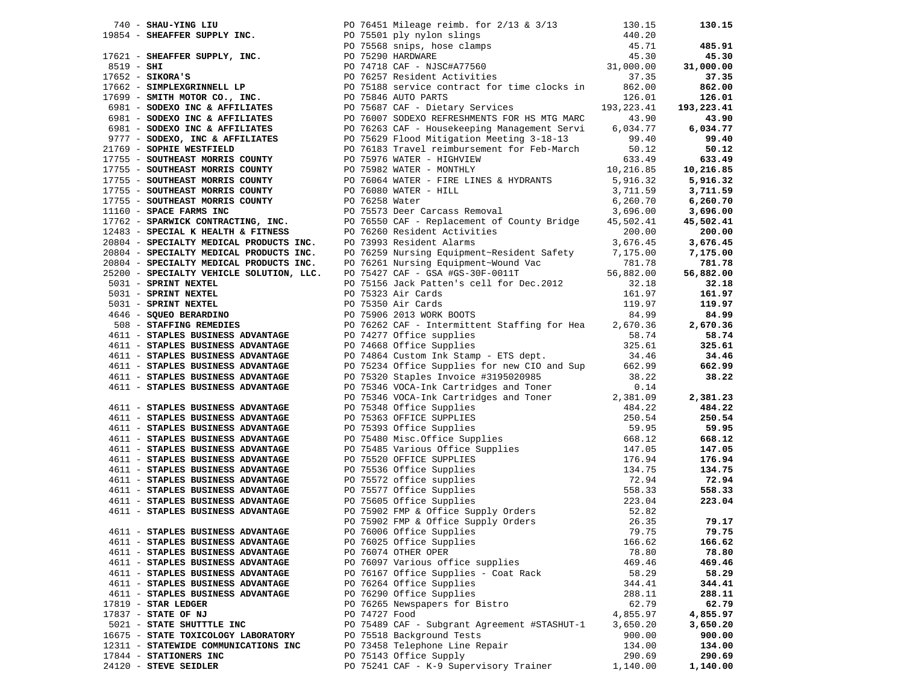| Vendor | Description | Amount | Total |
|---|---|---|---|
| 740 - **SHAU-YING LIU** | PO 76451 Mileage reimb. for 2/13 & 3/13 | 130.15 | **130.15** |
| 19854 - **SHEAFFER SUPPLY INC.** | PO 75501 ply nylon slings | 440.20 | |
| | PO 75568 snips, hose clamps | 45.71 | **485.91** |
| 17621 - **SHEAFFER SUPPLY, INC.** | PO 75290 HARDWARE | 45.30 | **45.30** |
| 8519 - **SHI** | PO 74718 CAF - NJSC#A77560 | 31,000.00 | **31,000.00** |
| 17652 - **SIKORA'S** | PO 76257 Resident Activities | 37.35 | **37.35** |
| 17662 - **SIMPLEXGRINNELL LP** | PO 75188 service contract for time clocks in | 862.00 | **862.00** |
| 17699 - **SMITH MOTOR CO., INC.** | PO 75846 AUTO PARTS | 126.01 | **126.01** |
| 6981 - **SODEXO INC & AFFILIATES** | PO 75687 CAF - Dietary Services | 193,223.41 | **193,223.41** |
| 6981 - **SODEXO INC & AFFILIATES** | PO 76007 SODEXO REFRESHMENTS FOR HS MTG MARC | 43.90 | **43.90** |
| 6981 - **SODEXO INC & AFFILIATES** | PO 76263 CAF - Housekeeping Management Servi | 6,034.77 | **6,034.77** |
| 9777 - **SODEXO, INC & AFFILIATES** | PO 75629 Flood Mitigation Meeting 3-18-13 | 99.40 | **99.40** |
| 21769 - **SOPHIE WESTFIELD** | PO 76183 Travel reimbursement for Feb-March | 50.12 | **50.12** |
| 17755 - **SOUTHEAST MORRIS COUNTY** | PO 75976 WATER - HIGHVIEW | 633.49 | **633.49** |
| 17755 - **SOUTHEAST MORRIS COUNTY** | PO 75982 WATER - MONTHLY | 10,216.85 | **10,216.85** |
| 17755 - **SOUTHEAST MORRIS COUNTY** | PO 76064 WATER - FIRE LINES & HYDRANTS | 5,916.32 | **5,916.32** |
| 17755 - **SOUTHEAST MORRIS COUNTY** | PO 76080 WATER - HILL | 3,711.59 | **3,711.59** |
| 17755 - **SOUTHEAST MORRIS COUNTY** | PO 76258 Water | 6,260.70 | **6,260.70** |
| 11160 - **SPACE FARMS INC** | PO 75573 Deer Carcass Removal | 3,696.00 | **3,696.00** |
| 17762 - **SPARWICK CONTRACTING, INC.** | PO 76550 CAF - Replacement of County Bridge | 45,502.41 | **45,502.41** |
| 12483 - **SPECIAL K HEALTH & FITNESS** | PO 76260 Resident Activities | 200.00 | **200.00** |
| 20804 - **SPECIALTY MEDICAL PRODUCTS INC.** | PO 73993 Resident Alarms | 3,676.45 | **3,676.45** |
| 20804 - **SPECIALTY MEDICAL PRODUCTS INC.** | PO 76259 Nursing Equipment~Resident Safety | 7,175.00 | **7,175.00** |
| 20804 - **SPECIALTY MEDICAL PRODUCTS INC.** | PO 76261 Nursing Equipment~Wound Vac | 781.78 | **781.78** |
| 25200 - **SPECIALTY VEHICLE SOLUTION, LLC.** | PO 75427 CAF - GSA #GS-30F-0011T | 56,882.00 | **56,882.00** |
| 5031 - **SPRINT NEXTEL** | PO 75156 Jack Patten's cell for Dec.2012 | 32.18 | **32.18** |
| 5031 - **SPRINT NEXTEL** | PO 75323 Air Cards | 161.97 | **161.97** |
| 5031 - **SPRINT NEXTEL** | PO 75350 Air Cards | 119.97 | **119.97** |
| 4646 - **SQUEO BERARDINO** | PO 75906 2013 WORK BOOTS | 84.99 | **84.99** |
| 508 - **STAFFING REMEDIES** | PO 76262 CAF - Intermittent Staffing for Hea | 2,670.36 | **2,670.36** |
| 4611 - **STAPLES BUSINESS ADVANTAGE** | PO 74277 Office supplies | 58.74 | **58.74** |
| 4611 - **STAPLES BUSINESS ADVANTAGE** | PO 74668 Office Supplies | 325.61 | **325.61** |
| 4611 - **STAPLES BUSINESS ADVANTAGE** | PO 74864 Custom Ink Stamp - ETS dept. | 34.46 | **34.46** |
| 4611 - **STAPLES BUSINESS ADVANTAGE** | PO 75234 Office Supplies for new CIO and Sup | 662.99 | **662.99** |
| 4611 - **STAPLES BUSINESS ADVANTAGE** | PO 75320 Staples Invoice #3195020985 | 38.22 | **38.22** |
| 4611 - **STAPLES BUSINESS ADVANTAGE** | PO 75346 VOCA-Ink Cartridges and Toner | 0.14 | |
| | PO 75346 VOCA-Ink Cartridges and Toner | 2,381.09 | **2,381.23** |
| 4611 - **STAPLES BUSINESS ADVANTAGE** | PO 75348 Office Supplies | 484.22 | **484.22** |
| 4611 - **STAPLES BUSINESS ADVANTAGE** | PO 75363 OFFICE SUPPLIES | 250.54 | **250.54** |
| 4611 - **STAPLES BUSINESS ADVANTAGE** | PO 75393 Office Supplies | 59.95 | **59.95** |
| 4611 - **STAPLES BUSINESS ADVANTAGE** | PO 75480 Misc.Office Supplies | 668.12 | **668.12** |
| 4611 - **STAPLES BUSINESS ADVANTAGE** | PO 75485 Various Office Supplies | 147.05 | **147.05** |
| 4611 - **STAPLES BUSINESS ADVANTAGE** | PO 75520 OFFICE SUPPLIES | 176.94 | **176.94** |
| 4611 - **STAPLES BUSINESS ADVANTAGE** | PO 75536 Office Supplies | 134.75 | **134.75** |
| 4611 - **STAPLES BUSINESS ADVANTAGE** | PO 75572 office supplies | 72.94 | **72.94** |
| 4611 - **STAPLES BUSINESS ADVANTAGE** | PO 75577 Office Supplies | 558.33 | **558.33** |
| 4611 - **STAPLES BUSINESS ADVANTAGE** | PO 75605 Office Supplies | 223.04 | **223.04** |
| 4611 - **STAPLES BUSINESS ADVANTAGE** | PO 75902 FMP & Office Supply Orders | 52.82 | |
| | PO 75902 FMP & Office Supply Orders | 26.35 | **79.17** |
| 4611 - **STAPLES BUSINESS ADVANTAGE** | PO 76006 Office Supplies | 79.75 | **79.75** |
| 4611 - **STAPLES BUSINESS ADVANTAGE** | PO 76025 Office Supplies | 166.62 | **166.62** |
| 4611 - **STAPLES BUSINESS ADVANTAGE** | PO 76074 OTHER OPER | 78.80 | **78.80** |
| 4611 - **STAPLES BUSINESS ADVANTAGE** | PO 76097 Various office supplies | 469.46 | **469.46** |
| 4611 - **STAPLES BUSINESS ADVANTAGE** | PO 76167 Office Supplies - Coat Rack | 58.29 | **58.29** |
| 4611 - **STAPLES BUSINESS ADVANTAGE** | PO 76264 Office Supplies | 344.41 | **344.41** |
| 4611 - **STAPLES BUSINESS ADVANTAGE** | PO 76290 Office Supplies | 288.11 | **288.11** |
| 17819 - **STAR LEDGER** | PO 76265 Newspapers for Bistro | 62.79 | **62.79** |
| 17837 - **STATE OF NJ** | PO 74727 Food | 4,855.97 | **4,855.97** |
| 5021 - **STATE SHUTTTLE INC** | PO 75489 CAF - Subgrant Agreement #STASHUT-1 | 3,650.20 | **3,650.20** |
| 16675 - **STATE TOXICOLOGY LABORATORY** | PO 75518 Background Tests | 900.00 | **900.00** |
| 12311 - **STATEWIDE COMMUNICATIONS INC** | PO 73458 Telephone Line Repair | 134.00 | **134.00** |
| 17844 - **STATIONERS INC** | PO 75143 Office Supply | 290.69 | **290.69** |
| 24120 - **STEVE SEIDLER** | PO 75241 CAF - K-9 Supervisory Trainer | 1,140.00 | **1,140.00** |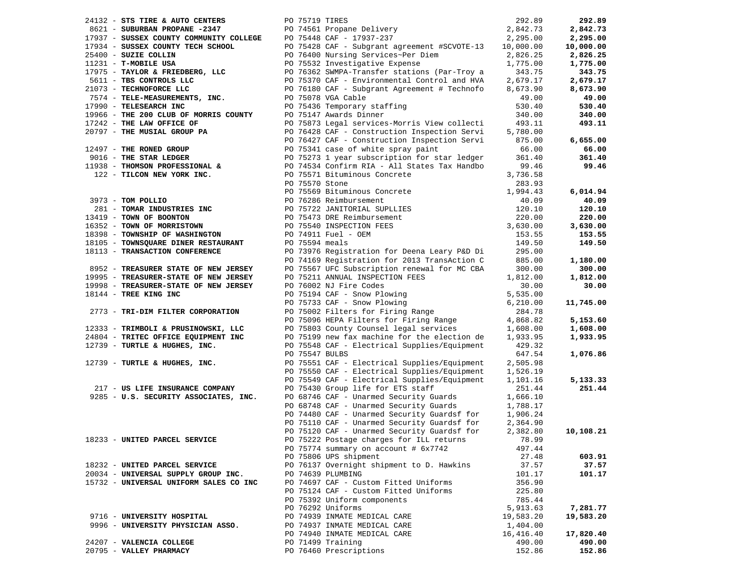| Vendor | PO / Description | Amount | Total |
|---|---|---|---|
| 24132 - **STS TIRE & AUTO CENTERS** | PO 75719 TIRES | 292.89 | **292.89** |
| 8621 - **SUBURBAN PROPANE -2347** | PO 74561 Propane Delivery | 2,842.73 | **2,842.73** |
| 17937 - **SUSSEX COUNTY COMMUNITY COLLEGE** | PO 75448 CAF - 17937-237 | 2,295.00 | **2,295.00** |
| 17934 - **SUSSEX COUNTY TECH SCHOOL** | PO 75428 CAF - Subgrant agreement #SCVOTE-13 | 10,000.00 | **10,000.00** |
| 25400 - **SUZIE COLLIN** | PO 76400 Nursing Services~Per Diem | 2,826.25 | **2,826.25** |
| 11231 - **T-MOBILE USA** | PO 75532 Investigative Expense | 1,775.00 | **1,775.00** |
| 17975 - **TAYLOR & FRIEDBERG, LLC** | PO 76362 SWMPA-Transfer stations (Par-Troy a | 343.75 | **343.75** |
| 5611 - **TBS CONTROLS LLC** | PO 75370 CAF - Environmental Control and HVA | 2,679.17 | **2,679.17** |
| 21073 - **TECHNOFORCE LLC** | PO 76180 CAF - Subgrant Agreement # Technofo | 8,673.90 | **8,673.90** |
| 7574 - **TELE-MEASUREMENTS, INC.** | PO 75078 VGA Cable | 49.00 | **49.00** |
| 17990 - **TELESEARCH INC** | PO 75436 Temporary staffing | 530.40 | **530.40** |
| 19966 - **THE 200 CLUB OF MORRIS COUNTY** | PO 75147 Awards Dinner | 340.00 | **340.00** |
| 17242 - **THE LAW OFFICE OF** | PO 75873 Legal services-Morris View collecti | 493.11 | **493.11** |
| 20797 - **THE MUSIAL GROUP PA** | PO 76428 CAF - Construction Inspection Servi | 5,780.00 | |
| | PO 76427 CAF - Construction Inspection Servi | 875.00 | **6,655.00** |
| 12497 - **THE RONED GROUP** | PO 75341 case of white spray paint | 66.00 | **66.00** |
| 9016 - **THE STAR LEDGER** | PO 75273 1 year subscription for star ledger | 361.40 | **361.40** |
| 11938 - **THOMSON PROFESSIONAL &** | PO 74534 Confirm RIA - All States Tax Handbo | 99.46 | **99.46** |
| 122 - **TILCON NEW YORK INC.** | PO 75571 Bituminous Concrete | 3,736.58 | |
| | PO 75570 Stone | 283.93 | |
| | PO 75569 Bituminous Concrete | 1,994.43 | **6,014.94** |
| 3973 - **TOM POLLIO** | PO 76286 Reimbursement | 40.09 | **40.09** |
| 281 - **TOMAR INDUSTRIES INC** | PO 75722 JANITORIAL SUPLLIES | 120.10 | **120.10** |
| 13419 - **TOWN OF BOONTON** | PO 75473 DRE Reimbursement | 220.00 | **220.00** |
| 16352 - **TOWN OF MORRISTOWN** | PO 75540 INSPECTION FEES | 3,630.00 | **3,630.00** |
| 18398 - **TOWNSHIP OF WASHINGTON** | PO 74911 Fuel - OEM | 153.55 | **153.55** |
| 18105 - **TOWNSQUARE DINER RESTAURANT** | PO 75594 meals | 149.50 | **149.50** |
| 18113 - **TRANSACTION CONFERENCE** | PO 73976 Registration for Deena Leary P&D Di | 295.00 | |
| | PO 74169 Registration for 2013 TransAction C | 885.00 | **1,180.00** |
| 8952 - **TREASURER STATE OF NEW JERSEY** | PO 75567 UFC Subscription renewal for MC CBA | 300.00 | **300.00** |
| 19995 - **TREASURER-STATE OF NEW JERSEY** | PO 75211 ANNUAL INSPECTION FEES | 1,812.00 | **1,812.00** |
| 19998 - **TREASURER-STATE OF NEW JERSEY** | PO 76002 NJ Fire Codes | 30.00 | **30.00** |
| 18144 - **TREE KING INC** | PO 75194 CAF - Snow Plowing | 5,535.00 | |
| | PO 75733 CAF - Snow Plowing | 6,210.00 | **11,745.00** |
| 2773 - **TRI-DIM FILTER CORPORATION** | PO 75002 Filters for Firing Range | 284.78 | |
| | PO 75096 HEPA Filters for Firing Range | 4,868.82 | **5,153.60** |
| 12333 - **TRIMBOLI & PRUSINOWSKI, LLC** | PO 75803 County Counsel legal services | 1,608.00 | **1,608.00** |
| 24804 - **TRITEC OFFICE EQUIPMENT INC** | PO 75199 new fax machine for the election de | 1,933.95 | **1,933.95** |
| 12739 - **TURTLE & HUGHES, INC.** | PO 75548 CAF - Electrical Supplies/Equipment | 429.32 | |
| | PO 75547 BULBS | 647.54 | **1,076.86** |
| 12739 - **TURTLE & HUGHES, INC.** | PO 75551 CAF - Electrical Supplies/Equipment | 2,505.98 | |
| | PO 75550 CAF - Electrical Supplies/Equipment | 1,526.19 | |
| | PO 75549 CAF - Electrical Supplies/Equipment | 1,101.16 | **5,133.33** |
| 217 - **US LIFE INSURANCE COMPANY** | PO 75430 Group life for ETS staff | 251.44 | **251.44** |
| 9285 - **U.S. SECURITY ASSOCIATES, INC.** | PO 68746 CAF - Unarmed Security Guards | 1,666.10 | |
| | PO 68748 CAF - Unarmed Security Guards | 1,788.17 | |
| | PO 74480 CAF - Unarmed Security Guardsf for | 1,906.24 | |
| | PO 75110 CAF - Unarmed Security Guardsf for | 2,364.90 | |
| | PO 75120 CAF - Unarmed Security Guardsf for | 2,382.80 | **10,108.21** |
| 18233 - **UNITED PARCEL SERVICE** | PO 75222 Postage charges for ILL returns | 78.99 | |
| | PO 75774 summary on account # 6x7742 | 497.44 | |
| | PO 75806 UPS shipment | 27.48 | **603.91** |
| 18232 - **UNITED PARCEL SERVICE** | PO 76137 Overnight shipment to D. Hawkins | 37.57 | **37.57** |
| 20034 - **UNIVERSAL SUPPLY GROUP INC.** | PO 74639 PLUMBING | 101.17 | **101.17** |
| 15732 - **UNIVERSAL UNIFORM SALES CO INC** | PO 74697 CAF - Custom Fitted Uniforms | 356.90 | |
| | PO 75124 CAF - Custom Fitted Uniforms | 225.80 | |
| | PO 75392 Uniform components | 785.44 | |
| | PO 76292 Uniforms | 5,913.63 | **7,281.77** |
| 9716 - **UNIVERSITY HOSPITAL** | PO 74939 INMATE MEDICAL CARE | 19,583.20 | **19,583.20** |
| 9996 - **UNIVERSITY PHYSICIAN ASSO.** | PO 74937 INMATE MEDICAL CARE | 1,404.00 | |
| | PO 74940 INMATE MEDICAL CARE | 16,416.40 | **17,820.40** |
| 24207 - **VALENCIA COLLEGE** | PO 71499 Training | 490.00 | **490.00** |
| 20795 - **VALLEY PHARMACY** | PO 76460 Prescriptions | 152.86 | **152.86** |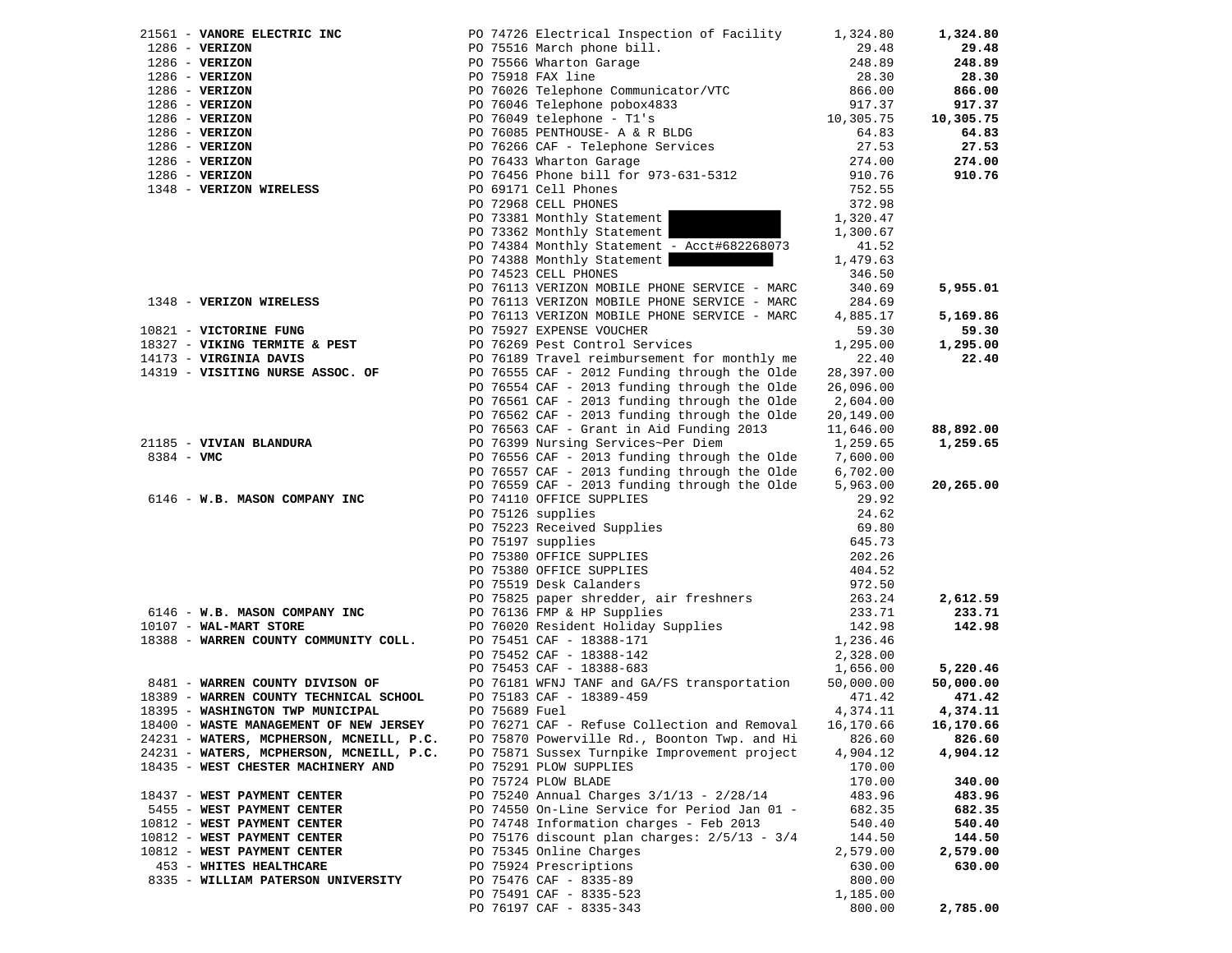| Vendor | PO / Description | Amount | Total |
|---|---|---|---|
| 21561 - **VANORE ELECTRIC INC** | PO 74726 Electrical Inspection of Facility | 1,324.80 | **1,324.80** |
| 1286 - **VERIZON** | PO 75516 March phone bill. | 29.48 | **29.48** |
| 1286 - **VERIZON** | PO 75566 Wharton Garage | 248.89 | **248.89** |
| 1286 - **VERIZON** | PO 75918 FAX line | 28.30 | **28.30** |
| 1286 - **VERIZON** | PO 76026 Telephone Communicator/VTC | 866.00 | **866.00** |
| 1286 - **VERIZON** | PO 76046 Telephone pobox4833 | 917.37 | **917.37** |
| 1286 - **VERIZON** | PO 76049 telephone - T1's | 10,305.75 | **10,305.75** |
| 1286 - **VERIZON** | PO 76085 PENTHOUSE- A & R BLDG | 64.83 | **64.83** |
| 1286 - **VERIZON** | PO 76266 CAF - Telephone Services | 27.53 | **27.53** |
| 1286 - **VERIZON** | PO 76433 Wharton Garage | 274.00 | **274.00** |
| 1286 - **VERIZON** | PO 76456 Phone bill for 973-631-5312 | 910.76 | **910.76** |
| 1348 - **VERIZON WIRELESS** | PO 69171 Cell Phones | 752.55 | |
| | PO 72968 CELL PHONES | 372.98 | |
| | PO 73381 Monthly Statement | 1,320.47 | |
| | PO 73362 Monthly Statement | 1,300.67 | |
| | PO 74384 Monthly Statement - Acct#682268073 | 41.52 | |
| | PO 74388 Monthly Statement | 1,479.63 | |
| | PO 74523 CELL PHONES | 346.50 | |
| | PO 76113 VERIZON MOBILE PHONE SERVICE - MARC | 340.69 | **5,955.01** |
| 1348 - **VERIZON WIRELESS** | PO 76113 VERIZON MOBILE PHONE SERVICE - MARC | 284.69 | |
| | PO 76113 VERIZON MOBILE PHONE SERVICE - MARC | 4,885.17 | **5,169.86** |
| 10821 - **VICTORINE FUNG** | PO 75927 EXPENSE VOUCHER | 59.30 | **59.30** |
| 18327 - **VIKING TERMITE & PEST** | PO 76269 Pest Control Services | 1,295.00 | **1,295.00** |
| 14173 - **VIRGINIA DAVIS** | PO 76189 Travel reimbursement for monthly me | 22.40 | **22.40** |
| 14319 - **VISITING NURSE ASSOC. OF** | PO 76555 CAF - 2012 Funding through the Olde | 28,397.00 | |
| | PO 76554 CAF - 2013 funding through the Olde | 26,096.00 | |
| | PO 76561 CAF - 2013 funding through the Olde | 2,604.00 | |
| | PO 76562 CAF - 2013 funding through the Olde | 20,149.00 | |
| | PO 76563 CAF - Grant in Aid Funding 2013 | 11,646.00 | **88,892.00** |
| 21185 - **VIVIAN BLANDURA** | PO 76399 Nursing Services~Per Diem | 1,259.65 | **1,259.65** |
| 8384 - **VMC** | PO 76556 CAF - 2013 funding through the Olde | 7,600.00 | |
| | PO 76557 CAF - 2013 funding through the Olde | 6,702.00 | |
| | PO 76559 CAF - 2013 funding through the Olde | 5,963.00 | **20,265.00** |
| 6146 - **W.B. MASON COMPANY INC** | PO 74110 OFFICE SUPPLIES | 29.92 | |
| | PO 75126 supplies | 24.62 | |
| | PO 75223 Received Supplies | 69.80 | |
| | PO 75197 supplies | 645.73 | |
| | PO 75380 OFFICE SUPPLIES | 202.26 | |
| | PO 75380 OFFICE SUPPLIES | 404.52 | |
| | PO 75519 Desk Calanders | 972.50 | |
| | PO 75825 paper shredder, air freshners | 263.24 | **2,612.59** |
| 6146 - **W.B. MASON COMPANY INC** | PO 76136 FMP & HP Supplies | 233.71 | **233.71** |
| 10107 - **WAL-MART STORE** | PO 76020 Resident Holiday Supplies | 142.98 | **142.98** |
| 18388 - **WARREN COUNTY COMMUNITY COLL.** | PO 75451 CAF - 18388-171 | 1,236.46 | |
| | PO 75452 CAF - 18388-142 | 2,328.00 | |
| | PO 75453 CAF - 18388-683 | 1,656.00 | **5,220.46** |
| 8481 - **WARREN COUNTY DIVISON OF** | PO 76181 WFNJ TANF and GA/FS transportation | 50,000.00 | **50,000.00** |
| 18389 - **WARREN COUNTY TECHNICAL SCHOOL** | PO 75183 CAF - 18389-459 | 471.42 | **471.42** |
| 18395 - **WASHINGTON TWP MUNICIPAL** | PO 75689 Fuel | 4,374.11 | **4,374.11** |
| 18400 - **WASTE MANAGEMENT OF NEW JERSEY** | PO 76271 CAF - Refuse Collection and Removal | 16,170.66 | **16,170.66** |
| 24231 - **WATERS, MCPHERSON, MCNEILL, P.C.** | PO 75870 Powerville Rd., Boonton Twp. and Hi | 826.60 | **826.60** |
| 24231 - **WATERS, MCPHERSON, MCNEILL, P.C.** | PO 75871 Sussex Turnpike Improvement project | 4,904.12 | **4,904.12** |
| 18435 - **WEST CHESTER MACHINERY AND** | PO 75291 PLOW SUPPLIES | 170.00 | |
| | PO 75724 PLOW BLADE | 170.00 | **340.00** |
| 18437 - **WEST PAYMENT CENTER** | PO 75240 Annual Charges 3/1/13 - 2/28/14 | 483.96 | **483.96** |
| 5455 - **WEST PAYMENT CENTER** | PO 74550 On-Line Service for Period Jan 01 - | 682.35 | **682.35** |
| 10812 - **WEST PAYMENT CENTER** | PO 74748 Information charges - Feb 2013 | 540.40 | **540.40** |
| 10812 - **WEST PAYMENT CENTER** | PO 75176 discount plan charges: 2/5/13 - 3/4 | 144.50 | **144.50** |
| 10812 - **WEST PAYMENT CENTER** | PO 75345 Online Charges | 2,579.00 | **2,579.00** |
| 453 - **WHITES HEALTHCARE** | PO 75924 Prescriptions | 630.00 | **630.00** |
| 8335 - **WILLIAM PATERSON UNIVERSITY** | PO 75476 CAF - 8335-89 | 800.00 | |
| | PO 75491 CAF - 8335-523 | 1,185.00 | |
| | PO 76197 CAF - 8335-343 | 800.00 | **2,785.00** |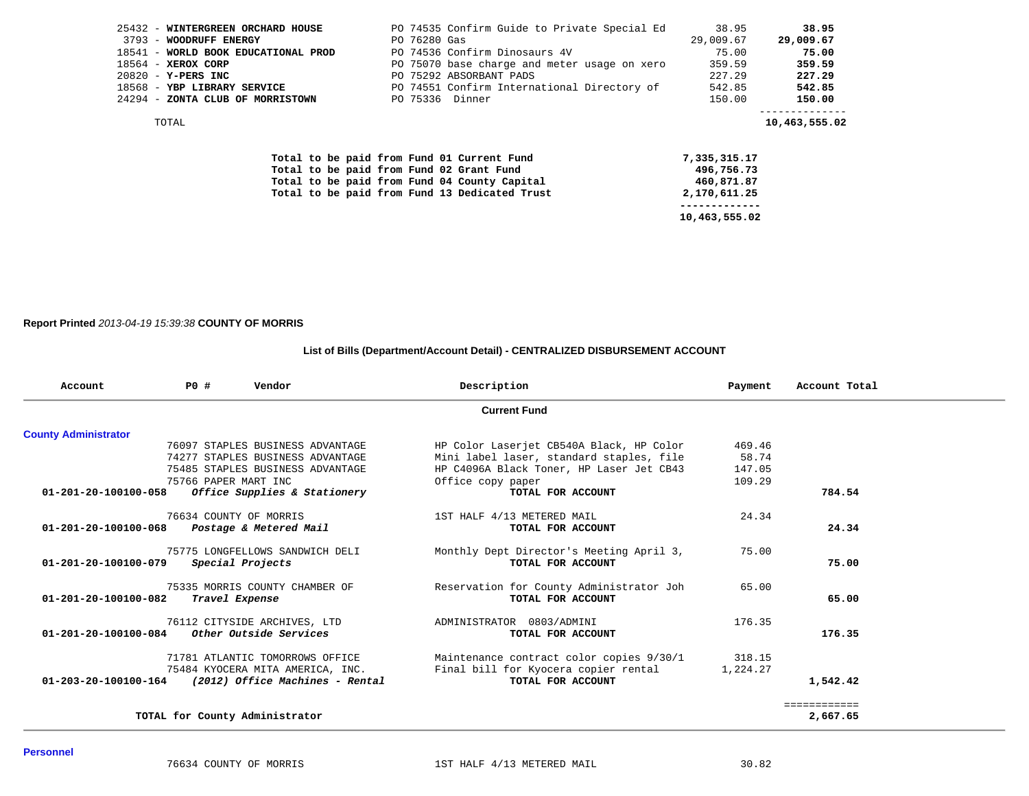| Vendor | Description | Payment | Total |
|---|---|---|---|
| 25432 - **WINTERGREEN ORCHARD HOUSE** | PO 74535 Confirm Guide to Private Special Ed | 38.95 | **38.95** |
| 3793 - **WOODRUFF ENERGY** | PO 76280 Gas | 29,009.67 | **29,009.67** |
| 18541 - **WORLD BOOK EDUCATIONAL PROD** | PO 74536 Confirm Dinosaurs 4V | 75.00 | **75.00** |
| 18564 - **XEROX CORP** | PO 75070 base charge and meter usage on xero | 359.59 | **359.59** |
| 20820 - **Y-PERS INC** | PO 75292 ABSORBANT PADS | 227.29 | **227.29** |
| 18568 - **YBP LIBRARY SERVICE** | PO 74551 Confirm International Directory of | 542.85 | **542.85** |
| 24294 - **ZONTA CLUB OF MORRISTOWN** | PO 75336 Dinner | 150.00 | **150.00** |
| TOTAL | | | **10,463,555.02** |

| | |
|---|---|
| **Total to be paid from Fund 01 Current Fund** | **7,335,315.17** |
| **Total to be paid from Fund 02 Grant Fund** | **496,756.73** |
| **Total to be paid from Fund 04 County Capital** | **460,871.87** |
| **Total to be paid from Fund 13 Dedicated Trust** | **2,170,611.25** |
| | **10,463,555.02** |

**Report Printed** *2013-04-19 15:39:38* **COUNTY OF MORRIS**

**List of Bills (Department/Account Detail) - CENTRALIZED DISBURSEMENT ACCOUNT**

| Account | PO # Vendor | Description | Payment | Account Total |
|---|---|---|---|---|
| | | **Current Fund** | | |
| **County Administrator** | | | | |
| | 76097 STAPLES BUSINESS ADVANTAGE | HP Color Laserjet CB540A Black, HP Color | 469.46 | |
| | 74277 STAPLES BUSINESS ADVANTAGE | Mini label laser, standard staples, file | 58.74 | |
| | 75485 STAPLES BUSINESS ADVANTAGE | HP C4096A Black Toner, HP Laser Jet CB43 | 147.05 | |
| | 75766 PAPER MART INC | Office copy paper | 109.29 | |
| **01-201-20-100100-058** | ***Office Supplies & Stationery*** | **TOTAL FOR ACCOUNT** | | **784.54** |
| | 76634 COUNTY OF MORRIS | 1ST HALF 4/13 METERED MAIL | 24.34 | |
| **01-201-20-100100-068** | ***Postage & Metered Mail*** | **TOTAL FOR ACCOUNT** | | **24.34** |
| | 75775 LONGFELLOWS SANDWICH DELI | Monthly Dept Director's Meeting April 3, | 75.00 | |
| **01-201-20-100100-079** | ***Special Projects*** | **TOTAL FOR ACCOUNT** | | **75.00** |
| | 75335 MORRIS COUNTY CHAMBER OF | Reservation for County Administrator Joh | 65.00 | |
| **01-201-20-100100-082** | ***Travel Expense*** | **TOTAL FOR ACCOUNT** | | **65.00** |
| | 76112 CITYSIDE ARCHIVES, LTD | ADMINISTRATOR 0803/ADMINI | 176.35 | |
| **01-201-20-100100-084** | ***Other Outside Services*** | **TOTAL FOR ACCOUNT** | | **176.35** |
| | 71781 ATLANTIC TOMORROWS OFFICE | Maintenance contract color copies 9/30/1 | 318.15 | |
| | 75484 KYOCERA MITA AMERICA, INC. | Final bill for Kyocera copier rental | 1,224.27 | |
| **01-203-20-100100-164** | ***(2012) Office Machines - Rental*** | **TOTAL FOR ACCOUNT** | | **1,542.42** |
| | **TOTAL for County Administrator** | | | **2,667.65** |
| **Personnel** | | | | |
| | 76634 COUNTY OF MORRIS | 1ST HALF 4/13 METERED MAIL | 30.82 | |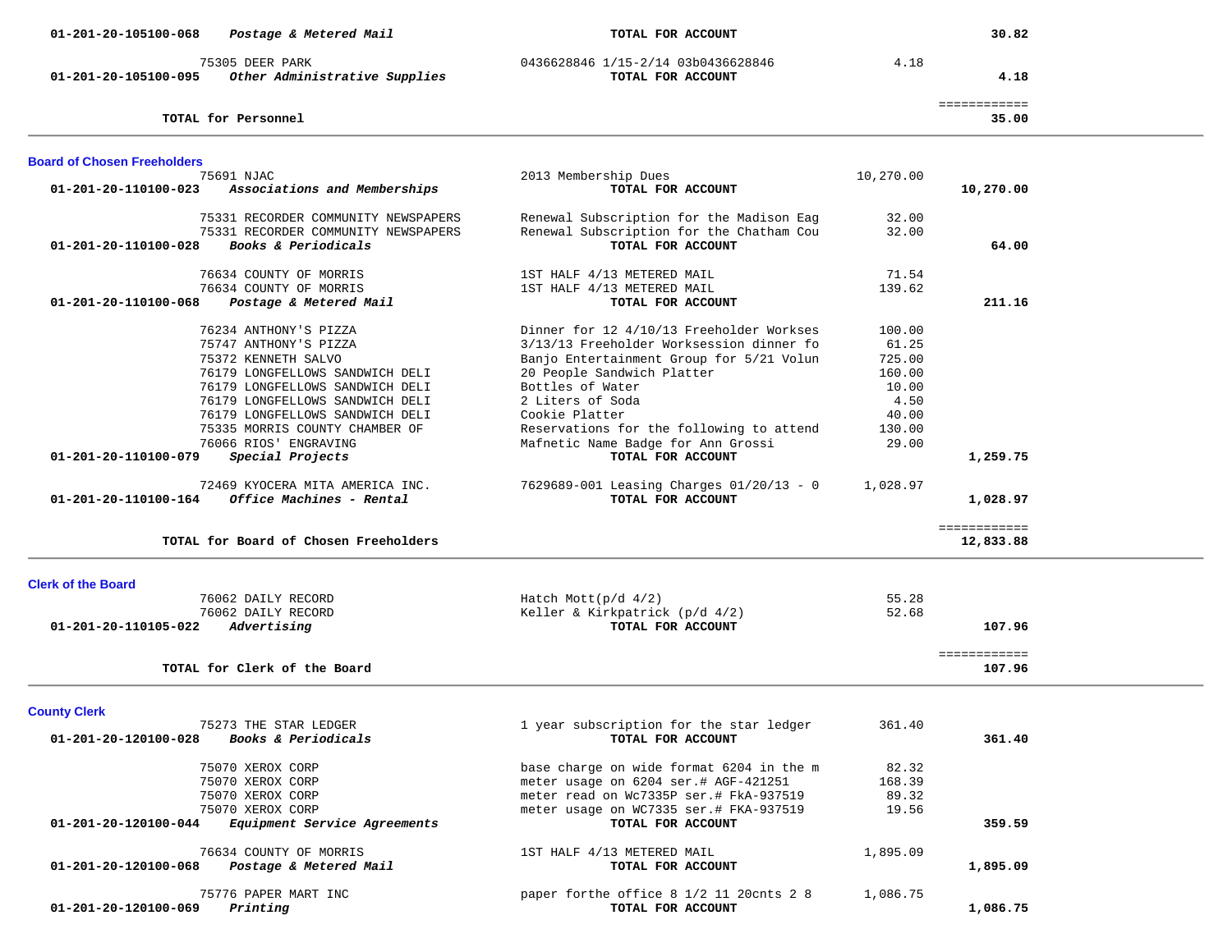| Account | Vendor / Description | Detail | Amount | Total |
|---|---|---|---|---|
| 01-201-20-105100-068 | *Postage & Metered Mail* | **TOTAL FOR ACCOUNT** | | **30.82** |
| | 75305 DEER PARK | 0436628846 1/15-2/14 03b0436628846 | 4.18 | |
| 01-201-20-105100-095 | *Other Administrative Supplies* | **TOTAL FOR ACCOUNT** | | **4.18** |
| | **TOTAL for Personnel** | | | **35.00** |

## Board of Chosen Freeholders

| Account | Vendor / Description | Detail | Amount | Total |
|---|---|---|---|---|
| | 75691 NJAC | 2013 Membership Dues | 10,270.00 | |
| 01-201-20-110100-023 | *Associations and Memberships* | **TOTAL FOR ACCOUNT** | | **10,270.00** |
| | 75331 RECORDER COMMUNITY NEWSPAPERS | Renewal Subscription for the Madison Eag | 32.00 | |
| | 75331 RECORDER COMMUNITY NEWSPAPERS | Renewal Subscription for the Chatham Cou | 32.00 | |
| 01-201-20-110100-028 | *Books & Periodicals* | **TOTAL FOR ACCOUNT** | | **64.00** |
| | 76634 COUNTY OF MORRIS | 1ST HALF 4/13 METERED MAIL | 71.54 | |
| | 76634 COUNTY OF MORRIS | 1ST HALF 4/13 METERED MAIL | 139.62 | |
| 01-201-20-110100-068 | *Postage & Metered Mail* | **TOTAL FOR ACCOUNT** | | **211.16** |
| | 76234 ANTHONY'S PIZZA | Dinner for 12 4/10/13 Freeholder Workses | 100.00 | |
| | 75747 ANTHONY'S PIZZA | 3/13/13 Freeholder Worksession dinner fo | 61.25 | |
| | 75372 KENNETH SALVO | Banjo Entertainment Group for 5/21 Volun | 725.00 | |
| | 76179 LONGFELLOWS SANDWICH DELI | 20 People Sandwich Platter | 160.00 | |
| | 76179 LONGFELLOWS SANDWICH DELI | Bottles of Water | 10.00 | |
| | 76179 LONGFELLOWS SANDWICH DELI | 2 Liters of Soda | 4.50 | |
| | 76179 LONGFELLOWS SANDWICH DELI | Cookie Platter | 40.00 | |
| | 75335 MORRIS COUNTY CHAMBER OF | Reservations for the following to attend | 130.00 | |
| | 76066 RIOS' ENGRAVING | Mafnetic Name Badge for Ann Grossi | 29.00 | |
| 01-201-20-110100-079 | *Special Projects* | **TOTAL FOR ACCOUNT** | | **1,259.75** |
| | 72469 KYOCERA MITA AMERICA INC. | 7629689-001 Leasing Charges 01/20/13 - 0 | 1,028.97 | |
| 01-201-20-110100-164 | *Office Machines - Rental* | **TOTAL FOR ACCOUNT** | | **1,028.97** |
| | **TOTAL for Board of Chosen Freeholders** | | | **12,833.88** |

## Clerk of the Board

| Account | Vendor / Description | Detail | Amount | Total |
|---|---|---|---|---|
| | 76062 DAILY RECORD | Hatch Mott(p/d 4/2) | 55.28 | |
| | 76062 DAILY RECORD | Keller & Kirkpatrick (p/d 4/2) | 52.68 | |
| 01-201-20-110105-022 | *Advertising* | **TOTAL FOR ACCOUNT** | | **107.96** |
| | **TOTAL for Clerk of the Board** | | | **107.96** |

## County Clerk

| Account | Vendor / Description | Detail | Amount | Total |
|---|---|---|---|---|
| | 75273 THE STAR LEDGER | 1 year subscription for the star ledger | 361.40 | |
| 01-201-20-120100-028 | *Books & Periodicals* | **TOTAL FOR ACCOUNT** | | **361.40** |
| | 75070 XEROX CORP | base charge on wide format 6204 in the m | 82.32 | |
| | 75070 XEROX CORP | meter usage on 6204 ser.# AGF-421251 | 168.39 | |
| | 75070 XEROX CORP | meter read on Wc7335P ser.# FkA-937519 | 89.32 | |
| | 75070 XEROX CORP | meter usage on WC7335 ser.# FKA-937519 | 19.56 | |
| 01-201-20-120100-044 | *Equipment Service Agreements* | **TOTAL FOR ACCOUNT** | | **359.59** |
| | 76634 COUNTY OF MORRIS | 1ST HALF 4/13 METERED MAIL | 1,895.09 | |
| 01-201-20-120100-068 | *Postage & Metered Mail* | **TOTAL FOR ACCOUNT** | | **1,895.09** |
| | 75776 PAPER MART INC | paper forthe office 8 1/2 11 20cnts 2 8 | 1,086.75 | |
| 01-201-20-120100-069 | *Printing* | **TOTAL FOR ACCOUNT** | | **1,086.75** |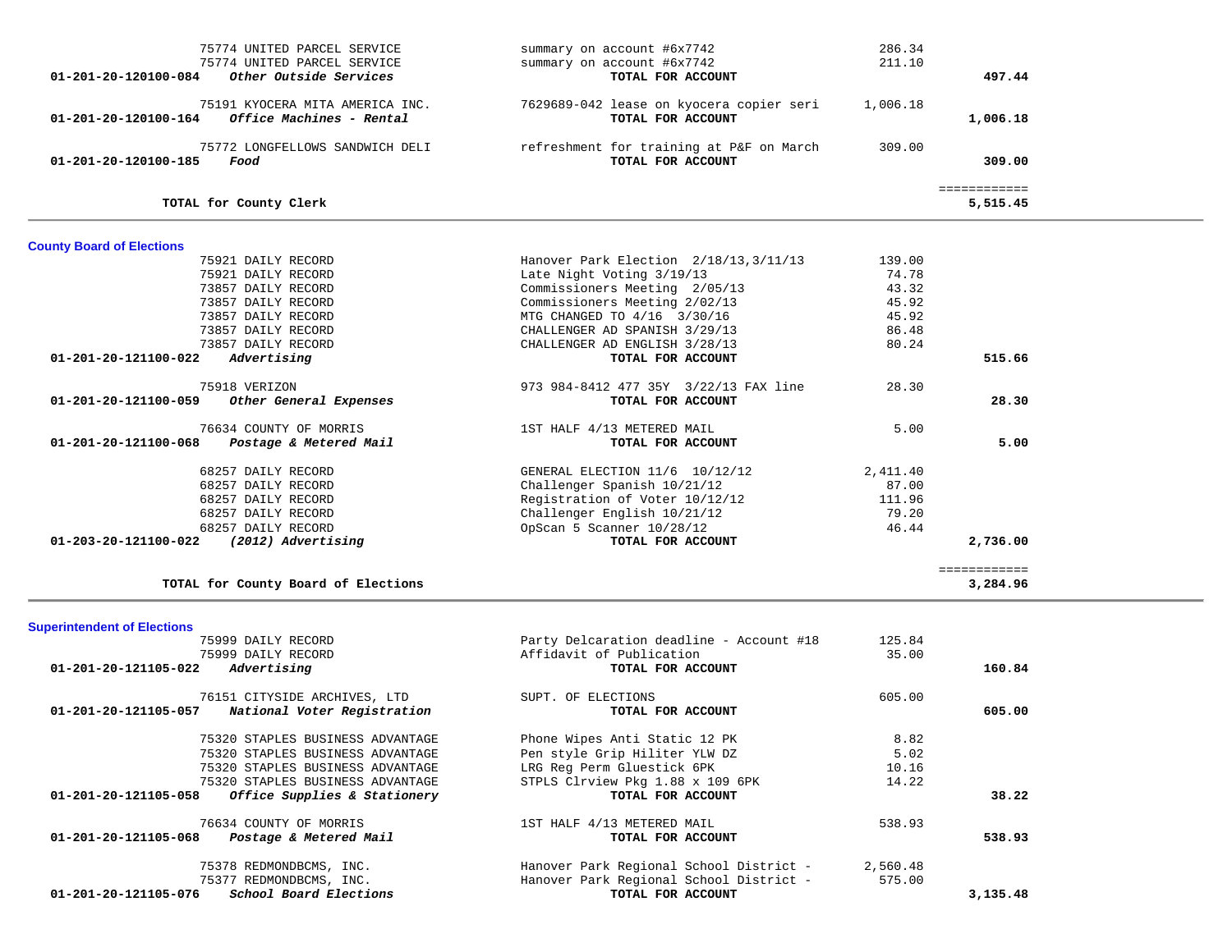| Account | Vendor | Description | Amount | Total |
|---|---|---|---|---|
| | 75774 UNITED PARCEL SERVICE | summary on account #6x7742 | 286.34 | |
| | 75774 UNITED PARCEL SERVICE | summary on account #6x7742 | 211.10 | |
| 01-201-20-120100-084 | *Other Outside Services* | **TOTAL FOR ACCOUNT** | | **497.44** |
| | 75191 KYOCERA MITA AMERICA INC. | 7629689-042 lease on kyocera copier seri | 1,006.18 | |
| 01-201-20-120100-164 | *Office Machines - Rental* | **TOTAL FOR ACCOUNT** | | **1,006.18** |
| | 75772 LONGFELLOWS SANDWICH DELI | refreshment for training at P&F on March | 309.00 | |
| 01-201-20-120100-185 | *Food* | **TOTAL FOR ACCOUNT** | | **309.00** |
| | | | | ============ |
| **TOTAL for County Clerk** | | | | **5,515.45** |

## County Board of Elections

| Account | Vendor | Description | Amount | Total |
|---|---|---|---|---|
| | 75921 DAILY RECORD | Hanover Park Election 2/18/13,3/11/13 | 139.00 | |
| | 75921 DAILY RECORD | Late Night Voting 3/19/13 | 74.78 | |
| | 73857 DAILY RECORD | Commissioners Meeting 2/05/13 | 43.32 | |
| | 73857 DAILY RECORD | Commissioners Meeting 2/02/13 | 45.92 | |
| | 73857 DAILY RECORD | MTG CHANGED TO 4/16 3/30/16 | 45.92 | |
| | 73857 DAILY RECORD | CHALLENGER AD SPANISH 3/29/13 | 86.48 | |
| | 73857 DAILY RECORD | CHALLENGER AD ENGLISH 3/28/13 | 80.24 | |
| 01-201-20-121100-022 | *Advertising* | **TOTAL FOR ACCOUNT** | | **515.66** |
| | 75918 VERIZON | 973 984-8412 477 35Y 3/22/13 FAX line | 28.30 | |
| 01-201-20-121100-059 | *Other General Expenses* | **TOTAL FOR ACCOUNT** | | **28.30** |
| | 76634 COUNTY OF MORRIS | 1ST HALF 4/13 METERED MAIL | 5.00 | |
| 01-201-20-121100-068 | *Postage & Metered Mail* | **TOTAL FOR ACCOUNT** | | **5.00** |
| | 68257 DAILY RECORD | GENERAL ELECTION 11/6 10/12/12 | 2,411.40 | |
| | 68257 DAILY RECORD | Challenger Spanish 10/21/12 | 87.00 | |
| | 68257 DAILY RECORD | Registration of Voter 10/12/12 | 111.96 | |
| | 68257 DAILY RECORD | Challenger English 10/21/12 | 79.20 | |
| | 68257 DAILY RECORD | OpScan 5 Scanner 10/28/12 | 46.44 | |
| 01-203-20-121100-022 | *(2012) Advertising* | **TOTAL FOR ACCOUNT** | | **2,736.00** |
| | | | | ============ |
| **TOTAL for County Board of Elections** | | | | **3,284.96** |

## Superintendent of Elections

| Account | Vendor | Description | Amount | Total |
|---|---|---|---|---|
| | 75999 DAILY RECORD | Party Delcaration deadline - Account #18 | 125.84 | |
| | 75999 DAILY RECORD | Affidavit of Publication | 35.00 | |
| 01-201-20-121105-022 | *Advertising* | **TOTAL FOR ACCOUNT** | | **160.84** |
| | 76151 CITYSIDE ARCHIVES, LTD | SUPT. OF ELECTIONS | 605.00 | |
| 01-201-20-121105-057 | *National Voter Registration* | **TOTAL FOR ACCOUNT** | | **605.00** |
| | 75320 STAPLES BUSINESS ADVANTAGE | Phone Wipes Anti Static 12 PK | 8.82 | |
| | 75320 STAPLES BUSINESS ADVANTAGE | Pen style Grip Hiliter YLW DZ | 5.02 | |
| | 75320 STAPLES BUSINESS ADVANTAGE | LRG Reg Perm Gluestick 6PK | 10.16 | |
| | 75320 STAPLES BUSINESS ADVANTAGE | STPLS Clrview Pkg 1.88 x 109 6PK | 14.22 | |
| 01-201-20-121105-058 | *Office Supplies & Stationery* | **TOTAL FOR ACCOUNT** | | **38.22** |
| | 76634 COUNTY OF MORRIS | 1ST HALF 4/13 METERED MAIL | 538.93 | |
| 01-201-20-121105-068 | *Postage & Metered Mail* | **TOTAL FOR ACCOUNT** | | **538.93** |
| | 75378 REDMONDBCMS, INC. | Hanover Park Regional School District - | 2,560.48 | |
| | 75377 REDMONDBCMS, INC. | Hanover Park Regional School District - | 575.00 | |
| 01-201-20-121105-076 | *School Board Elections* | **TOTAL FOR ACCOUNT** | | **3,135.48** |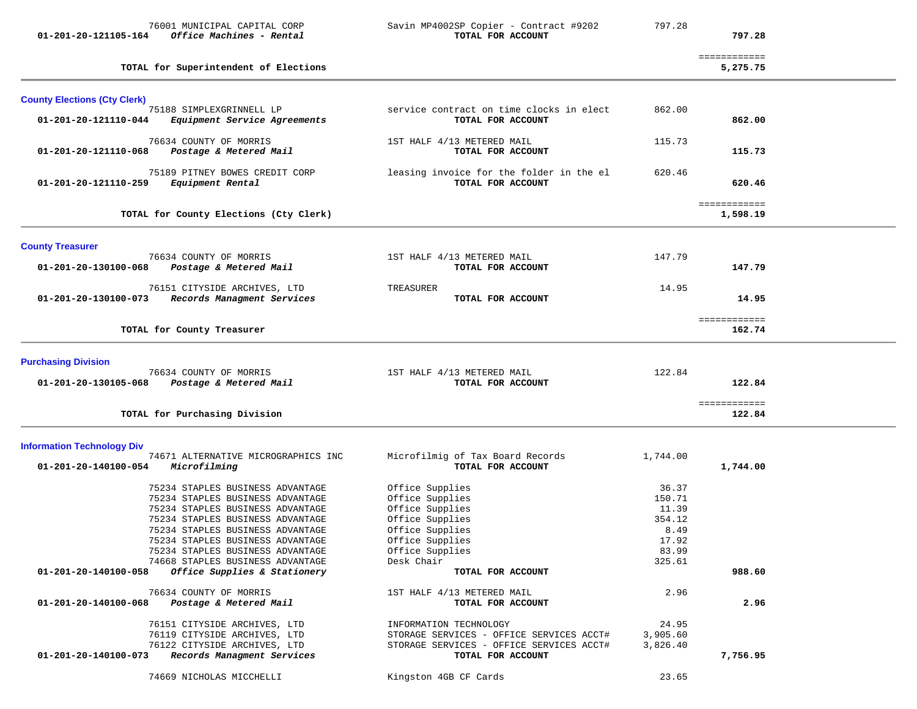| Account | Vendor / Description | Item Description | Amount | Total |
|---|---|---|---|---|
| | 76001 MUNICIPAL CAPITAL CORP | Savin MP4002SP Copier - Contract #9202 | 797.28 | |
| **01-201-20-121105-164** | ***Office Machines - Rental*** | **TOTAL FOR ACCOUNT** | | **797.28** |
| | **TOTAL for Superintendent of Elections** | | | ============ **5,275.75** |

**County Elections (Cty Clerk)**

| Account | Vendor / Description | Item Description | Amount | Total |
|---|---|---|---|---|
| | 75188 SIMPLEXGRINNELL LP | service contract on time clocks in elect | 862.00 | |
| **01-201-20-121110-044** | ***Equipment Service Agreements*** | **TOTAL FOR ACCOUNT** | | **862.00** |
| | 76634 COUNTY OF MORRIS | 1ST HALF 4/13 METERED MAIL | 115.73 | |
| **01-201-20-121110-068** | ***Postage & Metered Mail*** | **TOTAL FOR ACCOUNT** | | **115.73** |
| | 75189 PITNEY BOWES CREDIT CORP | leasing invoice for the folder in the el | 620.46 | |
| **01-201-20-121110-259** | ***Equipment Rental*** | **TOTAL FOR ACCOUNT** | | **620.46** |
| | **TOTAL for County Elections (Cty Clerk)** | | | ============ **1,598.19** |

**County Treasurer**

| Account | Vendor / Description | Item Description | Amount | Total |
|---|---|---|---|---|
| | 76634 COUNTY OF MORRIS | 1ST HALF 4/13 METERED MAIL | 147.79 | |
| **01-201-20-130100-068** | ***Postage & Metered Mail*** | **TOTAL FOR ACCOUNT** | | **147.79** |
| | 76151 CITYSIDE ARCHIVES, LTD | TREASURER | 14.95 | |
| **01-201-20-130100-073** | ***Records Managment Services*** | **TOTAL FOR ACCOUNT** | | **14.95** |
| | **TOTAL for County Treasurer** | | | ============ **162.74** |

**Purchasing Division**

| Account | Vendor / Description | Item Description | Amount | Total |
|---|---|---|---|---|
| | 76634 COUNTY OF MORRIS | 1ST HALF 4/13 METERED MAIL | 122.84 | |
| **01-201-20-130105-068** | ***Postage & Metered Mail*** | **TOTAL FOR ACCOUNT** | | **122.84** |
| | **TOTAL for Purchasing Division** | | | ============ **122.84** |

**Information Technology Div**

| Account | Vendor / Description | Item Description | Amount | Total |
|---|---|---|---|---|
| | 74671 ALTERNATIVE MICROGRAPHICS INC | Microfilmig of Tax Board Records | 1,744.00 | |
| **01-201-20-140100-054** | ***Microfilming*** | **TOTAL FOR ACCOUNT** | | **1,744.00** |
| | 75234 STAPLES BUSINESS ADVANTAGE | Office Supplies | 36.37 | |
| | 75234 STAPLES BUSINESS ADVANTAGE | Office Supplies | 150.71 | |
| | 75234 STAPLES BUSINESS ADVANTAGE | Office Supplies | 11.39 | |
| | 75234 STAPLES BUSINESS ADVANTAGE | Office Supplies | 354.12 | |
| | 75234 STAPLES BUSINESS ADVANTAGE | Office Supplies | 8.49 | |
| | 75234 STAPLES BUSINESS ADVANTAGE | Office Supplies | 17.92 | |
| | 75234 STAPLES BUSINESS ADVANTAGE | Office Supplies | 83.99 | |
| | 74668 STAPLES BUSINESS ADVANTAGE | Desk Chair | 325.61 | |
| **01-201-20-140100-058** | ***Office Supplies & Stationery*** | **TOTAL FOR ACCOUNT** | | **988.60** |
| | 76634 COUNTY OF MORRIS | 1ST HALF 4/13 METERED MAIL | 2.96 | |
| **01-201-20-140100-068** | ***Postage & Metered Mail*** | **TOTAL FOR ACCOUNT** | | **2.96** |
| | 76151 CITYSIDE ARCHIVES, LTD | INFORMATION TECHNOLOGY | 24.95 | |
| | 76119 CITYSIDE ARCHIVES, LTD | STORAGE SERVICES - OFFICE SERVICES ACCT# | 3,905.60 | |
| | 76122 CITYSIDE ARCHIVES, LTD | STORAGE SERVICES - OFFICE SERVICES ACCT# | 3,826.40 | |
| **01-201-20-140100-073** | ***Records Managment Services*** | **TOTAL FOR ACCOUNT** | | **7,756.95** |
| | 74669 NICHOLAS MICCHELLI | Kingston 4GB CF Cards | 23.65 | |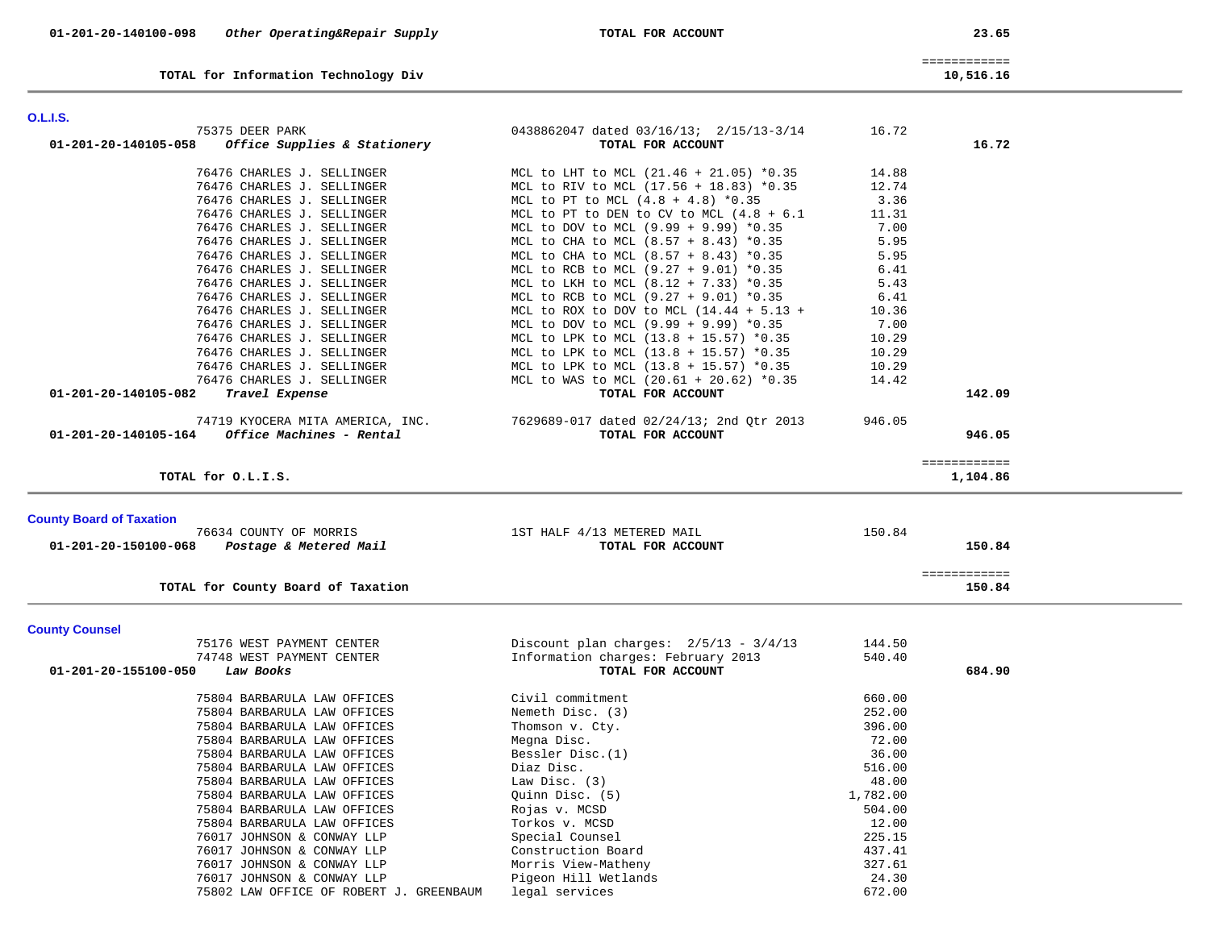| | | | | |
|---|---|---|---|---|
| **01-201-20-140100-098** | ***Other Operating&Repair Supply*** | **TOTAL FOR ACCOUNT** | | **23.65** |
| | | | | ============ |
| | **TOTAL for Information Technology Div** | | | **10,516.16** |

**O.L.I.S.**

| | | | | |
|---|---|---|---|---|
| | 75375 DEER PARK | 0438862047 dated 03/16/13; 2/15/13-3/14 | 16.72 | |
| **01-201-20-140105-058** | ***Office Supplies & Stationery*** | **TOTAL FOR ACCOUNT** | | **16.72** |
| | 76476 CHARLES J. SELLINGER | MCL to LHT to MCL (21.46 + 21.05) *0.35 | 14.88 | |
| | 76476 CHARLES J. SELLINGER | MCL to RIV to MCL (17.56 + 18.83) *0.35 | 12.74 | |
| | 76476 CHARLES J. SELLINGER | MCL to PT to MCL (4.8 + 4.8) *0.35 | 3.36 | |
| | 76476 CHARLES J. SELLINGER | MCL to PT to DEN to CV to MCL (4.8 + 6.1 | 11.31 | |
| | 76476 CHARLES J. SELLINGER | MCL to DOV to MCL (9.99 + 9.99) *0.35 | 7.00 | |
| | 76476 CHARLES J. SELLINGER | MCL to CHA to MCL (8.57 + 8.43) *0.35 | 5.95 | |
| | 76476 CHARLES J. SELLINGER | MCL to CHA to MCL (8.57 + 8.43) *0.35 | 5.95 | |
| | 76476 CHARLES J. SELLINGER | MCL to RCB to MCL (9.27 + 9.01) *0.35 | 6.41 | |
| | 76476 CHARLES J. SELLINGER | MCL to LKH to MCL (8.12 + 7.33) *0.35 | 5.43 | |
| | 76476 CHARLES J. SELLINGER | MCL to RCB to MCL (9.27 + 9.01) *0.35 | 6.41 | |
| | 76476 CHARLES J. SELLINGER | MCL to ROX to DOV to MCL (14.44 + 5.13 + | 10.36 | |
| | 76476 CHARLES J. SELLINGER | MCL to DOV to MCL (9.99 + 9.99) *0.35 | 7.00 | |
| | 76476 CHARLES J. SELLINGER | MCL to LPK to MCL (13.8 + 15.57) *0.35 | 10.29 | |
| | 76476 CHARLES J. SELLINGER | MCL to LPK to MCL (13.8 + 15.57) *0.35 | 10.29 | |
| | 76476 CHARLES J. SELLINGER | MCL to LPK to MCL (13.8 + 15.57) *0.35 | 10.29 | |
| | 76476 CHARLES J. SELLINGER | MCL to WAS to MCL (20.61 + 20.62) *0.35 | 14.42 | |
| **01-201-20-140105-082** | ***Travel Expense*** | **TOTAL FOR ACCOUNT** | | **142.09** |
| | 74719 KYOCERA MITA AMERICA, INC. | 7629689-017 dated 02/24/13; 2nd Qtr 2013 | 946.05 | |
| **01-201-20-140105-164** | ***Office Machines - Rental*** | **TOTAL FOR ACCOUNT** | | **946.05** |
| | | | | ============ |
| | **TOTAL for O.L.I.S.** | | | **1,104.86** |

**County Board of Taxation**

| | | | | |
|---|---|---|---|---|
| | 76634 COUNTY OF MORRIS | 1ST HALF 4/13 METERED MAIL | 150.84 | |
| **01-201-20-150100-068** | ***Postage & Metered Mail*** | **TOTAL FOR ACCOUNT** | | **150.84** |
| | | | | ============ |
| | **TOTAL for County Board of Taxation** | | | **150.84** |

**County Counsel**

| | | | | |
|---|---|---|---|---|
| | 75176 WEST PAYMENT CENTER | Discount plan charges: 2/5/13 - 3/4/13 | 144.50 | |
| | 74748 WEST PAYMENT CENTER | Information charges: February 2013 | 540.40 | |
| **01-201-20-155100-050** | ***Law Books*** | **TOTAL FOR ACCOUNT** | | **684.90** |
| | 75804 BARBARULA LAW OFFICES | Civil commitment | 660.00 | |
| | 75804 BARBARULA LAW OFFICES | Nemeth Disc. (3) | 252.00 | |
| | 75804 BARBARULA LAW OFFICES | Thomson v. Cty. | 396.00 | |
| | 75804 BARBARULA LAW OFFICES | Megna Disc. | 72.00 | |
| | 75804 BARBARULA LAW OFFICES | Bessler Disc.(1) | 36.00 | |
| | 75804 BARBARULA LAW OFFICES | Diaz Disc. | 516.00 | |
| | 75804 BARBARULA LAW OFFICES | Law Disc. (3) | 48.00 | |
| | 75804 BARBARULA LAW OFFICES | Quinn Disc. (5) | 1,782.00 | |
| | 75804 BARBARULA LAW OFFICES | Rojas v. MCSD | 504.00 | |
| | 75804 BARBARULA LAW OFFICES | Torkos v. MCSD | 12.00 | |
| | 76017 JOHNSON & CONWAY LLP | Special Counsel | 225.15 | |
| | 76017 JOHNSON & CONWAY LLP | Construction Board | 437.41 | |
| | 76017 JOHNSON & CONWAY LLP | Morris View-Matheny | 327.61 | |
| | 76017 JOHNSON & CONWAY LLP | Pigeon Hill Wetlands | 24.30 | |
| | 75802 LAW OFFICE OF ROBERT J. GREENBAUM | legal services | 672.00 | |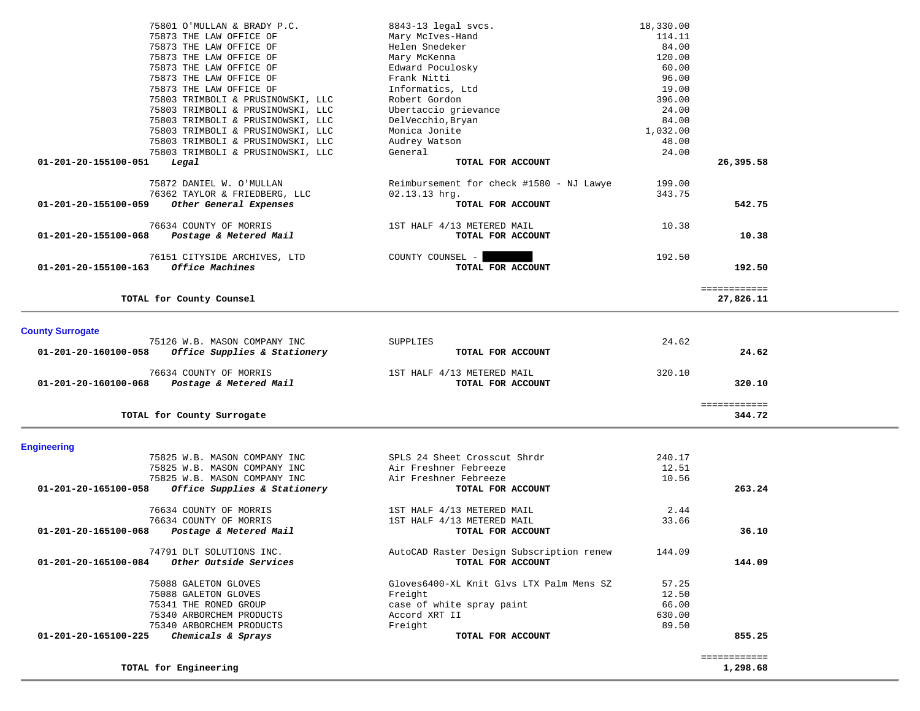| | | | | |
|---|---|---|---|---|
| | 75801 O'MULLAN & BRADY P.C. | 8843-13 legal svcs. | 18,330.00 | |
| | 75873 THE LAW OFFICE OF | Mary McIves-Hand | 114.11 | |
| | 75873 THE LAW OFFICE OF | Helen Snedeker | 84.00 | |
| | 75873 THE LAW OFFICE OF | Mary McKenna | 120.00 | |
| | 75873 THE LAW OFFICE OF | Edward Poculosky | 60.00 | |
| | 75873 THE LAW OFFICE OF | Frank Nitti | 96.00 | |
| | 75873 THE LAW OFFICE OF | Informatics, Ltd | 19.00 | |
| | 75803 TRIMBOLI & PRUSINOWSKI, LLC | Robert Gordon | 396.00 | |
| | 75803 TRIMBOLI & PRUSINOWSKI, LLC | Ubertaccio grievance | 24.00 | |
| | 75803 TRIMBOLI & PRUSINOWSKI, LLC | DelVecchio,Bryan | 84.00 | |
| | 75803 TRIMBOLI & PRUSINOWSKI, LLC | Monica Jonite | 1,032.00 | |
| | 75803 TRIMBOLI & PRUSINOWSKI, LLC | Audrey Watson | 48.00 | |
| | 75803 TRIMBOLI & PRUSINOWSKI, LLC | General | 24.00 | |
| **01-201-20-155100-051** | ***Legal*** | **TOTAL FOR ACCOUNT** | | **26,395.58** |
| | 75872 DANIEL W. O'MULLAN | Reimbursement for check #1580 - NJ Lawye | 199.00 | |
| | 76362 TAYLOR & FRIEDBERG, LLC | 02.13.13 hrg. | 343.75 | |
| **01-201-20-155100-059** | ***Other General Expenses*** | **TOTAL FOR ACCOUNT** | | **542.75** |
| | 76634 COUNTY OF MORRIS | 1ST HALF 4/13 METERED MAIL | 10.38 | |
| **01-201-20-155100-068** | ***Postage & Metered Mail*** | **TOTAL FOR ACCOUNT** | | **10.38** |
| | 76151 CITYSIDE ARCHIVES, LTD | COUNTY COUNSEL - [REDACTED] | 192.50 | |
| **01-201-20-155100-163** | ***Office Machines*** | **TOTAL FOR ACCOUNT** | | **192.50** |
| | | | | ============ |
| | **TOTAL for County Counsel** | | | **27,826.11** |

**County Surrogate**

| | | | | |
|---|---|---|---|---|
| | 75126 W.B. MASON COMPANY INC | SUPPLIES | 24.62 | |
| **01-201-20-160100-058** | ***Office Supplies & Stationery*** | **TOTAL FOR ACCOUNT** | | **24.62** |
| | 76634 COUNTY OF MORRIS | 1ST HALF 4/13 METERED MAIL | 320.10 | |
| **01-201-20-160100-068** | ***Postage & Metered Mail*** | **TOTAL FOR ACCOUNT** | | **320.10** |
| | | | | ============ |
| | **TOTAL for County Surrogate** | | | **344.72** |

**Engineering**

| | | | | |
|---|---|---|---|---|
| | 75825 W.B. MASON COMPANY INC | SPLS 24 Sheet Crosscut Shrdr | 240.17 | |
| | 75825 W.B. MASON COMPANY INC | Air Freshner Febreeze | 12.51 | |
| | 75825 W.B. MASON COMPANY INC | Air Freshner Febreeze | 10.56 | |
| **01-201-20-165100-058** | ***Office Supplies & Stationery*** | **TOTAL FOR ACCOUNT** | | **263.24** |
| | 76634 COUNTY OF MORRIS | 1ST HALF 4/13 METERED MAIL | 2.44 | |
| | 76634 COUNTY OF MORRIS | 1ST HALF 4/13 METERED MAIL | 33.66 | |
| **01-201-20-165100-068** | ***Postage & Metered Mail*** | **TOTAL FOR ACCOUNT** | | **36.10** |
| | 74791 DLT SOLUTIONS INC. | AutoCAD Raster Design Subscription renew | 144.09 | |
| **01-201-20-165100-084** | ***Other Outside Services*** | **TOTAL FOR ACCOUNT** | | **144.09** |
| | 75088 GALETON GLOVES | Gloves6400-XL Knit Glvs LTX Palm Mens SZ | 57.25 | |
| | 75088 GALETON GLOVES | Freight | 12.50 | |
| | 75341 THE RONED GROUP | case of white spray paint | 66.00 | |
| | 75340 ARBORCHEM PRODUCTS | Accord XRT II | 630.00 | |
| | 75340 ARBORCHEM PRODUCTS | Freight | 89.50 | |
| **01-201-20-165100-225** | ***Chemicals & Sprays*** | **TOTAL FOR ACCOUNT** | | **855.25** |
| | | | | ============ |
| | **TOTAL for Engineering** | | | **1,298.68** |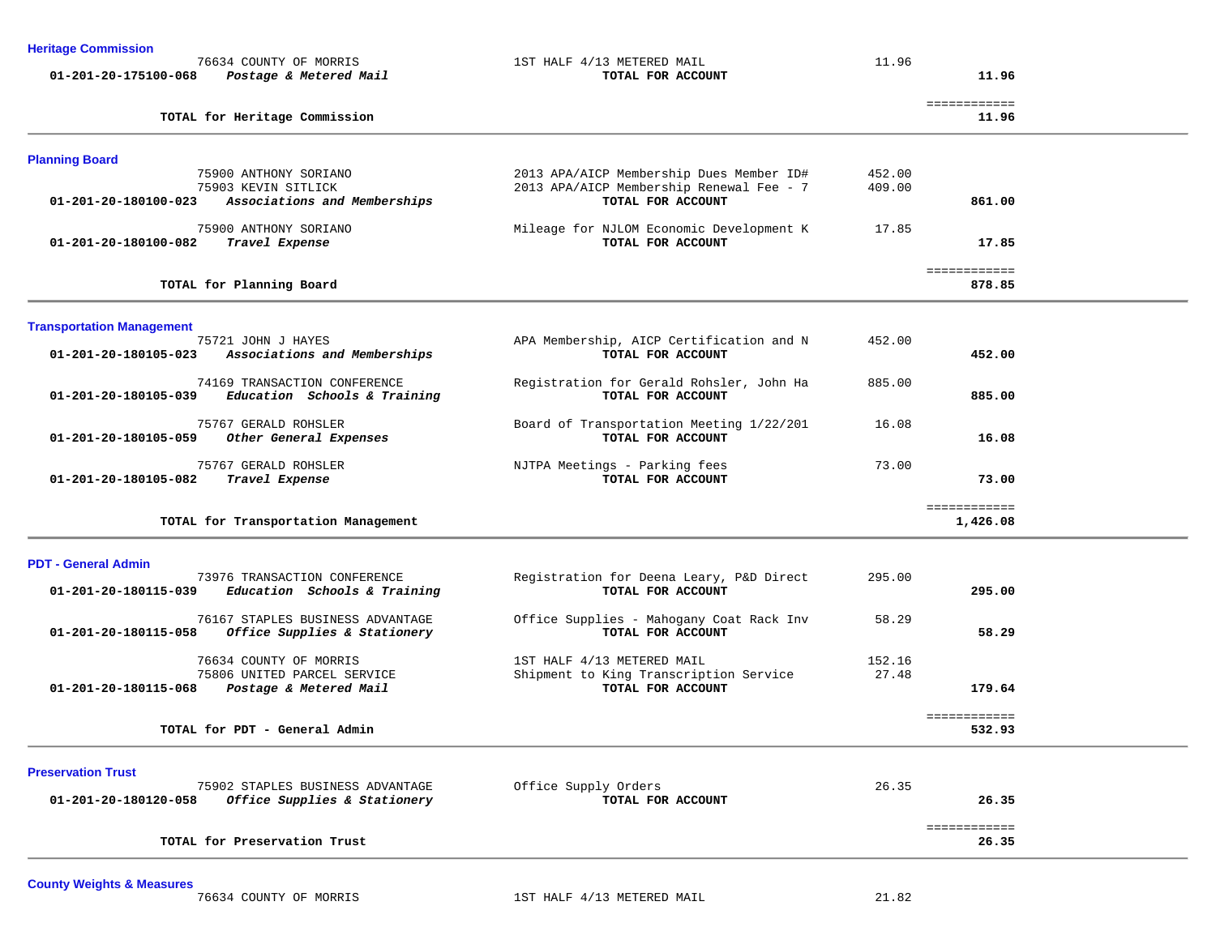### Heritage Commission

| Account | Description | Vendor / Item | Amount | Total |
|---|---|---|---|---|
| | | 76634 COUNTY OF MORRIS — 1ST HALF 4/13 METERED MAIL | 11.96 | |
| 01-201-20-175100-068 | *Postage & Metered Mail* | **TOTAL FOR ACCOUNT** | | **11.96** |
| | | | | ============ |
| | **TOTAL for Heritage Commission** | | | **11.96** |

### Planning Board

| Account | Description | Vendor / Item | Amount | Total |
|---|---|---|---|---|
| | | 75900 ANTHONY SORIANO — 2013 APA/AICP Membership Dues Member ID# | 452.00 | |
| | | 75903 KEVIN SITLICK — 2013 APA/AICP Membership Renewal Fee - 7 | 409.00 | |
| 01-201-20-180100-023 | *Associations and Memberships* | **TOTAL FOR ACCOUNT** | | **861.00** |
| | | 75900 ANTHONY SORIANO — Mileage for NJLOM Economic Development K | 17.85 | |
| 01-201-20-180100-082 | *Travel Expense* | **TOTAL FOR ACCOUNT** | | **17.85** |
| | | | | ============ |
| | **TOTAL for Planning Board** | | | **878.85** |

### Transportation Management

| Account | Description | Vendor / Item | Amount | Total |
|---|---|---|---|---|
| | | 75721 JOHN J HAYES — APA Membership, AICP Certification and N | 452.00 | |
| 01-201-20-180105-023 | *Associations and Memberships* | **TOTAL FOR ACCOUNT** | | **452.00** |
| | | 74169 TRANSACTION CONFERENCE — Registration for Gerald Rohsler, John Ha | 885.00 | |
| 01-201-20-180105-039 | *Education Schools & Training* | **TOTAL FOR ACCOUNT** | | **885.00** |
| | | 75767 GERALD ROHSLER — Board of Transportation Meeting 1/22/201 | 16.08 | |
| 01-201-20-180105-059 | *Other General Expenses* | **TOTAL FOR ACCOUNT** | | **16.08** |
| | | 75767 GERALD ROHSLER — NJTPA Meetings - Parking fees | 73.00 | |
| 01-201-20-180105-082 | *Travel Expense* | **TOTAL FOR ACCOUNT** | | **73.00** |
| | | | | ============ |
| | **TOTAL for Transportation Management** | | | **1,426.08** |

### PDT - General Admin

| Account | Description | Vendor / Item | Amount | Total |
|---|---|---|---|---|
| | | 73976 TRANSACTION CONFERENCE — Registration for Deena Leary, P&D Direct | 295.00 | |
| 01-201-20-180115-039 | *Education Schools & Training* | **TOTAL FOR ACCOUNT** | | **295.00** |
| | | 76167 STAPLES BUSINESS ADVANTAGE — Office Supplies - Mahogany Coat Rack Inv | 58.29 | |
| 01-201-20-180115-058 | *Office Supplies & Stationery* | **TOTAL FOR ACCOUNT** | | **58.29** |
| | | 76634 COUNTY OF MORRIS — 1ST HALF 4/13 METERED MAIL | 152.16 | |
| | | 75806 UNITED PARCEL SERVICE — Shipment to King Transcription Service | 27.48 | |
| 01-201-20-180115-068 | *Postage & Metered Mail* | **TOTAL FOR ACCOUNT** | | **179.64** |
| | | | | ============ |
| | **TOTAL for PDT - General Admin** | | | **532.93** |

### Preservation Trust

| Account | Description | Vendor / Item | Amount | Total |
|---|---|---|---|---|
| | | 75902 STAPLES BUSINESS ADVANTAGE — Office Supply Orders | 26.35 | |
| 01-201-20-180120-058 | *Office Supplies & Stationery* | **TOTAL FOR ACCOUNT** | | **26.35** |
| | | | | ============ |
| | **TOTAL for Preservation Trust** | | | **26.35** |

### County Weights & Measures

| Account | Description | Vendor / Item | Amount | Total |
|---|---|---|---|---|
| | | 76634 COUNTY OF MORRIS — 1ST HALF 4/13 METERED MAIL | 21.82 | |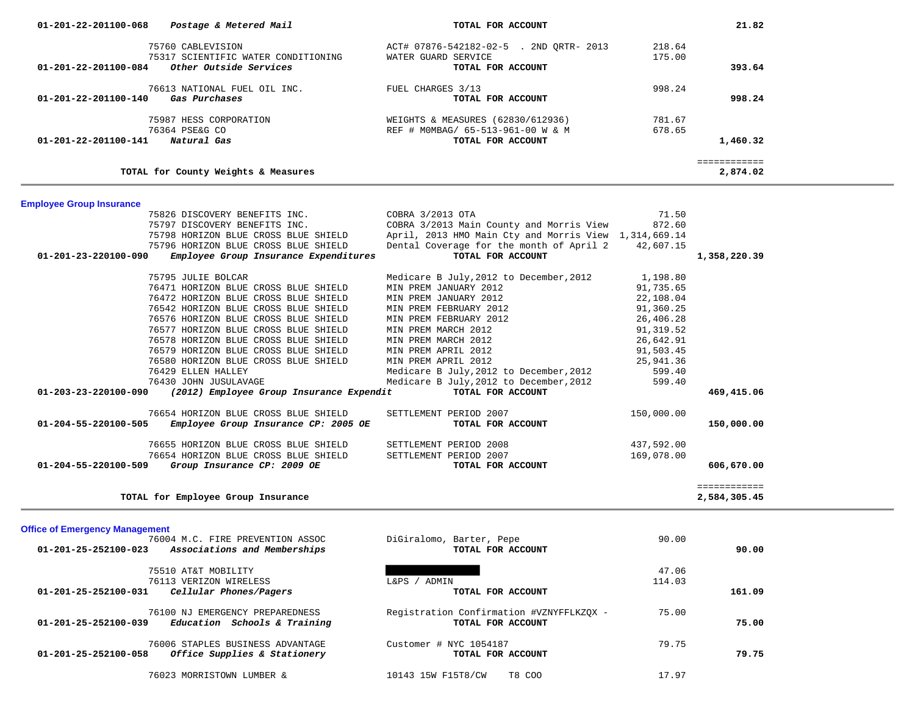| Account | Vendor / Description | Detail | Amount | Total |
|---|---|---|---|---|
| 01-201-22-201100-068 | *Postage & Metered Mail* | **TOTAL FOR ACCOUNT** | | **21.82** |
| | 75760 CABLEVISION | ACT# 07876-542182-02-5 . 2ND QRTR- 2013 | 218.64 | |
| | 75317 SCIENTIFIC WATER CONDITIONING | WATER GUARD SERVICE | 175.00 | |
| 01-201-22-201100-084 | *Other Outside Services* | **TOTAL FOR ACCOUNT** | | **393.64** |
| | 76613 NATIONAL FUEL OIL INC. | FUEL CHARGES 3/13 | 998.24 | |
| 01-201-22-201100-140 | *Gas Purchases* | **TOTAL FOR ACCOUNT** | | **998.24** |
| | 75987 HESS CORPORATION | WEIGHTS & MEASURES (62830/612936) | 781.67 | |
| | 76364 PSE&G CO | REF # MOMBAG/ 65-513-961-00 W & M | 678.65 | |
| 01-201-22-201100-141 | *Natural Gas* | **TOTAL FOR ACCOUNT** | | **1,460.32** |
| | **TOTAL for County Weights & Measures** | | | ============ **2,874.02** |

**Employee Group Insurance**

| Account | Vendor / Description | Detail | Amount | Total |
|---|---|---|---|---|
| | 75826 DISCOVERY BENEFITS INC. | COBRA 3/2013 OTA | 71.50 | |
| | 75797 DISCOVERY BENEFITS INC. | COBRA 3/2013 Main County and Morris View | 872.60 | |
| | 75798 HORIZON BLUE CROSS BLUE SHIELD | April, 2013 HMO Main Cty and Morris View | 1,314,669.14 | |
| | 75796 HORIZON BLUE CROSS BLUE SHIELD | Dental Coverage for the month of April 2 | 42,607.15 | |
| 01-201-23-220100-090 | *Employee Group Insurance Expenditures* | **TOTAL FOR ACCOUNT** | | **1,358,220.39** |
| | 75795 JULIE BOLCAR | Medicare B July,2012 to December,2012 | 1,198.80 | |
| | 76471 HORIZON BLUE CROSS BLUE SHIELD | MIN PREM JANUARY 2012 | 91,735.65 | |
| | 76472 HORIZON BLUE CROSS BLUE SHIELD | MIN PREM JANUARY 2012 | 22,108.04 | |
| | 76542 HORIZON BLUE CROSS BLUE SHIELD | MIN PREM FEBRUARY 2012 | 91,360.25 | |
| | 76576 HORIZON BLUE CROSS BLUE SHIELD | MIN PREM FEBRUARY 2012 | 26,406.28 | |
| | 76577 HORIZON BLUE CROSS BLUE SHIELD | MIN PREM MARCH 2012 | 91,319.52 | |
| | 76578 HORIZON BLUE CROSS BLUE SHIELD | MIN PREM MARCH 2012 | 26,642.91 | |
| | 76579 HORIZON BLUE CROSS BLUE SHIELD | MIN PREM APRIL 2012 | 91,503.45 | |
| | 76580 HORIZON BLUE CROSS BLUE SHIELD | MIN PREM APRIL 2012 | 25,941.36 | |
| | 76429 ELLEN HALLEY | Medicare B July,2012 to December,2012 | 599.40 | |
| | 76430 JOHN JUSULAVAGE | Medicare B July,2012 to December,2012 | 599.40 | |
| 01-203-23-220100-090 | *(2012) Employee Group Insurance Expendit* | **TOTAL FOR ACCOUNT** | | **469,415.06** |
| | 76654 HORIZON BLUE CROSS BLUE SHIELD | SETTLEMENT PERIOD 2007 | 150,000.00 | |
| 01-204-55-220100-505 | *Employee Group Insurance CP: 2005 OE* | **TOTAL FOR ACCOUNT** | | **150,000.00** |
| | 76655 HORIZON BLUE CROSS BLUE SHIELD | SETTLEMENT PERIOD 2008 | 437,592.00 | |
| | 76654 HORIZON BLUE CROSS BLUE SHIELD | SETTLEMENT PERIOD 2007 | 169,078.00 | |
| 01-204-55-220100-509 | *Group Insurance CP: 2009 OE* | **TOTAL FOR ACCOUNT** | | **606,670.00** |
| | **TOTAL for Employee Group Insurance** | | | ============ **2,584,305.45** |

**Office of Emergency Management**

| Account | Vendor / Description | Detail | Amount | Total |
|---|---|---|---|---|
| | 76004 M.C. FIRE PREVENTION ASSOC | DiGiralomo, Barter, Pepe | 90.00 | |
| 01-201-25-252100-023 | *Associations and Memberships* | **TOTAL FOR ACCOUNT** | | **90.00** |
| | 75510 AT&T MOBILITY | | 47.06 | |
| | 76113 VERIZON WIRELESS | L&PS / ADMIN | 114.03 | |
| 01-201-25-252100-031 | *Cellular Phones/Pagers* | **TOTAL FOR ACCOUNT** | | **161.09** |
| | 76100 NJ EMERGENCY PREPAREDNESS | Registration Confirmation #VZNYFFLKZQX - | 75.00 | |
| 01-201-25-252100-039 | *Education Schools & Training* | **TOTAL FOR ACCOUNT** | | **75.00** |
| | 76006 STAPLES BUSINESS ADVANTAGE | Customer # NYC 1054187 | 79.75 | |
| 01-201-25-252100-058 | *Office Supplies & Stationery* | **TOTAL FOR ACCOUNT** | | **79.75** |
| | 76023 MORRISTOWN LUMBER & | 10143 15W F15T8/CW T8 COO | 17.97 | |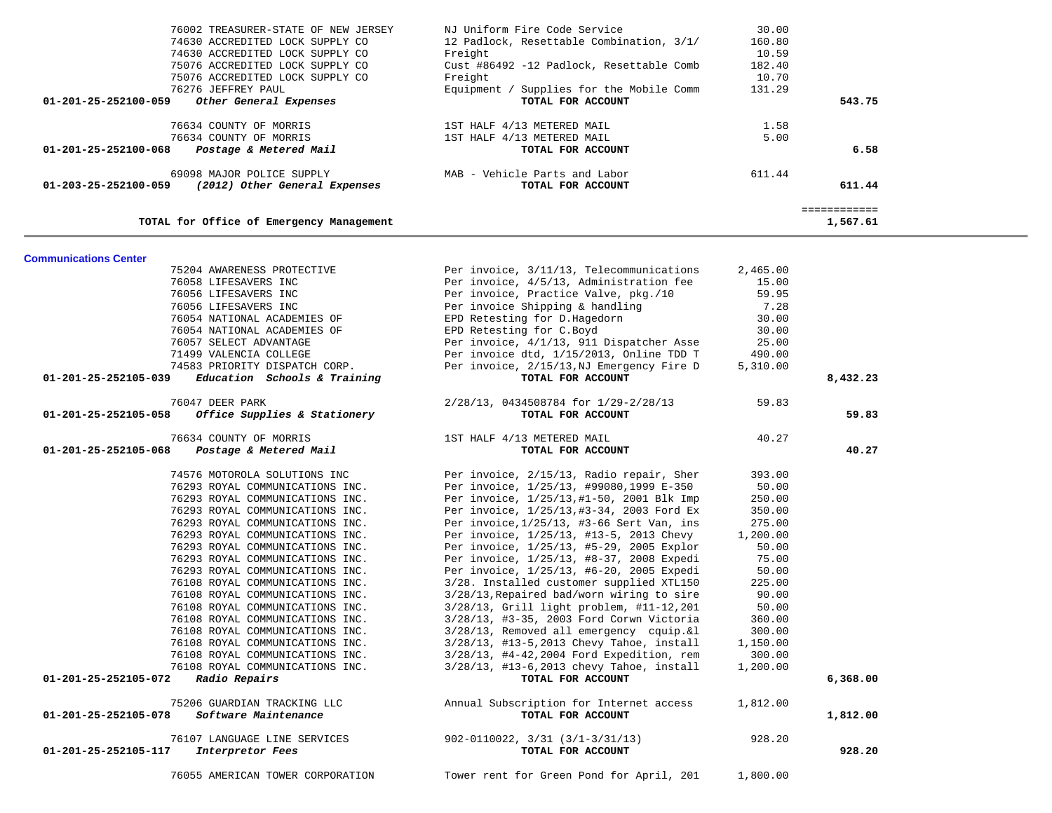| Account | Vendor / Account Name | Description | Amount | Account Total |
|---|---|---|---|---|
| | 76002 TREASURER-STATE OF NEW JERSEY | NJ Uniform Fire Code Service | 30.00 | |
| | 74630 ACCREDITED LOCK SUPPLY CO | 12 Padlock, Resettable Combination, 3/1/ | 160.80 | |
| | 74630 ACCREDITED LOCK SUPPLY CO | Freight | 10.59 | |
| | 75076 ACCREDITED LOCK SUPPLY CO | Cust #86492 -12 Padlock, Resettable Comb | 182.40 | |
| | 75076 ACCREDITED LOCK SUPPLY CO | Freight | 10.70 | |
| | 76276 JEFFREY PAUL | Equipment / Supplies for the Mobile Comm | 131.29 | |
| **01-201-25-252100-059** | ***Other General Expenses*** | **TOTAL FOR ACCOUNT** | | **543.75** |
| | 76634 COUNTY OF MORRIS | 1ST HALF 4/13 METERED MAIL | 1.58 | |
| | 76634 COUNTY OF MORRIS | 1ST HALF 4/13 METERED MAIL | 5.00 | |
| **01-201-25-252100-068** | ***Postage & Metered Mail*** | **TOTAL FOR ACCOUNT** | | **6.58** |
| | 69098 MAJOR POLICE SUPPLY | MAB - Vehicle Parts and Labor | 611.44 | |
| **01-203-25-252100-059** | ***(2012) Other General Expenses*** | **TOTAL FOR ACCOUNT** | | **611.44** |
| | | | | ============ |
| | **TOTAL for Office of Emergency Management** | | | **1,567.61** |

**Communications Center**

| Account | Vendor / Account Name | Description | Amount | Account Total |
|---|---|---|---|---|
| | 75204 AWARENESS PROTECTIVE | Per invoice, 3/11/13, Telecommunications | 2,465.00 | |
| | 76058 LIFESAVERS INC | Per invoice, 4/5/13, Administration fee | 15.00 | |
| | 76056 LIFESAVERS INC | Per invoice, Practice Valve, pkg./10 | 59.95 | |
| | 76056 LIFESAVERS INC | Per invoice Shipping & handling | 7.28 | |
| | 76054 NATIONAL ACADEMIES OF | EPD Retesting for D.Hagedorn | 30.00 | |
| | 76054 NATIONAL ACADEMIES OF | EPD Retesting for C.Boyd | 30.00 | |
| | 76057 SELECT ADVANTAGE | Per invoice, 4/1/13, 911 Dispatcher Asse | 25.00 | |
| | 71499 VALENCIA COLLEGE | Per invoice dtd, 1/15/2013, Online TDD T | 490.00 | |
| | 74583 PRIORITY DISPATCH CORP. | Per invoice, 2/15/13,NJ Emergency Fire D | 5,310.00 | |
| **01-201-25-252105-039** | ***Education Schools & Training*** | **TOTAL FOR ACCOUNT** | | **8,432.23** |
| | 76047 DEER PARK | 2/28/13, 0434508784 for 1/29-2/28/13 | 59.83 | |
| **01-201-25-252105-058** | ***Office Supplies & Stationery*** | **TOTAL FOR ACCOUNT** | | **59.83** |
| | 76634 COUNTY OF MORRIS | 1ST HALF 4/13 METERED MAIL | 40.27 | |
| **01-201-25-252105-068** | ***Postage & Metered Mail*** | **TOTAL FOR ACCOUNT** | | **40.27** |
| | 74576 MOTOROLA SOLUTIONS INC | Per invoice, 2/15/13, Radio repair, Sher | 393.00 | |
| | 76293 ROYAL COMMUNICATIONS INC. | Per invoice, 1/25/13, #99080,1999 E-350 | 50.00 | |
| | 76293 ROYAL COMMUNICATIONS INC. | Per invoice, 1/25/13,#1-50, 2001 Blk Imp | 250.00 | |
| | 76293 ROYAL COMMUNICATIONS INC. | Per invoice, 1/25/13,#3-34, 2003 Ford Ex | 350.00 | |
| | 76293 ROYAL COMMUNICATIONS INC. | Per invoice,1/25/13, #3-66 Sert Van, ins | 275.00 | |
| | 76293 ROYAL COMMUNICATIONS INC. | Per invoice, 1/25/13, #13-5, 2013 Chevy | 1,200.00 | |
| | 76293 ROYAL COMMUNICATIONS INC. | Per invoice, 1/25/13, #5-29, 2005 Explor | 50.00 | |
| | 76293 ROYAL COMMUNICATIONS INC. | Per invoice, 1/25/13, #8-37, 2008 Expedi | 75.00 | |
| | 76293 ROYAL COMMUNICATIONS INC. | Per invoice, 1/25/13, #6-20, 2005 Expedi | 50.00 | |
| | 76108 ROYAL COMMUNICATIONS INC. | 3/28. Installed customer supplied XTL150 | 225.00 | |
| | 76108 ROYAL COMMUNICATIONS INC. | 3/28/13,Repaired bad/worn wiring to sire | 90.00 | |
| | 76108 ROYAL COMMUNICATIONS INC. | 3/28/13, Grill light problem, #11-12,201 | 50.00 | |
| | 76108 ROYAL COMMUNICATIONS INC. | 3/28/13, #3-35, 2003 Ford Corwn Victoria | 360.00 | |
| | 76108 ROYAL COMMUNICATIONS INC. | 3/28/13, Removed all emergency cquip.&l | 300.00 | |
| | 76108 ROYAL COMMUNICATIONS INC. | 3/28/13, #13-5,2013 Chevy Tahoe, install | 1,150.00 | |
| | 76108 ROYAL COMMUNICATIONS INC. | 3/28/13, #4-42,2004 Ford Expedition, rem | 300.00 | |
| | 76108 ROYAL COMMUNICATIONS INC. | 3/28/13, #13-6,2013 chevy Tahoe, install | 1,200.00 | |
| **01-201-25-252105-072** | ***Radio Repairs*** | **TOTAL FOR ACCOUNT** | | **6,368.00** |
| | 75206 GUARDIAN TRACKING LLC | Annual Subscription for Internet access | 1,812.00 | |
| **01-201-25-252105-078** | ***Software Maintenance*** | **TOTAL FOR ACCOUNT** | | **1,812.00** |
| | 76107 LANGUAGE LINE SERVICES | 902-0110022, 3/31 (3/1-3/31/13) | 928.20 | |
| **01-201-25-252105-117** | ***Interpretor Fees*** | **TOTAL FOR ACCOUNT** | | **928.20** |
| | 76055 AMERICAN TOWER CORPORATION | Tower rent for Green Pond for April, 201 | 1,800.00 | |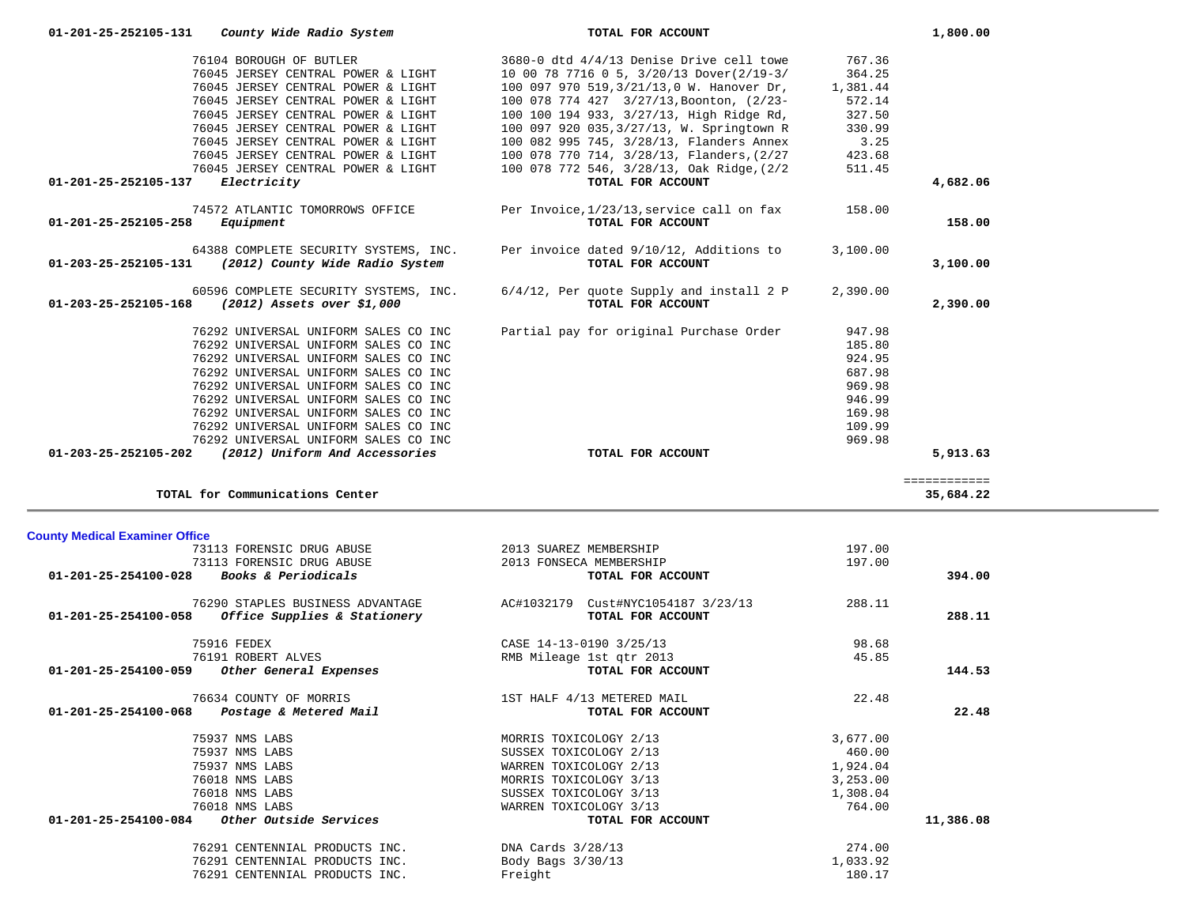| Account | Vendor | Description | Amount | Total |
|---|---|---|---|---|
| 01-201-25-252105-131 | *County Wide Radio System* | TOTAL FOR ACCOUNT | | 1,800.00 |
| | 76104 BOROUGH OF BUTLER | 3680-0 dtd 4/4/13 Denise Drive cell towe | 767.36 | |
| | 76045 JERSEY CENTRAL POWER & LIGHT | 10 00 78 7716 0 5, 3/20/13 Dover(2/19-3/ | 364.25 | |
| | 76045 JERSEY CENTRAL POWER & LIGHT | 100 097 970 519,3/21/13,0 W. Hanover Dr, | 1,381.44 | |
| | 76045 JERSEY CENTRAL POWER & LIGHT | 100 078 774 427 3/27/13,Boonton, (2/23- | 572.14 | |
| | 76045 JERSEY CENTRAL POWER & LIGHT | 100 100 194 933, 3/27/13, High Ridge Rd, | 327.50 | |
| | 76045 JERSEY CENTRAL POWER & LIGHT | 100 097 920 035,3/27/13, W. Springtown R | 330.99 | |
| | 76045 JERSEY CENTRAL POWER & LIGHT | 100 082 995 745, 3/28/13, Flanders Annex | 3.25 | |
| | 76045 JERSEY CENTRAL POWER & LIGHT | 100 078 770 714, 3/28/13, Flanders,(2/27 | 423.68 | |
| | 76045 JERSEY CENTRAL POWER & LIGHT | 100 078 772 546, 3/28/13, Oak Ridge,(2/2 | 511.45 | |
| 01-201-25-252105-137 | *Electricity* | TOTAL FOR ACCOUNT | | 4,682.06 |
| | 74572 ATLANTIC TOMORROWS OFFICE | Per Invoice,1/23/13,service call on fax | 158.00 | |
| 01-201-25-252105-258 | *Equipment* | TOTAL FOR ACCOUNT | | 158.00 |
| | 64388 COMPLETE SECURITY SYSTEMS, INC. | Per invoice dated 9/10/12, Additions to | 3,100.00 | |
| 01-203-25-252105-131 | *(2012) County Wide Radio System* | TOTAL FOR ACCOUNT | | 3,100.00 |
| | 60596 COMPLETE SECURITY SYSTEMS, INC. | 6/4/12, Per quote Supply and install 2 P | 2,390.00 | |
| 01-203-25-252105-168 | *(2012) Assets over $1,000* | TOTAL FOR ACCOUNT | | 2,390.00 |
| | 76292 UNIVERSAL UNIFORM SALES CO INC | Partial pay for original Purchase Order | 947.98 | |
| | 76292 UNIVERSAL UNIFORM SALES CO INC | | 185.80 | |
| | 76292 UNIVERSAL UNIFORM SALES CO INC | | 924.95 | |
| | 76292 UNIVERSAL UNIFORM SALES CO INC | | 687.98 | |
| | 76292 UNIVERSAL UNIFORM SALES CO INC | | 969.98 | |
| | 76292 UNIVERSAL UNIFORM SALES CO INC | | 946.99 | |
| | 76292 UNIVERSAL UNIFORM SALES CO INC | | 169.98 | |
| | 76292 UNIVERSAL UNIFORM SALES CO INC | | 109.99 | |
| | 76292 UNIVERSAL UNIFORM SALES CO INC | | 969.98 | |
| 01-203-25-252105-202 | *(2012) Uniform And Accessories* | TOTAL FOR ACCOUNT | | 5,913.63 |
| | | | | ============ |
| **TOTAL for Communications Center** | | | | **35,684.22** |

## County Medical Examiner Office

| Account | Vendor | Description | Amount | Total |
|---|---|---|---|---|
| | 73113 FORENSIC DRUG ABUSE | 2013 SUAREZ MEMBERSHIP | 197.00 | |
| | 73113 FORENSIC DRUG ABUSE | 2013 FONSECA MEMBERSHIP | 197.00 | |
| 01-201-25-254100-028 | *Books & Periodicals* | TOTAL FOR ACCOUNT | | 394.00 |
| | 76290 STAPLES BUSINESS ADVANTAGE | AC#1032179 Cust#NYC1054187 3/23/13 | 288.11 | |
| 01-201-25-254100-058 | *Office Supplies & Stationery* | TOTAL FOR ACCOUNT | | 288.11 |
| | 75916 FEDEX | CASE 14-13-0190 3/25/13 | 98.68 | |
| | 76191 ROBERT ALVES | RMB Mileage 1st qtr 2013 | 45.85 | |
| 01-201-25-254100-059 | *Other General Expenses* | TOTAL FOR ACCOUNT | | 144.53 |
| | 76634 COUNTY OF MORRIS | 1ST HALF 4/13 METERED MAIL | 22.48 | |
| 01-201-25-254100-068 | *Postage & Metered Mail* | TOTAL FOR ACCOUNT | | 22.48 |
| | 75937 NMS LABS | MORRIS TOXICOLOGY 2/13 | 3,677.00 | |
| | 75937 NMS LABS | SUSSEX TOXICOLOGY 2/13 | 460.00 | |
| | 75937 NMS LABS | WARREN TOXICOLOGY 2/13 | 1,924.04 | |
| | 76018 NMS LABS | MORRIS TOXICOLOGY 3/13 | 3,253.00 | |
| | 76018 NMS LABS | SUSSEX TOXICOLOGY 3/13 | 1,308.04 | |
| | 76018 NMS LABS | WARREN TOXICOLOGY 3/13 | 764.00 | |
| 01-201-25-254100-084 | *Other Outside Services* | TOTAL FOR ACCOUNT | | 11,386.08 |
| | 76291 CENTENNIAL PRODUCTS INC. | DNA Cards 3/28/13 | 274.00 | |
| | 76291 CENTENNIAL PRODUCTS INC. | Body Bags 3/30/13 | 1,033.92 | |
| | 76291 CENTENNIAL PRODUCTS INC. | Freight | 180.17 | |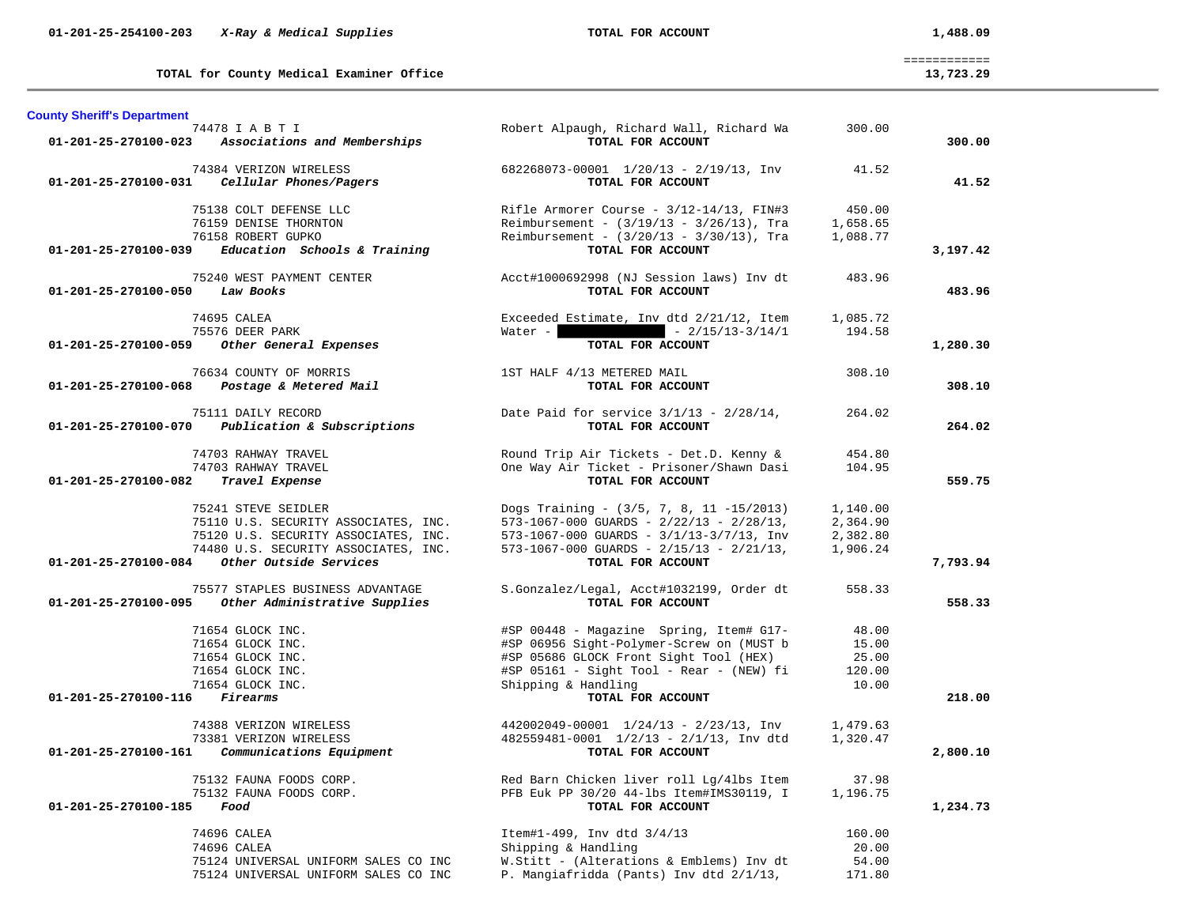| Account | Vendor / Description | Detail | Amount | Total |
|---|---|---|---|---|
| 01-201-25-254100-203 *X-Ray & Medical Supplies* | | **TOTAL FOR ACCOUNT** | | **1,488.09** |
| | | | | ============ |
| | **TOTAL for County Medical Examiner Office** | | | **13,723.29** |

**County Sheriff's Department**

| Account | Vendor | Description | Amount | Total |
|---|---|---|---|---|
| | 74478 I A B T I | Robert Alpaugh, Richard Wall, Richard Wa | 300.00 | |
| **01-201-25-270100-023** | ***Associations and Memberships*** | **TOTAL FOR ACCOUNT** | | **300.00** |
| | 74384 VERIZON WIRELESS | 682268073-00001 1/20/13 - 2/19/13, Inv | 41.52 | |
| **01-201-25-270100-031** | ***Cellular Phones/Pagers*** | **TOTAL FOR ACCOUNT** | | **41.52** |
| | 75138 COLT DEFENSE LLC | Rifle Armorer Course - 3/12-14/13, FIN#3 | 450.00 | |
| | 76159 DENISE THORNTON | Reimbursement - (3/19/13 - 3/26/13), Tra | 1,658.65 | |
| | 76158 ROBERT GUPKO | Reimbursement - (3/20/13 - 3/30/13), Tra | 1,088.77 | |
| **01-201-25-270100-039** | ***Education Schools & Training*** | **TOTAL FOR ACCOUNT** | | **3,197.42** |
| | 75240 WEST PAYMENT CENTER | Acct#1000692998 (NJ Session laws) Inv dt | 483.96 | |
| **01-201-25-270100-050** | ***Law Books*** | **TOTAL FOR ACCOUNT** | | **483.96** |
| | 74695 CALEA | Exceeded Estimate, Inv dtd 2/21/12, Item | 1,085.72 | |
| | 75576 DEER PARK | Water - [REDACTED] - 2/15/13-3/14/1 | 194.58 | |
| **01-201-25-270100-059** | ***Other General Expenses*** | **TOTAL FOR ACCOUNT** | | **1,280.30** |
| | 76634 COUNTY OF MORRIS | 1ST HALF 4/13 METERED MAIL | 308.10 | |
| **01-201-25-270100-068** | ***Postage & Metered Mail*** | **TOTAL FOR ACCOUNT** | | **308.10** |
| | 75111 DAILY RECORD | Date Paid for service 3/1/13 - 2/28/14, | 264.02 | |
| **01-201-25-270100-070** | ***Publication & Subscriptions*** | **TOTAL FOR ACCOUNT** | | **264.02** |
| | 74703 RAHWAY TRAVEL | Round Trip Air Tickets - Det.D. Kenny & | 454.80 | |
| | 74703 RAHWAY TRAVEL | One Way Air Ticket - Prisoner/Shawn Dasi | 104.95 | |
| **01-201-25-270100-082** | ***Travel Expense*** | **TOTAL FOR ACCOUNT** | | **559.75** |
| | 75241 STEVE SEIDLER | Dogs Training - (3/5, 7, 8, 11 -15/2013) | 1,140.00 | |
| | 75110 U.S. SECURITY ASSOCIATES, INC. | 573-1067-000 GUARDS - 2/22/13 - 2/28/13, | 2,364.90 | |
| | 75120 U.S. SECURITY ASSOCIATES, INC. | 573-1067-000 GUARDS - 3/1/13-3/7/13, Inv | 2,382.80 | |
| | 74480 U.S. SECURITY ASSOCIATES, INC. | 573-1067-000 GUARDS - 2/15/13 - 2/21/13, | 1,906.24 | |
| **01-201-25-270100-084** | ***Other Outside Services*** | **TOTAL FOR ACCOUNT** | | **7,793.94** |
| | 75577 STAPLES BUSINESS ADVANTAGE | S.Gonzalez/Legal, Acct#1032199, Order dt | 558.33 | |
| **01-201-25-270100-095** | ***Other Administrative Supplies*** | **TOTAL FOR ACCOUNT** | | **558.33** |
| | 71654 GLOCK INC. | #SP 00448 - Magazine Spring, Item# G17- | 48.00 | |
| | 71654 GLOCK INC. | #SP 06956 Sight-Polymer-Screw on (MUST b | 15.00 | |
| | 71654 GLOCK INC. | #SP 05686 GLOCK Front Sight Tool (HEX) | 25.00 | |
| | 71654 GLOCK INC. | #SP 05161 - Sight Tool - Rear - (NEW) fi | 120.00 | |
| | 71654 GLOCK INC. | Shipping & Handling | 10.00 | |
| **01-201-25-270100-116** | ***Firearms*** | **TOTAL FOR ACCOUNT** | | **218.00** |
| | 74388 VERIZON WIRELESS | 442002049-00001 1/24/13 - 2/23/13, Inv | 1,479.63 | |
| | 73381 VERIZON WIRELESS | 482559481-0001 1/2/13 - 2/1/13, Inv dtd | 1,320.47 | |
| **01-201-25-270100-161** | ***Communications Equipment*** | **TOTAL FOR ACCOUNT** | | **2,800.10** |
| | 75132 FAUNA FOODS CORP. | Red Barn Chicken liver roll Lg/4lbs Item | 37.98 | |
| | 75132 FAUNA FOODS CORP. | PFB Euk PP 30/20 44-lbs Item#IMS30119, I | 1,196.75 | |
| **01-201-25-270100-185** | ***Food*** | **TOTAL FOR ACCOUNT** | | **1,234.73** |
| | 74696 CALEA | Item#1-499, Inv dtd 3/4/13 | 160.00 | |
| | 74696 CALEA | Shipping & Handling | 20.00 | |
| | 75124 UNIVERSAL UNIFORM SALES CO INC | W.Stitt - (Alterations & Emblems) Inv dt | 54.00 | |
| | 75124 UNIVERSAL UNIFORM SALES CO INC | P. Mangiafridda (Pants) Inv dtd 2/1/13, | 171.80 | |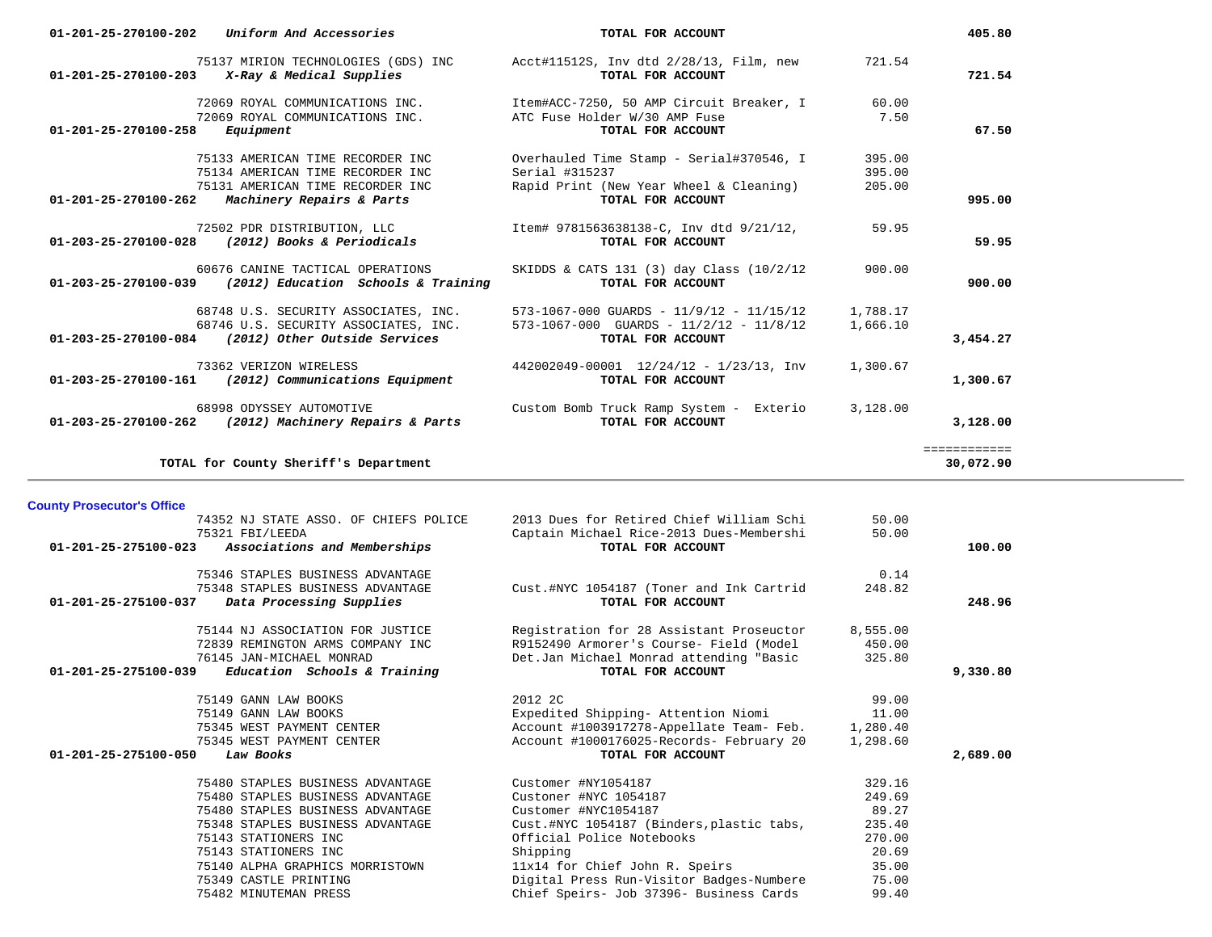| Account | Vendor / Description | Detail | Amount | Total |
|---|---|---|---|---|
| 01-201-25-270100-202 | *Uniform And Accessories* | **TOTAL FOR ACCOUNT** | | **405.80** |
| | 75137 MIRION TECHNOLOGIES (GDS) INC | Acct#11512S, Inv dtd 2/28/13, Film, new | 721.54 | |
| 01-201-25-270100-203 | *X-Ray & Medical Supplies* | **TOTAL FOR ACCOUNT** | | **721.54** |
| | 72069 ROYAL COMMUNICATIONS INC. | Item#ACC-7250, 50 AMP Circuit Breaker, I | 60.00 | |
| | 72069 ROYAL COMMUNICATIONS INC. | ATC Fuse Holder W/30 AMP Fuse | 7.50 | |
| 01-201-25-270100-258 | *Equipment* | **TOTAL FOR ACCOUNT** | | **67.50** |
| | 75133 AMERICAN TIME RECORDER INC | Overhauled Time Stamp - Serial#370546, I | 395.00 | |
| | 75134 AMERICAN TIME RECORDER INC | Serial #315237 | 395.00 | |
| | 75131 AMERICAN TIME RECORDER INC | Rapid Print (New Year Wheel & Cleaning) | 205.00 | |
| 01-201-25-270100-262 | *Machinery Repairs & Parts* | **TOTAL FOR ACCOUNT** | | **995.00** |
| | 72502 PDR DISTRIBUTION, LLC | Item# 9781563638138-C, Inv dtd 9/21/12, | 59.95 | |
| 01-203-25-270100-028 | *(2012) Books & Periodicals* | **TOTAL FOR ACCOUNT** | | **59.95** |
| | 60676 CANINE TACTICAL OPERATIONS | SKIDDS & CATS 131 (3) day Class (10/2/12 | 900.00 | |
| 01-203-25-270100-039 | *(2012) Education Schools & Training* | **TOTAL FOR ACCOUNT** | | **900.00** |
| | 68748 U.S. SECURITY ASSOCIATES, INC. | 573-1067-000 GUARDS - 11/9/12 - 11/15/12 | 1,788.17 | |
| | 68746 U.S. SECURITY ASSOCIATES, INC. | 573-1067-000 GUARDS - 11/2/12 - 11/8/12 | 1,666.10 | |
| 01-203-25-270100-084 | *(2012) Other Outside Services* | **TOTAL FOR ACCOUNT** | | **3,454.27** |
| | 73362 VERIZON WIRELESS | 442002049-00001 12/24/12 - 1/23/13, Inv | 1,300.67 | |
| 01-203-25-270100-161 | *(2012) Communications Equipment* | **TOTAL FOR ACCOUNT** | | **1,300.67** |
| | 68998 ODYSSEY AUTOMOTIVE | Custom Bomb Truck Ramp System - Exterio | 3,128.00 | |
| 01-203-25-270100-262 | *(2012) Machinery Repairs & Parts* | **TOTAL FOR ACCOUNT** | | **3,128.00** |
| | | | | ============ |
| | **TOTAL for County Sheriff's Department** | | | **30,072.90** |

**County Prosecutor's Office**

| Account | Vendor / Description | Detail | Amount | Total |
|---|---|---|---|---|
| | 74352 NJ STATE ASSO. OF CHIEFS POLICE | 2013 Dues for Retired Chief William Schi | 50.00 | |
| | 75321 FBI/LEEDA | Captain Michael Rice-2013 Dues-Membershi | 50.00 | |
| 01-201-25-275100-023 | *Associations and Memberships* | **TOTAL FOR ACCOUNT** | | **100.00** |
| | 75346 STAPLES BUSINESS ADVANTAGE | | 0.14 | |
| | 75348 STAPLES BUSINESS ADVANTAGE | Cust.#NYC 1054187 (Toner and Ink Cartrid | 248.82 | |
| 01-201-25-275100-037 | *Data Processing Supplies* | **TOTAL FOR ACCOUNT** | | **248.96** |
| | 75144 NJ ASSOCIATION FOR JUSTICE | Registration for 28 Assistant Proseuctor | 8,555.00 | |
| | 72839 REMINGTON ARMS COMPANY INC | R9152490 Armorer's Course- Field (Model | 450.00 | |
| | 76145 JAN-MICHAEL MONRAD | Det.Jan Michael Monrad attending "Basic | 325.80 | |
| 01-201-25-275100-039 | *Education Schools & Training* | **TOTAL FOR ACCOUNT** | | **9,330.80** |
| | 75149 GANN LAW BOOKS | 2012 2C | 99.00 | |
| | 75149 GANN LAW BOOKS | Expedited Shipping- Attention Niomi | 11.00 | |
| | 75345 WEST PAYMENT CENTER | Account #1003917278-Appellate Team- Feb. | 1,280.40 | |
| | 75345 WEST PAYMENT CENTER | Account #1000176025-Records- February 20 | 1,298.60 | |
| 01-201-25-275100-050 | *Law Books* | **TOTAL FOR ACCOUNT** | | **2,689.00** |
| | 75480 STAPLES BUSINESS ADVANTAGE | Customer #NY1054187 | 329.16 | |
| | 75480 STAPLES BUSINESS ADVANTAGE | Custoner #NYC 1054187 | 249.69 | |
| | 75480 STAPLES BUSINESS ADVANTAGE | Customer #NYC1054187 | 89.27 | |
| | 75348 STAPLES BUSINESS ADVANTAGE | Cust.#NYC 1054187 (Binders,plastic tabs, | 235.40 | |
| | 75143 STATIONERS INC | Official Police Notebooks | 270.00 | |
| | 75143 STATIONERS INC | Shipping | 20.69 | |
| | 75140 ALPHA GRAPHICS MORRISTOWN | 11x14 for Chief John R. Speirs | 35.00 | |
| | 75349 CASTLE PRINTING | Digital Press Run-Visitor Badges-Numbere | 75.00 | |
| | 75482 MINUTEMAN PRESS | Chief Speirs- Job 37396- Business Cards | 99.40 | |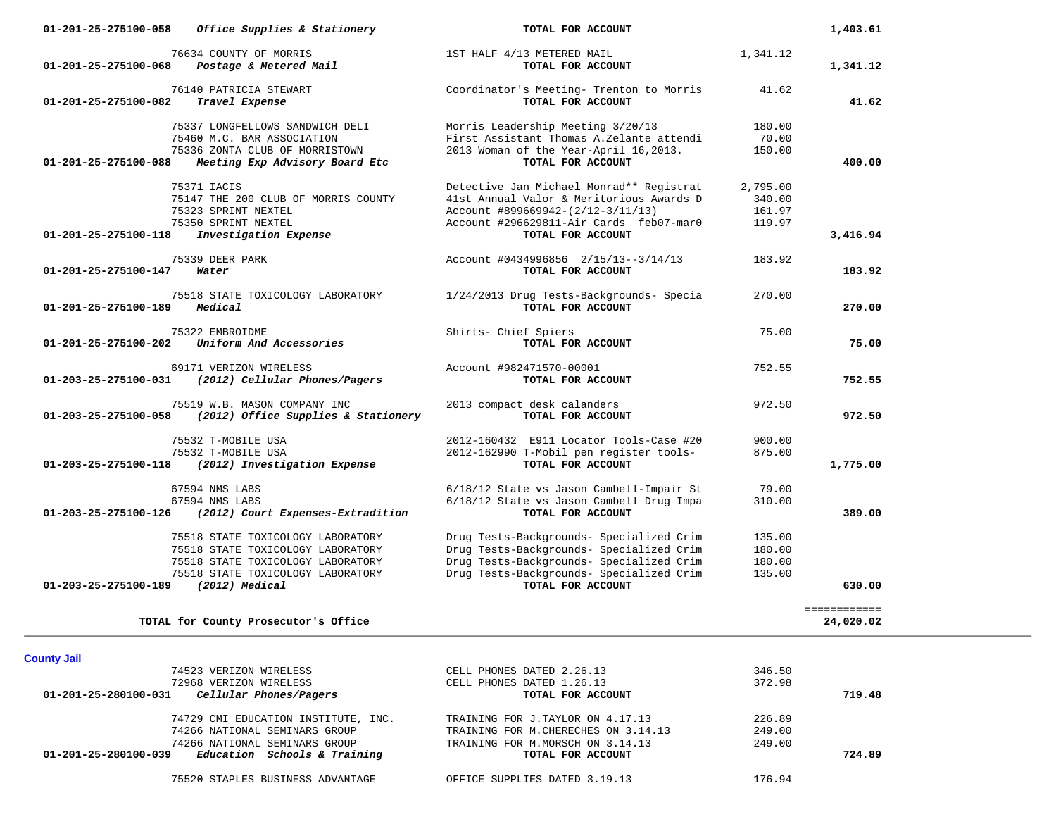| Account | Vendor / Description | Detail | Amount | Total |
|---|---|---|---|---|
| **01-201-25-275100-058** | ***Office Supplies & Stationery*** | **TOTAL FOR ACCOUNT** | | **1,403.61** |
| | 76634 COUNTY OF MORRIS | 1ST HALF 4/13 METERED MAIL | 1,341.12 | |
| **01-201-25-275100-068** | ***Postage & Metered Mail*** | **TOTAL FOR ACCOUNT** | | **1,341.12** |
| | 76140 PATRICIA STEWART | Coordinator's Meeting- Trenton to Morris | 41.62 | |
| **01-201-25-275100-082** | ***Travel Expense*** | **TOTAL FOR ACCOUNT** | | **41.62** |
| | 75337 LONGFELLOWS SANDWICH DELI | Morris Leadership Meeting 3/20/13 | 180.00 | |
| | 75460 M.C. BAR ASSOCIATION | First Assistant Thomas A.Zelante attendi | 70.00 | |
| | 75336 ZONTA CLUB OF MORRISTOWN | 2013 Woman of the Year-April 16,2013. | 150.00 | |
| **01-201-25-275100-088** | ***Meeting Exp Advisory Board Etc*** | **TOTAL FOR ACCOUNT** | | **400.00** |
| | 75371 IACIS | Detective Jan Michael Monrad** Registrat | 2,795.00 | |
| | 75147 THE 200 CLUB OF MORRIS COUNTY | 41st Annual Valor & Meritorious Awards D | 340.00 | |
| | 75323 SPRINT NEXTEL | Account #899669942-(2/12-3/11/13) | 161.97 | |
| | 75350 SPRINT NEXTEL | Account #296629811-Air Cards feb07-mar0 | 119.97 | |
| **01-201-25-275100-118** | ***Investigation Expense*** | **TOTAL FOR ACCOUNT** | | **3,416.94** |
| | 75339 DEER PARK | Account #0434996856 2/15/13--3/14/13 | 183.92 | |
| **01-201-25-275100-147** | ***Water*** | **TOTAL FOR ACCOUNT** | | **183.92** |
| | 75518 STATE TOXICOLOGY LABORATORY | 1/24/2013 Drug Tests-Backgrounds- Specia | 270.00 | |
| **01-201-25-275100-189** | ***Medical*** | **TOTAL FOR ACCOUNT** | | **270.00** |
| | 75322 EMBROIDME | Shirts- Chief Spiers | 75.00 | |
| **01-201-25-275100-202** | ***Uniform And Accessories*** | **TOTAL FOR ACCOUNT** | | **75.00** |
| | 69171 VERIZON WIRELESS | Account #982471570-00001 | 752.55 | |
| **01-203-25-275100-031** | ***(2012) Cellular Phones/Pagers*** | **TOTAL FOR ACCOUNT** | | **752.55** |
| | 75519 W.B. MASON COMPANY INC | 2013 compact desk calanders | 972.50 | |
| **01-203-25-275100-058** | ***(2012) Office Supplies & Stationery*** | **TOTAL FOR ACCOUNT** | | **972.50** |
| | 75532 T-MOBILE USA | 2012-160432 E911 Locator Tools-Case #20 | 900.00 | |
| | 75532 T-MOBILE USA | 2012-162990 T-Mobil pen register tools- | 875.00 | |
| **01-203-25-275100-118** | ***(2012) Investigation Expense*** | **TOTAL FOR ACCOUNT** | | **1,775.00** |
| | 67594 NMS LABS | 6/18/12 State vs Jason Cambell-Impair St | 79.00 | |
| | 67594 NMS LABS | 6/18/12 State vs Jason Cambell Drug Impa | 310.00 | |
| **01-203-25-275100-126** | ***(2012) Court Expenses-Extradition*** | **TOTAL FOR ACCOUNT** | | **389.00** |
| | 75518 STATE TOXICOLOGY LABORATORY | Drug Tests-Backgrounds- Specialized Crim | 135.00 | |
| | 75518 STATE TOXICOLOGY LABORATORY | Drug Tests-Backgrounds- Specialized Crim | 180.00 | |
| | 75518 STATE TOXICOLOGY LABORATORY | Drug Tests-Backgrounds- Specialized Crim | 180.00 | |
| | 75518 STATE TOXICOLOGY LABORATORY | Drug Tests-Backgrounds- Specialized Crim | 135.00 | |
| **01-203-25-275100-189** | ***(2012) Medical*** | **TOTAL FOR ACCOUNT** | | **630.00** |
| | **TOTAL for County Prosecutor's Office** | | | **24,020.02** |

## County Jail

| Account | Vendor / Description | Detail | Amount | Total |
|---|---|---|---|---|
| | 74523 VERIZON WIRELESS | CELL PHONES DATED 2.26.13 | 346.50 | |
| | 72968 VERIZON WIRELESS | CELL PHONES DATED 1.26.13 | 372.98 | |
| **01-201-25-280100-031** | ***Cellular Phones/Pagers*** | **TOTAL FOR ACCOUNT** | | **719.48** |
| | 74729 CMI EDUCATION INSTITUTE, INC. | TRAINING FOR J.TAYLOR ON 4.17.13 | 226.89 | |
| | 74266 NATIONAL SEMINARS GROUP | TRAINING FOR M.CHERECHES ON 3.14.13 | 249.00 | |
| | 74266 NATIONAL SEMINARS GROUP | TRAINING FOR M.MORSCH ON 3.14.13 | 249.00 | |
| **01-201-25-280100-039** | ***Education Schools & Training*** | **TOTAL FOR ACCOUNT** | | **724.89** |
| | 75520 STAPLES BUSINESS ADVANTAGE | OFFICE SUPPLIES DATED 3.19.13 | 176.94 | |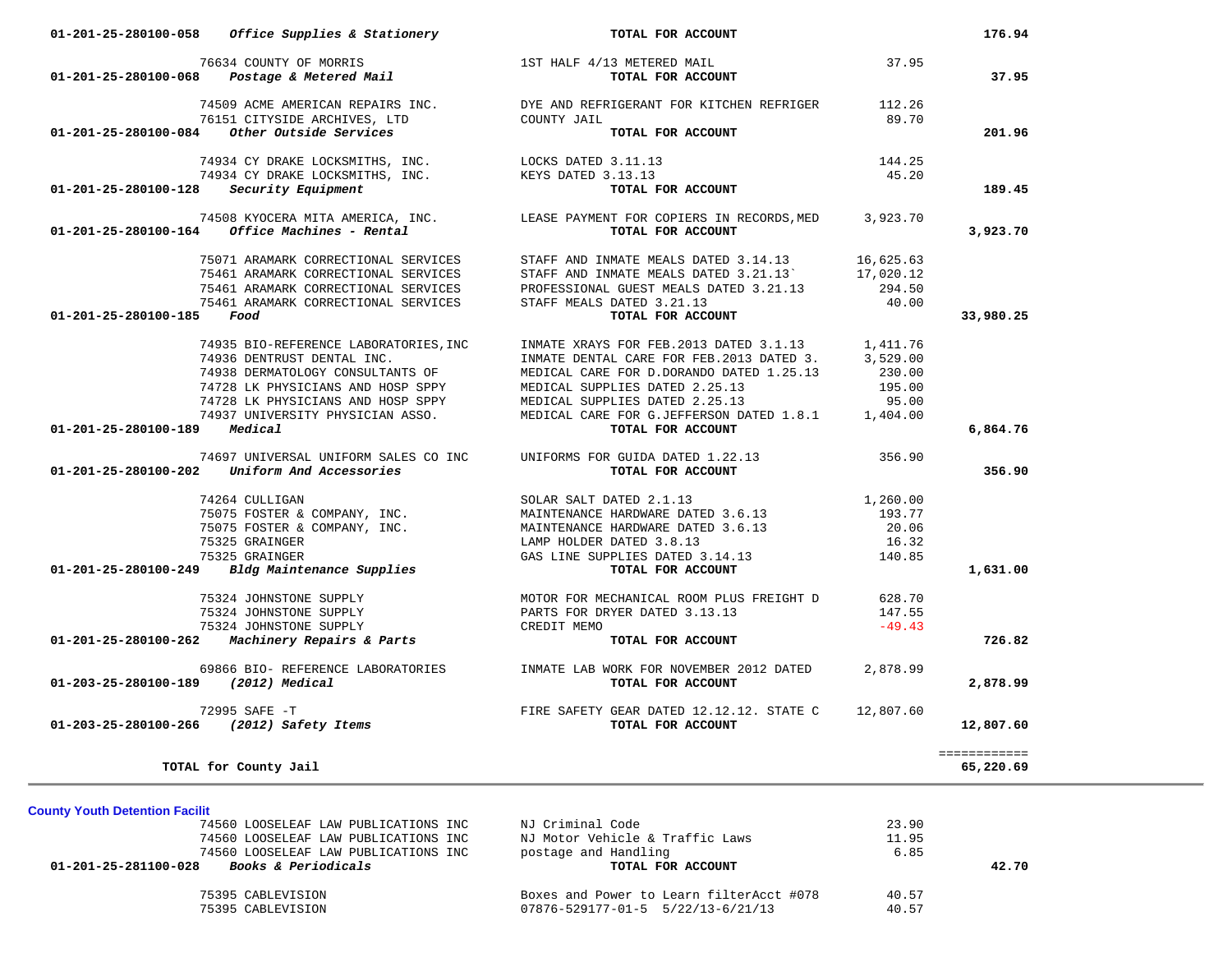| Account / Vendor | Description | Amount | Total |
|---|---|---|---|
| **01-201-25-280100-058** ***Office Supplies & Stationery*** | **TOTAL FOR ACCOUNT** | | **176.94** |
| 76634 COUNTY OF MORRIS | 1ST HALF 4/13 METERED MAIL | 37.95 | |
| **01-201-25-280100-068** ***Postage & Metered Mail*** | **TOTAL FOR ACCOUNT** | | **37.95** |
| 74509 ACME AMERICAN REPAIRS INC. | DYE AND REFRIGERANT FOR KITCHEN REFRIGER | 112.26 | |
| 76151 CITYSIDE ARCHIVES, LTD | COUNTY JAIL | 89.70 | |
| **01-201-25-280100-084** ***Other Outside Services*** | **TOTAL FOR ACCOUNT** | | **201.96** |
| 74934 CY DRAKE LOCKSMITHS, INC. | LOCKS DATED 3.11.13 | 144.25 | |
| 74934 CY DRAKE LOCKSMITHS, INC. | KEYS DATED 3.13.13 | 45.20 | |
| **01-201-25-280100-128** ***Security Equipment*** | **TOTAL FOR ACCOUNT** | | **189.45** |
| 74508 KYOCERA MITA AMERICA, INC. | LEASE PAYMENT FOR COPIERS IN RECORDS,MED | 3,923.70 | |
| **01-201-25-280100-164** ***Office Machines - Rental*** | **TOTAL FOR ACCOUNT** | | **3,923.70** |
| 75071 ARAMARK CORRECTIONAL SERVICES | STAFF AND INMATE MEALS DATED 3.14.13 | 16,625.63 | |
| 75461 ARAMARK CORRECTIONAL SERVICES | STAFF AND INMATE MEALS DATED 3.21.13` | 17,020.12 | |
| 75461 ARAMARK CORRECTIONAL SERVICES | PROFESSIONAL GUEST MEALS DATED 3.21.13 | 294.50 | |
| 75461 ARAMARK CORRECTIONAL SERVICES | STAFF MEALS DATED 3.21.13 | 40.00 | |
| **01-201-25-280100-185** ***Food*** | **TOTAL FOR ACCOUNT** | | **33,980.25** |
| 74935 BIO-REFERENCE LABORATORIES,INC | INMATE XRAYS FOR FEB.2013 DATED 3.1.13 | 1,411.76 | |
| 74936 DENTRUST DENTAL INC. | INMATE DENTAL CARE FOR FEB.2013 DATED 3. | 3,529.00 | |
| 74938 DERMATOLOGY CONSULTANTS OF | MEDICAL CARE FOR D.DORANDO DATED 1.25.13 | 230.00 | |
| 74728 LK PHYSICIANS AND HOSP SPPY | MEDICAL SUPPLIES DATED 2.25.13 | 195.00 | |
| 74728 LK PHYSICIANS AND HOSP SPPY | MEDICAL SUPPLIES DATED 2.25.13 | 95.00 | |
| 74937 UNIVERSITY PHYSICIAN ASSO. | MEDICAL CARE FOR G.JEFFERSON DATED 1.8.1 | 1,404.00 | |
| **01-201-25-280100-189** ***Medical*** | **TOTAL FOR ACCOUNT** | | **6,864.76** |
| 74697 UNIVERSAL UNIFORM SALES CO INC | UNIFORMS FOR GUIDA DATED 1.22.13 | 356.90 | |
| **01-201-25-280100-202** ***Uniform And Accessories*** | **TOTAL FOR ACCOUNT** | | **356.90** |
| 74264 CULLIGAN | SOLAR SALT DATED 2.1.13 | 1,260.00 | |
| 75075 FOSTER & COMPANY, INC. | MAINTENANCE HARDWARE DATED 3.6.13 | 193.77 | |
| 75075 FOSTER & COMPANY, INC. | MAINTENANCE HARDWARE DATED 3.6.13 | 20.06 | |
| 75325 GRAINGER | LAMP HOLDER DATED 3.8.13 | 16.32 | |
| 75325 GRAINGER | GAS LINE SUPPLIES DATED 3.14.13 | 140.85 | |
| **01-201-25-280100-249** ***Bldg Maintenance Supplies*** | **TOTAL FOR ACCOUNT** | | **1,631.00** |
| 75324 JOHNSTONE SUPPLY | MOTOR FOR MECHANICAL ROOM PLUS FREIGHT D | 628.70 | |
| 75324 JOHNSTONE SUPPLY | PARTS FOR DRYER DATED 3.13.13 | 147.55 | |
| 75324 JOHNSTONE SUPPLY | CREDIT MEMO | -49.43 | |
| **01-201-25-280100-262** ***Machinery Repairs & Parts*** | **TOTAL FOR ACCOUNT** | | **726.82** |
| 69866 BIO- REFERENCE LABORATORIES | INMATE LAB WORK FOR NOVEMBER 2012 DATED | 2,878.99 | |
| **01-203-25-280100-189** ***(2012) Medical*** | **TOTAL FOR ACCOUNT** | | **2,878.99** |
| 72995 SAFE -T | FIRE SAFETY GEAR DATED 12.12.12. STATE C | 12,807.60 | |
| **01-203-25-280100-266** ***(2012) Safety Items*** | **TOTAL FOR ACCOUNT** | | **12,807.60** |
| **TOTAL for County Jail** | | | **65,220.69** |

**County Youth Detention Facilit**

| Account / Vendor | Description | Amount | Total |
|---|---|---|---|
| 74560 LOOSELEAF LAW PUBLICATIONS INC | NJ Criminal Code | 23.90 | |
| 74560 LOOSELEAF LAW PUBLICATIONS INC | NJ Motor Vehicle & Traffic Laws | 11.95 | |
| 74560 LOOSELEAF LAW PUBLICATIONS INC | postage and Handling | 6.85 | |
| **01-201-25-281100-028** ***Books & Periodicals*** | **TOTAL FOR ACCOUNT** | | **42.70** |
| 75395 CABLEVISION | Boxes and Power to Learn filterAcct #078 | 40.57 | |
| 75395 CABLEVISION | 07876-529177-01-5 5/22/13-6/21/13 | 40.57 | |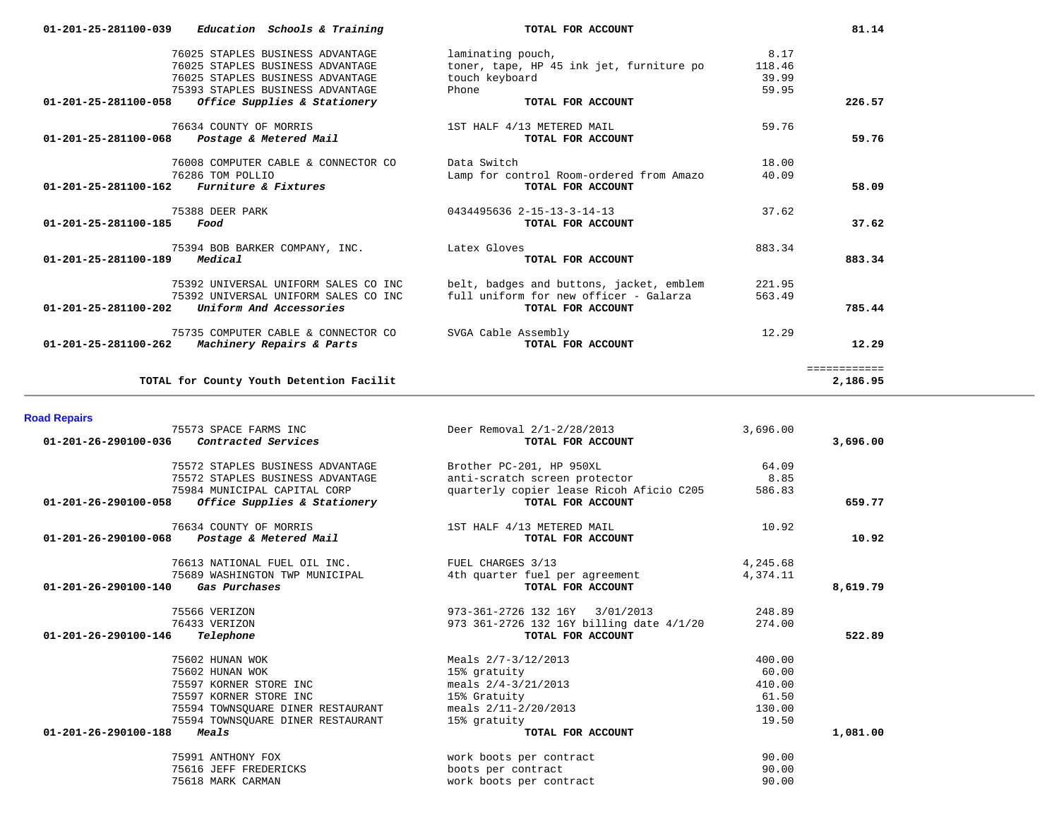| | | | | |
|---|---|---|---|---|
| **01-201-25-281100-039** | ***Education Schools & Training*** | **TOTAL FOR ACCOUNT** | | **81.14** |
| | 76025 STAPLES BUSINESS ADVANTAGE | laminating pouch, | 8.17 | |
| | 76025 STAPLES BUSINESS ADVANTAGE | toner, tape, HP 45 ink jet, furniture po | 118.46 | |
| | 76025 STAPLES BUSINESS ADVANTAGE | touch keyboard | 39.99 | |
| | 75393 STAPLES BUSINESS ADVANTAGE | Phone | 59.95 | |
| **01-201-25-281100-058** | ***Office Supplies & Stationery*** | **TOTAL FOR ACCOUNT** | | **226.57** |
| | 76634 COUNTY OF MORRIS | 1ST HALF 4/13 METERED MAIL | 59.76 | |
| **01-201-25-281100-068** | ***Postage & Metered Mail*** | **TOTAL FOR ACCOUNT** | | **59.76** |
| | 76008 COMPUTER CABLE & CONNECTOR CO | Data Switch | 18.00 | |
| | 76286 TOM POLLIO | Lamp for control Room-ordered from Amazo | 40.09 | |
| **01-201-25-281100-162** | ***Furniture & Fixtures*** | **TOTAL FOR ACCOUNT** | | **58.09** |
| | 75388 DEER PARK | 0434495636 2-15-13-3-14-13 | 37.62 | |
| **01-201-25-281100-185** | ***Food*** | **TOTAL FOR ACCOUNT** | | **37.62** |
| | 75394 BOB BARKER COMPANY, INC. | Latex Gloves | 883.34 | |
| **01-201-25-281100-189** | ***Medical*** | **TOTAL FOR ACCOUNT** | | **883.34** |
| | 75392 UNIVERSAL UNIFORM SALES CO INC | belt, badges and buttons, jacket, emblem | 221.95 | |
| | 75392 UNIVERSAL UNIFORM SALES CO INC | full uniform for new officer - Galarza | 563.49 | |
| **01-201-25-281100-202** | ***Uniform And Accessories*** | **TOTAL FOR ACCOUNT** | | **785.44** |
| | 75735 COMPUTER CABLE & CONNECTOR CO | SVGA Cable Assembly | 12.29 | |
| **01-201-25-281100-262** | ***Machinery Repairs & Parts*** | **TOTAL FOR ACCOUNT** | | **12.29** |
| | | | | ============ |
| | **TOTAL for County Youth Detention Facilit** | | | **2,186.95** |

## Road Repairs

| | | | | |
|---|---|---|---|---|
| | 75573 SPACE FARMS INC | Deer Removal 2/1-2/28/2013 | 3,696.00 | |
| **01-201-26-290100-036** | ***Contracted Services*** | **TOTAL FOR ACCOUNT** | | **3,696.00** |
| | 75572 STAPLES BUSINESS ADVANTAGE | Brother PC-201, HP 950XL | 64.09 | |
| | 75572 STAPLES BUSINESS ADVANTAGE | anti-scratch screen protector | 8.85 | |
| | 75984 MUNICIPAL CAPITAL CORP | quarterly copier lease Ricoh Aficio C205 | 586.83 | |
| **01-201-26-290100-058** | ***Office Supplies & Stationery*** | **TOTAL FOR ACCOUNT** | | **659.77** |
| | 76634 COUNTY OF MORRIS | 1ST HALF 4/13 METERED MAIL | 10.92 | |
| **01-201-26-290100-068** | ***Postage & Metered Mail*** | **TOTAL FOR ACCOUNT** | | **10.92** |
| | 76613 NATIONAL FUEL OIL INC. | FUEL CHARGES 3/13 | 4,245.68 | |
| | 75689 WASHINGTON TWP MUNICIPAL | 4th quarter fuel per agreement | 4,374.11 | |
| **01-201-26-290100-140** | ***Gas Purchases*** | **TOTAL FOR ACCOUNT** | | **8,619.79** |
| | 75566 VERIZON | 973-361-2726 132 16Y 3/01/2013 | 248.89 | |
| | 76433 VERIZON | 973 361-2726 132 16Y billing date 4/1/20 | 274.00 | |
| **01-201-26-290100-146** | ***Telephone*** | **TOTAL FOR ACCOUNT** | | **522.89** |
| | 75602 HUNAN WOK | Meals 2/7-3/12/2013 | 400.00 | |
| | 75602 HUNAN WOK | 15% gratuity | 60.00 | |
| | 75597 KORNER STORE INC | meals 2/4-3/21/2013 | 410.00 | |
| | 75597 KORNER STORE INC | 15% Gratuity | 61.50 | |
| | 75594 TOWNSQUARE DINER RESTAURANT | meals 2/11-2/20/2013 | 130.00 | |
| | 75594 TOWNSQUARE DINER RESTAURANT | 15% gratuity | 19.50 | |
| **01-201-26-290100-188** | ***Meals*** | **TOTAL FOR ACCOUNT** | | **1,081.00** |
| | 75991 ANTHONY FOX | work boots per contract | 90.00 | |
| | 75616 JEFF FREDERICKS | boots per contract | 90.00 | |
| | 75618 MARK CARMAN | work boots per contract | 90.00 | |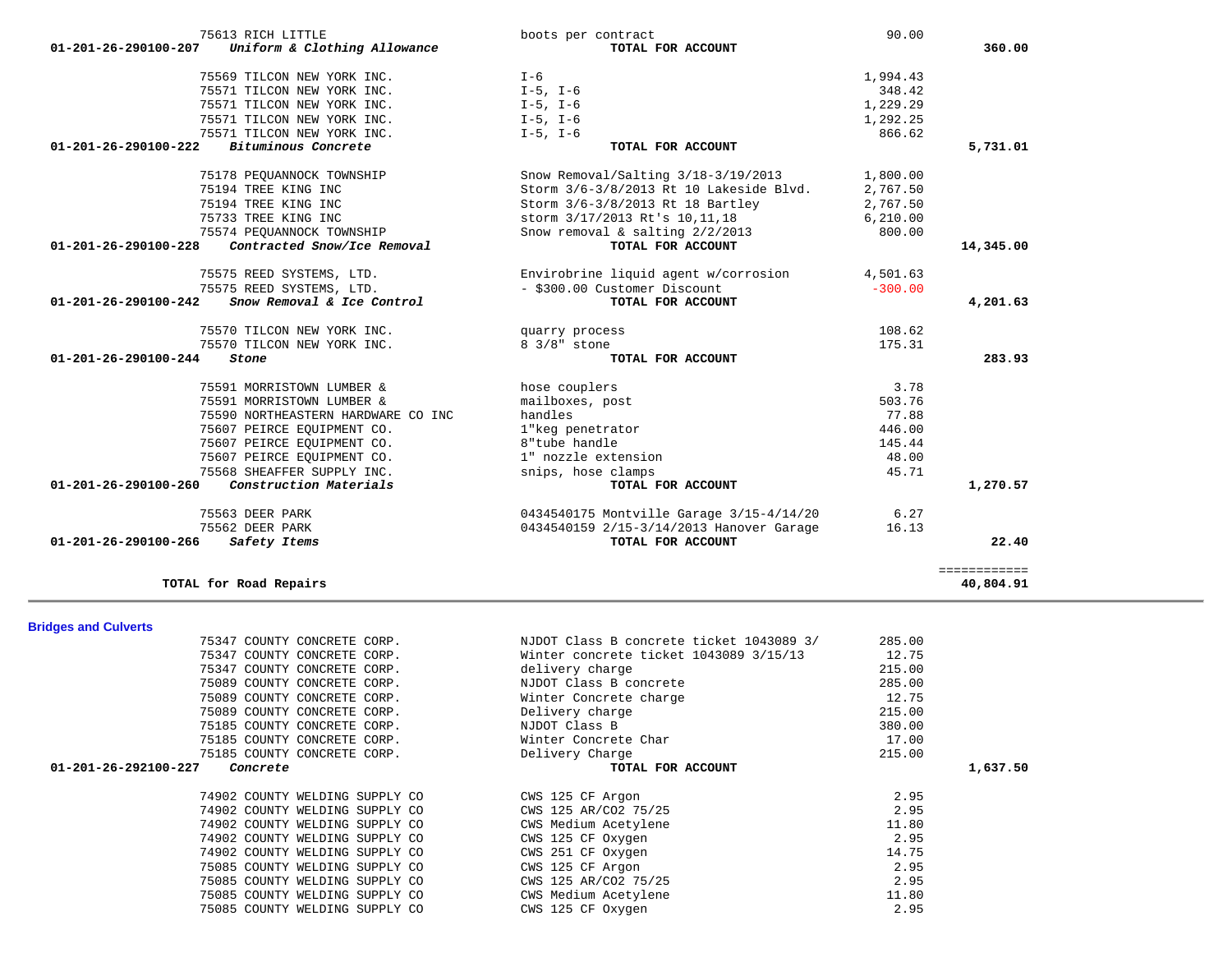| | | | |
|---|---|---|---|
| 75613 RICH LITTLE | boots per contract | 90.00 | |
| **01-201-26-290100-207** ***Uniform & Clothing Allowance*** | **TOTAL FOR ACCOUNT** | | **360.00** |
| 75569 TILCON NEW YORK INC. | I-6 | 1,994.43 | |
| 75571 TILCON NEW YORK INC. | I-5, I-6 | 348.42 | |
| 75571 TILCON NEW YORK INC. | I-5, I-6 | 1,229.29 | |
| 75571 TILCON NEW YORK INC. | I-5, I-6 | 1,292.25 | |
| 75571 TILCON NEW YORK INC. | I-5, I-6 | 866.62 | |
| **01-201-26-290100-222** ***Bituminous Concrete*** | **TOTAL FOR ACCOUNT** | | **5,731.01** |
| 75178 PEQUANNOCK TOWNSHIP | Snow Removal/Salting 3/18-3/19/2013 | 1,800.00 | |
| 75194 TREE KING INC | Storm 3/6-3/8/2013 Rt 10 Lakeside Blvd. | 2,767.50 | |
| 75194 TREE KING INC | Storm 3/6-3/8/2013 Rt 18 Bartley | 2,767.50 | |
| 75733 TREE KING INC | storm 3/17/2013 Rt's 10,11,18 | 6,210.00 | |
| 75574 PEQUANNOCK TOWNSHIP | Snow removal & salting 2/2/2013 | 800.00 | |
| **01-201-26-290100-228** ***Contracted Snow/Ice Removal*** | **TOTAL FOR ACCOUNT** | | **14,345.00** |
| 75575 REED SYSTEMS, LTD. | Envirobrine liquid agent w/corrosion | 4,501.63 | |
| 75575 REED SYSTEMS, LTD. | - $300.00 Customer Discount | -300.00 | |
| **01-201-26-290100-242** ***Snow Removal & Ice Control*** | **TOTAL FOR ACCOUNT** | | **4,201.63** |
| 75570 TILCON NEW YORK INC. | quarry process | 108.62 | |
| 75570 TILCON NEW YORK INC. | 8 3/8" stone | 175.31 | |
| **01-201-26-290100-244** ***Stone*** | **TOTAL FOR ACCOUNT** | | **283.93** |
| 75591 MORRISTOWN LUMBER & | hose couplers | 3.78 | |
| 75591 MORRISTOWN LUMBER & | mailboxes, post | 503.76 | |
| 75590 NORTHEASTERN HARDWARE CO INC | handles | 77.88 | |
| 75607 PEIRCE EQUIPMENT CO. | 1"keg penetrator | 446.00 | |
| 75607 PEIRCE EQUIPMENT CO. | 8"tube handle | 145.44 | |
| 75607 PEIRCE EQUIPMENT CO. | 1" nozzle extension | 48.00 | |
| 75568 SHEAFFER SUPPLY INC. | snips, hose clamps | 45.71 | |
| **01-201-26-290100-260** ***Construction Materials*** | **TOTAL FOR ACCOUNT** | | **1,270.57** |
| 75563 DEER PARK | 0434540175 Montville Garage 3/15-4/14/20 | 6.27 | |
| 75562 DEER PARK | 0434540159 2/15-3/14/2013 Hanover Garage | 16.13 | |
| **01-201-26-290100-266** ***Safety Items*** | **TOTAL FOR ACCOUNT** | | **22.40** |
| | | | ============ |
| **TOTAL for Road Repairs** | | | **40,804.91** |

**Bridges and Culverts**

| | | | |
|---|---|---|---|
| 75347 COUNTY CONCRETE CORP. | NJDOT Class B concrete ticket 1043089 3/ | 285.00 | |
| 75347 COUNTY CONCRETE CORP. | Winter concrete ticket 1043089 3/15/13 | 12.75 | |
| 75347 COUNTY CONCRETE CORP. | delivery charge | 215.00 | |
| 75089 COUNTY CONCRETE CORP. | NJDOT Class B concrete | 285.00 | |
| 75089 COUNTY CONCRETE CORP. | Winter Concrete charge | 12.75 | |
| 75089 COUNTY CONCRETE CORP. | Delivery charge | 215.00 | |
| 75185 COUNTY CONCRETE CORP. | NJDOT Class B | 380.00 | |
| 75185 COUNTY CONCRETE CORP. | Winter Concrete Char | 17.00 | |
| 75185 COUNTY CONCRETE CORP. | Delivery Charge | 215.00 | |
| **01-201-26-292100-227** ***Concrete*** | **TOTAL FOR ACCOUNT** | | **1,637.50** |
| 74902 COUNTY WELDING SUPPLY CO | CWS 125 CF Argon | 2.95 | |
| 74902 COUNTY WELDING SUPPLY CO | CWS 125 AR/CO2 75/25 | 2.95 | |
| 74902 COUNTY WELDING SUPPLY CO | CWS Medium Acetylene | 11.80 | |
| 74902 COUNTY WELDING SUPPLY CO | CWS 125 CF Oxygen | 2.95 | |
| 74902 COUNTY WELDING SUPPLY CO | CWS 251 CF Oxygen | 14.75 | |
| 75085 COUNTY WELDING SUPPLY CO | CWS 125 CF Argon | 2.95 | |
| 75085 COUNTY WELDING SUPPLY CO | CWS 125 AR/CO2 75/25 | 2.95 | |
| 75085 COUNTY WELDING SUPPLY CO | CWS Medium Acetylene | 11.80 | |
| 75085 COUNTY WELDING SUPPLY CO | CWS 125 CF Oxygen | 2.95 | |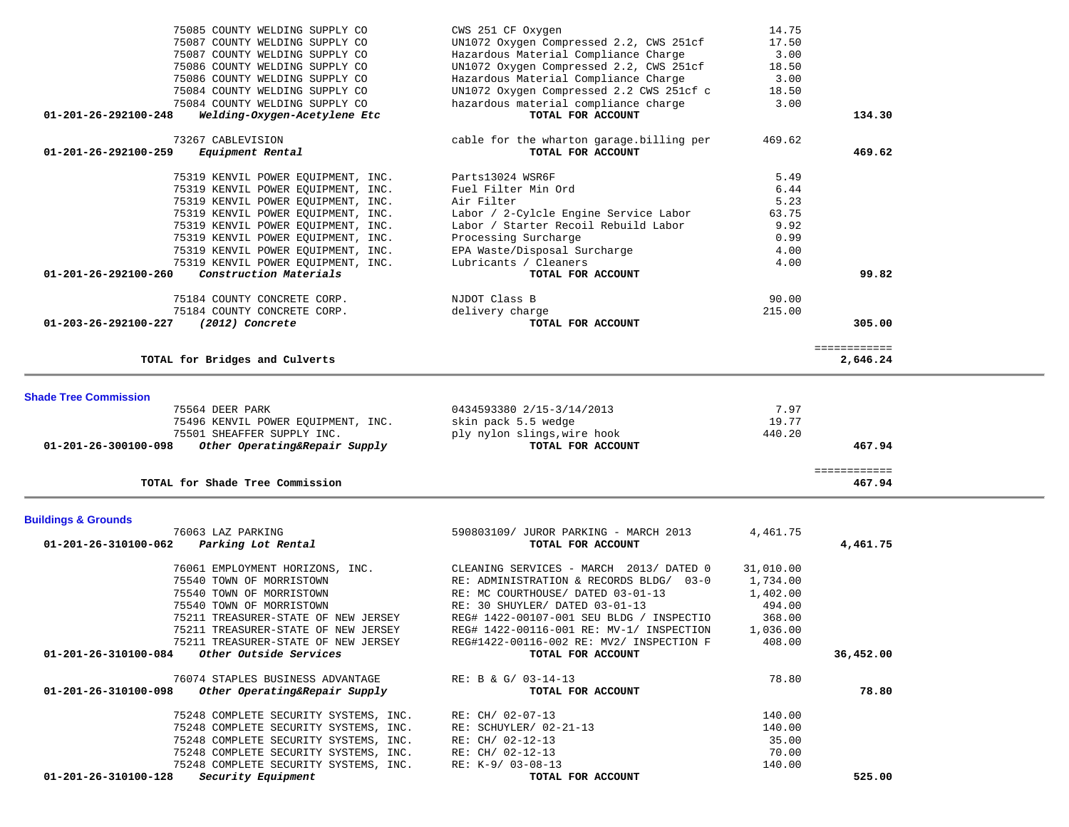| Account | Vendor | Description | Amount | Total |
|---|---|---|---|---|
| | 75085 COUNTY WELDING SUPPLY CO | CWS 251 CF Oxygen | 14.75 | |
| | 75087 COUNTY WELDING SUPPLY CO | UN1072 Oxygen Compressed 2.2, CWS 251cf | 17.50 | |
| | 75087 COUNTY WELDING SUPPLY CO | Hazardous Material Compliance Charge | 3.00 | |
| | 75086 COUNTY WELDING SUPPLY CO | UN1072 Oxygen Compressed 2.2, CWS 251cf | 18.50 | |
| | 75086 COUNTY WELDING SUPPLY CO | Hazardous Material Compliance Charge | 3.00 | |
| | 75084 COUNTY WELDING SUPPLY CO | UN1072 Oxygen Compressed 2.2 CWS 251cf c | 18.50 | |
| | 75084 COUNTY WELDING SUPPLY CO | hazardous material compliance charge | 3.00 | |
| **01-201-26-292100-248** | ***Welding-Oxygen-Acetylene Etc*** | **TOTAL FOR ACCOUNT** | | **134.30** |
| | 73267 CABLEVISION | cable for the wharton garage.billing per | 469.62 | |
| **01-201-26-292100-259** | ***Equipment Rental*** | **TOTAL FOR ACCOUNT** | | **469.62** |
| | 75319 KENVIL POWER EQUIPMENT, INC. | Parts13024 WSR6F | 5.49 | |
| | 75319 KENVIL POWER EQUIPMENT, INC. | Fuel Filter Min Ord | 6.44 | |
| | 75319 KENVIL POWER EQUIPMENT, INC. | Air Filter | 5.23 | |
| | 75319 KENVIL POWER EQUIPMENT, INC. | Labor / 2-Cylcle Engine Service Labor | 63.75 | |
| | 75319 KENVIL POWER EQUIPMENT, INC. | Labor / Starter Recoil Rebuild Labor | 9.92 | |
| | 75319 KENVIL POWER EQUIPMENT, INC. | Processing Surcharge | 0.99 | |
| | 75319 KENVIL POWER EQUIPMENT, INC. | EPA Waste/Disposal Surcharge | 4.00 | |
| | 75319 KENVIL POWER EQUIPMENT, INC. | Lubricants / Cleaners | 4.00 | |
| **01-201-26-292100-260** | ***Construction Materials*** | **TOTAL FOR ACCOUNT** | | **99.82** |
| | 75184 COUNTY CONCRETE CORP. | NJDOT Class B | 90.00 | |
| | 75184 COUNTY CONCRETE CORP. | delivery charge | 215.00 | |
| **01-203-26-292100-227** | ***(2012) Concrete*** | **TOTAL FOR ACCOUNT** | | **305.00** |
| | | | | ============ |
| | **TOTAL for Bridges and Culverts** | | | **2,646.24** |

## Shade Tree Commission

| Account | Vendor | Description | Amount | Total |
|---|---|---|---|---|
| | 75564 DEER PARK | 0434593380 2/15-3/14/2013 | 7.97 | |
| | 75496 KENVIL POWER EQUIPMENT, INC. | skin pack 5.5 wedge | 19.77 | |
| | 75501 SHEAFFER SUPPLY INC. | ply nylon slings,wire hook | 440.20 | |
| **01-201-26-300100-098** | ***Other Operating&Repair Supply*** | **TOTAL FOR ACCOUNT** | | **467.94** |
| | | | | ============ |
| | **TOTAL for Shade Tree Commission** | | | **467.94** |

## Buildings & Grounds

| Account | Vendor | Description | Amount | Total |
|---|---|---|---|---|
| | 76063 LAZ PARKING | 590803109/ JUROR PARKING - MARCH 2013 | 4,461.75 | |
| **01-201-26-310100-062** | ***Parking Lot Rental*** | **TOTAL FOR ACCOUNT** | | **4,461.75** |
| | 76061 EMPLOYMENT HORIZONS, INC. | CLEANING SERVICES - MARCH 2013/ DATED 0 | 31,010.00 | |
| | 75540 TOWN OF MORRISTOWN | RE: ADMINISTRATION & RECORDS BLDG/ 03-0 | 1,734.00 | |
| | 75540 TOWN OF MORRISTOWN | RE: MC COURTHOUSE/ DATED 03-01-13 | 1,402.00 | |
| | 75540 TOWN OF MORRISTOWN | RE: 30 SHUYLER/ DATED 03-01-13 | 494.00 | |
| | 75211 TREASURER-STATE OF NEW JERSEY | REG# 1422-00107-001 SEU BLDG / INSPECTIO | 368.00 | |
| | 75211 TREASURER-STATE OF NEW JERSEY | REG# 1422-00116-001 RE: MV-1/ INSPECTION | 1,036.00 | |
| | 75211 TREASURER-STATE OF NEW JERSEY | REG#1422-00116-002 RE: MV2/ INSPECTION F | 408.00 | |
| **01-201-26-310100-084** | ***Other Outside Services*** | **TOTAL FOR ACCOUNT** | | **36,452.00** |
| | 76074 STAPLES BUSINESS ADVANTAGE | RE: B & G/ 03-14-13 | 78.80 | |
| **01-201-26-310100-098** | ***Other Operating&Repair Supply*** | **TOTAL FOR ACCOUNT** | | **78.80** |
| | 75248 COMPLETE SECURITY SYSTEMS, INC. | RE: CH/ 02-07-13 | 140.00 | |
| | 75248 COMPLETE SECURITY SYSTEMS, INC. | RE: SCHUYLER/ 02-21-13 | 140.00 | |
| | 75248 COMPLETE SECURITY SYSTEMS, INC. | RE: CH/ 02-12-13 | 35.00 | |
| | 75248 COMPLETE SECURITY SYSTEMS, INC. | RE: CH/ 02-12-13 | 70.00 | |
| | 75248 COMPLETE SECURITY SYSTEMS, INC. | RE: K-9/ 03-08-13 | 140.00 | |
| **01-201-26-310100-128** | ***Security Equipment*** | **TOTAL FOR ACCOUNT** | | **525.00** |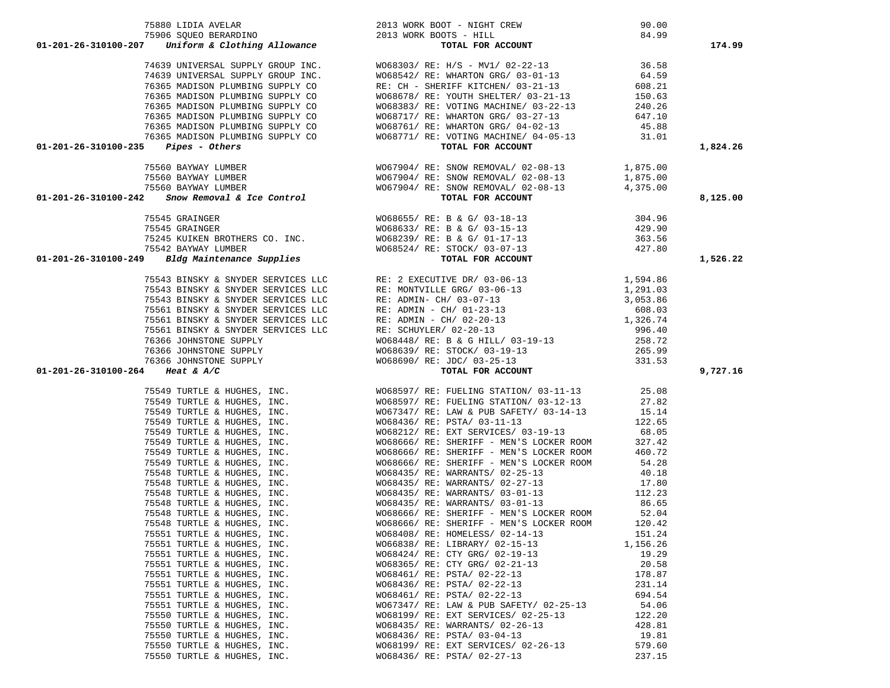| Account | Vendor | Description | Amount | Total |
|---|---|---|---|---|
| | 75880 LIDIA AVELAR | 2013 WORK BOOT - NIGHT CREW | 90.00 | |
| | 75906 SQUEO BERARDINO | 2013 WORK BOOTS - HILL | 84.99 | |
| 01-201-26-310100-207 *Uniform & Clothing Allowance* | | TOTAL FOR ACCOUNT | | 174.99 |
| | 74639 UNIVERSAL SUPPLY GROUP INC. | WO68303/ RE: H/S - MV1/ 02-22-13 | 36.58 | |
| | 74639 UNIVERSAL SUPPLY GROUP INC. | WO68542/ RE: WHARTON GRG/ 03-01-13 | 64.59 | |
| | 76365 MADISON PLUMBING SUPPLY CO | RE: CH - SHERIFF KITCHEN/ 03-21-13 | 608.21 | |
| | 76365 MADISON PLUMBING SUPPLY CO | WO68678/ RE: YOUTH SHELTER/ 03-21-13 | 150.63 | |
| | 76365 MADISON PLUMBING SUPPLY CO | WO68383/ RE: VOTING MACHINE/ 03-22-13 | 240.26 | |
| | 76365 MADISON PLUMBING SUPPLY CO | WO68717/ RE: WHARTON GRG/ 03-27-13 | 647.10 | |
| | 76365 MADISON PLUMBING SUPPLY CO | WO68761/ RE: WHARTON GRG/ 04-02-13 | 45.88 | |
| | 76365 MADISON PLUMBING SUPPLY CO | WO68771/ RE: VOTING MACHINE/ 04-05-13 | 31.01 | |
| 01-201-26-310100-235 *Pipes - Others* | | TOTAL FOR ACCOUNT | | 1,824.26 |
| | 75560 BAYWAY LUMBER | WO67904/ RE: SNOW REMOVAL/ 02-08-13 | 1,875.00 | |
| | 75560 BAYWAY LUMBER | WO67904/ RE: SNOW REMOVAL/ 02-08-13 | 1,875.00 | |
| | 75560 BAYWAY LUMBER | WO67904/ RE: SNOW REMOVAL/ 02-08-13 | 4,375.00 | |
| 01-201-26-310100-242 *Snow Removal & Ice Control* | | TOTAL FOR ACCOUNT | | 8,125.00 |
| | 75545 GRAINGER | WO68655/ RE: B & G/ 03-18-13 | 304.96 | |
| | 75545 GRAINGER | WO68633/ RE: B & G/ 03-15-13 | 429.90 | |
| | 75245 KUIKEN BROTHERS CO. INC. | WO68239/ RE: B & G/ 01-17-13 | 363.56 | |
| | 75542 BAYWAY LUMBER | WO68524/ RE: STOCK/ 03-07-13 | 427.80 | |
| 01-201-26-310100-249 *Bldg Maintenance Supplies* | | TOTAL FOR ACCOUNT | | 1,526.22 |
| | 75543 BINSKY & SNYDER SERVICES LLC | RE: 2 EXECUTIVE DR/ 03-06-13 | 1,594.86 | |
| | 75543 BINSKY & SNYDER SERVICES LLC | RE: MONTVILLE GRG/ 03-06-13 | 1,291.03 | |
| | 75543 BINSKY & SNYDER SERVICES LLC | RE: ADMIN- CH/ 03-07-13 | 3,053.86 | |
| | 75561 BINSKY & SNYDER SERVICES LLC | RE: ADMIN - CH/ 01-23-13 | 608.03 | |
| | 75561 BINSKY & SNYDER SERVICES LLC | RE: ADMIN - CH/ 02-20-13 | 1,326.74 | |
| | 75561 BINSKY & SNYDER SERVICES LLC | RE: SCHUYLER/ 02-20-13 | 996.40 | |
| | 76366 JOHNSTONE SUPPLY | WO68448/ RE: B & G HILL/ 03-19-13 | 258.72 | |
| | 76366 JOHNSTONE SUPPLY | WO68639/ RE: STOCK/ 03-19-13 | 265.99 | |
| | 76366 JOHNSTONE SUPPLY | WO68690/ RE: JDC/ 03-25-13 | 331.53 | |
| 01-201-26-310100-264 *Heat & A/C* | | TOTAL FOR ACCOUNT | | 9,727.16 |
| | 75549 TURTLE & HUGHES, INC. | WO68597/ RE: FUELING STATION/ 03-11-13 | 25.08 | |
| | 75549 TURTLE & HUGHES, INC. | WO68597/ RE: FUELING STATION/ 03-12-13 | 27.82 | |
| | 75549 TURTLE & HUGHES, INC. | WO67347/ RE: LAW & PUB SAFETY/ 03-14-13 | 15.14 | |
| | 75549 TURTLE & HUGHES, INC. | WO68436/ RE: PSTA/ 03-11-13 | 122.65 | |
| | 75549 TURTLE & HUGHES, INC. | WO68212/ RE: EXT SERVICES/ 03-19-13 | 68.05 | |
| | 75549 TURTLE & HUGHES, INC. | WO68666/ RE: SHERIFF - MEN'S LOCKER ROOM | 327.42 | |
| | 75549 TURTLE & HUGHES, INC. | WO68666/ RE: SHERIFF - MEN'S LOCKER ROOM | 460.72 | |
| | 75549 TURTLE & HUGHES, INC. | WO68666/ RE: SHERIFF - MEN'S LOCKER ROOM | 54.28 | |
| | 75548 TURTLE & HUGHES, INC. | WO68435/ RE: WARRANTS/ 02-25-13 | 40.18 | |
| | 75548 TURTLE & HUGHES, INC. | WO68435/ RE: WARRANTS/ 02-27-13 | 17.80 | |
| | 75548 TURTLE & HUGHES, INC. | WO68435/ RE: WARRANTS/ 03-01-13 | 112.23 | |
| | 75548 TURTLE & HUGHES, INC. | WO68435/ RE: WARRANTS/ 03-01-13 | 86.65 | |
| | 75548 TURTLE & HUGHES, INC. | WO68666/ RE: SHERIFF - MEN'S LOCKER ROOM | 52.04 | |
| | 75548 TURTLE & HUGHES, INC. | WO68666/ RE: SHERIFF - MEN'S LOCKER ROOM | 120.42 | |
| | 75551 TURTLE & HUGHES, INC. | WO68408/ RE: HOMELESS/ 02-14-13 | 151.24 | |
| | 75551 TURTLE & HUGHES, INC. | WO66838/ RE: LIBRARY/ 02-15-13 | 1,156.26 | |
| | 75551 TURTLE & HUGHES, INC. | WO68424/ RE: CTY GRG/ 02-19-13 | 19.29 | |
| | 75551 TURTLE & HUGHES, INC. | WO68365/ RE: CTY GRG/ 02-21-13 | 20.58 | |
| | 75551 TURTLE & HUGHES, INC. | WO68461/ RE: PSTA/ 02-22-13 | 178.87 | |
| | 75551 TURTLE & HUGHES, INC. | WO68436/ RE: PSTA/ 02-22-13 | 231.14 | |
| | 75551 TURTLE & HUGHES, INC. | WO68461/ RE: PSTA/ 02-22-13 | 694.54 | |
| | 75551 TURTLE & HUGHES, INC. | WO67347/ RE: LAW & PUB SAFETY/ 02-25-13 | 54.06 | |
| | 75550 TURTLE & HUGHES, INC. | WO68199/ RE: EXT SERVICES/ 02-25-13 | 122.20 | |
| | 75550 TURTLE & HUGHES, INC. | WO68435/ RE: WARRANTS/ 02-26-13 | 428.81 | |
| | 75550 TURTLE & HUGHES, INC. | WO68436/ RE: PSTA/ 03-04-13 | 19.81 | |
| | 75550 TURTLE & HUGHES, INC. | WO68199/ RE: EXT SERVICES/ 02-26-13 | 579.60 | |
| | 75550 TURTLE & HUGHES, INC. | WO68436/ RE: PSTA/ 02-27-13 | 237.15 | |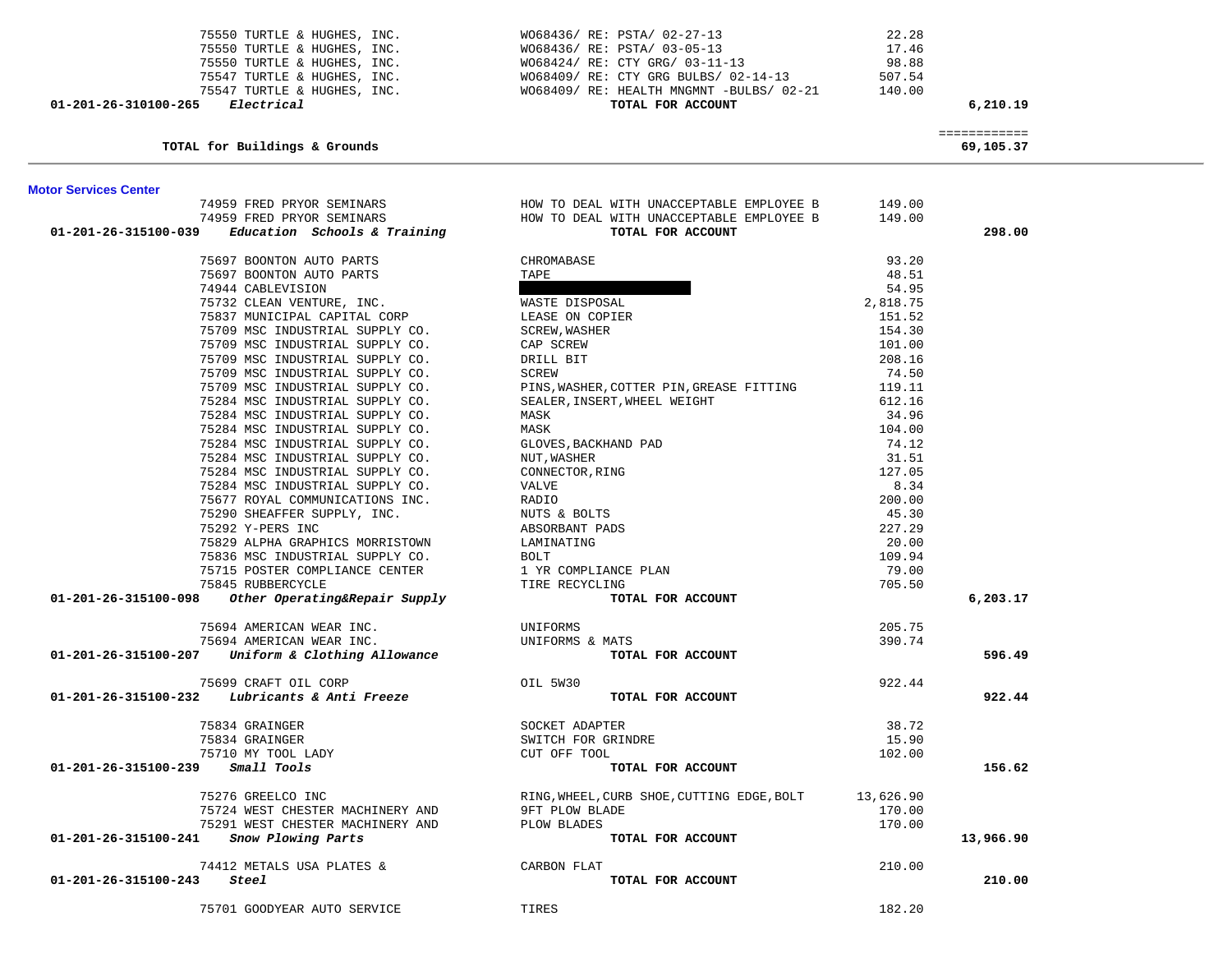| | | | |
|---|---|---|---|
| 75550 TURTLE & HUGHES, INC. | WO68436/ RE: PSTA/ 02-27-13 | 22.28 | |
| 75550 TURTLE & HUGHES, INC. | WO68436/ RE: PSTA/ 03-05-13 | 17.46 | |
| 75550 TURTLE & HUGHES, INC. | WO68424/ RE: CTY GRG/ 03-11-13 | 98.88 | |
| 75547 TURTLE & HUGHES, INC. | WO68409/ RE: CTY GRG BULBS/ 02-14-13 | 507.54 | |
| 75547 TURTLE & HUGHES, INC. | WO68409/ RE: HEALTH MNGMNT -BULBS/ 02-21 | 140.00 | |
| **01-201-26-310100-265** ***Electrical*** | **TOTAL FOR ACCOUNT** | | **6,210.19** |

| | | | |
|---|---|---|---|
| **TOTAL for Buildings & Grounds** | | | ============ **69,105.37** |

**Motor Services Center**

| | | | |
|---|---|---|---|
| 74959 FRED PRYOR SEMINARS | HOW TO DEAL WITH UNACCEPTABLE EMPLOYEE B | 149.00 | |
| 74959 FRED PRYOR SEMINARS | HOW TO DEAL WITH UNACCEPTABLE EMPLOYEE B | 149.00 | |
| **01-201-26-315100-039** ***Education Schools & Training*** | **TOTAL FOR ACCOUNT** | | **298.00** |
| 75697 BOONTON AUTO PARTS | CHROMABASE | 93.20 | |
| 75697 BOONTON AUTO PARTS | TAPE | 48.51 | |
| 74944 CABLEVISION | | 54.95 | |
| 75732 CLEAN VENTURE, INC. | WASTE DISPOSAL | 2,818.75 | |
| 75837 MUNICIPAL CAPITAL CORP | LEASE ON COPIER | 151.52 | |
| 75709 MSC INDUSTRIAL SUPPLY CO. | SCREW,WASHER | 154.30 | |
| 75709 MSC INDUSTRIAL SUPPLY CO. | CAP SCREW | 101.00 | |
| 75709 MSC INDUSTRIAL SUPPLY CO. | DRILL BIT | 208.16 | |
| 75709 MSC INDUSTRIAL SUPPLY CO. | SCREW | 74.50 | |
| 75709 MSC INDUSTRIAL SUPPLY CO. | PINS,WASHER,COTTER PIN,GREASE FITTING | 119.11 | |
| 75284 MSC INDUSTRIAL SUPPLY CO. | SEALER,INSERT,WHEEL WEIGHT | 612.16 | |
| 75284 MSC INDUSTRIAL SUPPLY CO. | MASK | 34.96 | |
| 75284 MSC INDUSTRIAL SUPPLY CO. | MASK | 104.00 | |
| 75284 MSC INDUSTRIAL SUPPLY CO. | GLOVES,BACKHAND PAD | 74.12 | |
| 75284 MSC INDUSTRIAL SUPPLY CO. | NUT,WASHER | 31.51 | |
| 75284 MSC INDUSTRIAL SUPPLY CO. | CONNECTOR,RING | 127.05 | |
| 75284 MSC INDUSTRIAL SUPPLY CO. | VALVE | 8.34 | |
| 75677 ROYAL COMMUNICATIONS INC. | RADIO | 200.00 | |
| 75290 SHEAFFER SUPPLY, INC. | NUTS & BOLTS | 45.30 | |
| 75292 Y-PERS INC | ABSORBANT PADS | 227.29 | |
| 75829 ALPHA GRAPHICS MORRISTOWN | LAMINATING | 20.00 | |
| 75836 MSC INDUSTRIAL SUPPLY CO. | BOLT | 109.94 | |
| 75715 POSTER COMPLIANCE CENTER | 1 YR COMPLIANCE PLAN | 79.00 | |
| 75845 RUBBERCYCLE | TIRE RECYCLING | 705.50 | |
| **01-201-26-315100-098** ***Other Operating&Repair Supply*** | **TOTAL FOR ACCOUNT** | | **6,203.17** |
| 75694 AMERICAN WEAR INC. | UNIFORMS | 205.75 | |
| 75694 AMERICAN WEAR INC. | UNIFORMS & MATS | 390.74 | |
| **01-201-26-315100-207** ***Uniform & Clothing Allowance*** | **TOTAL FOR ACCOUNT** | | **596.49** |
| 75699 CRAFT OIL CORP | OIL 5W30 | 922.44 | |
| **01-201-26-315100-232** ***Lubricants & Anti Freeze*** | **TOTAL FOR ACCOUNT** | | **922.44** |
| 75834 GRAINGER | SOCKET ADAPTER | 38.72 | |
| 75834 GRAINGER | SWITCH FOR GRINDRE | 15.90 | |
| 75710 MY TOOL LADY | CUT OFF TOOL | 102.00 | |
| **01-201-26-315100-239** ***Small Tools*** | **TOTAL FOR ACCOUNT** | | **156.62** |
| 75276 GREELCO INC | RING,WHEEL,CURB SHOE,CUTTING EDGE,BOLT | 13,626.90 | |
| 75724 WEST CHESTER MACHINERY AND | 9FT PLOW BLADE | 170.00 | |
| 75291 WEST CHESTER MACHINERY AND | PLOW BLADES | 170.00 | |
| **01-201-26-315100-241** ***Snow Plowing Parts*** | **TOTAL FOR ACCOUNT** | | **13,966.90** |
| 74412 METALS USA PLATES & | CARBON FLAT | 210.00 | |
| **01-201-26-315100-243** ***Steel*** | **TOTAL FOR ACCOUNT** | | **210.00** |
| 75701 GOODYEAR AUTO SERVICE | TIRES | 182.20 | |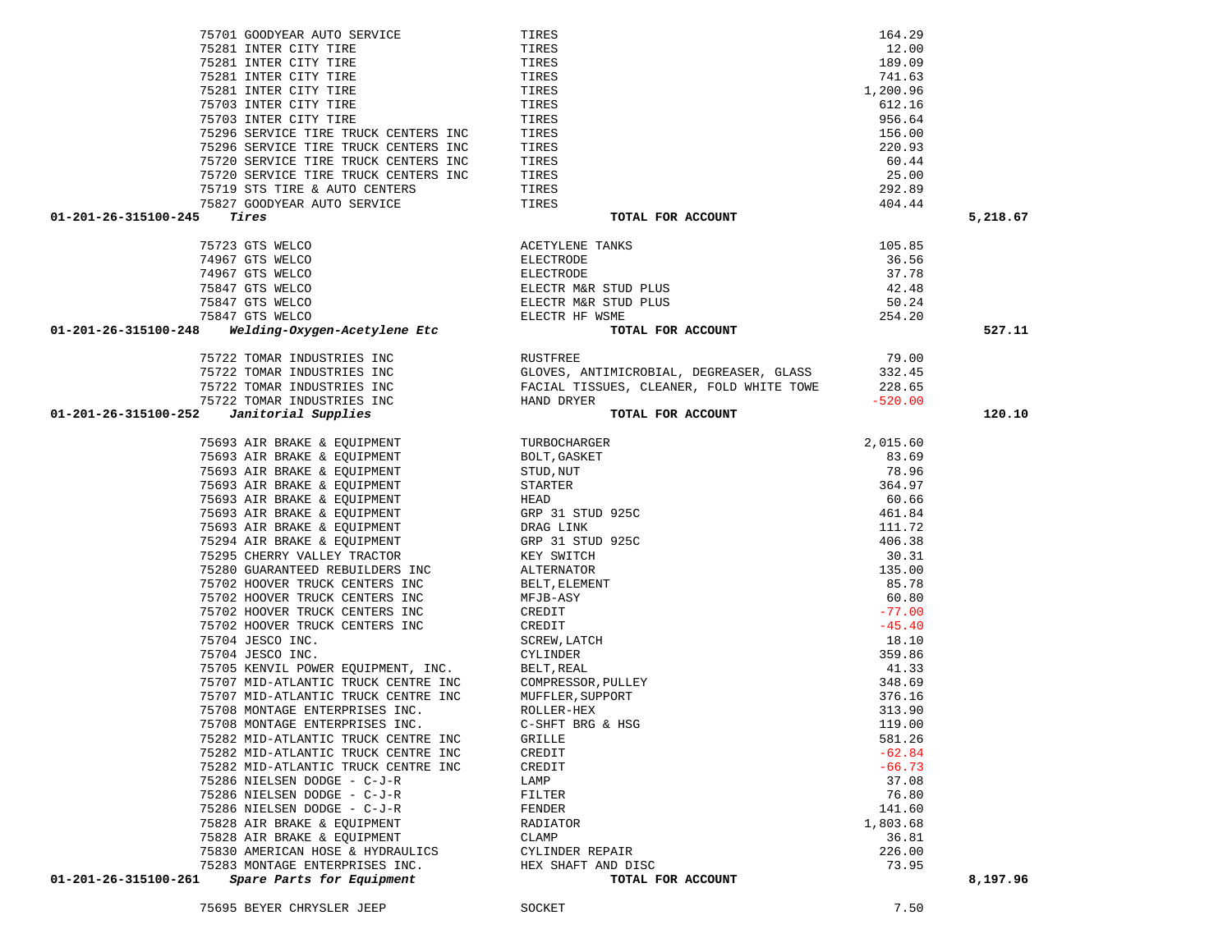| Account | Vendor | Description | Amount | Total |
|---|---|---|---|---|
| | 75701 GOODYEAR AUTO SERVICE | TIRES | 164.29 | |
| | 75281 INTER CITY TIRE | TIRES | 12.00 | |
| | 75281 INTER CITY TIRE | TIRES | 189.09 | |
| | 75281 INTER CITY TIRE | TIRES | 741.63 | |
| | 75281 INTER CITY TIRE | TIRES | 1,200.96 | |
| | 75703 INTER CITY TIRE | TIRES | 612.16 | |
| | 75703 INTER CITY TIRE | TIRES | 956.64 | |
| | 75296 SERVICE TIRE TRUCK CENTERS INC | TIRES | 156.00 | |
| | 75296 SERVICE TIRE TRUCK CENTERS INC | TIRES | 220.93 | |
| | 75720 SERVICE TIRE TRUCK CENTERS INC | TIRES | 60.44 | |
| | 75720 SERVICE TIRE TRUCK CENTERS INC | TIRES | 25.00 | |
| | 75719 STS TIRE & AUTO CENTERS | TIRES | 292.89 | |
| | 75827 GOODYEAR AUTO SERVICE | TIRES | 404.44 | |
| **01-201-26-315100-245** | ***Tires*** | **TOTAL FOR ACCOUNT** | | **5,218.67** |
| | 75723 GTS WELCO | ACETYLENE TANKS | 105.85 | |
| | 74967 GTS WELCO | ELECTRODE | 36.56 | |
| | 74967 GTS WELCO | ELECTRODE | 37.78 | |
| | 75847 GTS WELCO | ELECTR M&R STUD PLUS | 42.48 | |
| | 75847 GTS WELCO | ELECTR M&R STUD PLUS | 50.24 | |
| | 75847 GTS WELCO | ELECTR HF WSME | 254.20 | |
| **01-201-26-315100-248** | ***Welding-Oxygen-Acetylene Etc*** | **TOTAL FOR ACCOUNT** | | **527.11** |
| | 75722 TOMAR INDUSTRIES INC | RUSTFREE | 79.00 | |
| | 75722 TOMAR INDUSTRIES INC | GLOVES, ANTIMICROBIAL, DEGREASER, GLASS | 332.45 | |
| | 75722 TOMAR INDUSTRIES INC | FACIAL TISSUES, CLEANER, FOLD WHITE TOWE | 228.65 | |
| | 75722 TOMAR INDUSTRIES INC | HAND DRYER | -520.00 | |
| **01-201-26-315100-252** | ***Janitorial Supplies*** | **TOTAL FOR ACCOUNT** | | **120.10** |
| | 75693 AIR BRAKE & EQUIPMENT | TURBOCHARGER | 2,015.60 | |
| | 75693 AIR BRAKE & EQUIPMENT | BOLT,GASKET | 83.69 | |
| | 75693 AIR BRAKE & EQUIPMENT | STUD,NUT | 78.96 | |
| | 75693 AIR BRAKE & EQUIPMENT | STARTER | 364.97 | |
| | 75693 AIR BRAKE & EQUIPMENT | HEAD | 60.66 | |
| | 75693 AIR BRAKE & EQUIPMENT | GRP 31 STUD 925C | 461.84 | |
| | 75693 AIR BRAKE & EQUIPMENT | DRAG LINK | 111.72 | |
| | 75294 AIR BRAKE & EQUIPMENT | GRP 31 STUD 925C | 406.38 | |
| | 75295 CHERRY VALLEY TRACTOR | KEY SWITCH | 30.31 | |
| | 75280 GUARANTEED REBUILDERS INC | ALTERNATOR | 135.00 | |
| | 75702 HOOVER TRUCK CENTERS INC | BELT,ELEMENT | 85.78 | |
| | 75702 HOOVER TRUCK CENTERS INC | MFJB-ASY | 60.80 | |
| | 75702 HOOVER TRUCK CENTERS INC | CREDIT | -77.00 | |
| | 75702 HOOVER TRUCK CENTERS INC | CREDIT | -45.40 | |
| | 75704 JESCO INC. | SCREW,LATCH | 18.10 | |
| | 75704 JESCO INC. | CYLINDER | 359.86 | |
| | 75705 KENVIL POWER EQUIPMENT, INC. | BELT,REAL | 41.33 | |
| | 75707 MID-ATLANTIC TRUCK CENTRE INC | COMPRESSOR,PULLEY | 348.69 | |
| | 75707 MID-ATLANTIC TRUCK CENTRE INC | MUFFLER,SUPPORT | 376.16 | |
| | 75708 MONTAGE ENTERPRISES INC. | ROLLER-HEX | 313.90 | |
| | 75708 MONTAGE ENTERPRISES INC. | C-SHFT BRG & HSG | 119.00 | |
| | 75282 MID-ATLANTIC TRUCK CENTRE INC | GRILLE | 581.26 | |
| | 75282 MID-ATLANTIC TRUCK CENTRE INC | CREDIT | -62.84 | |
| | 75282 MID-ATLANTIC TRUCK CENTRE INC | CREDIT | -66.73 | |
| | 75286 NIELSEN DODGE - C-J-R | LAMP | 37.08 | |
| | 75286 NIELSEN DODGE - C-J-R | FILTER | 76.80 | |
| | 75286 NIELSEN DODGE - C-J-R | FENDER | 141.60 | |
| | 75828 AIR BRAKE & EQUIPMENT | RADIATOR | 1,803.68 | |
| | 75828 AIR BRAKE & EQUIPMENT | CLAMP | 36.81 | |
| | 75830 AMERICAN HOSE & HYDRAULICS | CYLINDER REPAIR | 226.00 | |
| | 75283 MONTAGE ENTERPRISES INC. | HEX SHAFT AND DISC | 73.95 | |
| **01-201-26-315100-261** | ***Spare Parts for Equipment*** | **TOTAL FOR ACCOUNT** | | **8,197.96** |
| | 75695 BEYER CHRYSLER JEEP | SOCKET | 7.50 | |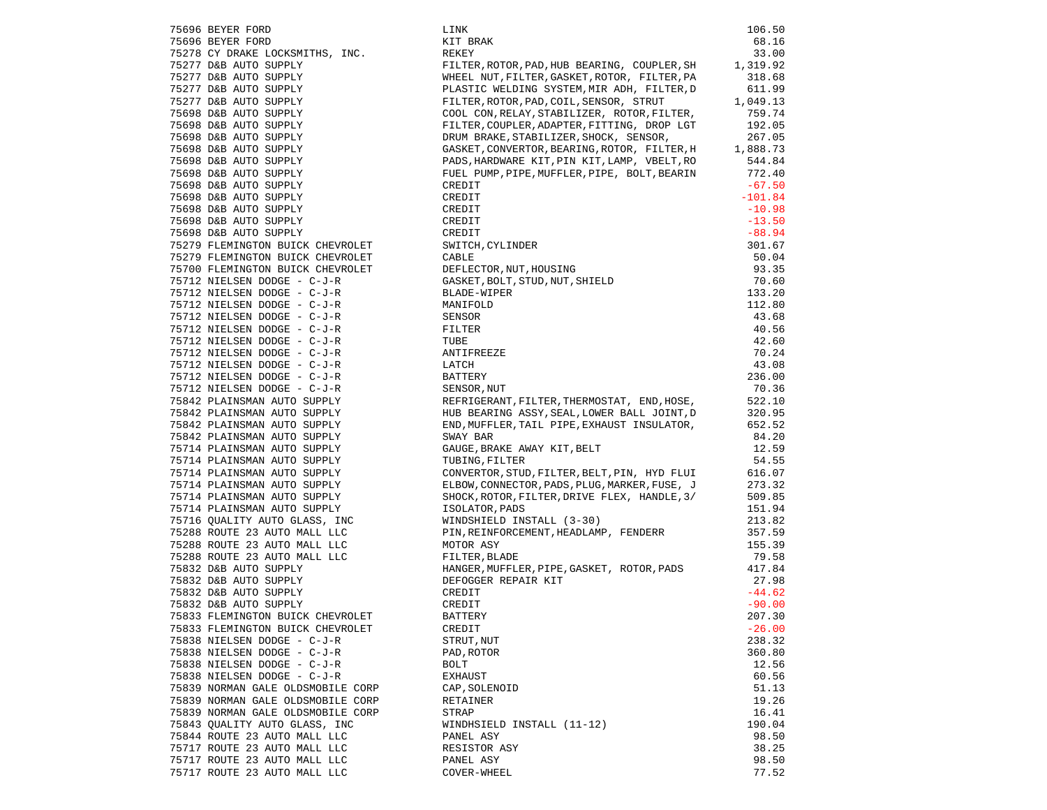| | | | |
|---|---|---|---|
| 75696 | BEYER FORD | LINK | 106.50 |
| 75696 | BEYER FORD | KIT BRAK | 68.16 |
| 75278 | CY DRAKE LOCKSMITHS, INC. | REKEY | 33.00 |
| 75277 | D&B AUTO SUPPLY | FILTER,ROTOR,PAD,HUB BEARING, COUPLER,SH | 1,319.92 |
| 75277 | D&B AUTO SUPPLY | WHEEL NUT,FILTER,GASKET,ROTOR, FILTER,PA | 318.68 |
| 75277 | D&B AUTO SUPPLY | PLASTIC WELDING SYSTEM,MIR ADH, FILTER,D | 611.99 |
| 75277 | D&B AUTO SUPPLY | FILTER,ROTOR,PAD,COIL,SENSOR, STRUT | 1,049.13 |
| 75698 | D&B AUTO SUPPLY | COOL CON,RELAY,STABILIZER, ROTOR,FILTER, | 759.74 |
| 75698 | D&B AUTO SUPPLY | FILTER,COUPLER,ADAPTER,FITTING, DROP LGT | 192.05 |
| 75698 | D&B AUTO SUPPLY | DRUM BRAKE,STABILIZER,SHOCK, SENSOR, | 267.05 |
| 75698 | D&B AUTO SUPPLY | GASKET,CONVERTOR,BEARING,ROTOR, FILTER,H | 1,888.73 |
| 75698 | D&B AUTO SUPPLY | PADS,HARDWARE KIT,PIN KIT,LAMP, VBELT,RO | 544.84 |
| 75698 | D&B AUTO SUPPLY | FUEL PUMP,PIPE,MUFFLER,PIPE, BOLT,BEARIN | 772.40 |
| 75698 | D&B AUTO SUPPLY | CREDIT | -67.50 |
| 75698 | D&B AUTO SUPPLY | CREDIT | -101.84 |
| 75698 | D&B AUTO SUPPLY | CREDIT | -10.98 |
| 75698 | D&B AUTO SUPPLY | CREDIT | -13.50 |
| 75698 | D&B AUTO SUPPLY | CREDIT | -88.94 |
| 75279 | FLEMINGTON BUICK CHEVROLET | SWITCH,CYLINDER | 301.67 |
| 75279 | FLEMINGTON BUICK CHEVROLET | CABLE | 50.04 |
| 75700 | FLEMINGTON BUICK CHEVROLET | DEFLECTOR,NUT,HOUSING | 93.35 |
| 75712 | NIELSEN DODGE - C-J-R | GASKET,BOLT,STUD,NUT,SHIELD | 70.60 |
| 75712 | NIELSEN DODGE - C-J-R | BLADE-WIPER | 133.20 |
| 75712 | NIELSEN DODGE - C-J-R | MANIFOLD | 112.80 |
| 75712 | NIELSEN DODGE - C-J-R | SENSOR | 43.68 |
| 75712 | NIELSEN DODGE - C-J-R | FILTER | 40.56 |
| 75712 | NIELSEN DODGE - C-J-R | TUBE | 42.60 |
| 75712 | NIELSEN DODGE - C-J-R | ANTIFREEZE | 70.24 |
| 75712 | NIELSEN DODGE - C-J-R | LATCH | 43.08 |
| 75712 | NIELSEN DODGE - C-J-R | BATTERY | 236.00 |
| 75712 | NIELSEN DODGE - C-J-R | SENSOR,NUT | 70.36 |
| 75842 | PLAINSMAN AUTO SUPPLY | REFRIGERANT,FILTER,THERMOSTAT, END,HOSE, | 522.10 |
| 75842 | PLAINSMAN AUTO SUPPLY | HUB BEARING ASSY,SEAL,LOWER BALL JOINT,D | 320.95 |
| 75842 | PLAINSMAN AUTO SUPPLY | END,MUFFLER,TAIL PIPE,EXHAUST INSULATOR, | 652.52 |
| 75842 | PLAINSMAN AUTO SUPPLY | SWAY BAR | 84.20 |
| 75714 | PLAINSMAN AUTO SUPPLY | GAUGE,BRAKE AWAY KIT,BELT | 12.59 |
| 75714 | PLAINSMAN AUTO SUPPLY | TUBING,FILTER | 54.55 |
| 75714 | PLAINSMAN AUTO SUPPLY | CONVERTOR,STUD,FILTER,BELT,PIN, HYD FLUI | 616.07 |
| 75714 | PLAINSMAN AUTO SUPPLY | ELBOW,CONNECTOR,PADS,PLUG,MARKER,FUSE, J | 273.32 |
| 75714 | PLAINSMAN AUTO SUPPLY | SHOCK,ROTOR,FILTER,DRIVE FLEX, HANDLE,3/ | 509.85 |
| 75714 | PLAINSMAN AUTO SUPPLY | ISOLATOR,PADS | 151.94 |
| 75716 | QUALITY AUTO GLASS, INC | WINDSHIELD INSTALL (3-30) | 213.82 |
| 75288 | ROUTE 23 AUTO MALL LLC | PIN,REINFORCEMENT,HEADLAMP, FENDERR | 357.59 |
| 75288 | ROUTE 23 AUTO MALL LLC | MOTOR ASY | 155.39 |
| 75288 | ROUTE 23 AUTO MALL LLC | FILTER,BLADE | 79.58 |
| 75832 | D&B AUTO SUPPLY | HANGER,MUFFLER,PIPE,GASKET, ROTOR,PADS | 417.84 |
| 75832 | D&B AUTO SUPPLY | DEFOGGER REPAIR KIT | 27.98 |
| 75832 | D&B AUTO SUPPLY | CREDIT | -44.62 |
| 75832 | D&B AUTO SUPPLY | CREDIT | -90.00 |
| 75833 | FLEMINGTON BUICK CHEVROLET | BATTERY | 207.30 |
| 75833 | FLEMINGTON BUICK CHEVROLET | CREDIT | -26.00 |
| 75838 | NIELSEN DODGE - C-J-R | STRUT,NUT | 238.32 |
| 75838 | NIELSEN DODGE - C-J-R | PAD,ROTOR | 360.80 |
| 75838 | NIELSEN DODGE - C-J-R | BOLT | 12.56 |
| 75838 | NIELSEN DODGE - C-J-R | EXHAUST | 60.56 |
| 75839 | NORMAN GALE OLDSMOBILE CORP | CAP,SOLENOID | 51.13 |
| 75839 | NORMAN GALE OLDSMOBILE CORP | RETAINER | 19.26 |
| 75839 | NORMAN GALE OLDSMOBILE CORP | STRAP | 16.41 |
| 75843 | QUALITY AUTO GLASS, INC | WINDHSIELD INSTALL (11-12) | 190.04 |
| 75844 | ROUTE 23 AUTO MALL LLC | PANEL ASY | 98.50 |
| 75717 | ROUTE 23 AUTO MALL LLC | RESISTOR ASY | 38.25 |
| 75717 | ROUTE 23 AUTO MALL LLC | PANEL ASY | 98.50 |
| 75717 | ROUTE 23 AUTO MALL LLC | COVER-WHEEL | 77.52 |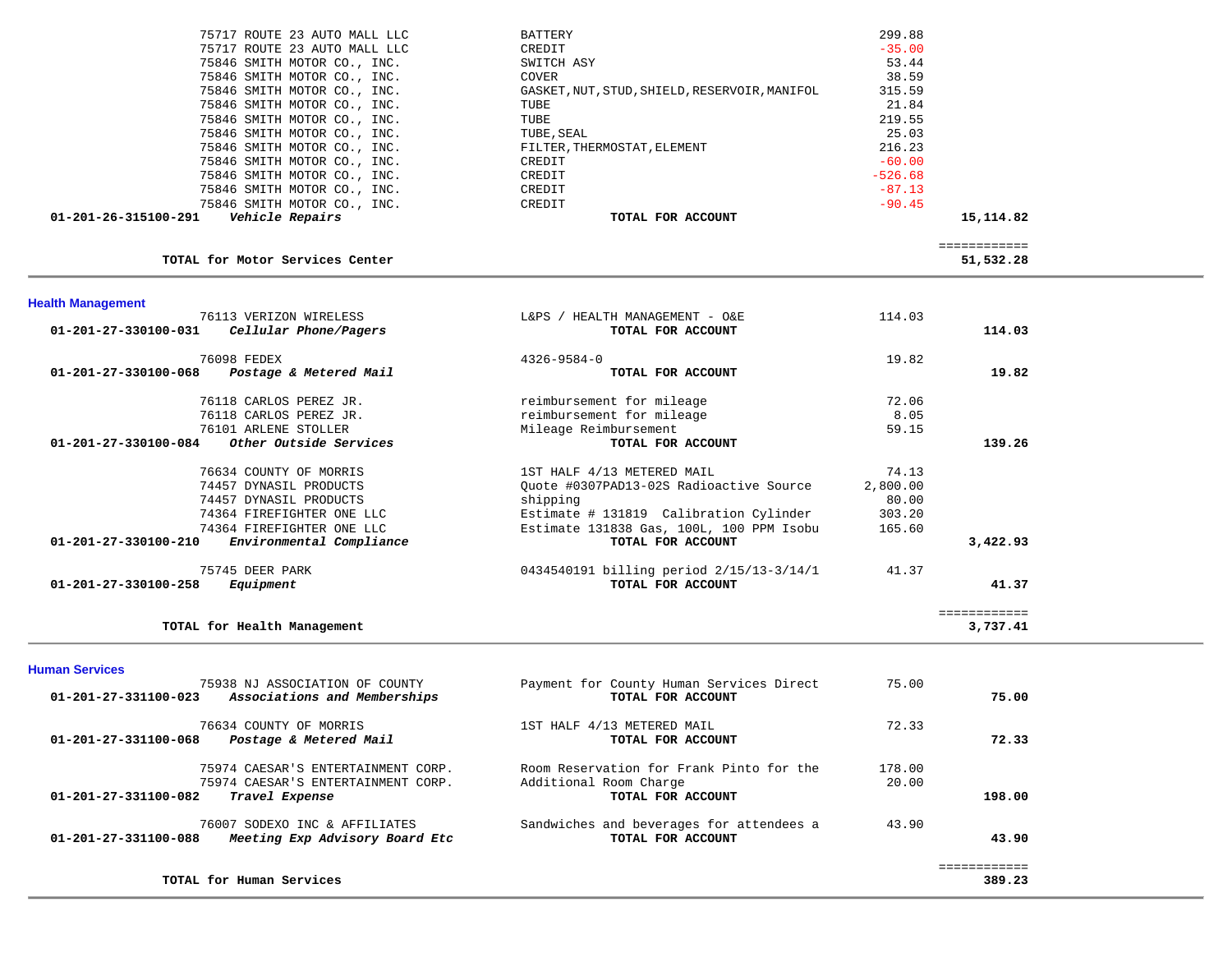| Account | Vendor | Description | Amount | Total |
|---|---|---|---|---|
| | 75717 ROUTE 23 AUTO MALL LLC | BATTERY | 299.88 | |
| | 75717 ROUTE 23 AUTO MALL LLC | CREDIT | -35.00 | |
| | 75846 SMITH MOTOR CO., INC. | SWITCH ASY | 53.44 | |
| | 75846 SMITH MOTOR CO., INC. | COVER | 38.59 | |
| | 75846 SMITH MOTOR CO., INC. | GASKET,NUT,STUD,SHIELD,RESERVOIR,MANIFOL | 315.59 | |
| | 75846 SMITH MOTOR CO., INC. | TUBE | 21.84 | |
| | 75846 SMITH MOTOR CO., INC. | TUBE | 219.55 | |
| | 75846 SMITH MOTOR CO., INC. | TUBE,SEAL | 25.03 | |
| | 75846 SMITH MOTOR CO., INC. | FILTER,THERMOSTAT,ELEMENT | 216.23 | |
| | 75846 SMITH MOTOR CO., INC. | CREDIT | -60.00 | |
| | 75846 SMITH MOTOR CO., INC. | CREDIT | -526.68 | |
| | 75846 SMITH MOTOR CO., INC. | CREDIT | -87.13 | |
| | 75846 SMITH MOTOR CO., INC. | CREDIT | -90.45 | |
| **01-201-26-315100-291** | ***Vehicle Repairs*** | **TOTAL FOR ACCOUNT** | | **15,114.82** |
| | **TOTAL for Motor Services Center** | | | **51,532.28** |

## Health Management

| Account | Vendor | Description | Amount | Total |
|---|---|---|---|---|
| | 76113 VERIZON WIRELESS | L&PS / HEALTH MANAGEMENT - O&E | 114.03 | |
| **01-201-27-330100-031** | ***Cellular Phone/Pagers*** | **TOTAL FOR ACCOUNT** | | **114.03** |
| | 76098 FEDEX | 4326-9584-0 | 19.82 | |
| **01-201-27-330100-068** | ***Postage & Metered Mail*** | **TOTAL FOR ACCOUNT** | | **19.82** |
| | 76118 CARLOS PEREZ JR. | reimbursement for mileage | 72.06 | |
| | 76118 CARLOS PEREZ JR. | reimbursement for mileage | 8.05 | |
| | 76101 ARLENE STOLLER | Mileage Reimbursement | 59.15 | |
| **01-201-27-330100-084** | ***Other Outside Services*** | **TOTAL FOR ACCOUNT** | | **139.26** |
| | 76634 COUNTY OF MORRIS | 1ST HALF 4/13 METERED MAIL | 74.13 | |
| | 74457 DYNASIL PRODUCTS | Quote #0307PAD13-02S Radioactive Source | 2,800.00 | |
| | 74457 DYNASIL PRODUCTS | shipping | 80.00 | |
| | 74364 FIREFIGHTER ONE LLC | Estimate # 131819 Calibration Cylinder | 303.20 | |
| | 74364 FIREFIGHTER ONE LLC | Estimate 131838 Gas, 100L, 100 PPM Isobu | 165.60 | |
| **01-201-27-330100-210** | ***Environmental Compliance*** | **TOTAL FOR ACCOUNT** | | **3,422.93** |
| | 75745 DEER PARK | 0434540191 billing period 2/15/13-3/14/1 | 41.37 | |
| **01-201-27-330100-258** | ***Equipment*** | **TOTAL FOR ACCOUNT** | | **41.37** |
| | **TOTAL for Health Management** | | | **3,737.41** |

## Human Services

| Account | Vendor | Description | Amount | Total |
|---|---|---|---|---|
| | 75938 NJ ASSOCIATION OF COUNTY | Payment for County Human Services Direct | 75.00 | |
| **01-201-27-331100-023** | ***Associations and Memberships*** | **TOTAL FOR ACCOUNT** | | **75.00** |
| | 76634 COUNTY OF MORRIS | 1ST HALF 4/13 METERED MAIL | 72.33 | |
| **01-201-27-331100-068** | ***Postage & Metered Mail*** | **TOTAL FOR ACCOUNT** | | **72.33** |
| | 75974 CAESAR'S ENTERTAINMENT CORP. | Room Reservation for Frank Pinto for the | 178.00 | |
| | 75974 CAESAR'S ENTERTAINMENT CORP. | Additional Room Charge | 20.00 | |
| **01-201-27-331100-082** | ***Travel Expense*** | **TOTAL FOR ACCOUNT** | | **198.00** |
| | 76007 SODEXO INC & AFFILIATES | Sandwiches and beverages for attendees a | 43.90 | |
| **01-201-27-331100-088** | ***Meeting Exp Advisory Board Etc*** | **TOTAL FOR ACCOUNT** | | **43.90** |
| | **TOTAL for Human Services** | | | **389.23** |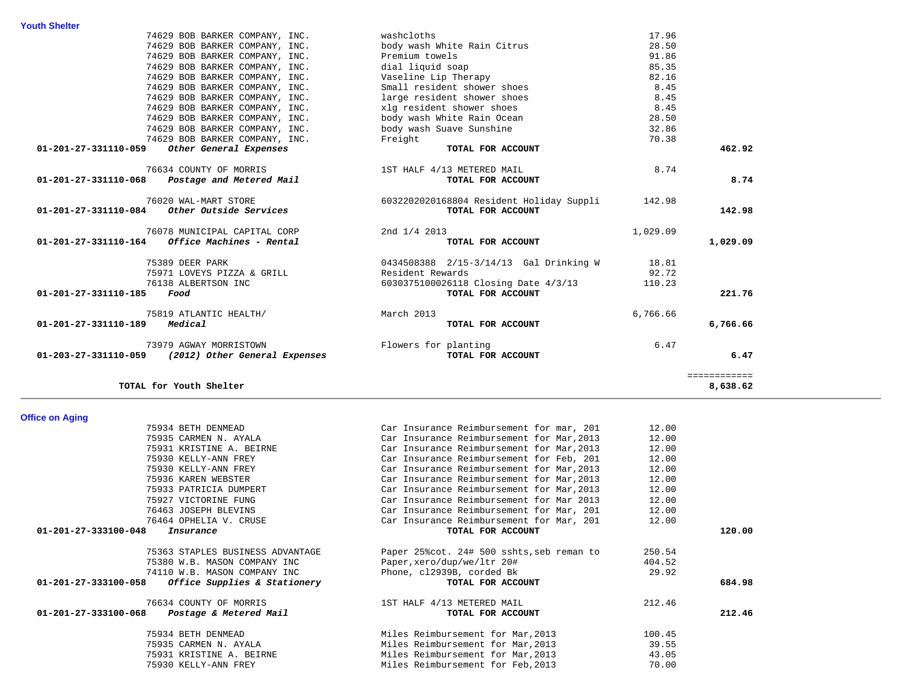## Youth Shelter

| Account | Vendor / Description | Item | Amount | Total |
|---|---|---|---|---|
| | 74629 BOB BARKER COMPANY, INC. | washcloths | 17.96 | |
| | 74629 BOB BARKER COMPANY, INC. | body wash White Rain Citrus | 28.50 | |
| | 74629 BOB BARKER COMPANY, INC. | Premium towels | 91.86 | |
| | 74629 BOB BARKER COMPANY, INC. | dial liquid soap | 85.35 | |
| | 74629 BOB BARKER COMPANY, INC. | Vaseline Lip Therapy | 82.16 | |
| | 74629 BOB BARKER COMPANY, INC. | Small resident shower shoes | 8.45 | |
| | 74629 BOB BARKER COMPANY, INC. | large resident shower shoes | 8.45 | |
| | 74629 BOB BARKER COMPANY, INC. | xlg resident shower shoes | 8.45 | |
| | 74629 BOB BARKER COMPANY, INC. | body wash White Rain Ocean | 28.50 | |
| | 74629 BOB BARKER COMPANY, INC. | body wash Suave Sunshine | 32.86 | |
| | 74629 BOB BARKER COMPANY, INC. | Freight | 70.38 | |
| **01-201-27-331110-059** | ***Other General Expenses*** | **TOTAL FOR ACCOUNT** | | **462.92** |
| | 76634 COUNTY OF MORRIS | 1ST HALF 4/13 METERED MAIL | 8.74 | |
| **01-201-27-331110-068** | ***Postage and Metered Mail*** | **TOTAL FOR ACCOUNT** | | **8.74** |
| | 76020 WAL-MART STORE | 6032202020168804 Resident Holiday Suppli | 142.98 | |
| **01-201-27-331110-084** | ***Other Outside Services*** | **TOTAL FOR ACCOUNT** | | **142.98** |
| | 76078 MUNICIPAL CAPITAL CORP | 2nd 1/4 2013 | 1,029.09 | |
| **01-201-27-331110-164** | ***Office Machines - Rental*** | **TOTAL FOR ACCOUNT** | | **1,029.09** |
| | 75389 DEER PARK | 0434508388 2/15-3/14/13 Gal Drinking W | 18.81 | |
| | 75971 LOVEYS PIZZA & GRILL | Resident Rewards | 92.72 | |
| | 76138 ALBERTSON INC | 6030375100026118 Closing Date 4/3/13 | 110.23 | |
| **01-201-27-331110-185** | ***Food*** | **TOTAL FOR ACCOUNT** | | **221.76** |
| | 75819 ATLANTIC HEALTH/ | March 2013 | 6,766.66 | |
| **01-201-27-331110-189** | ***Medical*** | **TOTAL FOR ACCOUNT** | | **6,766.66** |
| | 73979 AGWAY MORRISTOWN | Flowers for planting | 6.47 | |
| **01-203-27-331110-059** | ***(2012) Other General Expenses*** | **TOTAL FOR ACCOUNT** | | **6.47** |
| | **TOTAL for Youth Shelter** | | | **8,638.62** |

## Office on Aging

| Account | Vendor / Description | Item | Amount | Total |
|---|---|---|---|---|
| | 75934 BETH DENMEAD | Car Insurance Reimbursement for mar, 201 | 12.00 | |
| | 75935 CARMEN N. AYALA | Car Insurance Reimbursement for Mar,2013 | 12.00 | |
| | 75931 KRISTINE A. BEIRNE | Car Insurance Reimbursement for Mar,2013 | 12.00 | |
| | 75930 KELLY-ANN FREY | Car Insurance Reimbursement for Feb, 201 | 12.00 | |
| | 75930 KELLY-ANN FREY | Car Insurance Reimbursement for Mar,2013 | 12.00 | |
| | 75936 KAREN WEBSTER | Car Insurance Reimbursement for Mar,2013 | 12.00 | |
| | 75933 PATRICIA DUMPERT | Car Insurance Reimbursement for Mar,2013 | 12.00 | |
| | 75927 VICTORINE FUNG | Car Insurance Reimbursement for Mar 2013 | 12.00 | |
| | 76463 JOSEPH BLEVINS | Car Insurance Reimbursement for Mar, 201 | 12.00 | |
| | 76464 OPHELIA V. CRUSE | Car Insurance Reimbursement for Mar, 201 | 12.00 | |
| **01-201-27-333100-048** | ***Insurance*** | **TOTAL FOR ACCOUNT** | | **120.00** |
| | 75363 STAPLES BUSINESS ADVANTAGE | Paper 25%cot. 24# 500 sshts,seb reman to | 250.54 | |
| | 75380 W.B. MASON COMPANY INC | Paper,xero/dup/we/ltr 20# | 404.52 | |
| | 74110 W.B. MASON COMPANY INC | Phone, cl2939B, corded Bk | 29.92 | |
| **01-201-27-333100-058** | ***Office Supplies & Stationery*** | **TOTAL FOR ACCOUNT** | | **684.98** |
| | 76634 COUNTY OF MORRIS | 1ST HALF 4/13 METERED MAIL | 212.46 | |
| **01-201-27-333100-068** | ***Postage & Metered Mail*** | **TOTAL FOR ACCOUNT** | | **212.46** |
| | 75934 BETH DENMEAD | Miles Reimbursement for Mar,2013 | 100.45 | |
| | 75935 CARMEN N. AYALA | Miles Reimbursement for Mar,2013 | 39.55 | |
| | 75931 KRISTINE A. BEIRNE | Miles Reimbursement for Mar,2013 | 43.05 | |
| | 75930 KELLY-ANN FREY | Miles Reimbursement for Feb,2013 | 70.00 | |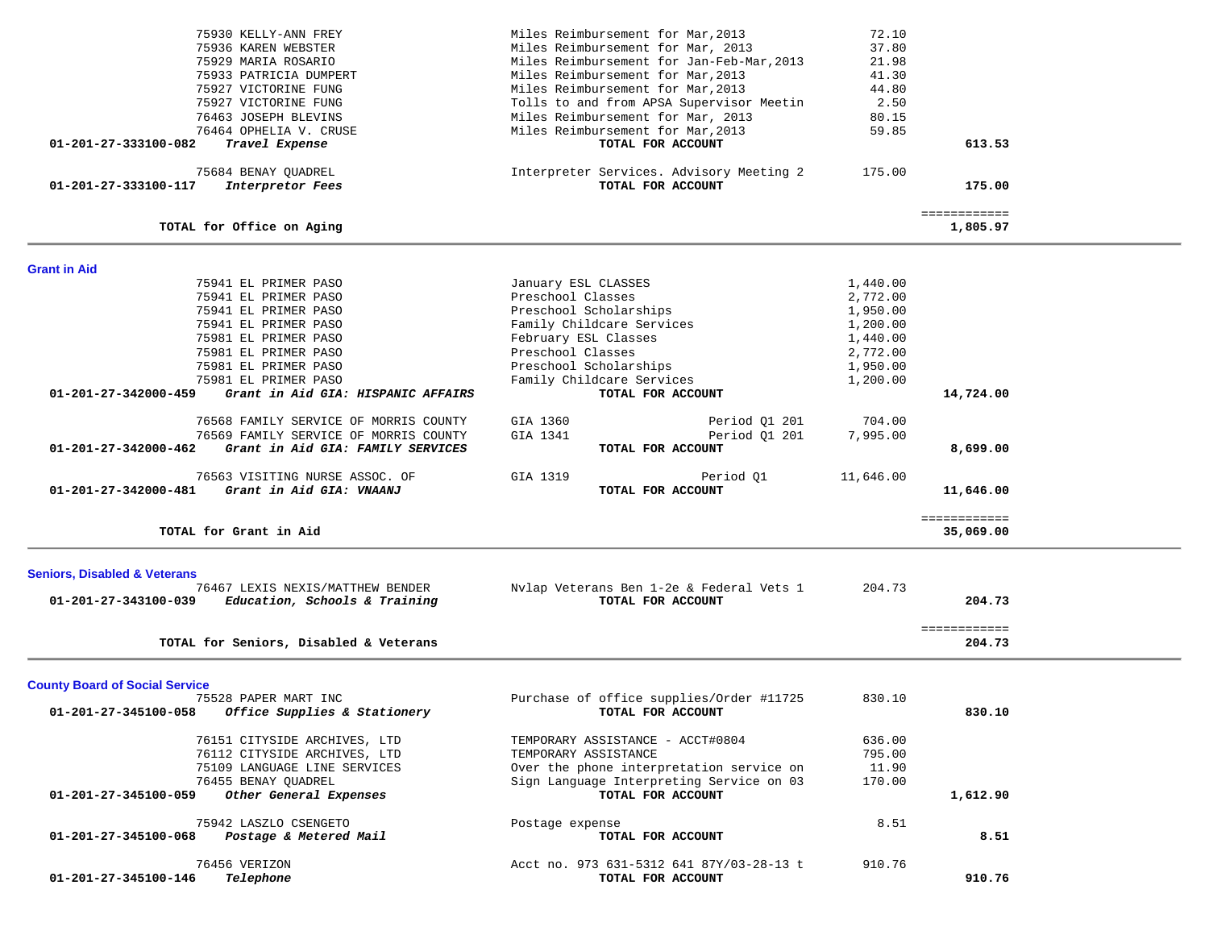| Vendor | Description | Amount | Total |
|---|---|---|---|
| 75930 KELLY-ANN FREY | Miles Reimbursement for Mar,2013 | 72.10 | |
| 75936 KAREN WEBSTER | Miles Reimbursement for Mar, 2013 | 37.80 | |
| 75929 MARIA ROSARIO | Miles Reimbursement for Jan-Feb-Mar,2013 | 21.98 | |
| 75933 PATRICIA DUMPERT | Miles Reimbursement for Mar,2013 | 41.30 | |
| 75927 VICTORINE FUNG | Miles Reimbursement for Mar,2013 | 44.80 | |
| 75927 VICTORINE FUNG | Tolls to and from APSA Supervisor Meetin | 2.50 | |
| 76463 JOSEPH BLEVINS | Miles Reimbursement for Mar, 2013 | 80.15 | |
| 76464 OPHELIA V. CRUSE | Miles Reimbursement for Mar,2013 | 59.85 | |
| **01-201-27-333100-082** ***Travel Expense*** | **TOTAL FOR ACCOUNT** | | **613.53** |
| 75684 BENAY QUADREL | Interpreter Services. Advisory Meeting 2 | 175.00 | |
| **01-201-27-333100-117** ***Interpretor Fees*** | **TOTAL FOR ACCOUNT** | | **175.00** |
| | | | ============ |
| **TOTAL for Office on Aging** | | | **1,805.97** |

## Grant in Aid

| Vendor | Description | Amount | Total |
|---|---|---|---|
| 75941 EL PRIMER PASO | January ESL CLASSES | 1,440.00 | |
| 75941 EL PRIMER PASO | Preschool Classes | 2,772.00 | |
| 75941 EL PRIMER PASO | Preschool Scholarships | 1,950.00 | |
| 75941 EL PRIMER PASO | Family Childcare Services | 1,200.00 | |
| 75981 EL PRIMER PASO | February ESL Classes | 1,440.00 | |
| 75981 EL PRIMER PASO | Preschool Classes | 2,772.00 | |
| 75981 EL PRIMER PASO | Preschool Scholarships | 1,950.00 | |
| 75981 EL PRIMER PASO | Family Childcare Services | 1,200.00 | |
| **01-201-27-342000-459** ***Grant in Aid GIA: HISPANIC AFFAIRS*** | **TOTAL FOR ACCOUNT** | | **14,724.00** |
| 76568 FAMILY SERVICE OF MORRIS COUNTY | GIA 1360 Period Q1 201 | 704.00 | |
| 76569 FAMILY SERVICE OF MORRIS COUNTY | GIA 1341 Period Q1 201 | 7,995.00 | |
| **01-201-27-342000-462** ***Grant in Aid GIA: FAMILY SERVICES*** | **TOTAL FOR ACCOUNT** | | **8,699.00** |
| 76563 VISITING NURSE ASSOC. OF | GIA 1319 Period Q1 | 11,646.00 | |
| **01-201-27-342000-481** ***Grant in Aid GIA: VNAANJ*** | **TOTAL FOR ACCOUNT** | | **11,646.00** |
| | | | ============ |
| **TOTAL for Grant in Aid** | | | **35,069.00** |

## Seniors, Disabled & Veterans

| Vendor | Description | Amount | Total |
|---|---|---|---|
| 76467 LEXIS NEXIS/MATTHEW BENDER | Nvlap Veterans Ben 1-2e & Federal Vets 1 | 204.73 | |
| **01-201-27-343100-039** ***Education, Schools & Training*** | **TOTAL FOR ACCOUNT** | | **204.73** |
| | | | ============ |
| **TOTAL for Seniors, Disabled & Veterans** | | | **204.73** |

## County Board of Social Service

| Vendor | Description | Amount | Total |
|---|---|---|---|
| 75528 PAPER MART INC | Purchase of office supplies/Order #11725 | 830.10 | |
| **01-201-27-345100-058** ***Office Supplies & Stationery*** | **TOTAL FOR ACCOUNT** | | **830.10** |
| 76151 CITYSIDE ARCHIVES, LTD | TEMPORARY ASSISTANCE - ACCT#0804 | 636.00 | |
| 76112 CITYSIDE ARCHIVES, LTD | TEMPORARY ASSISTANCE | 795.00 | |
| 75109 LANGUAGE LINE SERVICES | Over the phone interpretation service on | 11.90 | |
| 76455 BENAY QUADREL | Sign Language Interpreting Service on 03 | 170.00 | |
| **01-201-27-345100-059** ***Other General Expenses*** | **TOTAL FOR ACCOUNT** | | **1,612.90** |
| 75942 LASZLO CSENGETO | Postage expense | 8.51 | |
| **01-201-27-345100-068** ***Postage & Metered Mail*** | **TOTAL FOR ACCOUNT** | | **8.51** |
| 76456 VERIZON | Acct no. 973 631-5312 641 87Y/03-28-13 t | 910.76 | |
| **01-201-27-345100-146** ***Telephone*** | **TOTAL FOR ACCOUNT** | | **910.76** |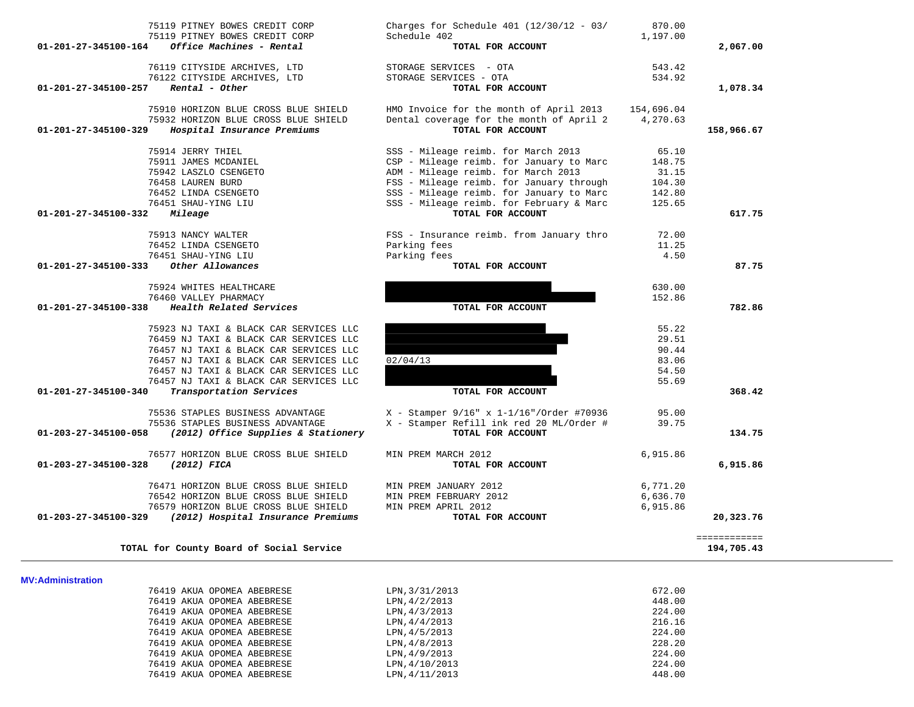| Account | Vendor | Description | Amount | Total |
|---|---|---|---|---|
| | 75119 PITNEY BOWES CREDIT CORP | Charges for Schedule 401 (12/30/12 - 03/ | 870.00 | |
| | 75119 PITNEY BOWES CREDIT CORP | Schedule 402 | 1,197.00 | |
| **01-201-27-345100-164** | ***Office Machines - Rental*** | **TOTAL FOR ACCOUNT** | | **2,067.00** |
| | 76119 CITYSIDE ARCHIVES, LTD | STORAGE SERVICES - OTA | 543.42 | |
| | 76122 CITYSIDE ARCHIVES, LTD | STORAGE SERVICES - OTA | 534.92 | |
| **01-201-27-345100-257** | ***Rental - Other*** | **TOTAL FOR ACCOUNT** | | **1,078.34** |
| | 75910 HORIZON BLUE CROSS BLUE SHIELD | HMO Invoice for the month of April 2013 | 154,696.04 | |
| | 75932 HORIZON BLUE CROSS BLUE SHIELD | Dental coverage for the month of April 2 | 4,270.63 | |
| **01-201-27-345100-329** | ***Hospital Insurance Premiums*** | **TOTAL FOR ACCOUNT** | | **158,966.67** |
| | 75914 JERRY THIEL | SSS - Mileage reimb. for March 2013 | 65.10 | |
| | 75911 JAMES MCDANIEL | CSP - Mileage reimb. for January to Marc | 148.75 | |
| | 75942 LASZLO CSENGETO | ADM - Mileage reimb. for March 2013 | 31.15 | |
| | 76458 LAUREN BURD | FSS - Mileage reimb. for January through | 104.30 | |
| | 76452 LINDA CSENGETO | SSS - Mileage reimb. for January to Marc | 142.80 | |
| | 76451 SHAU-YING LIU | SSS - Mileage reimb. for February & Marc | 125.65 | |
| **01-201-27-345100-332** | ***Mileage*** | **TOTAL FOR ACCOUNT** | | **617.75** |
| | 75913 NANCY WALTER | FSS - Insurance reimb. from January thro | 72.00 | |
| | 76452 LINDA CSENGETO | Parking fees | 11.25 | |
| | 76451 SHAU-YING LIU | Parking fees | 4.50 | |
| **01-201-27-345100-333** | ***Other Allowances*** | **TOTAL FOR ACCOUNT** | | **87.75** |
| | 75924 WHITES HEALTHCARE | [REDACTED] | 630.00 | |
| | 76460 VALLEY PHARMACY | [REDACTED] | 152.86 | |
| **01-201-27-345100-338** | ***Health Related Services*** | **TOTAL FOR ACCOUNT** | | **782.86** |
| | 75923 NJ TAXI & BLACK CAR SERVICES LLC | [REDACTED] | 55.22 | |
| | 76459 NJ TAXI & BLACK CAR SERVICES LLC | [REDACTED] | 29.51 | |
| | 76457 NJ TAXI & BLACK CAR SERVICES LLC | [REDACTED] | 90.44 | |
| | 76457 NJ TAXI & BLACK CAR SERVICES LLC | 02/04/13 | 83.06 | |
| | 76457 NJ TAXI & BLACK CAR SERVICES LLC | [REDACTED] | 54.50 | |
| | 76457 NJ TAXI & BLACK CAR SERVICES LLC | [REDACTED] | 55.69 | |
| **01-201-27-345100-340** | ***Transportation Services*** | **TOTAL FOR ACCOUNT** | | **368.42** |
| | 75536 STAPLES BUSINESS ADVANTAGE | X - Stamper 9/16" x 1-1/16"/Order #70936 | 95.00 | |
| | 75536 STAPLES BUSINESS ADVANTAGE | X - Stamper Refill ink red 20 ML/Order # | 39.75 | |
| **01-203-27-345100-058** | ***(2012) Office Supplies & Stationery*** | **TOTAL FOR ACCOUNT** | | **134.75** |
| | 76577 HORIZON BLUE CROSS BLUE SHIELD | MIN PREM MARCH 2012 | 6,915.86 | |
| **01-203-27-345100-328** | ***(2012) FICA*** | **TOTAL FOR ACCOUNT** | | **6,915.86** |
| | 76471 HORIZON BLUE CROSS BLUE SHIELD | MIN PREM JANUARY 2012 | 6,771.20 | |
| | 76542 HORIZON BLUE CROSS BLUE SHIELD | MIN PREM FEBRUARY 2012 | 6,636.70 | |
| | 76579 HORIZON BLUE CROSS BLUE SHIELD | MIN PREM APRIL 2012 | 6,915.86 | |
| **01-203-27-345100-329** | ***(2012) Hospital Insurance Premiums*** | **TOTAL FOR ACCOUNT** | | **20,323.76** |
| | **TOTAL for County Board of Social Service** | | | **194,705.43** |

**MV:Administration**

| Vendor | Description | Amount |
|---|---|---|
| 76419 AKUA OPOMEA ABEBRESE | LPN,3/31/2013 | 672.00 |
| 76419 AKUA OPOMEA ABEBRESE | LPN,4/2/2013 | 448.00 |
| 76419 AKUA OPOMEA ABEBRESE | LPN,4/3/2013 | 224.00 |
| 76419 AKUA OPOMEA ABEBRESE | LPN,4/4/2013 | 216.16 |
| 76419 AKUA OPOMEA ABEBRESE | LPN,4/5/2013 | 224.00 |
| 76419 AKUA OPOMEA ABEBRESE | LPN,4/8/2013 | 228.20 |
| 76419 AKUA OPOMEA ABEBRESE | LPN,4/9/2013 | 224.00 |
| 76419 AKUA OPOMEA ABEBRESE | LPN,4/10/2013 | 224.00 |
| 76419 AKUA OPOMEA ABEBRESE | LPN,4/11/2013 | 448.00 |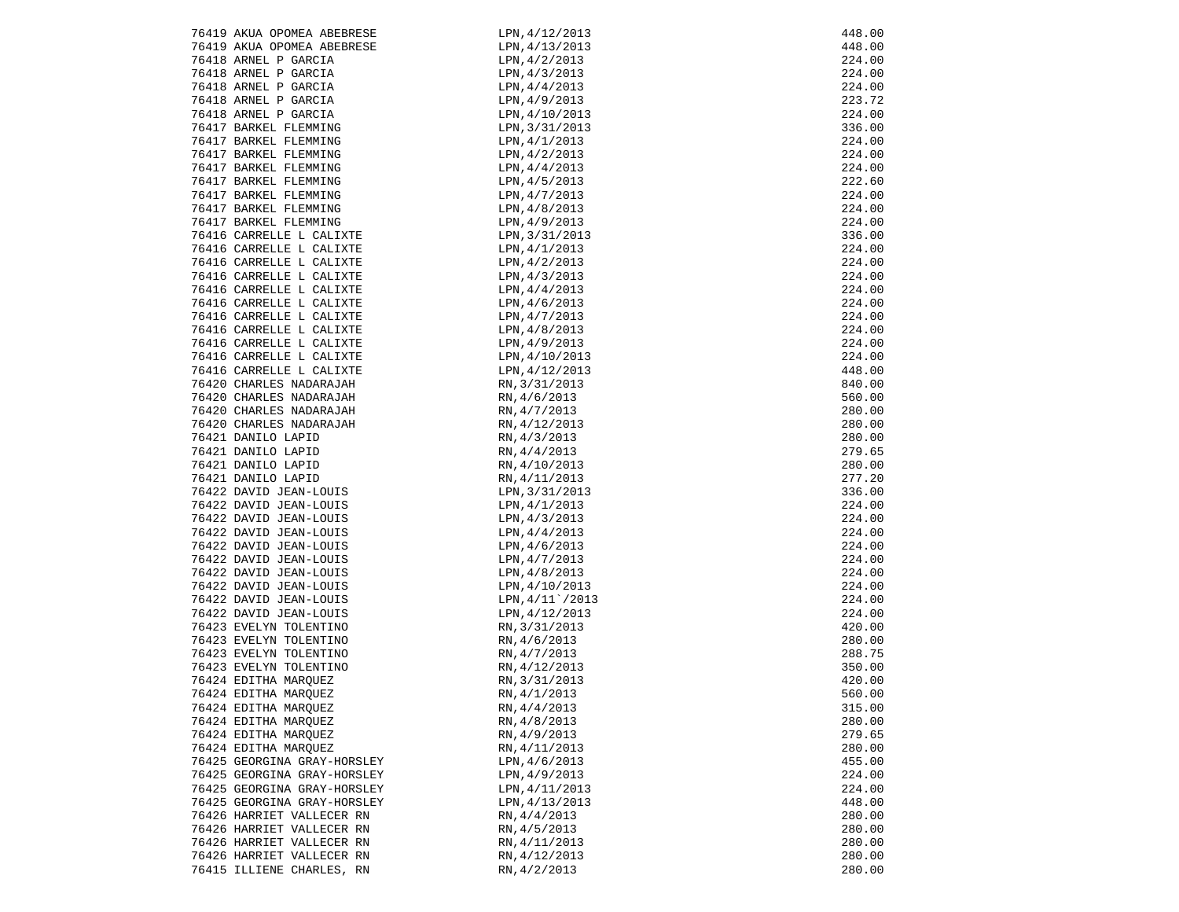| | | |
|---|---|---|
| 76419 AKUA OPOMEA ABEBRESE | LPN,4/12/2013 | 448.00 |
| 76419 AKUA OPOMEA ABEBRESE | LPN,4/13/2013 | 448.00 |
| 76418 ARNEL P GARCIA | LPN,4/2/2013 | 224.00 |
| 76418 ARNEL P GARCIA | LPN,4/3/2013 | 224.00 |
| 76418 ARNEL P GARCIA | LPN,4/4/2013 | 224.00 |
| 76418 ARNEL P GARCIA | LPN,4/9/2013 | 223.72 |
| 76418 ARNEL P GARCIA | LPN,4/10/2013 | 224.00 |
| 76417 BARKEL FLEMMING | LPN,3/31/2013 | 336.00 |
| 76417 BARKEL FLEMMING | LPN,4/1/2013 | 224.00 |
| 76417 BARKEL FLEMMING | LPN,4/2/2013 | 224.00 |
| 76417 BARKEL FLEMMING | LPN,4/4/2013 | 224.00 |
| 76417 BARKEL FLEMMING | LPN,4/5/2013 | 222.60 |
| 76417 BARKEL FLEMMING | LPN,4/7/2013 | 224.00 |
| 76417 BARKEL FLEMMING | LPN,4/8/2013 | 224.00 |
| 76417 BARKEL FLEMMING | LPN,4/9/2013 | 224.00 |
| 76416 CARRELLE L CALIXTE | LPN,3/31/2013 | 336.00 |
| 76416 CARRELLE L CALIXTE | LPN,4/1/2013 | 224.00 |
| 76416 CARRELLE L CALIXTE | LPN,4/2/2013 | 224.00 |
| 76416 CARRELLE L CALIXTE | LPN,4/3/2013 | 224.00 |
| 76416 CARRELLE L CALIXTE | LPN,4/4/2013 | 224.00 |
| 76416 CARRELLE L CALIXTE | LPN,4/6/2013 | 224.00 |
| 76416 CARRELLE L CALIXTE | LPN,4/7/2013 | 224.00 |
| 76416 CARRELLE L CALIXTE | LPN,4/8/2013 | 224.00 |
| 76416 CARRELLE L CALIXTE | LPN,4/9/2013 | 224.00 |
| 76416 CARRELLE L CALIXTE | LPN,4/10/2013 | 224.00 |
| 76416 CARRELLE L CALIXTE | LPN,4/12/2013 | 448.00 |
| 76420 CHARLES NADARAJAH | RN,3/31/2013 | 840.00 |
| 76420 CHARLES NADARAJAH | RN,4/6/2013 | 560.00 |
| 76420 CHARLES NADARAJAH | RN,4/7/2013 | 280.00 |
| 76420 CHARLES NADARAJAH | RN,4/12/2013 | 280.00 |
| 76421 DANILO LAPID | RN,4/3/2013 | 280.00 |
| 76421 DANILO LAPID | RN,4/4/2013 | 279.65 |
| 76421 DANILO LAPID | RN,4/10/2013 | 280.00 |
| 76421 DANILO LAPID | RN,4/11/2013 | 277.20 |
| 76422 DAVID JEAN-LOUIS | LPN,3/31/2013 | 336.00 |
| 76422 DAVID JEAN-LOUIS | LPN,4/1/2013 | 224.00 |
| 76422 DAVID JEAN-LOUIS | LPN,4/3/2013 | 224.00 |
| 76422 DAVID JEAN-LOUIS | LPN,4/4/2013 | 224.00 |
| 76422 DAVID JEAN-LOUIS | LPN,4/6/2013 | 224.00 |
| 76422 DAVID JEAN-LOUIS | LPN,4/7/2013 | 224.00 |
| 76422 DAVID JEAN-LOUIS | LPN,4/8/2013 | 224.00 |
| 76422 DAVID JEAN-LOUIS | LPN,4/10/2013 | 224.00 |
| 76422 DAVID JEAN-LOUIS | LPN,4/11`/2013 | 224.00 |
| 76422 DAVID JEAN-LOUIS | LPN,4/12/2013 | 224.00 |
| 76423 EVELYN TOLENTINO | RN,3/31/2013 | 420.00 |
| 76423 EVELYN TOLENTINO | RN,4/6/2013 | 280.00 |
| 76423 EVELYN TOLENTINO | RN,4/7/2013 | 288.75 |
| 76423 EVELYN TOLENTINO | RN,4/12/2013 | 350.00 |
| 76424 EDITHA MARQUEZ | RN,3/31/2013 | 420.00 |
| 76424 EDITHA MARQUEZ | RN,4/1/2013 | 560.00 |
| 76424 EDITHA MARQUEZ | RN,4/4/2013 | 315.00 |
| 76424 EDITHA MARQUEZ | RN,4/8/2013 | 280.00 |
| 76424 EDITHA MARQUEZ | RN,4/9/2013 | 279.65 |
| 76424 EDITHA MARQUEZ | RN,4/11/2013 | 280.00 |
| 76425 GEORGINA GRAY-HORSLEY | LPN,4/6/2013 | 455.00 |
| 76425 GEORGINA GRAY-HORSLEY | LPN,4/9/2013 | 224.00 |
| 76425 GEORGINA GRAY-HORSLEY | LPN,4/11/2013 | 224.00 |
| 76425 GEORGINA GRAY-HORSLEY | LPN,4/13/2013 | 448.00 |
| 76426 HARRIET VALLECER RN | RN,4/4/2013 | 280.00 |
| 76426 HARRIET VALLECER RN | RN,4/5/2013 | 280.00 |
| 76426 HARRIET VALLECER RN | RN,4/11/2013 | 280.00 |
| 76426 HARRIET VALLECER RN | RN,4/12/2013 | 280.00 |
| 76415 ILLIENE CHARLES, RN | RN,4/2/2013 | 280.00 |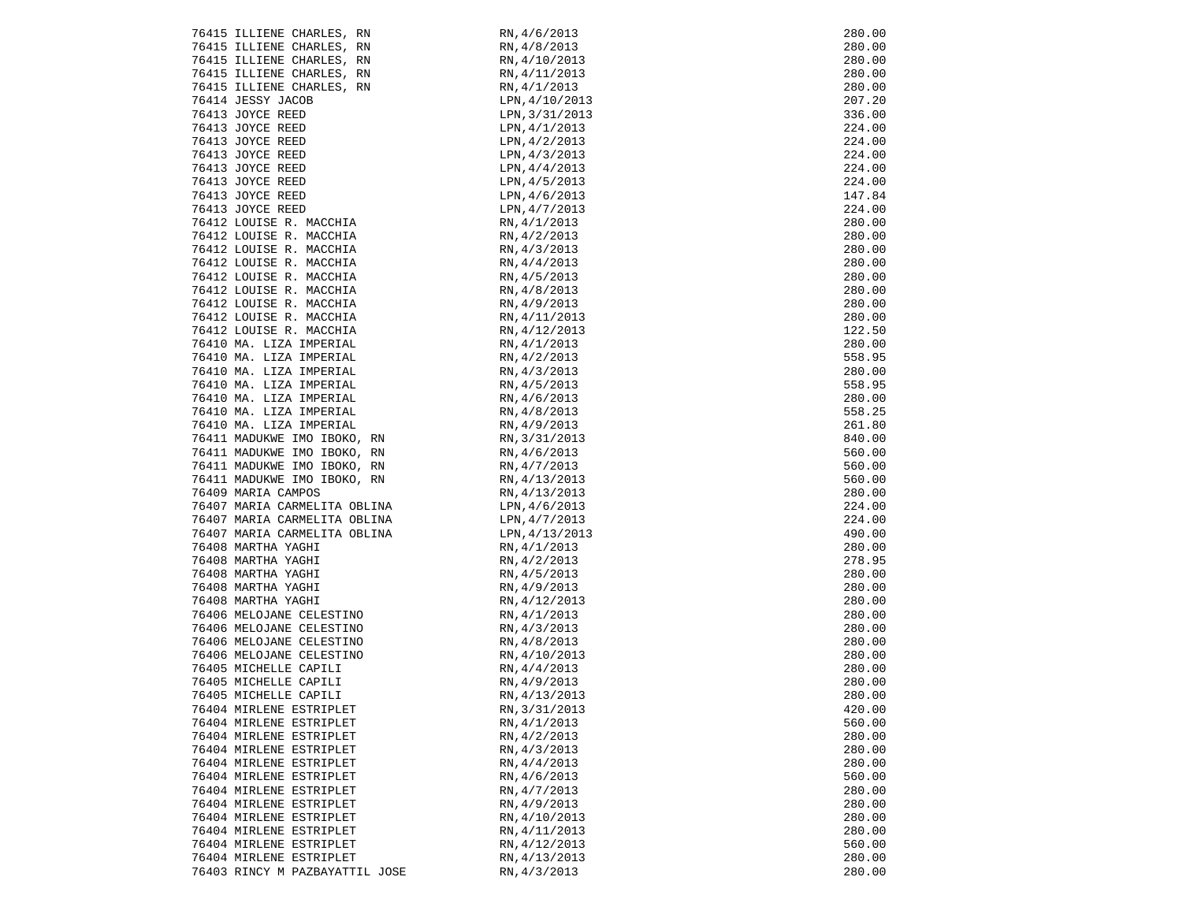```
76415 ILLIENE CHARLES, RN          RN,4/6/2013          280.00
76415 ILLIENE CHARLES, RN          RN,4/8/2013          280.00
76415 ILLIENE CHARLES, RN          RN,4/10/2013         280.00
76415 ILLIENE CHARLES, RN          RN,4/11/2013         280.00
76415 ILLIENE CHARLES, RN          RN,4/1/2013          280.00
76414 JESSY JACOB                  LPN,4/10/2013        207.20
76413 JOYCE REED                   LPN,3/31/2013        336.00
76413 JOYCE REED                   LPN,4/1/2013         224.00
76413 JOYCE REED                   LPN,4/2/2013         224.00
76413 JOYCE REED                   LPN,4/3/2013         224.00
76413 JOYCE REED                   LPN,4/4/2013         224.00
76413 JOYCE REED                   LPN,4/5/2013         224.00
76413 JOYCE REED                   LPN,4/6/2013         147.84
76413 JOYCE REED                   LPN,4/7/2013         224.00
76412 LOUISE R. MACCHIA            RN,4/1/2013          280.00
76412 LOUISE R. MACCHIA            RN,4/2/2013          280.00
76412 LOUISE R. MACCHIA            RN,4/3/2013          280.00
76412 LOUISE R. MACCHIA            RN,4/4/2013          280.00
76412 LOUISE R. MACCHIA            RN,4/5/2013          280.00
76412 LOUISE R. MACCHIA            RN,4/8/2013          280.00
76412 LOUISE R. MACCHIA            RN,4/9/2013          280.00
76412 LOUISE R. MACCHIA            RN,4/11/2013         280.00
76412 LOUISE R. MACCHIA            RN,4/12/2013         122.50
76410 MA. LIZA IMPERIAL            RN,4/1/2013          280.00
76410 MA. LIZA IMPERIAL            RN,4/2/2013          558.95
76410 MA. LIZA IMPERIAL            RN,4/3/2013          280.00
76410 MA. LIZA IMPERIAL            RN,4/5/2013          558.95
76410 MA. LIZA IMPERIAL            RN,4/6/2013          280.00
76410 MA. LIZA IMPERIAL            RN,4/8/2013          558.25
76410 MA. LIZA IMPERIAL            RN,4/9/2013          261.80
76411 MADUKWE IMO IBOKO, RN        RN,3/31/2013         840.00
76411 MADUKWE IMO IBOKO, RN        RN,4/6/2013          560.00
76411 MADUKWE IMO IBOKO, RN        RN,4/7/2013          560.00
76411 MADUKWE IMO IBOKO, RN        RN,4/13/2013         560.00
76409 MARIA CAMPOS                 RN,4/13/2013         280.00
76407 MARIA CARMELITA OBLINA       LPN,4/6/2013         224.00
76407 MARIA CARMELITA OBLINA       LPN,4/7/2013         224.00
76407 MARIA CARMELITA OBLINA       LPN,4/13/2013        490.00
76408 MARTHA YAGHI                 RN,4/1/2013          280.00
76408 MARTHA YAGHI                 RN,4/2/2013          278.95
76408 MARTHA YAGHI                 RN,4/5/2013          280.00
76408 MARTHA YAGHI                 RN,4/9/2013          280.00
76408 MARTHA YAGHI                 RN,4/12/2013         280.00
76406 MELOJANE CELESTINO           RN,4/1/2013          280.00
76406 MELOJANE CELESTINO           RN,4/3/2013          280.00
76406 MELOJANE CELESTINO           RN,4/8/2013          280.00
76406 MELOJANE CELESTINO           RN,4/10/2013         280.00
76405 MICHELLE CAPILI              RN,4/4/2013          280.00
76405 MICHELLE CAPILI              RN,4/9/2013          280.00
76405 MICHELLE CAPILI              RN,4/13/2013         280.00
76404 MIRLENE ESTRIPLET            RN,3/31/2013         420.00
76404 MIRLENE ESTRIPLET            RN,4/1/2013          560.00
76404 MIRLENE ESTRIPLET            RN,4/2/2013          280.00
76404 MIRLENE ESTRIPLET            RN,4/3/2013          280.00
76404 MIRLENE ESTRIPLET            RN,4/4/2013          280.00
76404 MIRLENE ESTRIPLET            RN,4/6/2013          560.00
76404 MIRLENE ESTRIPLET            RN,4/7/2013          280.00
76404 MIRLENE ESTRIPLET            RN,4/9/2013          280.00
76404 MIRLENE ESTRIPLET            RN,4/10/2013         280.00
76404 MIRLENE ESTRIPLET            RN,4/11/2013         280.00
76404 MIRLENE ESTRIPLET            RN,4/12/2013         560.00
76404 MIRLENE ESTRIPLET            RN,4/13/2013         280.00
76403 RINCY M PAZBAYATTIL JOSE     RN,4/3/2013          280.00
```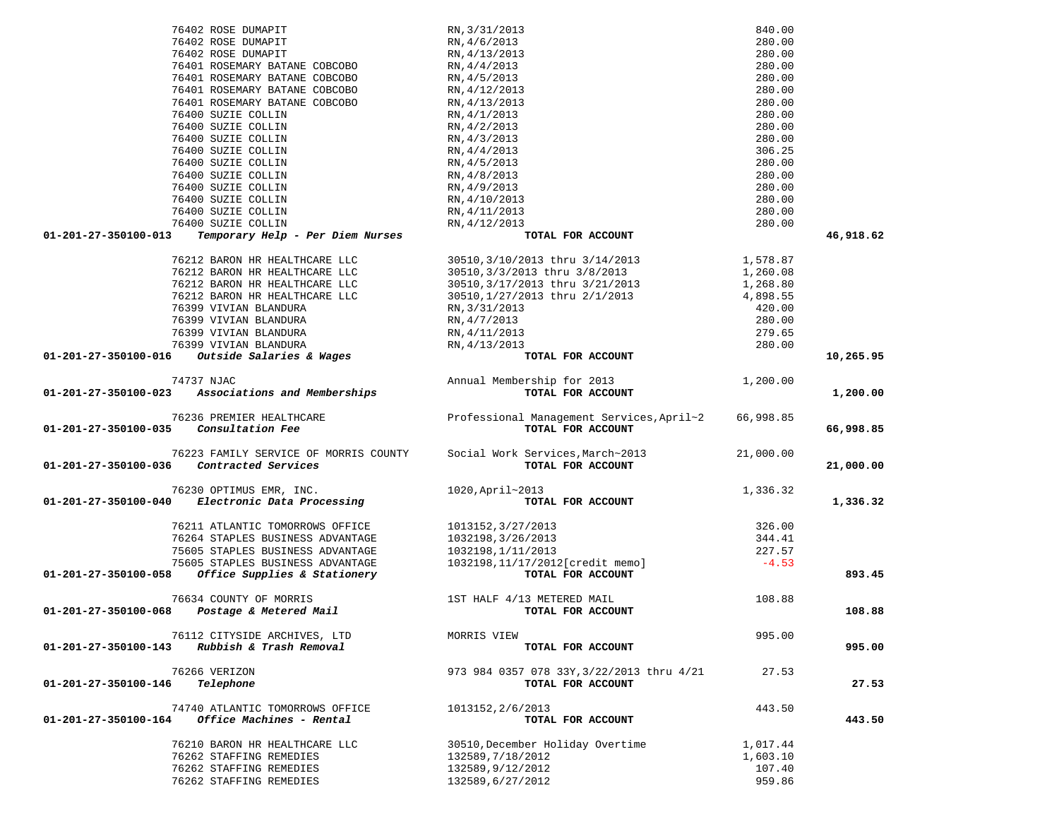| Account | Vendor | Description | Amount | Total |
|---|---|---|---|---|
| | 76402 ROSE DUMAPIT | RN,3/31/2013 | 840.00 | |
| | 76402 ROSE DUMAPIT | RN,4/6/2013 | 280.00 | |
| | 76402 ROSE DUMAPIT | RN,4/13/2013 | 280.00 | |
| | 76401 ROSEMARY BATANE COBCOBO | RN,4/4/2013 | 280.00 | |
| | 76401 ROSEMARY BATANE COBCOBO | RN,4/5/2013 | 280.00 | |
| | 76401 ROSEMARY BATANE COBCOBO | RN,4/12/2013 | 280.00 | |
| | 76401 ROSEMARY BATANE COBCOBO | RN,4/13/2013 | 280.00 | |
| | 76400 SUZIE COLLIN | RN,4/1/2013 | 280.00 | |
| | 76400 SUZIE COLLIN | RN,4/2/2013 | 280.00 | |
| | 76400 SUZIE COLLIN | RN,4/3/2013 | 280.00 | |
| | 76400 SUZIE COLLIN | RN,4/4/2013 | 306.25 | |
| | 76400 SUZIE COLLIN | RN,4/5/2013 | 280.00 | |
| | 76400 SUZIE COLLIN | RN,4/8/2013 | 280.00 | |
| | 76400 SUZIE COLLIN | RN,4/9/2013 | 280.00 | |
| | 76400 SUZIE COLLIN | RN,4/10/2013 | 280.00 | |
| | 76400 SUZIE COLLIN | RN,4/11/2013 | 280.00 | |
| | 76400 SUZIE COLLIN | RN,4/12/2013 | 280.00 | |
| **01-201-27-350100-013** | ***Temporary Help - Per Diem Nurses*** | **TOTAL FOR ACCOUNT** | | **46,918.62** |
| | 76212 BARON HR HEALTHCARE LLC | 30510,3/10/2013 thru 3/14/2013 | 1,578.87 | |
| | 76212 BARON HR HEALTHCARE LLC | 30510,3/3/2013 thru 3/8/2013 | 1,260.08 | |
| | 76212 BARON HR HEALTHCARE LLC | 30510,3/17/2013 thru 3/21/2013 | 1,268.80 | |
| | 76212 BARON HR HEALTHCARE LLC | 30510,1/27/2013 thru 2/1/2013 | 4,898.55 | |
| | 76399 VIVIAN BLANDURA | RN,3/31/2013 | 420.00 | |
| | 76399 VIVIAN BLANDURA | RN,4/7/2013 | 280.00 | |
| | 76399 VIVIAN BLANDURA | RN,4/11/2013 | 279.65 | |
| | 76399 VIVIAN BLANDURA | RN,4/13/2013 | 280.00 | |
| **01-201-27-350100-016** | ***Outside Salaries & Wages*** | **TOTAL FOR ACCOUNT** | | **10,265.95** |
| | 74737 NJAC | Annual Membership for 2013 | 1,200.00 | |
| **01-201-27-350100-023** | ***Associations and Memberships*** | **TOTAL FOR ACCOUNT** | | **1,200.00** |
| | 76236 PREMIER HEALTHCARE | Professional Management Services,April~2 | 66,998.85 | |
| **01-201-27-350100-035** | ***Consultation Fee*** | **TOTAL FOR ACCOUNT** | | **66,998.85** |
| | 76223 FAMILY SERVICE OF MORRIS COUNTY | Social Work Services,March~2013 | 21,000.00 | |
| **01-201-27-350100-036** | ***Contracted Services*** | **TOTAL FOR ACCOUNT** | | **21,000.00** |
| | 76230 OPTIMUS EMR, INC. | 1020,April~2013 | 1,336.32 | |
| **01-201-27-350100-040** | ***Electronic Data Processing*** | **TOTAL FOR ACCOUNT** | | **1,336.32** |
| | 76211 ATLANTIC TOMORROWS OFFICE | 1013152,3/27/2013 | 326.00 | |
| | 76264 STAPLES BUSINESS ADVANTAGE | 1032198,3/26/2013 | 344.41 | |
| | 75605 STAPLES BUSINESS ADVANTAGE | 1032198,1/11/2013 | 227.57 | |
| | 75605 STAPLES BUSINESS ADVANTAGE | 1032198,11/17/2012[credit memo] | -4.53 | |
| **01-201-27-350100-058** | ***Office Supplies & Stationery*** | **TOTAL FOR ACCOUNT** | | **893.45** |
| | 76634 COUNTY OF MORRIS | 1ST HALF 4/13 METERED MAIL | 108.88 | |
| **01-201-27-350100-068** | ***Postage & Metered Mail*** | **TOTAL FOR ACCOUNT** | | **108.88** |
| | 76112 CITYSIDE ARCHIVES, LTD | MORRIS VIEW | 995.00 | |
| **01-201-27-350100-143** | ***Rubbish & Trash Removal*** | **TOTAL FOR ACCOUNT** | | **995.00** |
| | 76266 VERIZON | 973 984 0357 078 33Y,3/22/2013 thru 4/21 | 27.53 | |
| **01-201-27-350100-146** | ***Telephone*** | **TOTAL FOR ACCOUNT** | | **27.53** |
| | 74740 ATLANTIC TOMORROWS OFFICE | 1013152,2/6/2013 | 443.50 | |
| **01-201-27-350100-164** | ***Office Machines - Rental*** | **TOTAL FOR ACCOUNT** | | **443.50** |
| | 76210 BARON HR HEALTHCARE LLC | 30510,December Holiday Overtime | 1,017.44 | |
| | 76262 STAFFING REMEDIES | 132589,7/18/2012 | 1,603.10 | |
| | 76262 STAFFING REMEDIES | 132589,9/12/2012 | 107.40 | |
| | 76262 STAFFING REMEDIES | 132589,6/27/2012 | 959.86 | |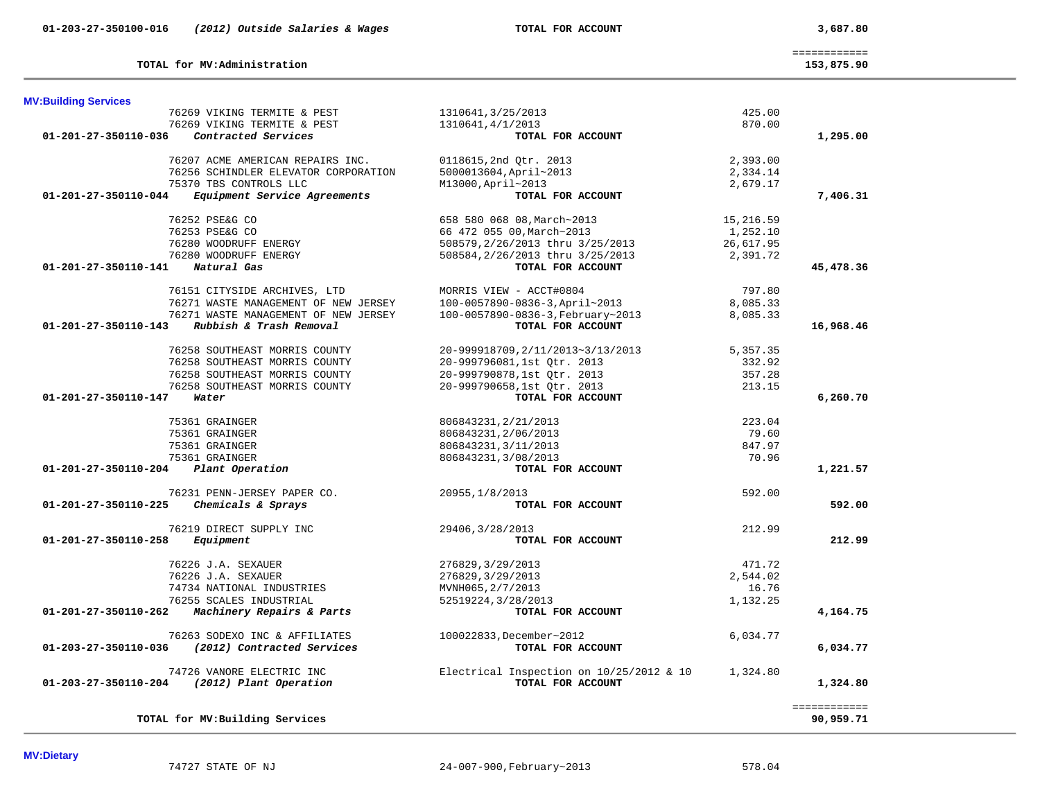| Account | Description | Reference | Amount | Total |
|---|---|---|---|---|
| 01-203-27-350100-016 | *(2012) Outside Salaries & Wages* | **TOTAL FOR ACCOUNT** | | **3,687.80** |
| | | | | ============ |
| | **TOTAL for MV:Administration** | | | **153,875.90** |

**MV:Building Services**

| Account | Vendor / Description | Reference | Amount | Total |
|---|---|---|---|---|
| | 76269 VIKING TERMITE & PEST | 1310641,3/25/2013 | 425.00 | |
| | 76269 VIKING TERMITE & PEST | 1310641,4/1/2013 | 870.00 | |
| **01-201-27-350110-036** | ***Contracted Services*** | **TOTAL FOR ACCOUNT** | | **1,295.00** |
| | 76207 ACME AMERICAN REPAIRS INC. | 0118615,2nd Qtr. 2013 | 2,393.00 | |
| | 76256 SCHINDLER ELEVATOR CORPORATION | 5000013604,April~2013 | 2,334.14 | |
| | 75370 TBS CONTROLS LLC | M13000,April~2013 | 2,679.17 | |
| **01-201-27-350110-044** | ***Equipment Service Agreements*** | **TOTAL FOR ACCOUNT** | | **7,406.31** |
| | 76252 PSE&G CO | 658 580 068 08,March~2013 | 15,216.59 | |
| | 76253 PSE&G CO | 66 472 055 00,March~2013 | 1,252.10 | |
| | 76280 WOODRUFF ENERGY | 508579,2/26/2013 thru 3/25/2013 | 26,617.95 | |
| | 76280 WOODRUFF ENERGY | 508584,2/26/2013 thru 3/25/2013 | 2,391.72 | |
| **01-201-27-350110-141** | ***Natural Gas*** | **TOTAL FOR ACCOUNT** | | **45,478.36** |
| | 76151 CITYSIDE ARCHIVES, LTD | MORRIS VIEW - ACCT#0804 | 797.80 | |
| | 76271 WASTE MANAGEMENT OF NEW JERSEY | 100-0057890-0836-3,April~2013 | 8,085.33 | |
| | 76271 WASTE MANAGEMENT OF NEW JERSEY | 100-0057890-0836-3,February~2013 | 8,085.33 | |
| **01-201-27-350110-143** | ***Rubbish & Trash Removal*** | **TOTAL FOR ACCOUNT** | | **16,968.46** |
| | 76258 SOUTHEAST MORRIS COUNTY | 20-999918709,2/11/2013~3/13/2013 | 5,357.35 | |
| | 76258 SOUTHEAST MORRIS COUNTY | 20-999796081,1st Qtr. 2013 | 332.92 | |
| | 76258 SOUTHEAST MORRIS COUNTY | 20-999790878,1st Qtr. 2013 | 357.28 | |
| | 76258 SOUTHEAST MORRIS COUNTY | 20-999790658,1st Qtr. 2013 | 213.15 | |
| **01-201-27-350110-147** | ***Water*** | **TOTAL FOR ACCOUNT** | | **6,260.70** |
| | 75361 GRAINGER | 806843231,2/21/2013 | 223.04 | |
| | 75361 GRAINGER | 806843231,2/06/2013 | 79.60 | |
| | 75361 GRAINGER | 806843231,3/11/2013 | 847.97 | |
| | 75361 GRAINGER | 806843231,3/08/2013 | 70.96 | |
| **01-201-27-350110-204** | ***Plant Operation*** | **TOTAL FOR ACCOUNT** | | **1,221.57** |
| | 76231 PENN-JERSEY PAPER CO. | 20955,1/8/2013 | 592.00 | |
| **01-201-27-350110-225** | ***Chemicals & Sprays*** | **TOTAL FOR ACCOUNT** | | **592.00** |
| | 76219 DIRECT SUPPLY INC | 29406,3/28/2013 | 212.99 | |
| **01-201-27-350110-258** | ***Equipment*** | **TOTAL FOR ACCOUNT** | | **212.99** |
| | 76226 J.A. SEXAUER | 276829,3/29/2013 | 471.72 | |
| | 76226 J.A. SEXAUER | 276829,3/29/2013 | 2,544.02 | |
| | 74734 NATIONAL INDUSTRIES | MVNH065,2/7/2013 | 16.76 | |
| | 76255 SCALES INDUSTRIAL | 52519224,3/28/2013 | 1,132.25 | |
| **01-201-27-350110-262** | ***Machinery Repairs & Parts*** | **TOTAL FOR ACCOUNT** | | **4,164.75** |
| | 76263 SODEXO INC & AFFILIATES | 100022833,December~2012 | 6,034.77 | |
| **01-203-27-350110-036** | ***(2012) Contracted Services*** | **TOTAL FOR ACCOUNT** | | **6,034.77** |
| | 74726 VANORE ELECTRIC INC | Electrical Inspection on 10/25/2012 & 10 | 1,324.80 | |
| **01-203-27-350110-204** | ***(2012) Plant Operation*** | **TOTAL FOR ACCOUNT** | | **1,324.80** |
| | | | | ============ |
| | **TOTAL for MV:Building Services** | | | **90,959.71** |

**MV:Dietary**

| Account | Vendor / Description | Reference | Amount | Total |
|---|---|---|---|---|
| | 74727 STATE OF NJ | 24-007-900,February~2013 | 578.04 | |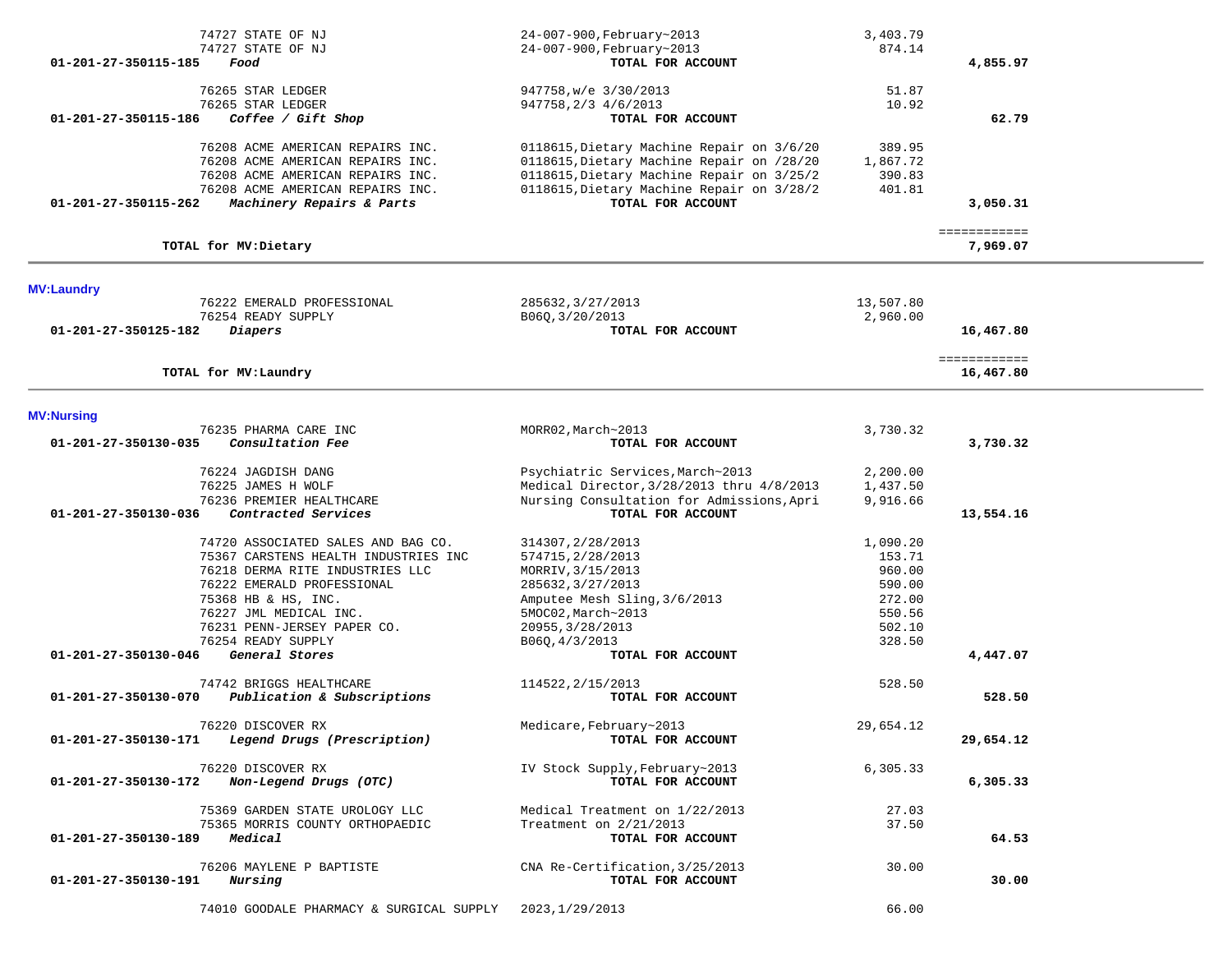| Account | Vendor / Description | Reference | Amount | Total |
|---|---|---|---|---|
| | 74727 STATE OF NJ | 24-007-900,February~2013 | 3,403.79 | |
| | 74727 STATE OF NJ | 24-007-900,February~2013 | 874.14 | |
| 01-201-27-350115-185 | ***Food*** | **TOTAL FOR ACCOUNT** | | **4,855.97** |
| | 76265 STAR LEDGER | 947758,w/e 3/30/2013 | 51.87 | |
| | 76265 STAR LEDGER | 947758,2/3 4/6/2013 | 10.92 | |
| 01-201-27-350115-186 | ***Coffee / Gift Shop*** | **TOTAL FOR ACCOUNT** | | **62.79** |
| | 76208 ACME AMERICAN REPAIRS INC. | 0118615,Dietary Machine Repair on 3/6/20 | 389.95 | |
| | 76208 ACME AMERICAN REPAIRS INC. | 0118615,Dietary Machine Repair on /28/20 | 1,867.72 | |
| | 76208 ACME AMERICAN REPAIRS INC. | 0118615,Dietary Machine Repair on 3/25/2 | 390.83 | |
| | 76208 ACME AMERICAN REPAIRS INC. | 0118615,Dietary Machine Repair on 3/28/2 | 401.81 | |
| 01-201-27-350115-262 | ***Machinery Repairs & Parts*** | **TOTAL FOR ACCOUNT** | | **3,050.31** |
| | | | | ============ |
| **TOTAL for MV:Dietary** | | | | **7,969.07** |

**MV:Laundry**

| Account | Vendor / Description | Reference | Amount | Total |
|---|---|---|---|---|
| | 76222 EMERALD PROFESSIONAL | 285632,3/27/2013 | 13,507.80 | |
| | 76254 READY SUPPLY | B06Q,3/20/2013 | 2,960.00 | |
| 01-201-27-350125-182 | ***Diapers*** | **TOTAL FOR ACCOUNT** | | **16,467.80** |
| | | | | ============ |
| **TOTAL for MV:Laundry** | | | | **16,467.80** |

**MV:Nursing**

| Account | Vendor / Description | Reference | Amount | Total |
|---|---|---|---|---|
| | 76235 PHARMA CARE INC | MORR02,March~2013 | 3,730.32 | |
| 01-201-27-350130-035 | ***Consultation Fee*** | **TOTAL FOR ACCOUNT** | | **3,730.32** |
| | 76224 JAGDISH DANG | Psychiatric Services,March~2013 | 2,200.00 | |
| | 76225 JAMES H WOLF | Medical Director,3/28/2013 thru 4/8/2013 | 1,437.50 | |
| | 76236 PREMIER HEALTHCARE | Nursing Consultation for Admissions,Apri | 9,916.66 | |
| 01-201-27-350130-036 | ***Contracted Services*** | **TOTAL FOR ACCOUNT** | | **13,554.16** |
| | 74720 ASSOCIATED SALES AND BAG CO. | 314307,2/28/2013 | 1,090.20 | |
| | 75367 CARSTENS HEALTH INDUSTRIES INC | 574715,2/28/2013 | 153.71 | |
| | 76218 DERMA RITE INDUSTRIES LLC | MORRIV,3/15/2013 | 960.00 | |
| | 76222 EMERALD PROFESSIONAL | 285632,3/27/2013 | 590.00 | |
| | 75368 HB & HS, INC. | Amputee Mesh Sling,3/6/2013 | 272.00 | |
| | 76227 JML MEDICAL INC. | 5MOC02,March~2013 | 550.56 | |
| | 76231 PENN-JERSEY PAPER CO. | 20955,3/28/2013 | 502.10 | |
| | 76254 READY SUPPLY | B06Q,4/3/2013 | 328.50 | |
| 01-201-27-350130-046 | ***General Stores*** | **TOTAL FOR ACCOUNT** | | **4,447.07** |
| | 74742 BRIGGS HEALTHCARE | 114522,2/15/2013 | 528.50 | |
| 01-201-27-350130-070 | ***Publication & Subscriptions*** | **TOTAL FOR ACCOUNT** | | **528.50** |
| | 76220 DISCOVER RX | Medicare,February~2013 | 29,654.12 | |
| 01-201-27-350130-171 | ***Legend Drugs (Prescription)*** | **TOTAL FOR ACCOUNT** | | **29,654.12** |
| | 76220 DISCOVER RX | IV Stock Supply,February~2013 | 6,305.33 | |
| 01-201-27-350130-172 | ***Non-Legend Drugs (OTC)*** | **TOTAL FOR ACCOUNT** | | **6,305.33** |
| | 75369 GARDEN STATE UROLOGY LLC | Medical Treatment on 1/22/2013 | 27.03 | |
| | 75365 MORRIS COUNTY ORTHOPAEDIC | Treatment on 2/21/2013 | 37.50 | |
| 01-201-27-350130-189 | ***Medical*** | **TOTAL FOR ACCOUNT** | | **64.53** |
| | 76206 MAYLENE P BAPTISTE | CNA Re-Certification,3/25/2013 | 30.00 | |
| 01-201-27-350130-191 | ***Nursing*** | **TOTAL FOR ACCOUNT** | | **30.00** |
| | 74010 GOODALE PHARMACY & SURGICAL SUPPLY | 2023,1/29/2013 | 66.00 | |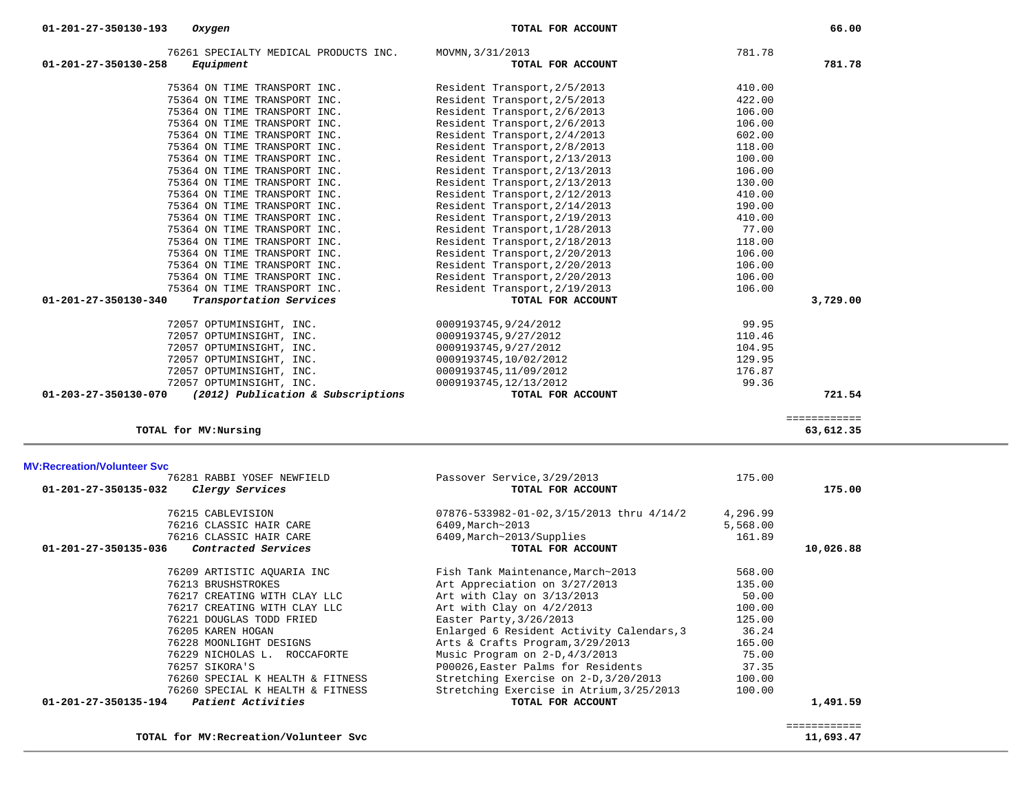| Account | Vendor | Description | Amount | Total |
|---|---|---|---|---|
| 01-201-27-350130-193 *Oxygen* | | **TOTAL FOR ACCOUNT** | | **66.00** |
| | 76261 SPECIALTY MEDICAL PRODUCTS INC. | MOVMN,3/31/2013 | 781.78 | |
| 01-201-27-350130-258 *Equipment* | | **TOTAL FOR ACCOUNT** | | **781.78** |
| | 75364 ON TIME TRANSPORT INC. | Resident Transport,2/5/2013 | 410.00 | |
| | 75364 ON TIME TRANSPORT INC. | Resident Transport,2/5/2013 | 422.00 | |
| | 75364 ON TIME TRANSPORT INC. | Resident Transport,2/6/2013 | 106.00 | |
| | 75364 ON TIME TRANSPORT INC. | Resident Transport,2/6/2013 | 106.00 | |
| | 75364 ON TIME TRANSPORT INC. | Resident Transport,2/4/2013 | 602.00 | |
| | 75364 ON TIME TRANSPORT INC. | Resident Transport,2/8/2013 | 118.00 | |
| | 75364 ON TIME TRANSPORT INC. | Resident Transport,2/13/2013 | 100.00 | |
| | 75364 ON TIME TRANSPORT INC. | Resident Transport,2/13/2013 | 106.00 | |
| | 75364 ON TIME TRANSPORT INC. | Resident Transport,2/13/2013 | 130.00 | |
| | 75364 ON TIME TRANSPORT INC. | Resident Transport,2/12/2013 | 410.00 | |
| | 75364 ON TIME TRANSPORT INC. | Resident Transport,2/14/2013 | 190.00 | |
| | 75364 ON TIME TRANSPORT INC. | Resident Transport,2/19/2013 | 410.00 | |
| | 75364 ON TIME TRANSPORT INC. | Resident Transport,1/28/2013 | 77.00 | |
| | 75364 ON TIME TRANSPORT INC. | Resident Transport,2/18/2013 | 118.00 | |
| | 75364 ON TIME TRANSPORT INC. | Resident Transport,2/20/2013 | 106.00 | |
| | 75364 ON TIME TRANSPORT INC. | Resident Transport,2/20/2013 | 106.00 | |
| | 75364 ON TIME TRANSPORT INC. | Resident Transport,2/20/2013 | 106.00 | |
| | 75364 ON TIME TRANSPORT INC. | Resident Transport,2/19/2013 | 106.00 | |
| 01-201-27-350130-340 *Transportation Services* | | **TOTAL FOR ACCOUNT** | | **3,729.00** |
| | 72057 OPTUMINSIGHT, INC. | 0009193745,9/24/2012 | 99.95 | |
| | 72057 OPTUMINSIGHT, INC. | 0009193745,9/27/2012 | 110.46 | |
| | 72057 OPTUMINSIGHT, INC. | 0009193745,9/27/2012 | 104.95 | |
| | 72057 OPTUMINSIGHT, INC. | 0009193745,10/02/2012 | 129.95 | |
| | 72057 OPTUMINSIGHT, INC. | 0009193745,11/09/2012 | 176.87 | |
| | 72057 OPTUMINSIGHT, INC. | 0009193745,12/13/2012 | 99.36 | |
| 01-203-27-350130-070 *(2012) Publication & Subscriptions* | | **TOTAL FOR ACCOUNT** | | **721.54** |
| | | | | ============ |
| **TOTAL for MV:Nursing** | | | | **63,612.35** |

**MV:Recreation/Volunteer Svc**

| Account | Vendor | Description | Amount | Total |
|---|---|---|---|---|
| | 76281 RABBI YOSEF NEWFIELD | Passover Service,3/29/2013 | 175.00 | |
| 01-201-27-350135-032 *Clergy Services* | | **TOTAL FOR ACCOUNT** | | **175.00** |
| | 76215 CABLEVISION | 07876-533982-01-02,3/15/2013 thru 4/14/2 | 4,296.99 | |
| | 76216 CLASSIC HAIR CARE | 6409,March~2013 | 5,568.00 | |
| | 76216 CLASSIC HAIR CARE | 6409,March~2013/Supplies | 161.89 | |
| 01-201-27-350135-036 *Contracted Services* | | **TOTAL FOR ACCOUNT** | | **10,026.88** |
| | 76209 ARTISTIC AQUARIA INC | Fish Tank Maintenance,March~2013 | 568.00 | |
| | 76213 BRUSHSTROKES | Art Appreciation on 3/27/2013 | 135.00 | |
| | 76217 CREATING WITH CLAY LLC | Art with Clay on 3/13/2013 | 50.00 | |
| | 76217 CREATING WITH CLAY LLC | Art with Clay on 4/2/2013 | 100.00 | |
| | 76221 DOUGLAS TODD FRIED | Easter Party,3/26/2013 | 125.00 | |
| | 76205 KAREN HOGAN | Enlarged 6 Resident Activity Calendars,3 | 36.24 | |
| | 76228 MOONLIGHT DESIGNS | Arts & Crafts Program,3/29/2013 | 165.00 | |
| | 76229 NICHOLAS L. ROCCAFORTE | Music Program on 2-D,4/3/2013 | 75.00 | |
| | 76257 SIKORA'S | P00026,Easter Palms for Residents | 37.35 | |
| | 76260 SPECIAL K HEALTH & FITNESS | Stretching Exercise on 2-D,3/20/2013 | 100.00 | |
| | 76260 SPECIAL K HEALTH & FITNESS | Stretching Exercise in Atrium,3/25/2013 | 100.00 | |
| 01-201-27-350135-194 *Patient Activities* | | **TOTAL FOR ACCOUNT** | | **1,491.59** |
| | | | | ============ |
| **TOTAL for MV:Recreation/Volunteer Svc** | | | | **11,693.47** |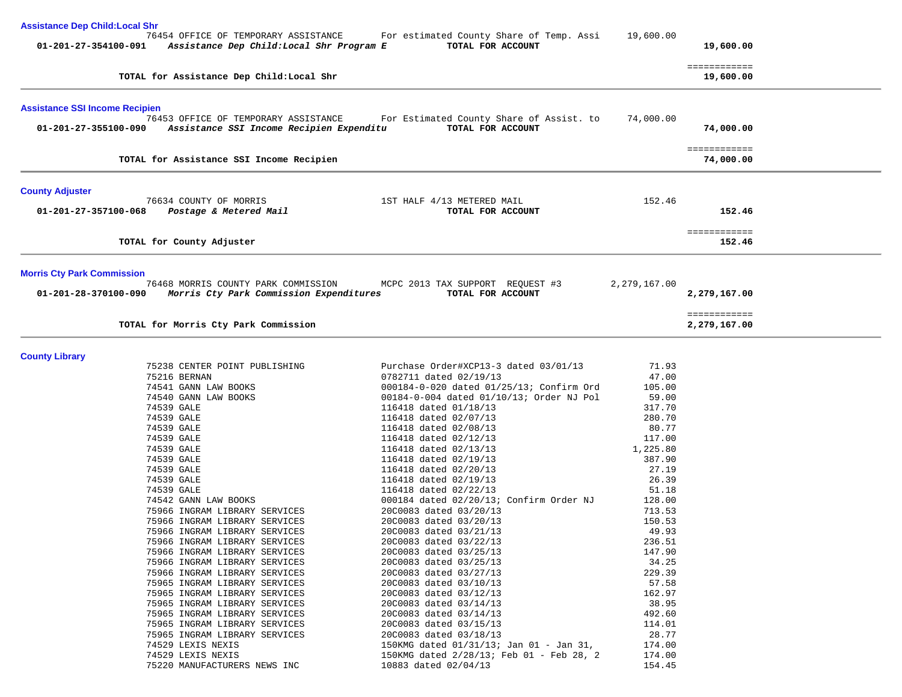**Assistance Dep Child:Local Shr**

| | | | | |
|---|---|---|---|---|
| | 76454 OFFICE OF TEMPORARY ASSISTANCE | For estimated County Share of Temp. Assi | 19,600.00 | |
| **01-201-27-354100-091** | ***Assistance Dep Child:Local Shr Program E*** | **TOTAL FOR ACCOUNT** | | **19,600.00** |
| | | | | ============ |
| | **TOTAL for Assistance Dep Child:Local Shr** | | | **19,600.00** |

**Assistance SSI Income Recipien**

| | | | | |
|---|---|---|---|---|
| | 76453 OFFICE OF TEMPORARY ASSISTANCE | For Estimated County Share of Assist. to | 74,000.00 | |
| **01-201-27-355100-090** | ***Assistance SSI Income Recipien Expenditu*** | **TOTAL FOR ACCOUNT** | | **74,000.00** |
| | | | | ============ |
| | **TOTAL for Assistance SSI Income Recipien** | | | **74,000.00** |

**County Adjuster**

| | | | | |
|---|---|---|---|---|
| | 76634 COUNTY OF MORRIS | 1ST HALF 4/13 METERED MAIL | 152.46 | |
| **01-201-27-357100-068** | ***Postage & Metered Mail*** | **TOTAL FOR ACCOUNT** | | **152.46** |
| | | | | ============ |
| | **TOTAL for County Adjuster** | | | **152.46** |

**Morris Cty Park Commission**

| | | | | |
|---|---|---|---|---|
| | 76468 MORRIS COUNTY PARK COMMISSION | MCPC 2013 TAX SUPPORT REQUEST #3 | 2,279,167.00 | |
| **01-201-28-370100-090** | ***Morris Cty Park Commission Expenditures*** | **TOTAL FOR ACCOUNT** | | **2,279,167.00** |
| | | | | ============ |
| | **TOTAL for Morris Cty Park Commission** | | | **2,279,167.00** |

**County Library**

| | | | |
|---|---|---|---|
| 75238 CENTER POINT PUBLISHING | Purchase Order#XCP13-3 dated 03/01/13 | 71.93 | |
| 75216 BERNAN | 0782711 dated 02/19/13 | 47.00 | |
| 74541 GANN LAW BOOKS | 000184-0-020 dated 01/25/13; Confirm Ord | 105.00 | |
| 74540 GANN LAW BOOKS | 00184-0-004 dated 01/10/13; Order NJ Pol | 59.00 | |
| 74539 GALE | 116418 dated 01/18/13 | 317.70 | |
| 74539 GALE | 116418 dated 02/07/13 | 280.70 | |
| 74539 GALE | 116418 dated 02/08/13 | 80.77 | |
| 74539 GALE | 116418 dated 02/12/13 | 117.00 | |
| 74539 GALE | 116418 dated 02/13/13 | 1,225.80 | |
| 74539 GALE | 116418 dated 02/19/13 | 387.90 | |
| 74539 GALE | 116418 dated 02/20/13 | 27.19 | |
| 74539 GALE | 116418 dated 02/19/13 | 26.39 | |
| 74539 GALE | 116418 dated 02/22/13 | 51.18 | |
| 74542 GANN LAW BOOKS | 000184 dated 02/20/13; Confirm Order NJ | 128.00 | |
| 75966 INGRAM LIBRARY SERVICES | 20C0083 dated 03/20/13 | 713.53 | |
| 75966 INGRAM LIBRARY SERVICES | 20C0083 dated 03/20/13 | 150.53 | |
| 75966 INGRAM LIBRARY SERVICES | 20C0083 dated 03/21/13 | 49.93 | |
| 75966 INGRAM LIBRARY SERVICES | 20C0083 dated 03/22/13 | 236.51 | |
| 75966 INGRAM LIBRARY SERVICES | 20C0083 dated 03/25/13 | 147.90 | |
| 75966 INGRAM LIBRARY SERVICES | 20C0083 dated 03/25/13 | 34.25 | |
| 75966 INGRAM LIBRARY SERVICES | 20C0083 dated 03/27/13 | 229.39 | |
| 75965 INGRAM LIBRARY SERVICES | 20C0083 dated 03/10/13 | 57.58 | |
| 75965 INGRAM LIBRARY SERVICES | 20C0083 dated 03/12/13 | 162.97 | |
| 75965 INGRAM LIBRARY SERVICES | 20C0083 dated 03/14/13 | 38.95 | |
| 75965 INGRAM LIBRARY SERVICES | 20C0083 dated 03/14/13 | 492.60 | |
| 75965 INGRAM LIBRARY SERVICES | 20C0083 dated 03/15/13 | 114.01 | |
| 75965 INGRAM LIBRARY SERVICES | 20C0083 dated 03/18/13 | 28.77 | |
| 74529 LEXIS NEXIS | 150KMG dated 01/31/13; Jan 01 - Jan 31, | 174.00 | |
| 74529 LEXIS NEXIS | 150KMG dated 2/28/13; Feb 01 - Feb 28, 2 | 174.00 | |
| 75220 MANUFACTURERS NEWS INC | 10883 dated 02/04/13 | 154.45 | |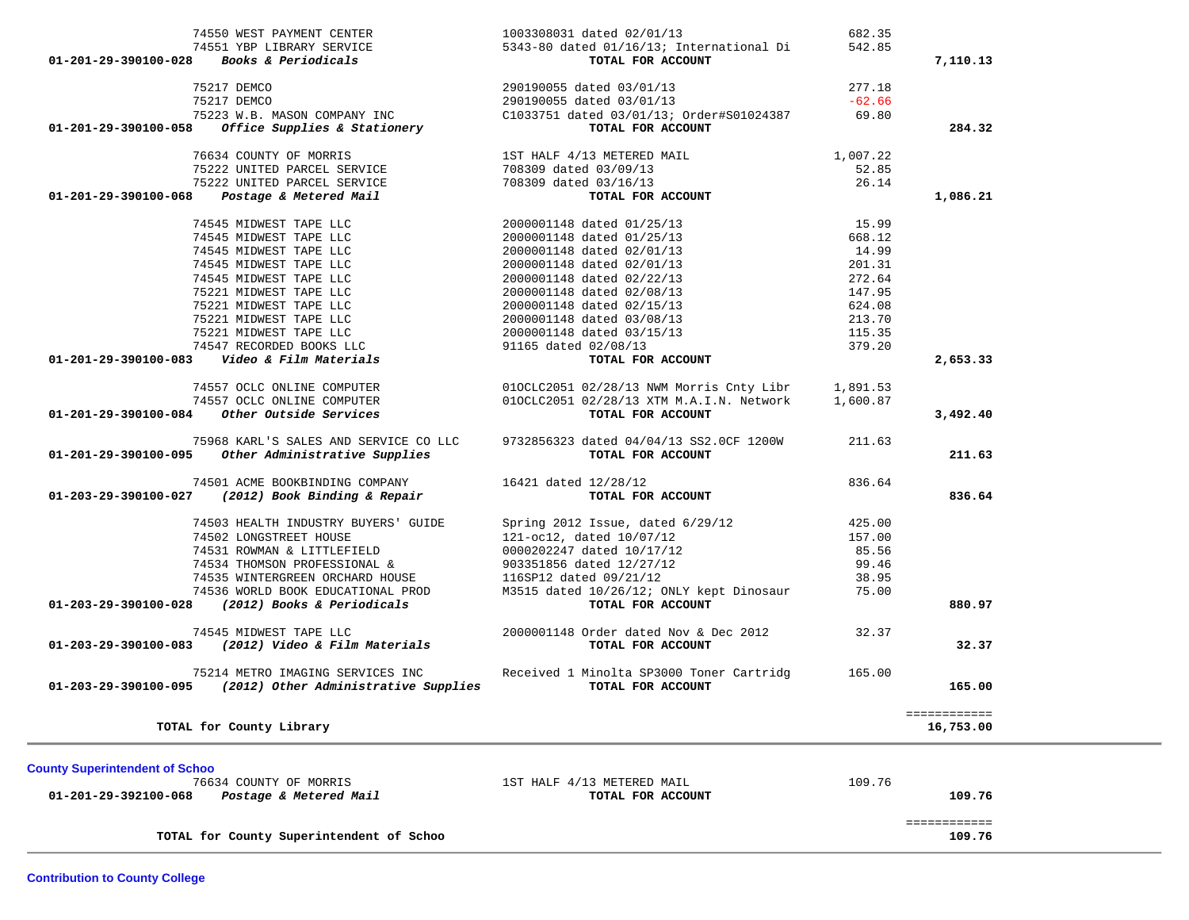| Account | Vendor | Description | Amount | Total |
|---|---|---|---|---|
| | 74550 WEST PAYMENT CENTER | 1003308031 dated 02/01/13 | 682.35 | |
| | 74551 YBP LIBRARY SERVICE | 5343-80 dated 01/16/13; International Di | 542.85 | |
| **01-201-29-390100-028** | ***Books & Periodicals*** | **TOTAL FOR ACCOUNT** | | **7,110.13** |
| | 75217 DEMCO | 290190055 dated 03/01/13 | 277.18 | |
| | 75217 DEMCO | 290190055 dated 03/01/13 | -62.66 | |
| | 75223 W.B. MASON COMPANY INC | C1033751 dated 03/01/13; Order#S01024387 | 69.80 | |
| **01-201-29-390100-058** | ***Office Supplies & Stationery*** | **TOTAL FOR ACCOUNT** | | **284.32** |
| | 76634 COUNTY OF MORRIS | 1ST HALF 4/13 METERED MAIL | 1,007.22 | |
| | 75222 UNITED PARCEL SERVICE | 708309 dated 03/09/13 | 52.85 | |
| | 75222 UNITED PARCEL SERVICE | 708309 dated 03/16/13 | 26.14 | |
| **01-201-29-390100-068** | ***Postage & Metered Mail*** | **TOTAL FOR ACCOUNT** | | **1,086.21** |
| | 74545 MIDWEST TAPE LLC | 2000001148 dated 01/25/13 | 15.99 | |
| | 74545 MIDWEST TAPE LLC | 2000001148 dated 01/25/13 | 668.12 | |
| | 74545 MIDWEST TAPE LLC | 2000001148 dated 02/01/13 | 14.99 | |
| | 74545 MIDWEST TAPE LLC | 2000001148 dated 02/01/13 | 201.31 | |
| | 74545 MIDWEST TAPE LLC | 2000001148 dated 02/22/13 | 272.64 | |
| | 75221 MIDWEST TAPE LLC | 2000001148 dated 02/08/13 | 147.95 | |
| | 75221 MIDWEST TAPE LLC | 2000001148 dated 02/15/13 | 624.08 | |
| | 75221 MIDWEST TAPE LLC | 2000001148 dated 03/08/13 | 213.70 | |
| | 75221 MIDWEST TAPE LLC | 2000001148 dated 03/15/13 | 115.35 | |
| | 74547 RECORDED BOOKS LLC | 91165 dated 02/08/13 | 379.20 | |
| **01-201-29-390100-083** | ***Video & Film Materials*** | **TOTAL FOR ACCOUNT** | | **2,653.33** |
| | 74557 OCLC ONLINE COMPUTER | 01OCLC2051 02/28/13 NWM Morris Cnty Libr | 1,891.53 | |
| | 74557 OCLC ONLINE COMPUTER | 01OCLC2051 02/28/13 XTM M.A.I.N. Network | 1,600.87 | |
| **01-201-29-390100-084** | ***Other Outside Services*** | **TOTAL FOR ACCOUNT** | | **3,492.40** |
| | 75968 KARL'S SALES AND SERVICE CO LLC | 9732856323 dated 04/04/13 SS2.0CF 1200W | 211.63 | |
| **01-201-29-390100-095** | ***Other Administrative Supplies*** | **TOTAL FOR ACCOUNT** | | **211.63** |
| | 74501 ACME BOOKBINDING COMPANY | 16421 dated 12/28/12 | 836.64 | |
| **01-203-29-390100-027** | ***(2012) Book Binding & Repair*** | **TOTAL FOR ACCOUNT** | | **836.64** |
| | 74503 HEALTH INDUSTRY BUYERS' GUIDE | Spring 2012 Issue, dated 6/29/12 | 425.00 | |
| | 74502 LONGSTREET HOUSE | 121-oc12, dated 10/07/12 | 157.00 | |
| | 74531 ROWMAN & LITTLEFIELD | 0000202247 dated 10/17/12 | 85.56 | |
| | 74534 THOMSON PROFESSIONAL & | 903351856 dated 12/27/12 | 99.46 | |
| | 74535 WINTERGREEN ORCHARD HOUSE | 116SP12 dated 09/21/12 | 38.95 | |
| | 74536 WORLD BOOK EDUCATIONAL PROD | M3515 dated 10/26/12; ONLY kept Dinosaur | 75.00 | |
| **01-203-29-390100-028** | ***(2012) Books & Periodicals*** | **TOTAL FOR ACCOUNT** | | **880.97** |
| | 74545 MIDWEST TAPE LLC | 2000001148 Order dated Nov & Dec 2012 | 32.37 | |
| **01-203-29-390100-083** | ***(2012) Video & Film Materials*** | **TOTAL FOR ACCOUNT** | | **32.37** |
| | 75214 METRO IMAGING SERVICES INC | Received 1 Minolta SP3000 Toner Cartridg | 165.00 | |
| **01-203-29-390100-095** | ***(2012) Other Administrative Supplies*** | **TOTAL FOR ACCOUNT** | | **165.00** |
| | **TOTAL for County Library** | | | **16,753.00** |

**County Superintendent of Schoo**

| Account | Vendor | Description | Amount | Total |
|---|---|---|---|---|
| | 76634 COUNTY OF MORRIS | 1ST HALF 4/13 METERED MAIL | 109.76 | |
| **01-201-29-392100-068** | ***Postage & Metered Mail*** | **TOTAL FOR ACCOUNT** | | **109.76** |
| | **TOTAL for County Superintendent of Schoo** | | | **109.76** |

**Contribution to County College**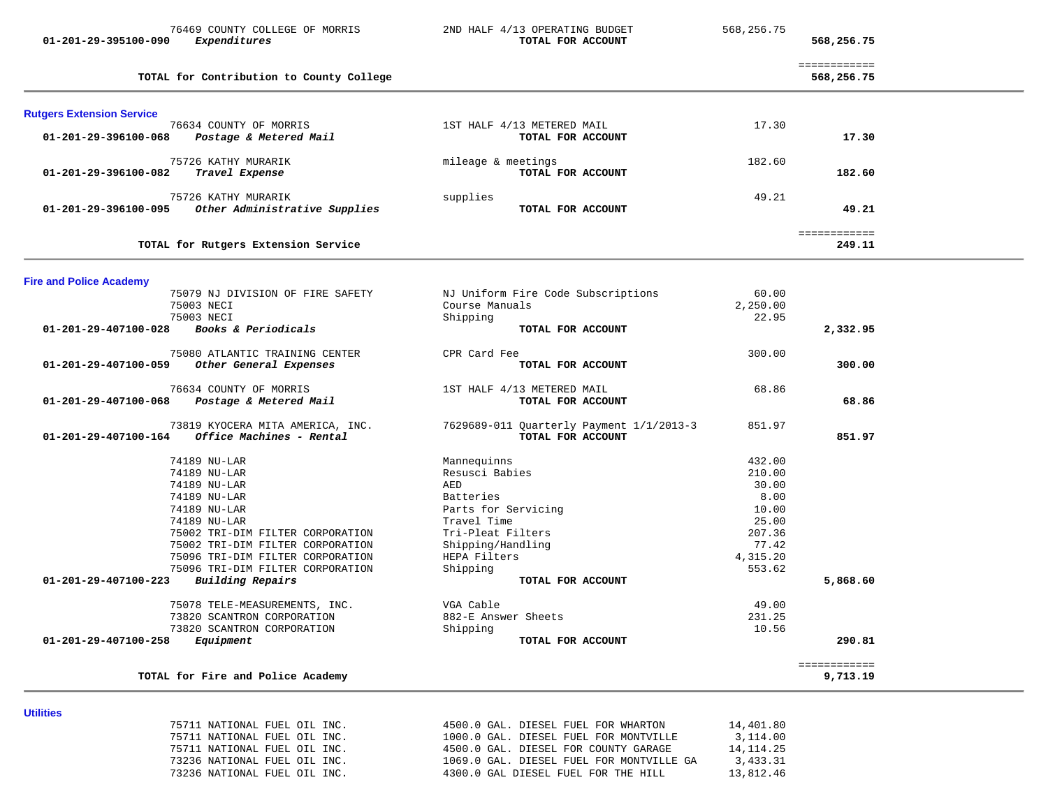| Account | Vendor / Description | Item | Amount | Total |
|---|---|---|---|---|
| | 76469 COUNTY COLLEGE OF MORRIS | 2ND HALF 4/13 OPERATING BUDGET | 568,256.75 | |
| **01-201-29-395100-090** | ***Expenditures*** | **TOTAL FOR ACCOUNT** | | **568,256.75** |
| | **TOTAL for Contribution to County College** | | | **568,256.75** |

## Rutgers Extension Service

| Account | Vendor / Description | Item | Amount | Total |
|---|---|---|---|---|
| | 76634 COUNTY OF MORRIS | 1ST HALF 4/13 METERED MAIL | 17.30 | |
| **01-201-29-396100-068** | ***Postage & Metered Mail*** | **TOTAL FOR ACCOUNT** | | **17.30** |
| | 75726 KATHY MURARIK | mileage & meetings | 182.60 | |
| **01-201-29-396100-082** | ***Travel Expense*** | **TOTAL FOR ACCOUNT** | | **182.60** |
| | 75726 KATHY MURARIK | supplies | 49.21 | |
| **01-201-29-396100-095** | ***Other Administrative Supplies*** | **TOTAL FOR ACCOUNT** | | **49.21** |
| | **TOTAL for Rutgers Extension Service** | | | **249.11** |

## Fire and Police Academy

| Account | Vendor / Description | Item | Amount | Total |
|---|---|---|---|---|
| | 75079 NJ DIVISION OF FIRE SAFETY | NJ Uniform Fire Code Subscriptions | 60.00 | |
| | 75003 NECI | Course Manuals | 2,250.00 | |
| | 75003 NECI | Shipping | 22.95 | |
| **01-201-29-407100-028** | ***Books & Periodicals*** | **TOTAL FOR ACCOUNT** | | **2,332.95** |
| | 75080 ATLANTIC TRAINING CENTER | CPR Card Fee | 300.00 | |
| **01-201-29-407100-059** | ***Other General Expenses*** | **TOTAL FOR ACCOUNT** | | **300.00** |
| | 76634 COUNTY OF MORRIS | 1ST HALF 4/13 METERED MAIL | 68.86 | |
| **01-201-29-407100-068** | ***Postage & Metered Mail*** | **TOTAL FOR ACCOUNT** | | **68.86** |
| | 73819 KYOCERA MITA AMERICA, INC. | 7629689-011 Quarterly Payment 1/1/2013-3 | 851.97 | |
| **01-201-29-407100-164** | ***Office Machines - Rental*** | **TOTAL FOR ACCOUNT** | | **851.97** |
| | 74189 NU-LAR | Mannequinns | 432.00 | |
| | 74189 NU-LAR | Resusci Babies | 210.00 | |
| | 74189 NU-LAR | AED | 30.00 | |
| | 74189 NU-LAR | Batteries | 8.00 | |
| | 74189 NU-LAR | Parts for Servicing | 10.00 | |
| | 74189 NU-LAR | Travel Time | 25.00 | |
| | 75002 TRI-DIM FILTER CORPORATION | Tri-Pleat Filters | 207.36 | |
| | 75002 TRI-DIM FILTER CORPORATION | Shipping/Handling | 77.42 | |
| | 75096 TRI-DIM FILTER CORPORATION | HEPA Filters | 4,315.20 | |
| | 75096 TRI-DIM FILTER CORPORATION | Shipping | 553.62 | |
| **01-201-29-407100-223** | ***Building Repairs*** | **TOTAL FOR ACCOUNT** | | **5,868.60** |
| | 75078 TELE-MEASUREMENTS, INC. | VGA Cable | 49.00 | |
| | 73820 SCANTRON CORPORATION | 882-E Answer Sheets | 231.25 | |
| | 73820 SCANTRON CORPORATION | Shipping | 10.56 | |
| **01-201-29-407100-258** | ***Equipment*** | **TOTAL FOR ACCOUNT** | | **290.81** |
| | **TOTAL for Fire and Police Academy** | | | **9,713.19** |

## Utilities

| Account | Vendor / Description | Item | Amount | Total |
|---|---|---|---|---|
| | 75711 NATIONAL FUEL OIL INC. | 4500.0 GAL. DIESEL FUEL FOR WHARTON | 14,401.80 | |
| | 75711 NATIONAL FUEL OIL INC. | 1000.0 GAL. DIESEL FUEL FOR MONTVILLE | 3,114.00 | |
| | 75711 NATIONAL FUEL OIL INC. | 4500.0 GAL. DIESEL FOR COUNTY GARAGE | 14,114.25 | |
| | 73236 NATIONAL FUEL OIL INC. | 1069.0 GAL. DIESEL FUEL FOR MONTVILLE GA | 3,433.31 | |
| | 73236 NATIONAL FUEL OIL INC. | 4300.0 GAL DIESEL FUEL FOR THE HILL | 13,812.46 | |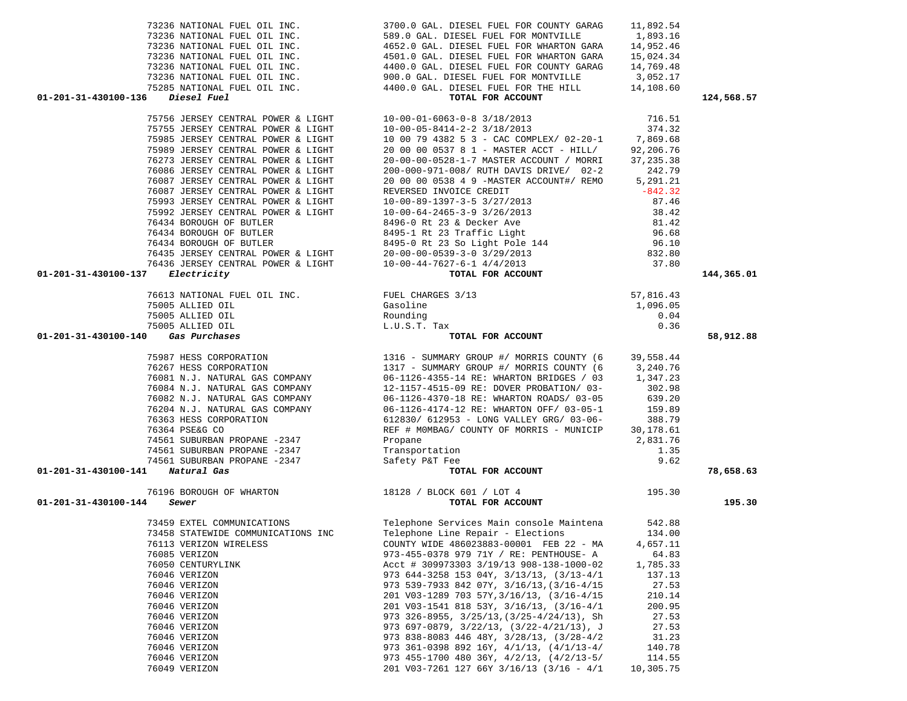| Account | Vendor | Description | Amount | Total |
|---|---|---|---|---|
| | 73236 NATIONAL FUEL OIL INC. | 3700.0 GAL. DIESEL FUEL FOR COUNTY GARAG | 11,892.54 | |
| | 73236 NATIONAL FUEL OIL INC. | 589.0 GAL. DIESEL FUEL FOR MONTVILLE | 1,893.16 | |
| | 73236 NATIONAL FUEL OIL INC. | 4652.0 GAL. DIESEL FUEL FOR WHARTON GARA | 14,952.46 | |
| | 73236 NATIONAL FUEL OIL INC. | 4501.0 GAL. DIESEL FUEL FOR WHARTON GARA | 15,024.34 | |
| | 73236 NATIONAL FUEL OIL INC. | 4400.0 GAL. DIESEL FUEL FOR COUNTY GARAG | 14,769.48 | |
| | 73236 NATIONAL FUEL OIL INC. | 900.0 GAL. DIESEL FUEL FOR MONTVILLE | 3,052.17 | |
| | 75285 NATIONAL FUEL OIL INC. | 4400.0 GAL. DIESEL FUEL FOR THE HILL | 14,108.60 | |
| **01-201-31-430100-136** | ***Diesel Fuel*** | **TOTAL FOR ACCOUNT** | | **124,568.57** |
| | 75756 JERSEY CENTRAL POWER & LIGHT | 10-00-01-6063-0-8 3/18/2013 | 716.51 | |
| | 75755 JERSEY CENTRAL POWER & LIGHT | 10-00-05-8414-2-2 3/18/2013 | 374.32 | |
| | 75985 JERSEY CENTRAL POWER & LIGHT | 10 00 79 4382 5 3 - CAC COMPLEX/ 02-20-1 | 7,869.68 | |
| | 75989 JERSEY CENTRAL POWER & LIGHT | 20 00 00 0537 8 1 - MASTER ACCT - HILL/ | 92,206.76 | |
| | 76273 JERSEY CENTRAL POWER & LIGHT | 20-00-00-0528-1-7 MASTER ACCOUNT / MORRI | 37,235.38 | |
| | 76086 JERSEY CENTRAL POWER & LIGHT | 200-000-971-008/ RUTH DAVIS DRIVE/ 02-2 | 242.79 | |
| | 76087 JERSEY CENTRAL POWER & LIGHT | 20 00 00 0538 4 9 -MASTER ACCOUNT#/ REMO | 5,291.21 | |
| | 76087 JERSEY CENTRAL POWER & LIGHT | REVERSED INVOICE CREDIT | -842.32 | |
| | 75993 JERSEY CENTRAL POWER & LIGHT | 10-00-89-1397-3-5 3/27/2013 | 87.46 | |
| | 75992 JERSEY CENTRAL POWER & LIGHT | 10-00-64-2465-3-9 3/26/2013 | 38.42 | |
| | 76434 BOROUGH OF BUTLER | 8496-0 Rt 23 & Decker Ave | 81.42 | |
| | 76434 BOROUGH OF BUTLER | 8495-1 Rt 23 Traffic Light | 96.68 | |
| | 76434 BOROUGH OF BUTLER | 8495-0 Rt 23 So Light Pole 144 | 96.10 | |
| | 76435 JERSEY CENTRAL POWER & LIGHT | 20-00-00-0539-3-0 3/29/2013 | 832.80 | |
| | 76436 JERSEY CENTRAL POWER & LIGHT | 10-00-44-7627-6-1 4/4/2013 | 37.80 | |
| **01-201-31-430100-137** | ***Electricity*** | **TOTAL FOR ACCOUNT** | | **144,365.01** |
| | 76613 NATIONAL FUEL OIL INC. | FUEL CHARGES 3/13 | 57,816.43 | |
| | 75005 ALLIED OIL | Gasoline | 1,096.05 | |
| | 75005 ALLIED OIL | Rounding | 0.04 | |
| | 75005 ALLIED OIL | L.U.S.T. Tax | 0.36 | |
| **01-201-31-430100-140** | ***Gas Purchases*** | **TOTAL FOR ACCOUNT** | | **58,912.88** |
| | 75987 HESS CORPORATION | 1316 - SUMMARY GROUP #/ MORRIS COUNTY (6 | 39,558.44 | |
| | 76267 HESS CORPORATION | 1317 - SUMMARY GROUP #/ MORRIS COUNTY (6 | 3,240.76 | |
| | 76081 N.J. NATURAL GAS COMPANY | 06-1126-4355-14 RE: WHARTON BRIDGES / 03 | 1,347.23 | |
| | 76084 N.J. NATURAL GAS COMPANY | 12-1157-4515-09 RE: DOVER PROBATION/ 03- | 302.98 | |
| | 76082 N.J. NATURAL GAS COMPANY | 06-1126-4370-18 RE: WHARTON ROADS/ 03-05 | 639.20 | |
| | 76204 N.J. NATURAL GAS COMPANY | 06-1126-4174-12 RE: WHARTON OFF/ 03-05-1 | 159.89 | |
| | 76363 HESS CORPORATION | 612830/ 612953 - LONG VALLEY GRG/ 03-06- | 388.79 | |
| | 76364 PSE&G CO | REF # M0MBAG/ COUNTY OF MORRIS - MUNICIP | 30,178.61 | |
| | 74561 SUBURBAN PROPANE -2347 | Propane | 2,831.76 | |
| | 74561 SUBURBAN PROPANE -2347 | Transportation | 1.35 | |
| | 74561 SUBURBAN PROPANE -2347 | Safety P&T Fee | 9.62 | |
| **01-201-31-430100-141** | ***Natural Gas*** | **TOTAL FOR ACCOUNT** | | **78,658.63** |
| | 76196 BOROUGH OF WHARTON | 18128 / BLOCK 601 / LOT 4 | 195.30 | |
| **01-201-31-430100-144** | ***Sewer*** | **TOTAL FOR ACCOUNT** | | **195.30** |
| | 73459 EXTEL COMMUNICATIONS | Telephone Services Main console Maintena | 542.88 | |
| | 73458 STATEWIDE COMMUNICATIONS INC | Telephone Line Repair - Elections | 134.00 | |
| | 76113 VERIZON WIRELESS | COUNTY WIDE 486023883-00001 FEB 22 - MA | 4,657.11 | |
| | 76085 VERIZON | 973-455-0378 979 71Y / RE: PENTHOUSE- A | 64.83 | |
| | 76050 CENTURYLINK | Acct # 309973303 3/19/13 908-138-1000-02 | 1,785.33 | |
| | 76046 VERIZON | 973 644-3258 153 04Y, 3/13/13, (3/13-4/1 | 137.13 | |
| | 76046 VERIZON | 973 539-7933 842 07Y, 3/16/13,(3/16-4/15 | 27.53 | |
| | 76046 VERIZON | 201 V03-1289 703 57Y,3/16/13, (3/16-4/15 | 210.14 | |
| | 76046 VERIZON | 201 V03-1541 818 53Y, 3/16/13, (3/16-4/1 | 200.95 | |
| | 76046 VERIZON | 973 326-8955, 3/25/13,(3/25-4/24/13), Sh | 27.53 | |
| | 76046 VERIZON | 973 697-0879, 3/22/13, (3/22-4/21/13), J | 27.53 | |
| | 76046 VERIZON | 973 838-8083 446 48Y, 3/28/13, (3/28-4/2 | 31.23 | |
| | 76046 VERIZON | 973 361-0398 892 16Y, 4/1/13, (4/1/13-4/ | 140.78 | |
| | 76046 VERIZON | 973 455-1700 480 36Y, 4/2/13, (4/2/13-5/ | 114.55 | |
| | 76049 VERIZON | 201 V03-7261 127 66Y 3/16/13 (3/16 - 4/1 | 10,305.75 | |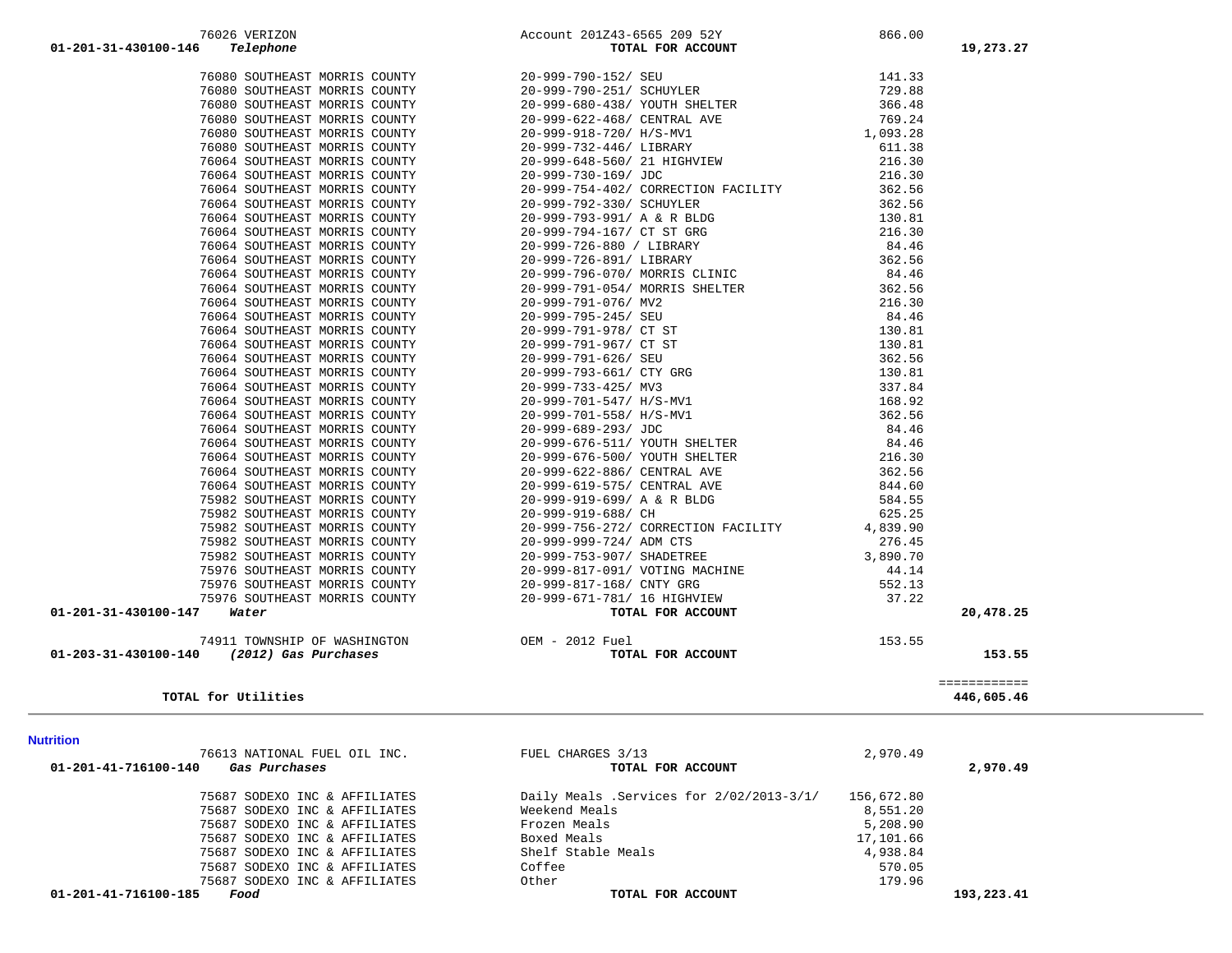| Account | Vendor | Description | Amount | Total |
|---|---|---|---|---|
| | 76026 VERIZON | Account 201Z43-6565 209 52Y | 866.00 | |
| 01-201-31-430100-146 | *Telephone* | **TOTAL FOR ACCOUNT** | | **19,273.27** |
| | 76080 SOUTHEAST MORRIS COUNTY | 20-999-790-152/ SEU | 141.33 | |
| | 76080 SOUTHEAST MORRIS COUNTY | 20-999-790-251/ SCHUYLER | 729.88 | |
| | 76080 SOUTHEAST MORRIS COUNTY | 20-999-680-438/ YOUTH SHELTER | 366.48 | |
| | 76080 SOUTHEAST MORRIS COUNTY | 20-999-622-468/ CENTRAL AVE | 769.24 | |
| | 76080 SOUTHEAST MORRIS COUNTY | 20-999-918-720/ H/S-MV1 | 1,093.28 | |
| | 76080 SOUTHEAST MORRIS COUNTY | 20-999-732-446/ LIBRARY | 611.38 | |
| | 76064 SOUTHEAST MORRIS COUNTY | 20-999-648-560/ 21 HIGHVIEW | 216.30 | |
| | 76064 SOUTHEAST MORRIS COUNTY | 20-999-730-169/ JDC | 216.30 | |
| | 76064 SOUTHEAST MORRIS COUNTY | 20-999-754-402/ CORRECTION FACILITY | 362.56 | |
| | 76064 SOUTHEAST MORRIS COUNTY | 20-999-792-330/ SCHUYLER | 362.56 | |
| | 76064 SOUTHEAST MORRIS COUNTY | 20-999-793-991/ A & R BLDG | 130.81 | |
| | 76064 SOUTHEAST MORRIS COUNTY | 20-999-794-167/ CT ST GRG | 216.30 | |
| | 76064 SOUTHEAST MORRIS COUNTY | 20-999-726-880 / LIBRARY | 84.46 | |
| | 76064 SOUTHEAST MORRIS COUNTY | 20-999-726-891/ LIBRARY | 362.56 | |
| | 76064 SOUTHEAST MORRIS COUNTY | 20-999-796-070/ MORRIS CLINIC | 84.46 | |
| | 76064 SOUTHEAST MORRIS COUNTY | 20-999-791-054/ MORRIS SHELTER | 362.56 | |
| | 76064 SOUTHEAST MORRIS COUNTY | 20-999-791-076/ MV2 | 216.30 | |
| | 76064 SOUTHEAST MORRIS COUNTY | 20-999-795-245/ SEU | 84.46 | |
| | 76064 SOUTHEAST MORRIS COUNTY | 20-999-791-978/ CT ST | 130.81 | |
| | 76064 SOUTHEAST MORRIS COUNTY | 20-999-791-967/ CT ST | 130.81 | |
| | 76064 SOUTHEAST MORRIS COUNTY | 20-999-791-626/ SEU | 362.56 | |
| | 76064 SOUTHEAST MORRIS COUNTY | 20-999-793-661/ CTY GRG | 130.81 | |
| | 76064 SOUTHEAST MORRIS COUNTY | 20-999-733-425/ MV3 | 337.84 | |
| | 76064 SOUTHEAST MORRIS COUNTY | 20-999-701-547/ H/S-MV1 | 168.92 | |
| | 76064 SOUTHEAST MORRIS COUNTY | 20-999-701-558/ H/S-MV1 | 362.56 | |
| | 76064 SOUTHEAST MORRIS COUNTY | 20-999-689-293/ JDC | 84.46 | |
| | 76064 SOUTHEAST MORRIS COUNTY | 20-999-676-511/ YOUTH SHELTER | 84.46 | |
| | 76064 SOUTHEAST MORRIS COUNTY | 20-999-676-500/ YOUTH SHELTER | 216.30 | |
| | 76064 SOUTHEAST MORRIS COUNTY | 20-999-622-886/ CENTRAL AVE | 362.56 | |
| | 76064 SOUTHEAST MORRIS COUNTY | 20-999-619-575/ CENTRAL AVE | 844.60 | |
| | 75982 SOUTHEAST MORRIS COUNTY | 20-999-919-699/ A & R BLDG | 584.55 | |
| | 75982 SOUTHEAST MORRIS COUNTY | 20-999-919-688/ CH | 625.25 | |
| | 75982 SOUTHEAST MORRIS COUNTY | 20-999-756-272/ CORRECTION FACILITY | 4,839.90 | |
| | 75982 SOUTHEAST MORRIS COUNTY | 20-999-999-724/ ADM CTS | 276.45 | |
| | 75982 SOUTHEAST MORRIS COUNTY | 20-999-753-907/ SHADETREE | 3,890.70 | |
| | 75976 SOUTHEAST MORRIS COUNTY | 20-999-817-091/ VOTING MACHINE | 44.14 | |
| | 75976 SOUTHEAST MORRIS COUNTY | 20-999-817-168/ CNTY GRG | 552.13 | |
| | 75976 SOUTHEAST MORRIS COUNTY | 20-999-671-781/ 16 HIGHVIEW | 37.22 | |
| 01-201-31-430100-147 | *Water* | **TOTAL FOR ACCOUNT** | | **20,478.25** |
| | 74911 TOWNSHIP OF WASHINGTON | OEM - 2012 Fuel | 153.55 | |
| 01-203-31-430100-140 | *(2012) Gas Purchases* | **TOTAL FOR ACCOUNT** | | **153.55** |
| | | | | ============ |
| **TOTAL for Utilities** | | | | **446,605.46** |

**Nutrition**

| Account | Vendor | Description | Amount | Total |
|---|---|---|---|---|
| | 76613 NATIONAL FUEL OIL INC. | FUEL CHARGES 3/13 | 2,970.49 | |
| 01-201-41-716100-140 | *Gas Purchases* | **TOTAL FOR ACCOUNT** | | **2,970.49** |
| | 75687 SODEXO INC & AFFILIATES | Daily Meals .Services for 2/02/2013-3/1/ | 156,672.80 | |
| | 75687 SODEXO INC & AFFILIATES | Weekend Meals | 8,551.20 | |
| | 75687 SODEXO INC & AFFILIATES | Frozen Meals | 5,208.90 | |
| | 75687 SODEXO INC & AFFILIATES | Boxed Meals | 17,101.66 | |
| | 75687 SODEXO INC & AFFILIATES | Shelf Stable Meals | 4,938.84 | |
| | 75687 SODEXO INC & AFFILIATES | Coffee | 570.05 | |
| | 75687 SODEXO INC & AFFILIATES | Other | 179.96 | |
| 01-201-41-716100-185 | *Food* | **TOTAL FOR ACCOUNT** | | **193,223.41** |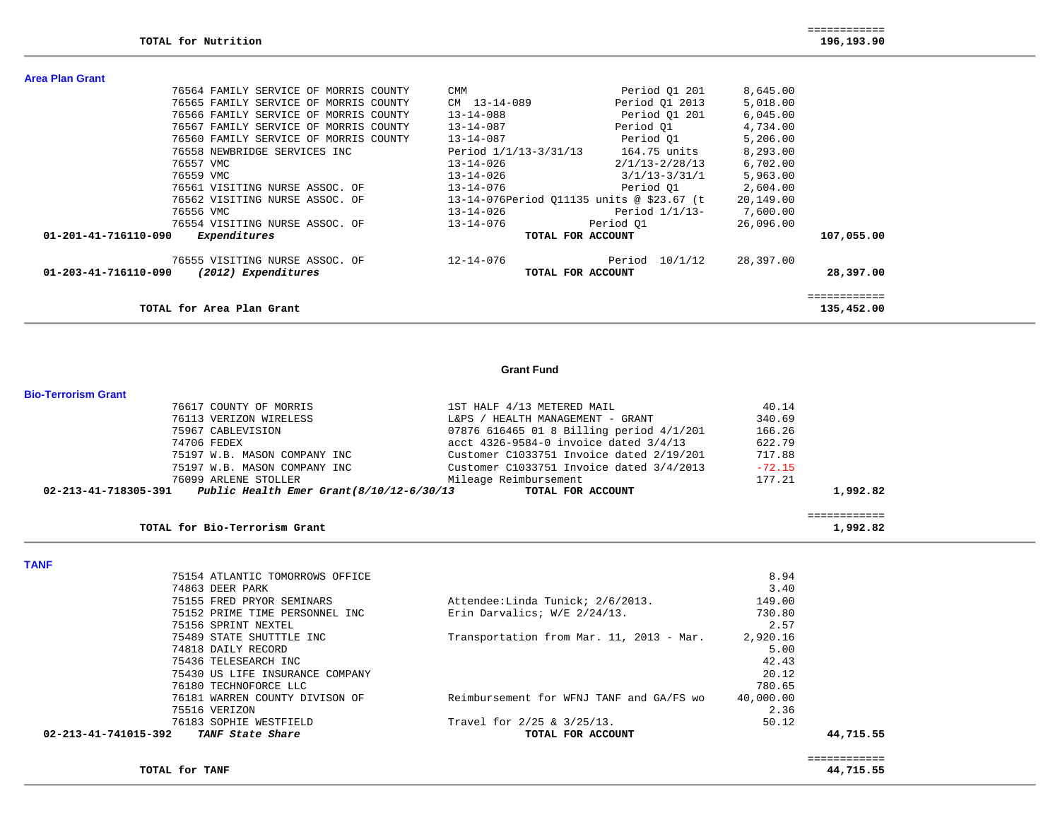| | | | | |
|---|---|---|---|---|
| **TOTAL for Nutrition** | | | | ============ 196,193.90 |

### Area Plan Grant

| Account | Vendor | Description | Detail | Amount | Total |
|---|---|---|---|---|---|
| | 76564 FAMILY SERVICE OF MORRIS COUNTY | CMM | Period Q1 201 | 8,645.00 | |
| | 76565 FAMILY SERVICE OF MORRIS COUNTY | CM 13-14-089 | Period Q1 2013 | 5,018.00 | |
| | 76566 FAMILY SERVICE OF MORRIS COUNTY | 13-14-088 | Period Q1 201 | 6,045.00 | |
| | 76567 FAMILY SERVICE OF MORRIS COUNTY | 13-14-087 | Period Q1 | 4,734.00 | |
| | 76560 FAMILY SERVICE OF MORRIS COUNTY | 13-14-087 | Period Q1 | 5,206.00 | |
| | 76558 NEWBRIDGE SERVICES INC | Period 1/1/13-3/31/13 | 164.75 units | 8,293.00 | |
| | 76557 VMC | 13-14-026 | 2/1/13-2/28/13 | 6,702.00 | |
| | 76559 VMC | 13-14-026 | 3/1/13-3/31/1 | 5,963.00 | |
| | 76561 VISITING NURSE ASSOC. OF | 13-14-076 | Period Q1 | 2,604.00 | |
| | 76562 VISITING NURSE ASSOC. OF | 13-14-076Period Q11135 units @ $23.67 (t | | 20,149.00 | |
| | 76556 VMC | 13-14-026 | Period 1/1/13- | 7,600.00 | |
| | 76554 VISITING NURSE ASSOC. OF | 13-14-076 | Period Q1 | 26,096.00 | |
| 01-201-41-716110-090 | *Expenditures* | | TOTAL FOR ACCOUNT | | 107,055.00 |
| | 76555 VISITING NURSE ASSOC. OF | 12-14-076 | Period 10/1/12 | 28,397.00 | |
| 01-203-41-716110-090 | *(2012) Expenditures* | | TOTAL FOR ACCOUNT | | 28,397.00 |
| | **TOTAL for Area Plan Grant** | | | | ============ 135,452.00 |

## Grant Fund

### Bio-Terrorism Grant

| Account | Vendor | Description | Detail | Amount | Total |
|---|---|---|---|---|---|
| | 76617 COUNTY OF MORRIS | 1ST HALF 4/13 METERED MAIL | | 40.14 | |
| | 76113 VERIZON WIRELESS | L&PS / HEALTH MANAGEMENT - GRANT | | 340.69 | |
| | 75967 CABLEVISION | 07876 616465 01 8 Billing period 4/1/201 | | 166.26 | |
| | 74706 FEDEX | acct 4326-9584-0 invoice dated 3/4/13 | | 622.79 | |
| | 75197 W.B. MASON COMPANY INC | Customer C1033751 Invoice dated 2/19/201 | | 717.88 | |
| | 75197 W.B. MASON COMPANY INC | Customer C1033751 Invoice dated 3/4/2013 | | -72.15 | |
| | 76099 ARLENE STOLLER | Mileage Reimbursement | | 177.21 | |
| 02-213-41-718305-391 | *Public Health Emer Grant(8/10/12-6/30/13* | | TOTAL FOR ACCOUNT | | 1,992.82 |
| | **TOTAL for Bio-Terrorism Grant** | | | | ============ 1,992.82 |

### TANF

| Account | Vendor | Description | Detail | Amount | Total |
|---|---|---|---|---|---|
| | 75154 ATLANTIC TOMORROWS OFFICE | | | 8.94 | |
| | 74863 DEER PARK | | | 3.40 | |
| | 75155 FRED PRYOR SEMINARS | Attendee:Linda Tunick; 2/6/2013. | | 149.00 | |
| | 75152 PRIME TIME PERSONNEL INC | Erin Darvalics; W/E 2/24/13. | | 730.80 | |
| | 75156 SPRINT NEXTEL | | | 2.57 | |
| | 75489 STATE SHUTTTLE INC | Transportation from Mar. 11, 2013 - Mar. | | 2,920.16 | |
| | 74818 DAILY RECORD | | | 5.00 | |
| | 75436 TELESEARCH INC | | | 42.43 | |
| | 75430 US LIFE INSURANCE COMPANY | | | 20.12 | |
| | 76180 TECHNOFORCE LLC | | | 780.65 | |
| | 76181 WARREN COUNTY DIVISON OF | Reimbursement for WFNJ TANF and GA/FS wo | | 40,000.00 | |
| | 75516 VERIZON | | | 2.36 | |
| | 76183 SOPHIE WESTFIELD | Travel for 2/25 & 3/25/13. | | 50.12 | |
| 02-213-41-741015-392 | *TANF State Share* | | TOTAL FOR ACCOUNT | | 44,715.55 |
| | **TOTAL for TANF** | | | | ============ 44,715.55 |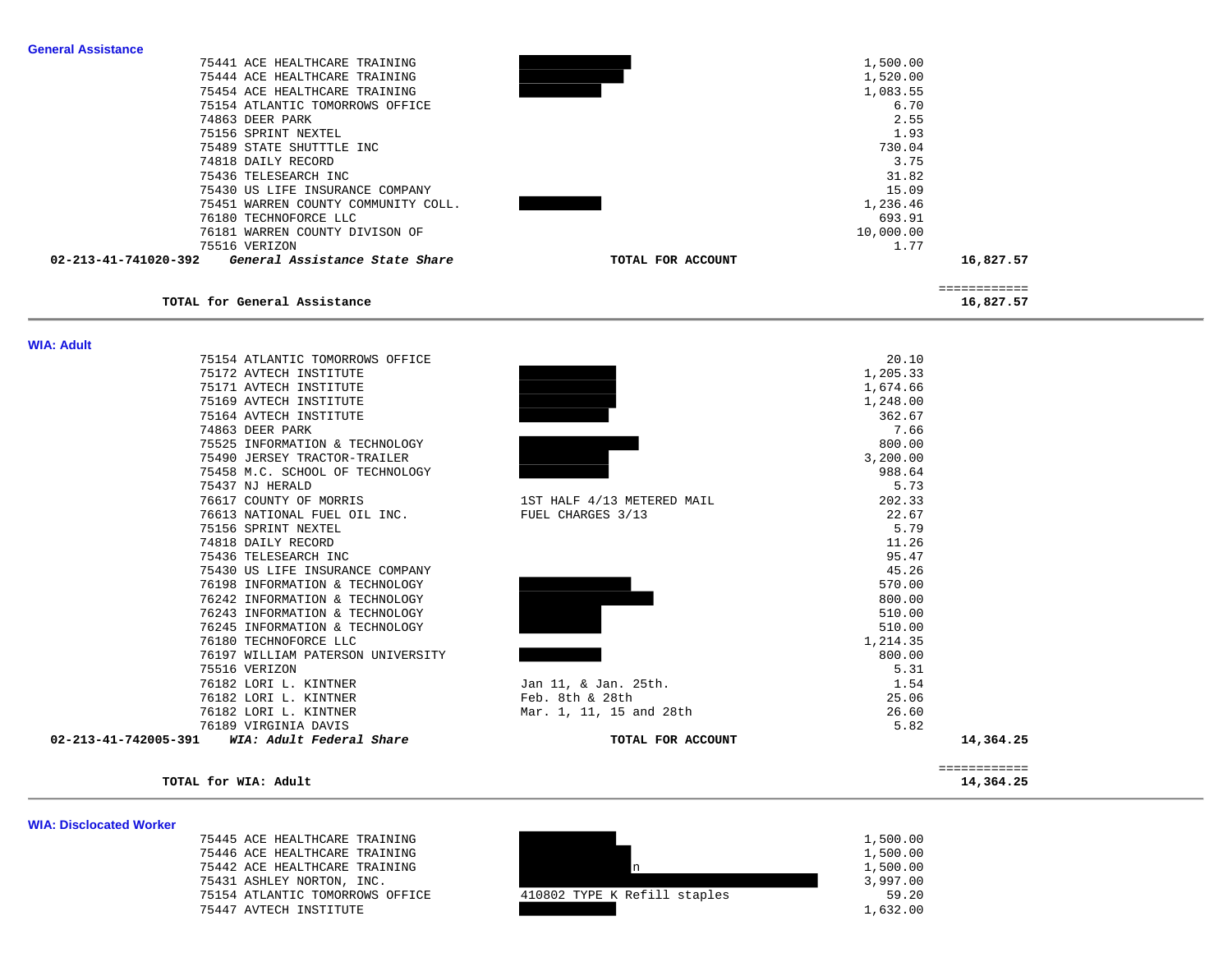### General Assistance

| Vendor | Description | Amount | Total |
|---|---|---|---|
| 75441 ACE HEALTHCARE TRAINING | | 1,500.00 | |
| 75444 ACE HEALTHCARE TRAINING | | 1,520.00 | |
| 75454 ACE HEALTHCARE TRAINING | | 1,083.55 | |
| 75154 ATLANTIC TOMORROWS OFFICE | | 6.70 | |
| 74863 DEER PARK | | 2.55 | |
| 75156 SPRINT NEXTEL | | 1.93 | |
| 75489 STATE SHUTTTLE INC | | 730.04 | |
| 74818 DAILY RECORD | | 3.75 | |
| 75436 TELESEARCH INC | | 31.82 | |
| 75430 US LIFE INSURANCE COMPANY | | 15.09 | |
| 75451 WARREN COUNTY COMMUNITY COLL. | | 1,236.46 | |
| 76180 TECHNOFORCE LLC | | 693.91 | |
| 76181 WARREN COUNTY DIVISON OF | | 10,000.00 | |
| 75516 VERIZON | | 1.77 | |
| **02-213-41-741020-392** ***General Assistance State Share*** | **TOTAL FOR ACCOUNT** | | **16,827.57** |
| | | | ============ |
| **TOTAL for General Assistance** | | | **16,827.57** |

---

### WIA: Adult

| Vendor | Description | Amount | Total |
|---|---|---|---|
| 75154 ATLANTIC TOMORROWS OFFICE | | 20.10 | |
| 75172 AVTECH INSTITUTE | | 1,205.33 | |
| 75171 AVTECH INSTITUTE | | 1,674.66 | |
| 75169 AVTECH INSTITUTE | | 1,248.00 | |
| 75164 AVTECH INSTITUTE | | 362.67 | |
| 74863 DEER PARK | | 7.66 | |
| 75525 INFORMATION & TECHNOLOGY | | 800.00 | |
| 75490 JERSEY TRACTOR-TRAILER | | 3,200.00 | |
| 75458 M.C. SCHOOL OF TECHNOLOGY | | 988.64 | |
| 75437 NJ HERALD | | 5.73 | |
| 76617 COUNTY OF MORRIS | 1ST HALF 4/13 METERED MAIL | 202.33 | |
| 76613 NATIONAL FUEL OIL INC. | FUEL CHARGES 3/13 | 22.67 | |
| 75156 SPRINT NEXTEL | | 5.79 | |
| 74818 DAILY RECORD | | 11.26 | |
| 75436 TELESEARCH INC | | 95.47 | |
| 75430 US LIFE INSURANCE COMPANY | | 45.26 | |
| 76198 INFORMATION & TECHNOLOGY | | 570.00 | |
| 76242 INFORMATION & TECHNOLOGY | | 800.00 | |
| 76243 INFORMATION & TECHNOLOGY | | 510.00 | |
| 76245 INFORMATION & TECHNOLOGY | | 510.00 | |
| 76180 TECHNOFORCE LLC | | 1,214.35 | |
| 76197 WILLIAM PATERSON UNIVERSITY | | 800.00 | |
| 75516 VERIZON | | 5.31 | |
| 76182 LORI L. KINTNER | Jan 11, & Jan. 25th. | 1.54 | |
| 76182 LORI L. KINTNER | Feb. 8th & 28th | 25.06 | |
| 76182 LORI L. KINTNER | Mar. 1, 11, 15 and 28th | 26.60 | |
| 76189 VIRGINIA DAVIS | | 5.82 | |
| **02-213-41-742005-391** ***WIA: Adult Federal Share*** | **TOTAL FOR ACCOUNT** | | **14,364.25** |
| | | | ============ |
| **TOTAL for WIA: Adult** | | | **14,364.25** |

---

### WIA: Disclocated Worker

| Vendor | Description | Amount | Total |
|---|---|---|---|
| 75445 ACE HEALTHCARE TRAINING | | 1,500.00 | |
| 75446 ACE HEALTHCARE TRAINING | | 1,500.00 | |
| 75442 ACE HEALTHCARE TRAINING | n | 1,500.00 | |
| 75431 ASHLEY NORTON, INC. | | 3,997.00 | |
| 75154 ATLANTIC TOMORROWS OFFICE | 410802 TYPE K Refill staples | 59.20 | |
| 75447 AVTECH INSTITUTE | | 1,632.00 | |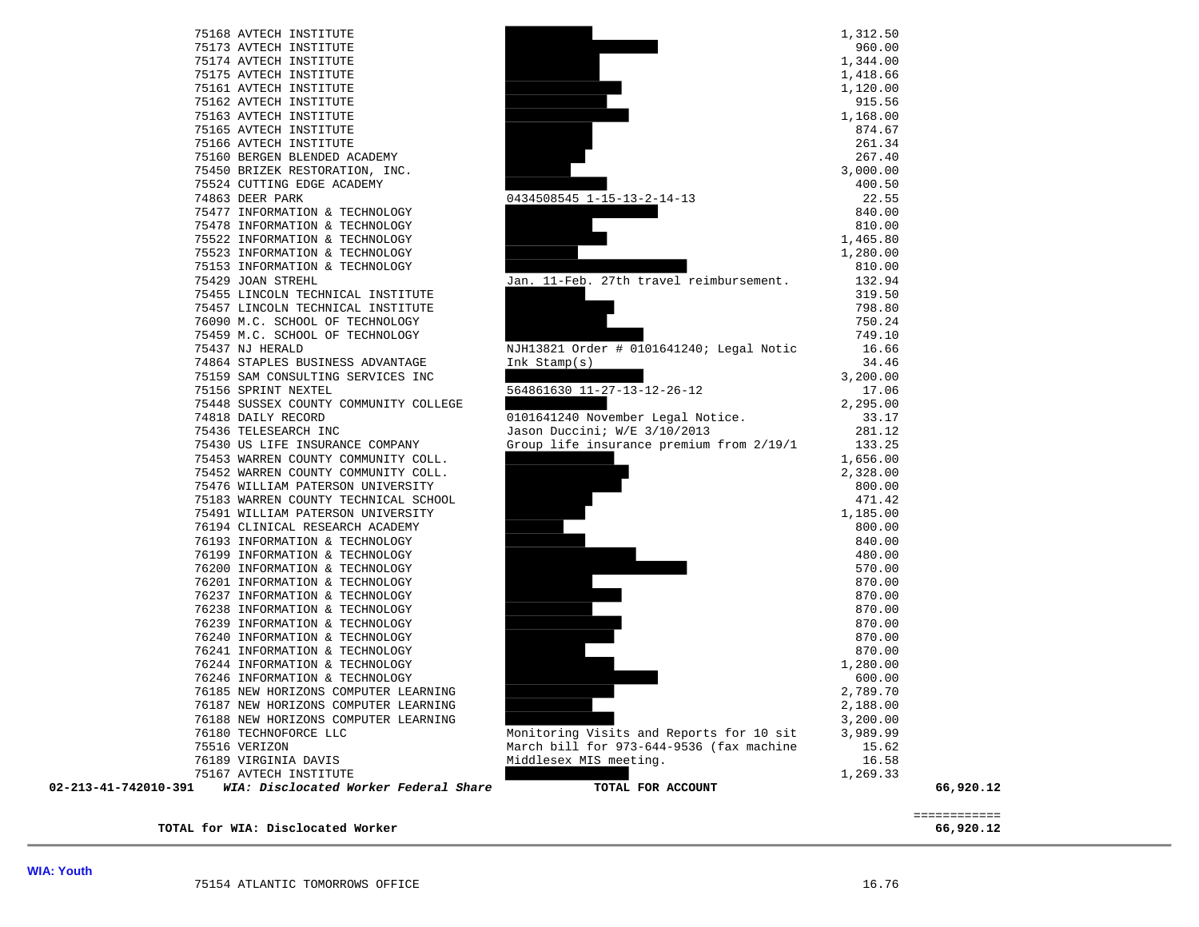| Vendor | Description | Amount | Total |
|---|---|---|---|
| 75168 AVTECH INSTITUTE | | 1,312.50 | |
| 75173 AVTECH INSTITUTE | | 960.00 | |
| 75174 AVTECH INSTITUTE | | 1,344.00 | |
| 75175 AVTECH INSTITUTE | | 1,418.66 | |
| 75161 AVTECH INSTITUTE | | 1,120.00 | |
| 75162 AVTECH INSTITUTE | | 915.56 | |
| 75163 AVTECH INSTITUTE | | 1,168.00 | |
| 75165 AVTECH INSTITUTE | | 874.67 | |
| 75166 AVTECH INSTITUTE | | 261.34 | |
| 75160 BERGEN BLENDED ACADEMY | | 267.40 | |
| 75450 BRIZEK RESTORATION, INC. | | 3,000.00 | |
| 75524 CUTTING EDGE ACADEMY | | 400.50 | |
| 74863 DEER PARK | 0434508545 1-15-13-2-14-13 | 22.55 | |
| 75477 INFORMATION & TECHNOLOGY | | 840.00 | |
| 75478 INFORMATION & TECHNOLOGY | | 810.00 | |
| 75522 INFORMATION & TECHNOLOGY | | 1,465.80 | |
| 75523 INFORMATION & TECHNOLOGY | | 1,280.00 | |
| 75153 INFORMATION & TECHNOLOGY | | 810.00 | |
| 75429 JOAN STREHL | Jan. 11-Feb. 27th travel reimbursement. | 132.94 | |
| 75455 LINCOLN TECHNICAL INSTITUTE | | 319.50 | |
| 75457 LINCOLN TECHNICAL INSTITUTE | | 798.80 | |
| 76090 M.C. SCHOOL OF TECHNOLOGY | | 750.24 | |
| 75459 M.C. SCHOOL OF TECHNOLOGY | | 749.10 | |
| 75437 NJ HERALD | NJH13821 Order # 0101641240; Legal Notic | 16.66 | |
| 74864 STAPLES BUSINESS ADVANTAGE | Ink Stamp(s) | 34.46 | |
| 75159 SAM CONSULTING SERVICES INC | | 3,200.00 | |
| 75156 SPRINT NEXTEL | 564861630 11-27-13-12-26-12 | 17.06 | |
| 75448 SUSSEX COUNTY COMMUNITY COLLEGE | | 2,295.00 | |
| 74818 DAILY RECORD | 0101641240 November Legal Notice. | 33.17 | |
| 75436 TELESEARCH INC | Jason Duccini; W/E 3/10/2013 | 281.12 | |
| 75430 US LIFE INSURANCE COMPANY | Group life insurance premium from 2/19/1 | 133.25 | |
| 75453 WARREN COUNTY COMMUNITY COLL. | | 1,656.00 | |
| 75452 WARREN COUNTY COMMUNITY COLL. | | 2,328.00 | |
| 75476 WILLIAM PATERSON UNIVERSITY | | 800.00 | |
| 75183 WARREN COUNTY TECHNICAL SCHOOL | | 471.42 | |
| 75491 WILLIAM PATERSON UNIVERSITY | | 1,185.00 | |
| 76194 CLINICAL RESEARCH ACADEMY | | 800.00 | |
| 76193 INFORMATION & TECHNOLOGY | | 840.00 | |
| 76199 INFORMATION & TECHNOLOGY | | 480.00 | |
| 76200 INFORMATION & TECHNOLOGY | | 570.00 | |
| 76201 INFORMATION & TECHNOLOGY | | 870.00 | |
| 76237 INFORMATION & TECHNOLOGY | | 870.00 | |
| 76238 INFORMATION & TECHNOLOGY | | 870.00 | |
| 76239 INFORMATION & TECHNOLOGY | | 870.00 | |
| 76240 INFORMATION & TECHNOLOGY | | 870.00 | |
| 76241 INFORMATION & TECHNOLOGY | | 870.00 | |
| 76244 INFORMATION & TECHNOLOGY | | 1,280.00 | |
| 76246 INFORMATION & TECHNOLOGY | | 600.00 | |
| 76185 NEW HORIZONS COMPUTER LEARNING | | 2,789.70 | |
| 76187 NEW HORIZONS COMPUTER LEARNING | | 2,188.00 | |
| 76188 NEW HORIZONS COMPUTER LEARNING | | 3,200.00 | |
| 76180 TECHNOFORCE LLC | Monitoring Visits and Reports for 10 sit | 3,989.99 | |
| 75516 VERIZON | March bill for 973-644-9536 (fax machine | 15.62 | |
| 76189 VIRGINIA DAVIS | Middlesex MIS meeting. | 16.58 | |
| 75167 AVTECH INSTITUTE | | 1,269.33 | |
| **02-213-41-742010-391** ***WIA: Disclocated Worker Federal Share*** | **TOTAL FOR ACCOUNT** | | **66,920.12** |

**TOTAL for WIA: Disclocated Worker** ============ **66,920.12**

**WIA: Youth**

| Vendor | Description | Amount |
|---|---|---|
| 75154 ATLANTIC TOMORROWS OFFICE | | 16.76 |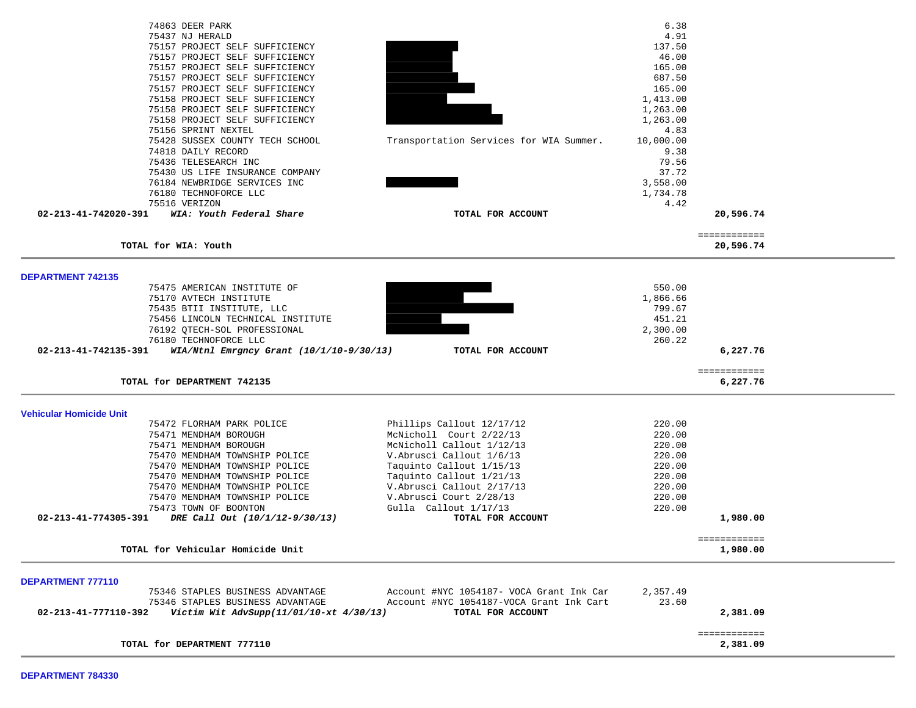| Vendor | Description | Amount | Total |
|---|---|---|---|
| 74863 DEER PARK | | 6.38 | |
| 75437 NJ HERALD | | 4.91 | |
| 75157 PROJECT SELF SUFFICIENCY | | 137.50 | |
| 75157 PROJECT SELF SUFFICIENCY | | 46.00 | |
| 75157 PROJECT SELF SUFFICIENCY | | 165.00 | |
| 75157 PROJECT SELF SUFFICIENCY | | 687.50 | |
| 75157 PROJECT SELF SUFFICIENCY | | 165.00 | |
| 75158 PROJECT SELF SUFFICIENCY | | 1,413.00 | |
| 75158 PROJECT SELF SUFFICIENCY | | 1,263.00 | |
| 75158 PROJECT SELF SUFFICIENCY | | 1,263.00 | |
| 75156 SPRINT NEXTEL | | 4.83 | |
| 75428 SUSSEX COUNTY TECH SCHOOL | Transportation Services for WIA Summer. | 10,000.00 | |
| 74818 DAILY RECORD | | 9.38 | |
| 75436 TELESEARCH INC | | 79.56 | |
| 75430 US LIFE INSURANCE COMPANY | | 37.72 | |
| 76184 NEWBRIDGE SERVICES INC | | 3,558.00 | |
| 76180 TECHNOFORCE LLC | | 1,734.78 | |
| 75516 VERIZON | | 4.42 | |
| **02-213-41-742020-391** ***WIA: Youth Federal Share*** | **TOTAL FOR ACCOUNT** | | **20,596.74** |
| | | | ============ |
| **TOTAL for WIA: Youth** | | | **20,596.74** |

**DEPARTMENT 742135**

| Vendor | Description | Amount | Total |
|---|---|---|---|
| 75475 AMERICAN INSTITUTE OF | | 550.00 | |
| 75170 AVTECH INSTITUTE | | 1,866.66 | |
| 75435 BTII INSTITUTE, LLC | | 799.67 | |
| 75456 LINCOLN TECHNICAL INSTITUTE | | 451.21 | |
| 76192 QTECH-SOL PROFESSIONAL | | 2,300.00 | |
| 76180 TECHNOFORCE LLC | | 260.22 | |
| **02-213-41-742135-391** ***WIA/Ntnl Emrgncy Grant (10/1/10-9/30/13)*** | **TOTAL FOR ACCOUNT** | | **6,227.76** |
| | | | ============ |
| **TOTAL for DEPARTMENT 742135** | | | **6,227.76** |

**Vehicular Homicide Unit**

| Vendor | Description | Amount | Total |
|---|---|---|---|
| 75472 FLORHAM PARK POLICE | Phillips Callout 12/17/12 | 220.00 | |
| 75471 MENDHAM BOROUGH | McNicholl Court 2/22/13 | 220.00 | |
| 75471 MENDHAM BOROUGH | McNicholl Callout 1/12/13 | 220.00 | |
| 75470 MENDHAM TOWNSHIP POLICE | V.Abrusci Callout 1/6/13 | 220.00 | |
| 75470 MENDHAM TOWNSHIP POLICE | Taquinto Callout 1/15/13 | 220.00 | |
| 75470 MENDHAM TOWNSHIP POLICE | Taquinto Callout 1/21/13 | 220.00 | |
| 75470 MENDHAM TOWNSHIP POLICE | V.Abrusci Callout 2/17/13 | 220.00 | |
| 75470 MENDHAM TOWNSHIP POLICE | V.Abrusci Court 2/28/13 | 220.00 | |
| 75473 TOWN OF BOONTON | Gulla Callout 1/17/13 | 220.00 | |
| **02-213-41-774305-391** ***DRE Call Out (10/1/12-9/30/13)*** | **TOTAL FOR ACCOUNT** | | **1,980.00** |
| | | | ============ |
| **TOTAL for Vehicular Homicide Unit** | | | **1,980.00** |

**DEPARTMENT 777110**

| Vendor | Description | Amount | Total |
|---|---|---|---|
| 75346 STAPLES BUSINESS ADVANTAGE | Account #NYC 1054187- VOCA Grant Ink Car | 2,357.49 | |
| 75346 STAPLES BUSINESS ADVANTAGE | Account #NYC 1054187-VOCA Grant Ink Cart | 23.60 | |
| **02-213-41-777110-392** ***Victim Wit AdvSupp(11/01/10-xt 4/30/13)*** | **TOTAL FOR ACCOUNT** | | **2,381.09** |
| | | | ============ |
| **TOTAL for DEPARTMENT 777110** | | | **2,381.09** |

**DEPARTMENT 784330**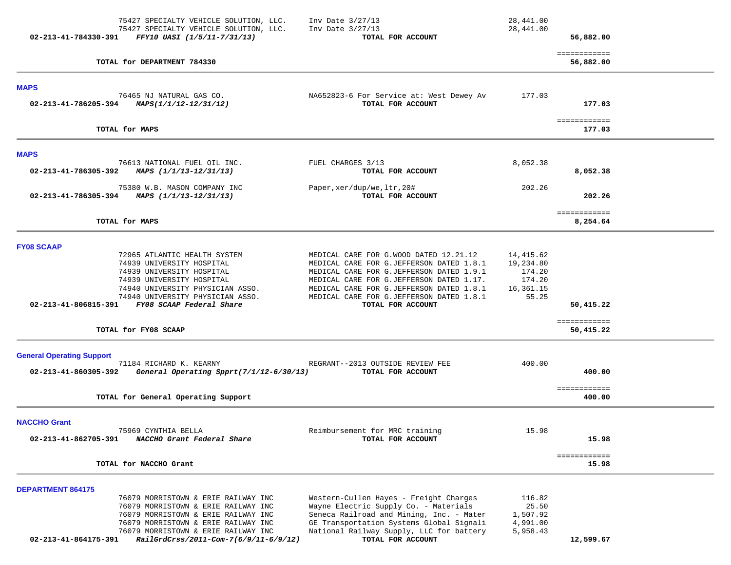| Account | Vendor / Description | Detail | Amount | Total |
|---|---|---|---|---|
| | 75427 SPECIALTY VEHICLE SOLUTION, LLC. | Inv Date 3/27/13 | 28,441.00 | |
| | 75427 SPECIALTY VEHICLE SOLUTION, LLC. | Inv Date 3/27/13 | 28,441.00 | |
| 02-213-41-784330-391 | *FFY10 UASI (1/5/11-7/31/13)* | **TOTAL FOR ACCOUNT** | | **56,882.00** |
| | | | | ============ |
| | **TOTAL for DEPARTMENT 784330** | | | **56,882.00** |

## MAPS

| Account | Vendor / Description | Detail | Amount | Total |
|---|---|---|---|---|
| | 76465 NJ NATURAL GAS CO. | NA652823-6 For Service at: West Dewey Av | 177.03 | |
| 02-213-41-786205-394 | *MAPS(1/1/12-12/31/12)* | **TOTAL FOR ACCOUNT** | | **177.03** |
| | | | | ============ |
| | **TOTAL for MAPS** | | | **177.03** |

## MAPS

| Account | Vendor / Description | Detail | Amount | Total |
|---|---|---|---|---|
| | 76613 NATIONAL FUEL OIL INC. | FUEL CHARGES 3/13 | 8,052.38 | |
| 02-213-41-786305-392 | *MAPS (1/1/13-12/31/13)* | **TOTAL FOR ACCOUNT** | | **8,052.38** |
| | 75380 W.B. MASON COMPANY INC | Paper,xer/dup/we,ltr,20# | 202.26 | |
| 02-213-41-786305-394 | *MAPS (1/1/13-12/31/13)* | **TOTAL FOR ACCOUNT** | | **202.26** |
| | | | | ============ |
| | **TOTAL for MAPS** | | | **8,254.64** |

## FY08 SCAAP

| Account | Vendor / Description | Detail | Amount | Total |
|---|---|---|---|---|
| | 72965 ATLANTIC HEALTH SYSTEM | MEDICAL CARE FOR G.WOOD DATED 12.21.12 | 14,415.62 | |
| | 74939 UNIVERSITY HOSPITAL | MEDICAL CARE FOR G.JEFFERSON DATED 1.8.1 | 19,234.80 | |
| | 74939 UNIVERSITY HOSPITAL | MEDICAL CARE FOR G.JEFFERSON DATED 1.9.1 | 174.20 | |
| | 74939 UNIVERSITY HOSPITAL | MEDICAL CARE FOR G.JEFFERSON DATED 1.17. | 174.20 | |
| | 74940 UNIVERSITY PHYSICIAN ASSO. | MEDICAL CARE FOR G.JEFFERSON DATED 1.8.1 | 16,361.15 | |
| | 74940 UNIVERSITY PHYSICIAN ASSO. | MEDICAL CARE FOR G.JEFFERSON DATED 1.8.1 | 55.25 | |
| 02-213-41-806815-391 | *FY08 SCAAP Federal Share* | **TOTAL FOR ACCOUNT** | | **50,415.22** |
| | | | | ============ |
| | **TOTAL for FY08 SCAAP** | | | **50,415.22** |

## General Operating Support

| Account | Vendor / Description | Detail | Amount | Total |
|---|---|---|---|---|
| | 71184 RICHARD K. KEARNY | REGRANT--2013 OUTSIDE REVIEW FEE | 400.00 | |
| 02-213-41-860305-392 | *General Operating Spprt(7/1/12-6/30/13)* | **TOTAL FOR ACCOUNT** | | **400.00** |
| | | | | ============ |
| | **TOTAL for General Operating Support** | | | **400.00** |

## NACCHO Grant

| Account | Vendor / Description | Detail | Amount | Total |
|---|---|---|---|---|
| | 75969 CYNTHIA BELLA | Reimbursement for MRC training | 15.98 | |
| 02-213-41-862705-391 | *NACCHO Grant Federal Share* | **TOTAL FOR ACCOUNT** | | **15.98** |
| | | | | ============ |
| | **TOTAL for NACCHO Grant** | | | **15.98** |

## DEPARTMENT 864175

| Account | Vendor / Description | Detail | Amount | Total |
|---|---|---|---|---|
| | 76079 MORRISTOWN & ERIE RAILWAY INC | Western-Cullen Hayes - Freight Charges | 116.82 | |
| | 76079 MORRISTOWN & ERIE RAILWAY INC | Wayne Electric Supply Co. - Materials | 25.50 | |
| | 76079 MORRISTOWN & ERIE RAILWAY INC | Seneca Railroad and Mining, Inc. - Mater | 1,507.92 | |
| | 76079 MORRISTOWN & ERIE RAILWAY INC | GE Transportation Systems Global Signali | 4,991.00 | |
| | 76079 MORRISTOWN & ERIE RAILWAY INC | National Railway Supply, LLC for battery | 5,958.43 | |
| 02-213-41-864175-391 | *RailGrdCrss/2011-Com-7(6/9/11-6/9/12)* | **TOTAL FOR ACCOUNT** | | **12,599.67** |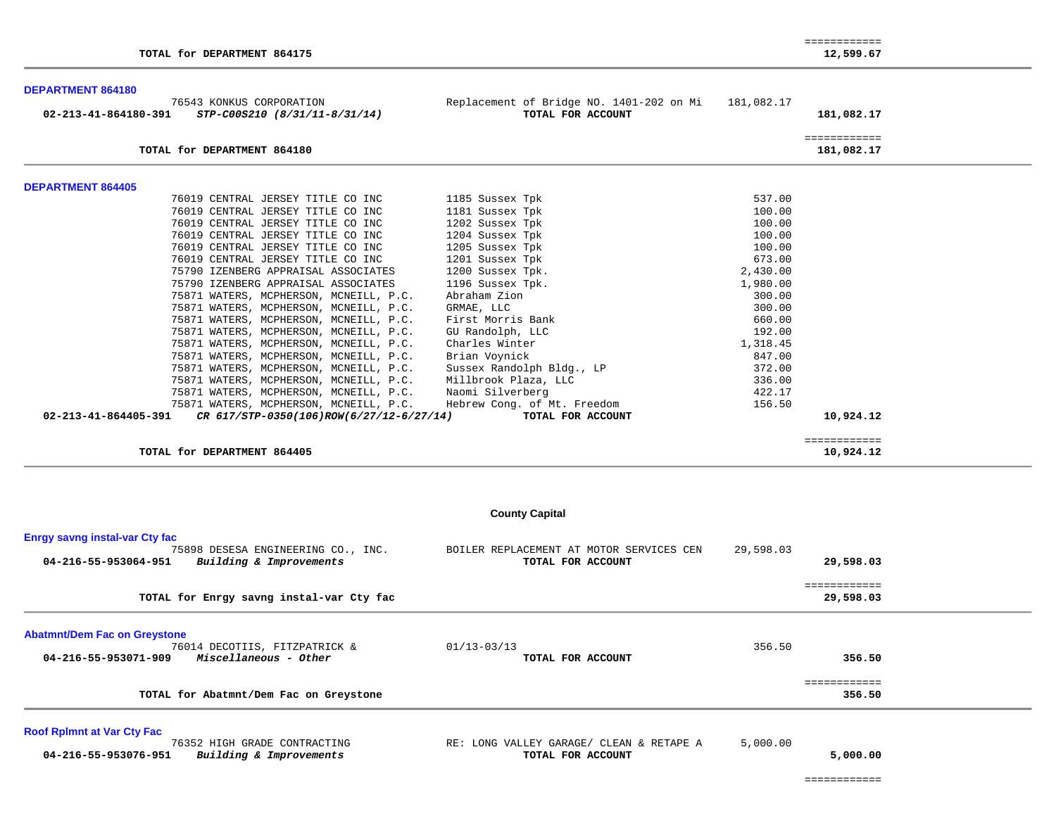| | | | | |
|---|---|---|---|---|
| | **TOTAL for DEPARTMENT 864175** | | | ============ **12,599.67** |

**DEPARTMENT 864180**

| Account | Vendor | Description | Amount | Total |
|---|---|---|---|---|
| | 76543 KONKUS CORPORATION | Replacement of Bridge NO. 1401-202 on Mi | 181,082.17 | |
| **02-213-41-864180-391** | ***STP-C00S210 (8/31/11-8/31/14)*** | **TOTAL FOR ACCOUNT** | | **181,082.17** |
| | **TOTAL for DEPARTMENT 864180** | | | ============ **181,082.17** |

**DEPARTMENT 864405**

| Account | Vendor | Description | Amount | Total |
|---|---|---|---|---|
| | 76019 CENTRAL JERSEY TITLE CO INC | 1185 Sussex Tpk | 537.00 | |
| | 76019 CENTRAL JERSEY TITLE CO INC | 1181 Sussex Tpk | 100.00 | |
| | 76019 CENTRAL JERSEY TITLE CO INC | 1202 Sussex Tpk | 100.00 | |
| | 76019 CENTRAL JERSEY TITLE CO INC | 1204 Sussex Tpk | 100.00 | |
| | 76019 CENTRAL JERSEY TITLE CO INC | 1205 Sussex Tpk | 100.00 | |
| | 76019 CENTRAL JERSEY TITLE CO INC | 1201 Sussex Tpk | 673.00 | |
| | 75790 IZENBERG APPRAISAL ASSOCIATES | 1200 Sussex Tpk. | 2,430.00 | |
| | 75790 IZENBERG APPRAISAL ASSOCIATES | 1196 Sussex Tpk. | 1,980.00 | |
| | 75871 WATERS, MCPHERSON, MCNEILL, P.C. | Abraham Zion | 300.00 | |
| | 75871 WATERS, MCPHERSON, MCNEILL, P.C. | GRMAE, LLC | 300.00 | |
| | 75871 WATERS, MCPHERSON, MCNEILL, P.C. | First Morris Bank | 660.00 | |
| | 75871 WATERS, MCPHERSON, MCNEILL, P.C. | GU Randolph, LLC | 192.00 | |
| | 75871 WATERS, MCPHERSON, MCNEILL, P.C. | Charles Winter | 1,318.45 | |
| | 75871 WATERS, MCPHERSON, MCNEILL, P.C. | Brian Voynick | 847.00 | |
| | 75871 WATERS, MCPHERSON, MCNEILL, P.C. | Sussex Randolph Bldg., LP | 372.00 | |
| | 75871 WATERS, MCPHERSON, MCNEILL, P.C. | Millbrook Plaza, LLC | 336.00 | |
| | 75871 WATERS, MCPHERSON, MCNEILL, P.C. | Naomi Silverberg | 422.17 | |
| | 75871 WATERS, MCPHERSON, MCNEILL, P.C. | Hebrew Cong. of Mt. Freedom | 156.50 | |
| **02-213-41-864405-391** | ***CR 617/STP-0350(106)ROW(6/27/12-6/27/14)*** | **TOTAL FOR ACCOUNT** | | **10,924.12** |
| | **TOTAL for DEPARTMENT 864405** | | | ============ **10,924.12** |

**County Capital**

**Enrgy savng instal-var Cty fac**

| Account | Vendor | Description | Amount | Total |
|---|---|---|---|---|
| | 75898 DESESA ENGINEERING CO., INC. | BOILER REPLACEMENT AT MOTOR SERVICES CEN | 29,598.03 | |
| **04-216-55-953064-951** | ***Building & Improvements*** | **TOTAL FOR ACCOUNT** | | **29,598.03** |
| | **TOTAL for Enrgy savng instal-var Cty fac** | | | ============ **29,598.03** |

**Abatmnt/Dem Fac on Greystone**

| Account | Vendor | Description | Amount | Total |
|---|---|---|---|---|
| | 76014 DECOTIIS, FITZPATRICK & | 01/13-03/13 | 356.50 | |
| **04-216-55-953071-909** | ***Miscellaneous - Other*** | **TOTAL FOR ACCOUNT** | | **356.50** |
| | **TOTAL for Abatmnt/Dem Fac on Greystone** | | | ============ **356.50** |

**Roof Rplmnt at Var Cty Fac**

| Account | Vendor | Description | Amount | Total |
|---|---|---|---|---|
| | 76352 HIGH GRADE CONTRACTING | RE: LONG VALLEY GARAGE/ CLEAN & RETAPE A | 5,000.00 | |
| **04-216-55-953076-951** | ***Building & Improvements*** | **TOTAL FOR ACCOUNT** | | **5,000.00** |
| | | | | ============ |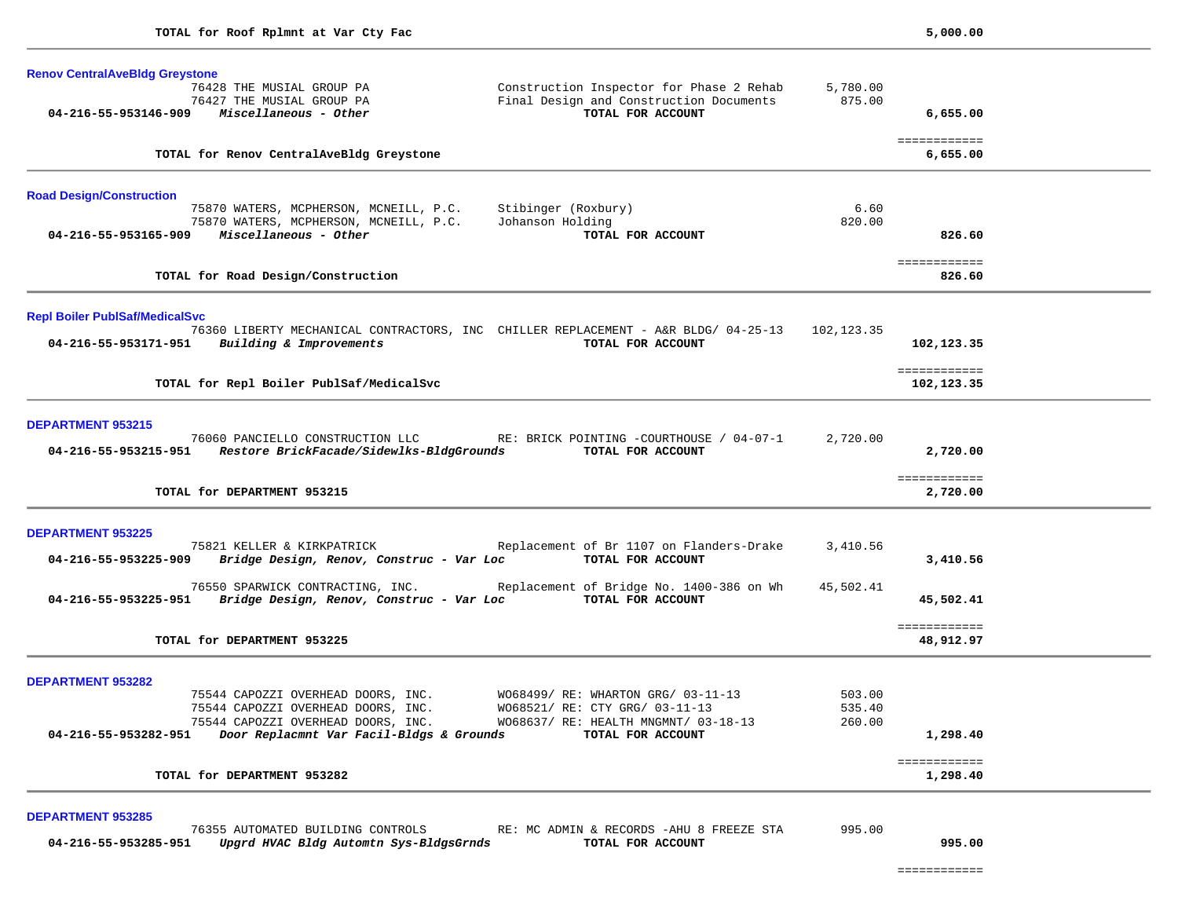**TOTAL for Roof Rplmnt at Var Cty Fac** **5,000.00**

---

### Renov CentralAveBldg Greystone

| | | | | |
|---|---|---|---|---|
| | 76428 THE MUSIAL GROUP PA | Construction Inspector for Phase 2 Rehab | 5,780.00 | |
| | 76427 THE MUSIAL GROUP PA | Final Design and Construction Documents | 875.00 | |
| **04-216-55-953146-909** | ***Miscellaneous - Other*** | **TOTAL FOR ACCOUNT** | | **6,655.00** |

============
**TOTAL for Renov CentralAveBldg Greystone** **6,655.00**

---

### Road Design/Construction

| | | | | |
|---|---|---|---|---|
| | 75870 WATERS, MCPHERSON, MCNEILL, P.C. | Stibinger (Roxbury) | 6.60 | |
| | 75870 WATERS, MCPHERSON, MCNEILL, P.C. | Johanson Holding | 820.00 | |
| **04-216-55-953165-909** | ***Miscellaneous - Other*** | **TOTAL FOR ACCOUNT** | | **826.60** |

============
**TOTAL for Road Design/Construction** **826.60**

---

### Repl Boiler PublSaf/MedicalSvc

| | | | | |
|---|---|---|---|---|
| | 76360 LIBERTY MECHANICAL CONTRACTORS, INC | CHILLER REPLACEMENT - A&R BLDG/ 04-25-13 | 102,123.35 | |
| **04-216-55-953171-951** | ***Building & Improvements*** | **TOTAL FOR ACCOUNT** | | **102,123.35** |

============
**TOTAL for Repl Boiler PublSaf/MedicalSvc** **102,123.35**

---

### DEPARTMENT 953215

| | | | | |
|---|---|---|---|---|
| | 76060 PANCIELLO CONSTRUCTION LLC | RE: BRICK POINTING -COURTHOUSE / 04-07-1 | 2,720.00 | |
| **04-216-55-953215-951** | ***Restore BrickFacade/Sidewlks-BldgGrounds*** | **TOTAL FOR ACCOUNT** | | **2,720.00** |

============
**TOTAL for DEPARTMENT 953215** **2,720.00**

---

### DEPARTMENT 953225

| | | | | |
|---|---|---|---|---|
| | 75821 KELLER & KIRKPATRICK | Replacement of Br 1107 on Flanders-Drake | 3,410.56 | |
| **04-216-55-953225-909** | ***Bridge Design, Renov, Construc - Var Loc*** | **TOTAL FOR ACCOUNT** | | **3,410.56** |
| | 76550 SPARWICK CONTRACTING, INC. | Replacement of Bridge No. 1400-386 on Wh | 45,502.41 | |
| **04-216-55-953225-951** | ***Bridge Design, Renov, Construc - Var Loc*** | **TOTAL FOR ACCOUNT** | | **45,502.41** |

============
**TOTAL for DEPARTMENT 953225** **48,912.97**

---

### DEPARTMENT 953282

| | | | | |
|---|---|---|---|---|
| | 75544 CAPOZZI OVERHEAD DOORS, INC. | WO68499/ RE: WHARTON GRG/ 03-11-13 | 503.00 | |
| | 75544 CAPOZZI OVERHEAD DOORS, INC. | WO68521/ RE: CTY GRG/ 03-11-13 | 535.40 | |
| | 75544 CAPOZZI OVERHEAD DOORS, INC. | WO68637/ RE: HEALTH MNGMNT/ 03-18-13 | 260.00 | |
| **04-216-55-953282-951** | ***Door Replacmnt Var Facil-Bldgs & Grounds*** | **TOTAL FOR ACCOUNT** | | **1,298.40** |

============
**TOTAL for DEPARTMENT 953282** **1,298.40**

---

### DEPARTMENT 953285

| | | | | |
|---|---|---|---|---|
| | 76355 AUTOMATED BUILDING CONTROLS | RE: MC ADMIN & RECORDS -AHU 8 FREEZE STA | 995.00 | |
| **04-216-55-953285-951** | ***Upgrd HVAC Bldg Automtn Sys-BldgsGrnds*** | **TOTAL FOR ACCOUNT** | | **995.00** |

============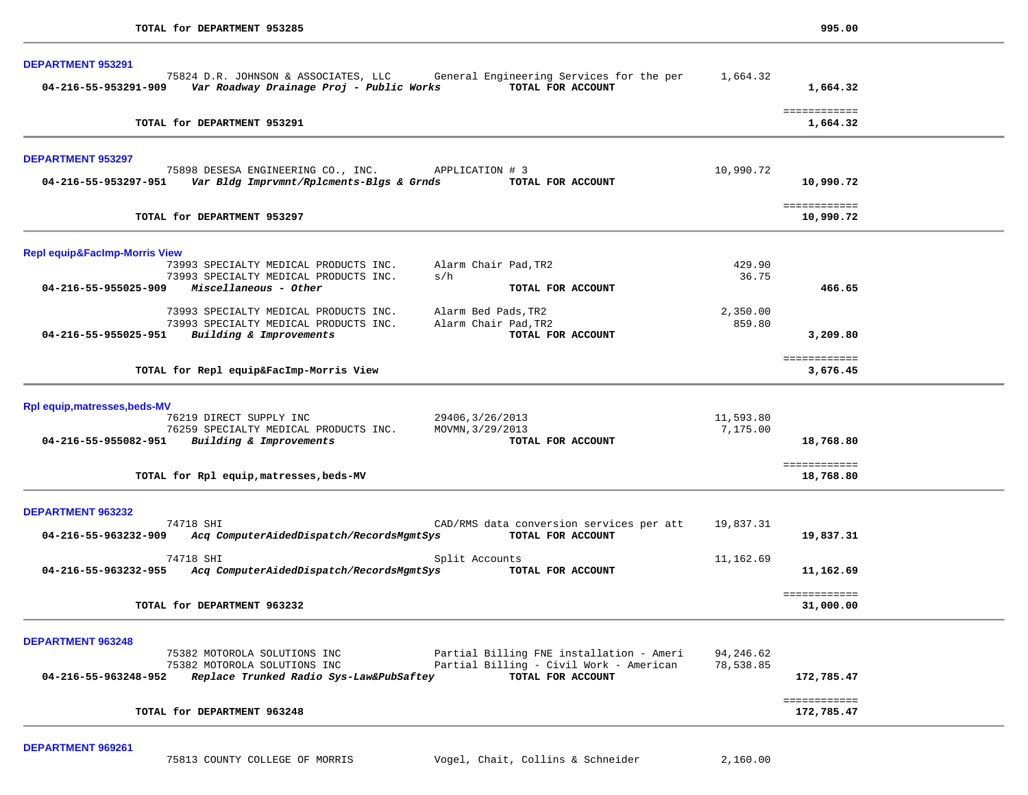**TOTAL for DEPARTMENT 953285** — **995.00**

---

### DEPARTMENT 953291

| Account | Vendor | Description | Amount | Total |
|---|---|---|---|---|
| | 75824 D.R. JOHNSON & ASSOCIATES, LLC | General Engineering Services for the per | 1,664.32 | |
| **04-216-55-953291-909** | ***Var Roadway Drainage Proj - Public Works*** | **TOTAL FOR ACCOUNT** | | **1,664.32** |

**TOTAL for DEPARTMENT 953291** — **1,664.32**

---

### DEPARTMENT 953297

| Account | Vendor | Description | Amount | Total |
|---|---|---|---|---|
| | 75898 DESESA ENGINEERING CO., INC. | APPLICATION # 3 | 10,990.72 | |
| **04-216-55-953297-951** | ***Var Bldg Imprvmnt/Rplcments-Blgs & Grnds*** | **TOTAL FOR ACCOUNT** | | **10,990.72** |

**TOTAL for DEPARTMENT 953297** — **10,990.72**

---

### Repl equip&FacImp-Morris View

| Account | Vendor | Description | Amount | Total |
|---|---|---|---|---|
| | 73993 SPECIALTY MEDICAL PRODUCTS INC. | Alarm Chair Pad,TR2 | 429.90 | |
| | 73993 SPECIALTY MEDICAL PRODUCTS INC. | s/h | 36.75 | |
| **04-216-55-955025-909** | ***Miscellaneous - Other*** | **TOTAL FOR ACCOUNT** | | **466.65** |
| | 73993 SPECIALTY MEDICAL PRODUCTS INC. | Alarm Bed Pads,TR2 | 2,350.00 | |
| | 73993 SPECIALTY MEDICAL PRODUCTS INC. | Alarm Chair Pad,TR2 | 859.80 | |
| **04-216-55-955025-951** | ***Building & Improvements*** | **TOTAL FOR ACCOUNT** | | **3,209.80** |

**TOTAL for Repl equip&FacImp-Morris View** — **3,676.45**

---

### Rpl equip,matresses,beds-MV

| Account | Vendor | Description | Amount | Total |
|---|---|---|---|---|
| | 76219 DIRECT SUPPLY INC | 29406,3/26/2013 | 11,593.80 | |
| | 76259 SPECIALTY MEDICAL PRODUCTS INC. | MOVMN,3/29/2013 | 7,175.00 | |
| **04-216-55-955082-951** | ***Building & Improvements*** | **TOTAL FOR ACCOUNT** | | **18,768.80** |

**TOTAL for Rpl equip,matresses,beds-MV** — **18,768.80**

---

### DEPARTMENT 963232

| Account | Vendor | Description | Amount | Total |
|---|---|---|---|---|
| | 74718 SHI | CAD/RMS data conversion services per att | 19,837.31 | |
| **04-216-55-963232-909** | ***Acq ComputerAidedDispatch/RecordsMgmtSys*** | **TOTAL FOR ACCOUNT** | | **19,837.31** |
| | 74718 SHI | Split Accounts | 11,162.69 | |
| **04-216-55-963232-955** | ***Acq ComputerAidedDispatch/RecordsMgmtSys*** | **TOTAL FOR ACCOUNT** | | **11,162.69** |

**TOTAL for DEPARTMENT 963232** — **31,000.00**

---

### DEPARTMENT 963248

| Account | Vendor | Description | Amount | Total |
|---|---|---|---|---|
| | 75382 MOTOROLA SOLUTIONS INC | Partial Billing FNE installation - Ameri | 94,246.62 | |
| | 75382 MOTOROLA SOLUTIONS INC | Partial Billing - Civil Work - American | 78,538.85 | |
| **04-216-55-963248-952** | ***Replace Trunked Radio Sys-Law&PubSaftey*** | **TOTAL FOR ACCOUNT** | | **172,785.47** |

**TOTAL for DEPARTMENT 963248** — **172,785.47**

---

### DEPARTMENT 969261

| Account | Vendor | Description | Amount | Total |
|---|---|---|---|---|
| | 75813 COUNTY COLLEGE OF MORRIS | Vogel, Chait, Collins & Schneider | 2,160.00 | |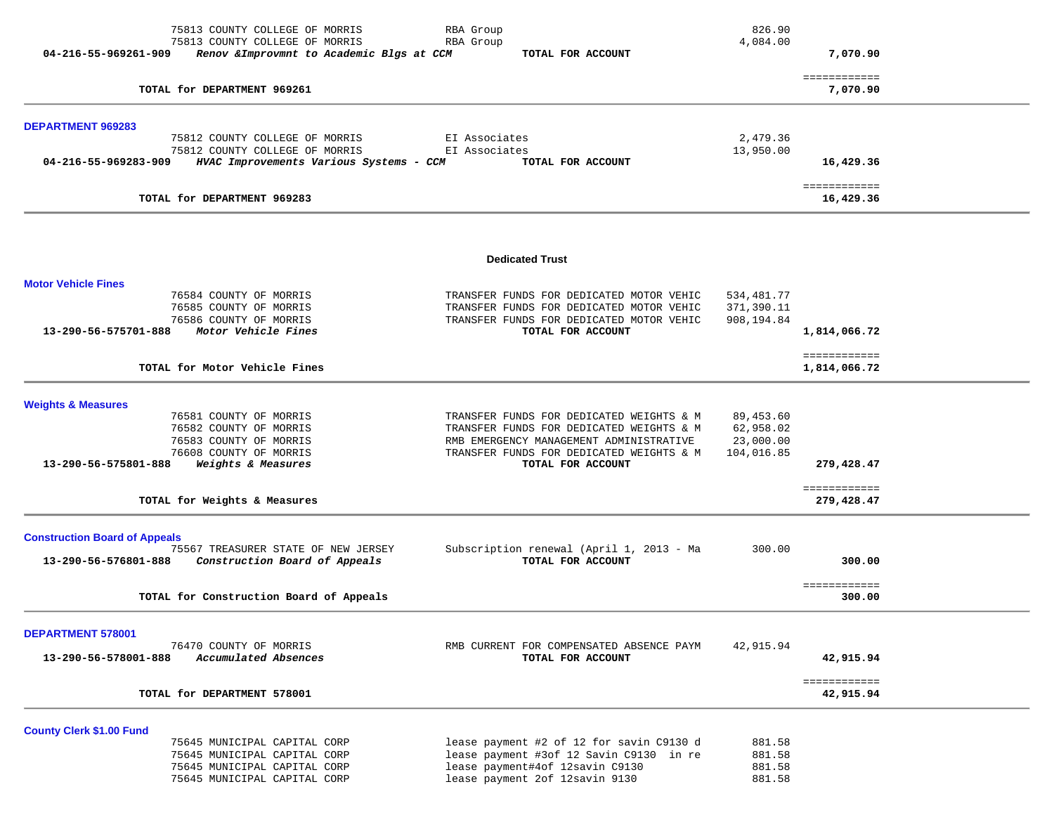| | | | | |
|---|---|---|---|---|
| | 75813 COUNTY COLLEGE OF MORRIS | RBA Group | 826.90 | |
| | 75813 COUNTY COLLEGE OF MORRIS | RBA Group | 4,084.00 | |
| **04-216-55-969261-909** | ***Renov &Improvmnt to Academic Blgs at CCM*** | **TOTAL FOR ACCOUNT** | | **7,070.90** |
| | | | | ============ |
| | **TOTAL for DEPARTMENT 969261** | | | **7,070.90** |

**DEPARTMENT 969283**

| | | | | |
|---|---|---|---|---|
| | 75812 COUNTY COLLEGE OF MORRIS | EI Associates | 2,479.36 | |
| | 75812 COUNTY COLLEGE OF MORRIS | EI Associates | 13,950.00 | |
| **04-216-55-969283-909** | ***HVAC Improvements Various Systems - CCM*** | **TOTAL FOR ACCOUNT** | | **16,429.36** |
| | | | | ============ |
| | **TOTAL for DEPARTMENT 969283** | | | **16,429.36** |

## Dedicated Trust

**Motor Vehicle Fines**

| | | | | |
|---|---|---|---|---|
| | 76584 COUNTY OF MORRIS | TRANSFER FUNDS FOR DEDICATED MOTOR VEHIC | 534,481.77 | |
| | 76585 COUNTY OF MORRIS | TRANSFER FUNDS FOR DEDICATED MOTOR VEHIC | 371,390.11 | |
| | 76586 COUNTY OF MORRIS | TRANSFER FUNDS FOR DEDICATED MOTOR VEHIC | 908,194.84 | |
| **13-290-56-575701-888** | ***Motor Vehicle Fines*** | **TOTAL FOR ACCOUNT** | | **1,814,066.72** |
| | | | | ============ |
| | **TOTAL for Motor Vehicle Fines** | | | **1,814,066.72** |

**Weights & Measures**

| | | | | |
|---|---|---|---|---|
| | 76581 COUNTY OF MORRIS | TRANSFER FUNDS FOR DEDICATED WEIGHTS & M | 89,453.60 | |
| | 76582 COUNTY OF MORRIS | TRANSFER FUNDS FOR DEDICATED WEIGHTS & M | 62,958.02 | |
| | 76583 COUNTY OF MORRIS | RMB EMERGENCY MANAGEMENT ADMINISTRATIVE | 23,000.00 | |
| | 76608 COUNTY OF MORRIS | TRANSFER FUNDS FOR DEDICATED WEIGHTS & M | 104,016.85 | |
| **13-290-56-575801-888** | ***Weights & Measures*** | **TOTAL FOR ACCOUNT** | | **279,428.47** |
| | | | | ============ |
| | **TOTAL for Weights & Measures** | | | **279,428.47** |

**Construction Board of Appeals**

| | | | | |
|---|---|---|---|---|
| | 75567 TREASURER STATE OF NEW JERSEY | Subscription renewal (April 1, 2013 - Ma | 300.00 | |
| **13-290-56-576801-888** | ***Construction Board of Appeals*** | **TOTAL FOR ACCOUNT** | | **300.00** |
| | | | | ============ |
| | **TOTAL for Construction Board of Appeals** | | | **300.00** |

**DEPARTMENT 578001**

| | | | | |
|---|---|---|---|---|
| | 76470 COUNTY OF MORRIS | RMB CURRENT FOR COMPENSATED ABSENCE PAYM | 42,915.94 | |
| **13-290-56-578001-888** | ***Accumulated Absences*** | **TOTAL FOR ACCOUNT** | | **42,915.94** |
| | | | | ============ |
| | **TOTAL for DEPARTMENT 578001** | | | **42,915.94** |

**County Clerk $1.00 Fund**

| | | | | |
|---|---|---|---|---|
| | 75645 MUNICIPAL CAPITAL CORP | lease payment #2 of 12 for savin C9130 d | 881.58 | |
| | 75645 MUNICIPAL CAPITAL CORP | lease payment #3of 12 Savin C9130 in re | 881.58 | |
| | 75645 MUNICIPAL CAPITAL CORP | lease payment#4of 12savin C9130 | 881.58 | |
| | 75645 MUNICIPAL CAPITAL CORP | lease payment 2of 12savin 9130 | 881.58 | |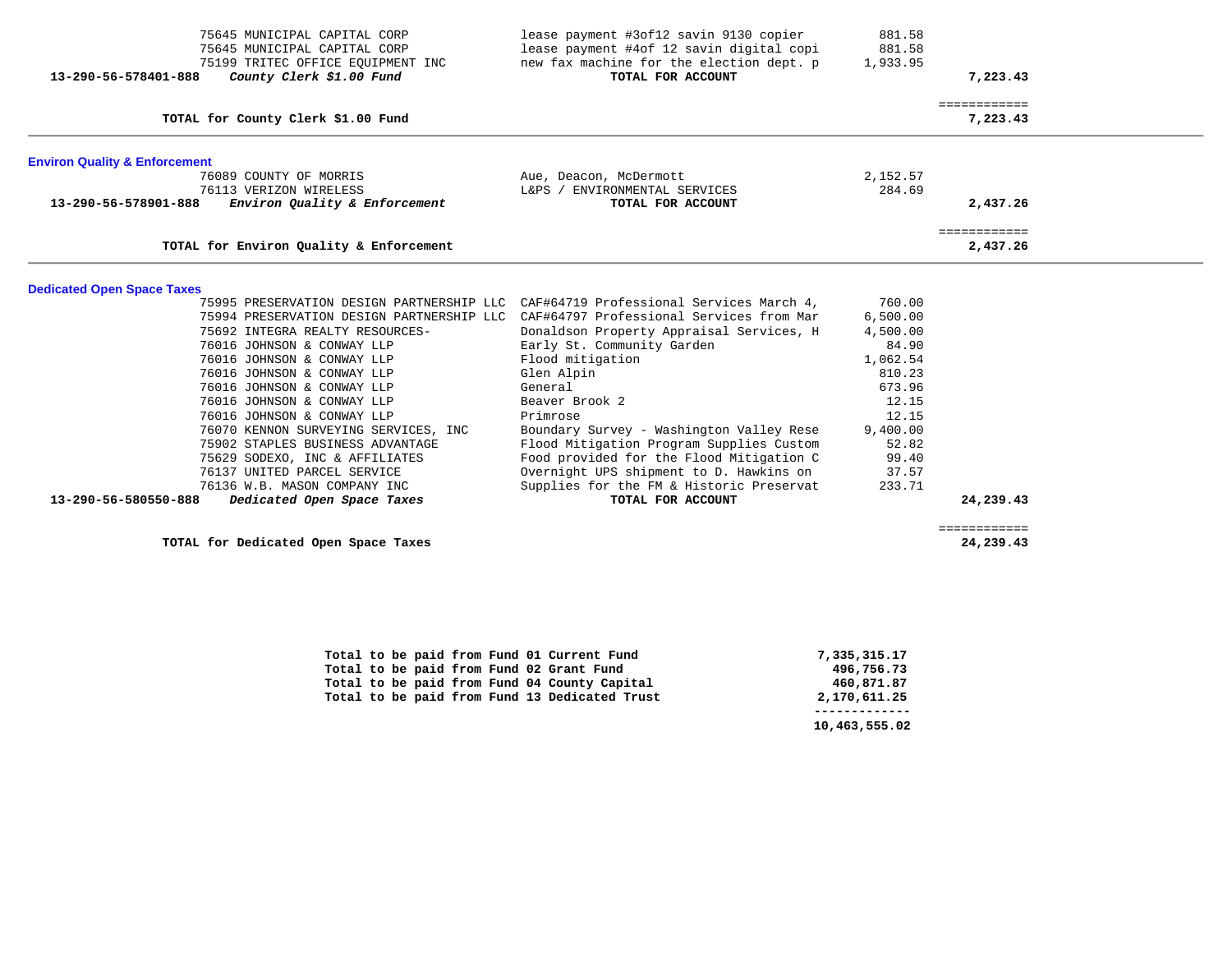| | | | | |
|---|---|---|---|---|
| | 75645 MUNICIPAL CAPITAL CORP | lease payment #3of12 savin 9130 copier | 881.58 | |
| | 75645 MUNICIPAL CAPITAL CORP | lease payment #4of 12 savin digital copi | 881.58 | |
| | 75199 TRITEC OFFICE EQUIPMENT INC | new fax machine for the election dept. p | 1,933.95 | |
| **13-290-56-578401-888** | ***County Clerk $1.00 Fund*** | **TOTAL FOR ACCOUNT** | | **7,223.43** |
| | | | | ============ |
| | **TOTAL for County Clerk $1.00 Fund** | | | **7,223.43** |

**Environ Quality & Enforcement**

| | | | | |
|---|---|---|---|---|
| | 76089 COUNTY OF MORRIS | Aue, Deacon, McDermott | 2,152.57 | |
| | 76113 VERIZON WIRELESS | L&PS / ENVIRONMENTAL SERVICES | 284.69 | |
| **13-290-56-578901-888** | ***Environ Quality & Enforcement*** | **TOTAL FOR ACCOUNT** | | **2,437.26** |
| | | | | ============ |
| | **TOTAL for Environ Quality & Enforcement** | | | **2,437.26** |

**Dedicated Open Space Taxes**

| | | | | |
|---|---|---|---|---|
| | 75995 PRESERVATION DESIGN PARTNERSHIP LLC | CAF#64719 Professional Services March 4, | 760.00 | |
| | 75994 PRESERVATION DESIGN PARTNERSHIP LLC | CAF#64797 Professional Services from Mar | 6,500.00 | |
| | 75692 INTEGRA REALTY RESOURCES- | Donaldson Property Appraisal Services, H | 4,500.00 | |
| | 76016 JOHNSON & CONWAY LLP | Early St. Community Garden | 84.90 | |
| | 76016 JOHNSON & CONWAY LLP | Flood mitigation | 1,062.54 | |
| | 76016 JOHNSON & CONWAY LLP | Glen Alpin | 810.23 | |
| | 76016 JOHNSON & CONWAY LLP | General | 673.96 | |
| | 76016 JOHNSON & CONWAY LLP | Beaver Brook 2 | 12.15 | |
| | 76016 JOHNSON & CONWAY LLP | Primrose | 12.15 | |
| | 76070 KENNON SURVEYING SERVICES, INC | Boundary Survey - Washington Valley Rese | 9,400.00 | |
| | 75902 STAPLES BUSINESS ADVANTAGE | Flood Mitigation Program Supplies Custom | 52.82 | |
| | 75629 SODEXO, INC & AFFILIATES | Food provided for the Flood Mitigation C | 99.40 | |
| | 76137 UNITED PARCEL SERVICE | Overnight UPS shipment to D. Hawkins on | 37.57 | |
| | 76136 W.B. MASON COMPANY INC | Supplies for the FM & Historic Preservat | 233.71 | |
| **13-290-56-580550-888** | ***Dedicated Open Space Taxes*** | **TOTAL FOR ACCOUNT** | | **24,239.43** |
| | | | | ============ |
| | **TOTAL for Dedicated Open Space Taxes** | | | **24,239.43** |

| | |
|---|---|
| **Total to be paid from Fund 01 Current Fund** | **7,335,315.17** |
| **Total to be paid from Fund 02 Grant Fund** | **496,756.73** |
| **Total to be paid from Fund 04 County Capital** | **460,871.87** |
| **Total to be paid from Fund 13 Dedicated Trust** | **2,170,611.25** |
| | ------------- |
| | **10,463,555.02** |